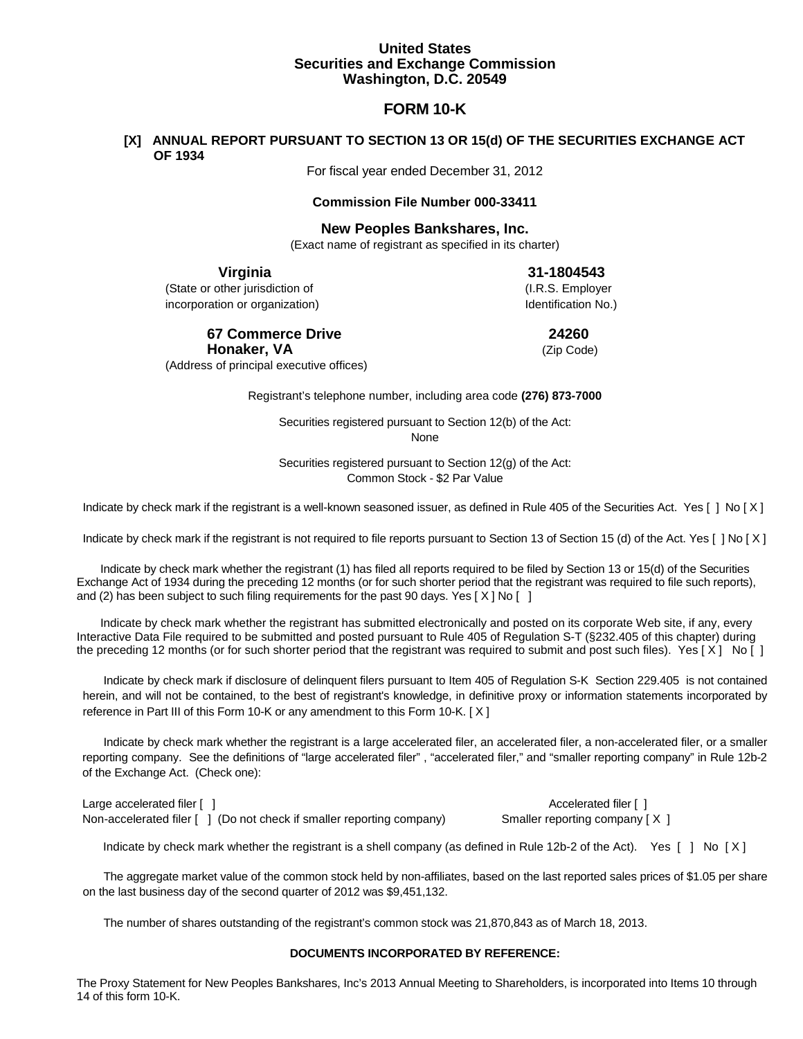**United States**
**Securities and Exchange Commission**
**Washington, D.C. 20549**

# FORM 10-K

**[X] ANNUAL REPORT PURSUANT TO SECTION 13 OR 15(d) OF THE SECURITIES EXCHANGE ACT OF 1934**

For fiscal year ended December 31, 2012

**Commission File Number 000-33411**

## New Peoples Bankshares, Inc.

(Exact name of registrant as specified in its charter)

| **Virginia** | **31-1804543** |
|---|---|
| (State or other jurisdiction of incorporation or organization) | (I.R.S. Employer Identification No.) |
| **67 Commerce Drive Honaker, VA** | **24260** |
| (Address of principal executive offices) | (Zip Code) |

Registrant's telephone number, including area code **(276) 873-7000**

Securities registered pursuant to Section 12(b) of the Act:
None

Securities registered pursuant to Section 12(g) of the Act:
Common Stock - $2 Par Value

Indicate by check mark if the registrant is a well-known seasoned issuer, as defined in Rule 405 of the Securities Act. Yes [ ] No [ X ]

Indicate by check mark if the registrant is not required to file reports pursuant to Section 13 of Section 15 (d) of the Act. Yes [ ] No [ X ]

Indicate by check mark whether the registrant (1) has filed all reports required to be filed by Section 13 or 15(d) of the Securities Exchange Act of 1934 during the preceding 12 months (or for such shorter period that the registrant was required to file such reports), and (2) has been subject to such filing requirements for the past 90 days. Yes [ X ] No [ ]

Indicate by check mark whether the registrant has submitted electronically and posted on its corporate Web site, if any, every Interactive Data File required to be submitted and posted pursuant to Rule 405 of Regulation S-T (§232.405 of this chapter) during the preceding 12 months (or for such shorter period that the registrant was required to submit and post such files). Yes [ X ] No [ ]

Indicate by check mark if disclosure of delinquent filers pursuant to Item 405 of Regulation S-K Section 229.405 is not contained herein, and will not be contained, to the best of registrant's knowledge, in definitive proxy or information statements incorporated by reference in Part III of this Form 10-K or any amendment to this Form 10-K. [ X ]

Indicate by check mark whether the registrant is a large accelerated filer, an accelerated filer, a non-accelerated filer, or a smaller reporting company. See the definitions of "large accelerated filer" , "accelerated filer," and "smaller reporting company" in Rule 12b-2 of the Exchange Act. (Check one):

| | |
|---|---|
| Large accelerated filer [ ] | Accelerated filer [ ] |
| Non-accelerated filer [ ] (Do not check if smaller reporting company) | Smaller reporting company [ X ] |

Indicate by check mark whether the registrant is a shell company (as defined in Rule 12b-2 of the Act). Yes [ ] No [ X ]

The aggregate market value of the common stock held by non-affiliates, based on the last reported sales prices of $1.05 per share on the last business day of the second quarter of 2012 was $9,451,132.

The number of shares outstanding of the registrant's common stock was 21,870,843 as of March 18, 2013.

**DOCUMENTS INCORPORATED BY REFERENCE:**

The Proxy Statement for New Peoples Bankshares, Inc's 2013 Annual Meeting to Shareholders, is incorporated into Items 10 through 14 of this form 10-K.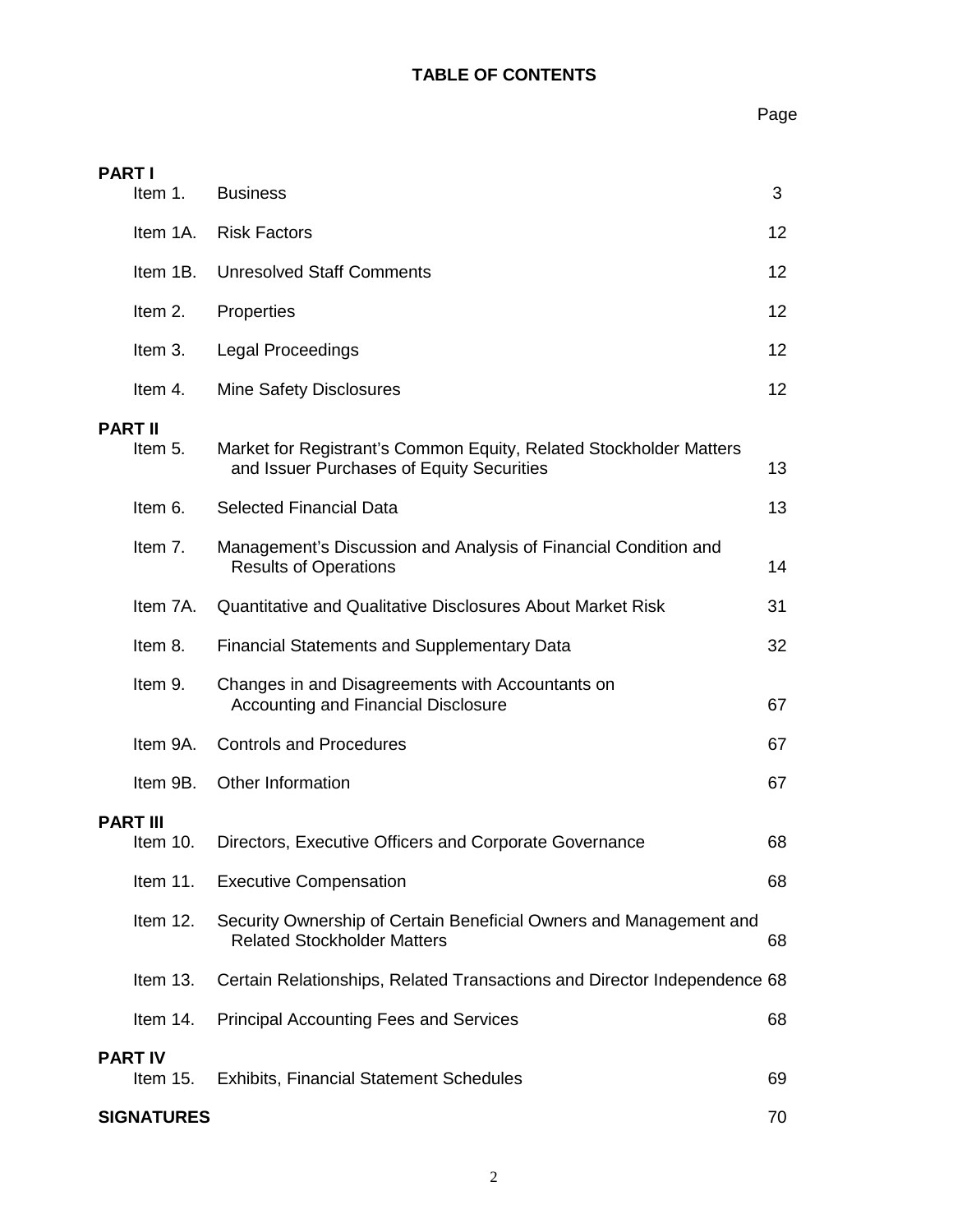# TABLE OF CONTENTS

| | | Page |
|---|---|---|
| **PART I** | | |
| Item 1. | Business | 3 |
| Item 1A. | Risk Factors | 12 |
| Item 1B. | Unresolved Staff Comments | 12 |
| Item 2. | Properties | 12 |
| Item 3. | Legal Proceedings | 12 |
| Item 4. | Mine Safety Disclosures | 12 |
| **PART II** | | |
| Item 5. | Market for Registrant's Common Equity, Related Stockholder Matters and Issuer Purchases of Equity Securities | 13 |
| Item 6. | Selected Financial Data | 13 |
| Item 7. | Management's Discussion and Analysis of Financial Condition and Results of Operations | 14 |
| Item 7A. | Quantitative and Qualitative Disclosures About Market Risk | 31 |
| Item 8. | Financial Statements and Supplementary Data | 32 |
| Item 9. | Changes in and Disagreements with Accountants on Accounting and Financial Disclosure | 67 |
| Item 9A. | Controls and Procedures | 67 |
| Item 9B. | Other Information | 67 |
| **PART III** | | |
| Item 10. | Directors, Executive Officers and Corporate Governance | 68 |
| Item 11. | Executive Compensation | 68 |
| Item 12. | Security Ownership of Certain Beneficial Owners and Management and Related Stockholder Matters | 68 |
| Item 13. | Certain Relationships, Related Transactions and Director Independence | 68 |
| Item 14. | Principal Accounting Fees and Services | 68 |
| **PART IV** | | |
| Item 15. | Exhibits, Financial Statement Schedules | 69 |
| **SIGNATURES** | | 70 |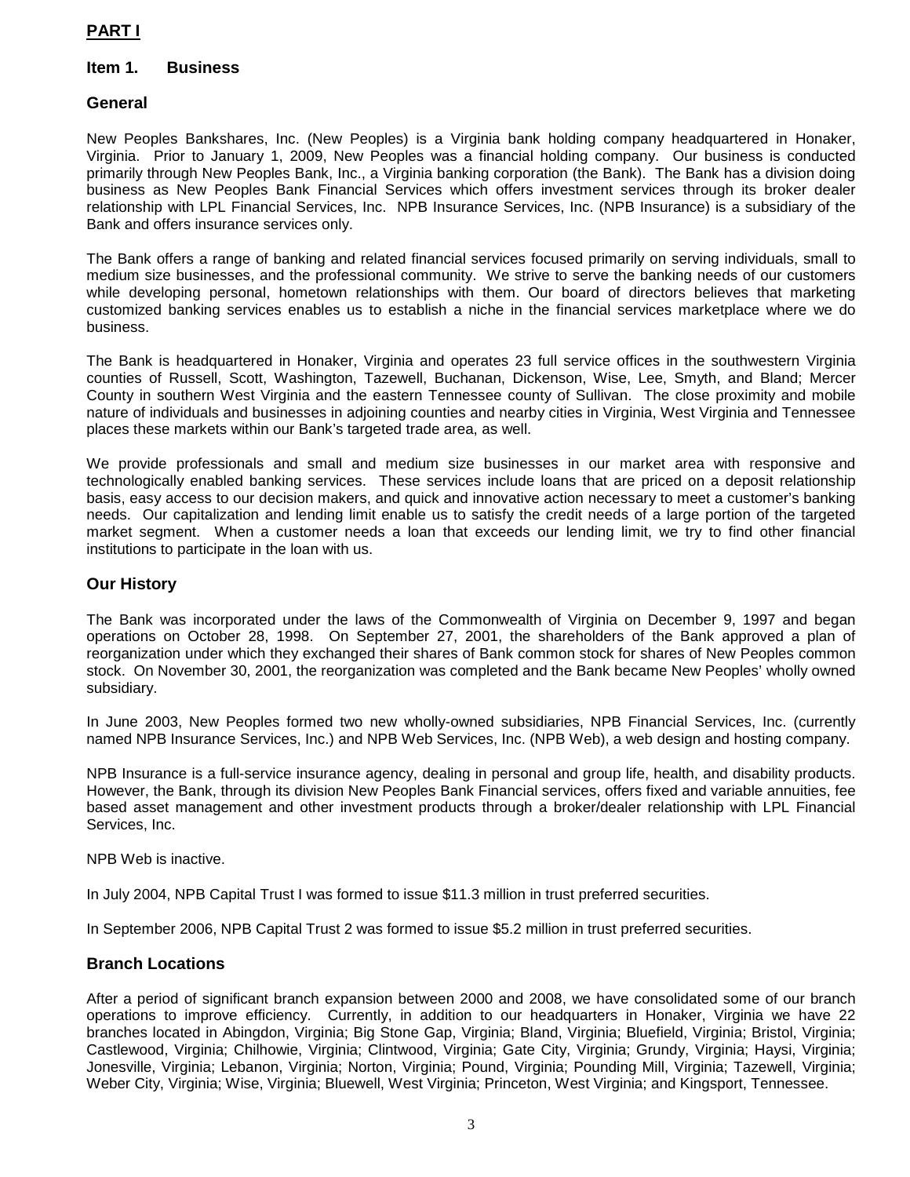## PART I

### Item 1. Business

### General

New Peoples Bankshares, Inc. (New Peoples) is a Virginia bank holding company headquartered in Honaker, Virginia. Prior to January 1, 2009, New Peoples was a financial holding company. Our business is conducted primarily through New Peoples Bank, Inc., a Virginia banking corporation (the Bank). The Bank has a division doing business as New Peoples Bank Financial Services which offers investment services through its broker dealer relationship with LPL Financial Services, Inc. NPB Insurance Services, Inc. (NPB Insurance) is a subsidiary of the Bank and offers insurance services only.

The Bank offers a range of banking and related financial services focused primarily on serving individuals, small to medium size businesses, and the professional community. We strive to serve the banking needs of our customers while developing personal, hometown relationships with them. Our board of directors believes that marketing customized banking services enables us to establish a niche in the financial services marketplace where we do business.

The Bank is headquartered in Honaker, Virginia and operates 23 full service offices in the southwestern Virginia counties of Russell, Scott, Washington, Tazewell, Buchanan, Dickenson, Wise, Lee, Smyth, and Bland; Mercer County in southern West Virginia and the eastern Tennessee county of Sullivan. The close proximity and mobile nature of individuals and businesses in adjoining counties and nearby cities in Virginia, West Virginia and Tennessee places these markets within our Bank's targeted trade area, as well.

We provide professionals and small and medium size businesses in our market area with responsive and technologically enabled banking services. These services include loans that are priced on a deposit relationship basis, easy access to our decision makers, and quick and innovative action necessary to meet a customer's banking needs. Our capitalization and lending limit enable us to satisfy the credit needs of a large portion of the targeted market segment. When a customer needs a loan that exceeds our lending limit, we try to find other financial institutions to participate in the loan with us.

### Our History

The Bank was incorporated under the laws of the Commonwealth of Virginia on December 9, 1997 and began operations on October 28, 1998. On September 27, 2001, the shareholders of the Bank approved a plan of reorganization under which they exchanged their shares of Bank common stock for shares of New Peoples common stock. On November 30, 2001, the reorganization was completed and the Bank became New Peoples' wholly owned subsidiary.

In June 2003, New Peoples formed two new wholly-owned subsidiaries, NPB Financial Services, Inc. (currently named NPB Insurance Services, Inc.) and NPB Web Services, Inc. (NPB Web), a web design and hosting company.

NPB Insurance is a full-service insurance agency, dealing in personal and group life, health, and disability products. However, the Bank, through its division New Peoples Bank Financial services, offers fixed and variable annuities, fee based asset management and other investment products through a broker/dealer relationship with LPL Financial Services, Inc.

NPB Web is inactive.

In July 2004, NPB Capital Trust I was formed to issue $11.3 million in trust preferred securities.

In September 2006, NPB Capital Trust 2 was formed to issue $5.2 million in trust preferred securities.

### Branch Locations

After a period of significant branch expansion between 2000 and 2008, we have consolidated some of our branch operations to improve efficiency. Currently, in addition to our headquarters in Honaker, Virginia we have 22 branches located in Abingdon, Virginia; Big Stone Gap, Virginia; Bland, Virginia; Bluefield, Virginia; Bristol, Virginia; Castlewood, Virginia; Chilhowie, Virginia; Clintwood, Virginia; Gate City, Virginia; Grundy, Virginia; Haysi, Virginia; Jonesville, Virginia; Lebanon, Virginia; Norton, Virginia; Pound, Virginia; Pounding Mill, Virginia; Tazewell, Virginia; Weber City, Virginia; Wise, Virginia; Bluewell, West Virginia; Princeton, West Virginia; and Kingsport, Tennessee.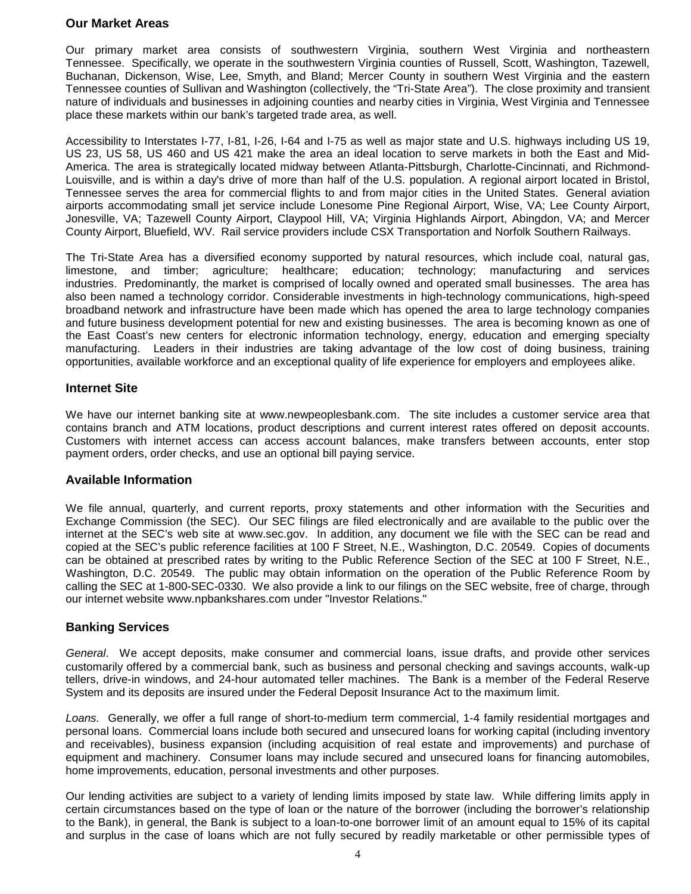## Our Market Areas

Our primary market area consists of southwestern Virginia, southern West Virginia and northeastern Tennessee. Specifically, we operate in the southwestern Virginia counties of Russell, Scott, Washington, Tazewell, Buchanan, Dickenson, Wise, Lee, Smyth, and Bland; Mercer County in southern West Virginia and the eastern Tennessee counties of Sullivan and Washington (collectively, the "Tri-State Area"). The close proximity and transient nature of individuals and businesses in adjoining counties and nearby cities in Virginia, West Virginia and Tennessee place these markets within our bank's targeted trade area, as well.

Accessibility to Interstates I-77, I-81, I-26, I-64 and I-75 as well as major state and U.S. highways including US 19, US 23, US 58, US 460 and US 421 make the area an ideal location to serve markets in both the East and Mid-America. The area is strategically located midway between Atlanta-Pittsburgh, Charlotte-Cincinnati, and Richmond-Louisville, and is within a day's drive of more than half of the U.S. population. A regional airport located in Bristol, Tennessee serves the area for commercial flights to and from major cities in the United States. General aviation airports accommodating small jet service include Lonesome Pine Regional Airport, Wise, VA; Lee County Airport, Jonesville, VA; Tazewell County Airport, Claypool Hill, VA; Virginia Highlands Airport, Abingdon, VA; and Mercer County Airport, Bluefield, WV. Rail service providers include CSX Transportation and Norfolk Southern Railways.

The Tri-State Area has a diversified economy supported by natural resources, which include coal, natural gas, limestone, and timber; agriculture; healthcare; education; technology; manufacturing and services industries. Predominantly, the market is comprised of locally owned and operated small businesses. The area has also been named a technology corridor. Considerable investments in high-technology communications, high-speed broadband network and infrastructure have been made which has opened the area to large technology companies and future business development potential for new and existing businesses. The area is becoming known as one of the East Coast's new centers for electronic information technology, energy, education and emerging specialty manufacturing. Leaders in their industries are taking advantage of the low cost of doing business, training opportunities, available workforce and an exceptional quality of life experience for employers and employees alike.

## Internet Site

We have our internet banking site at www.newpeoplesbank.com. The site includes a customer service area that contains branch and ATM locations, product descriptions and current interest rates offered on deposit accounts. Customers with internet access can access account balances, make transfers between accounts, enter stop payment orders, order checks, and use an optional bill paying service.

## Available Information

We file annual, quarterly, and current reports, proxy statements and other information with the Securities and Exchange Commission (the SEC). Our SEC filings are filed electronically and are available to the public over the internet at the SEC's web site at www.sec.gov. In addition, any document we file with the SEC can be read and copied at the SEC's public reference facilities at 100 F Street, N.E., Washington, D.C. 20549. Copies of documents can be obtained at prescribed rates by writing to the Public Reference Section of the SEC at 100 F Street, N.E., Washington, D.C. 20549. The public may obtain information on the operation of the Public Reference Room by calling the SEC at 1-800-SEC-0330. We also provide a link to our filings on the SEC website, free of charge, through our internet website www.npbankshares.com under "Investor Relations."

## Banking Services

*General*. We accept deposits, make consumer and commercial loans, issue drafts, and provide other services customarily offered by a commercial bank, such as business and personal checking and savings accounts, walk-up tellers, drive-in windows, and 24-hour automated teller machines. The Bank is a member of the Federal Reserve System and its deposits are insured under the Federal Deposit Insurance Act to the maximum limit.

*Loans.* Generally, we offer a full range of short-to-medium term commercial, 1-4 family residential mortgages and personal loans. Commercial loans include both secured and unsecured loans for working capital (including inventory and receivables), business expansion (including acquisition of real estate and improvements) and purchase of equipment and machinery. Consumer loans may include secured and unsecured loans for financing automobiles, home improvements, education, personal investments and other purposes.

Our lending activities are subject to a variety of lending limits imposed by state law. While differing limits apply in certain circumstances based on the type of loan or the nature of the borrower (including the borrower's relationship to the Bank), in general, the Bank is subject to a loan-to-one borrower limit of an amount equal to 15% of its capital and surplus in the case of loans which are not fully secured by readily marketable or other permissible types of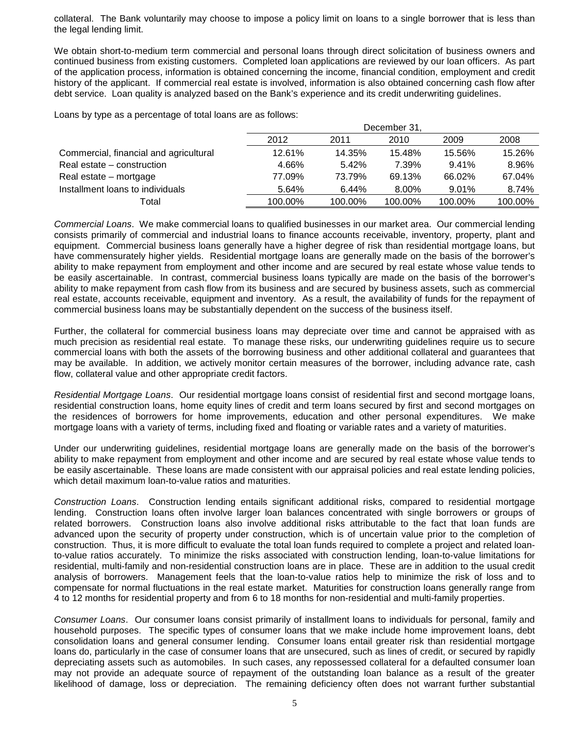collateral. The Bank voluntarily may choose to impose a policy limit on loans to a single borrower that is less than the legal lending limit.

We obtain short-to-medium term commercial and personal loans through direct solicitation of business owners and continued business from existing customers. Completed loan applications are reviewed by our loan officers. As part of the application process, information is obtained concerning the income, financial condition, employment and credit history of the applicant. If commercial real estate is involved, information is also obtained concerning cash flow after debt service. Loan quality is analyzed based on the Bank's experience and its credit underwriting guidelines.

Loans by type as a percentage of total loans are as follows:

| | December 31, | | | | |
|---|---|---|---|---|---|
| | 2012 | 2011 | 2010 | 2009 | 2008 |
| Commercial, financial and agricultural | 12.61% | 14.35% | 15.48% | 15.56% | 15.26% |
| Real estate – construction | 4.66% | 5.42% | 7.39% | 9.41% | 8.96% |
| Real estate – mortgage | 77.09% | 73.79% | 69.13% | 66.02% | 67.04% |
| Installment loans to individuals | 5.64% | 6.44% | 8.00% | 9.01% | 8.74% |
| Total | 100.00% | 100.00% | 100.00% | 100.00% | 100.00% |

*Commercial Loans*. We make commercial loans to qualified businesses in our market area. Our commercial lending consists primarily of commercial and industrial loans to finance accounts receivable, inventory, property, plant and equipment. Commercial business loans generally have a higher degree of risk than residential mortgage loans, but have commensurately higher yields. Residential mortgage loans are generally made on the basis of the borrower's ability to make repayment from employment and other income and are secured by real estate whose value tends to be easily ascertainable. In contrast, commercial business loans typically are made on the basis of the borrower's ability to make repayment from cash flow from its business and are secured by business assets, such as commercial real estate, accounts receivable, equipment and inventory. As a result, the availability of funds for the repayment of commercial business loans may be substantially dependent on the success of the business itself.

Further, the collateral for commercial business loans may depreciate over time and cannot be appraised with as much precision as residential real estate. To manage these risks, our underwriting guidelines require us to secure commercial loans with both the assets of the borrowing business and other additional collateral and guarantees that may be available. In addition, we actively monitor certain measures of the borrower, including advance rate, cash flow, collateral value and other appropriate credit factors.

*Residential Mortgage Loans*. Our residential mortgage loans consist of residential first and second mortgage loans, residential construction loans, home equity lines of credit and term loans secured by first and second mortgages on the residences of borrowers for home improvements, education and other personal expenditures. We make mortgage loans with a variety of terms, including fixed and floating or variable rates and a variety of maturities.

Under our underwriting guidelines, residential mortgage loans are generally made on the basis of the borrower's ability to make repayment from employment and other income and are secured by real estate whose value tends to be easily ascertainable. These loans are made consistent with our appraisal policies and real estate lending policies, which detail maximum loan-to-value ratios and maturities.

*Construction Loans*. Construction lending entails significant additional risks, compared to residential mortgage lending. Construction loans often involve larger loan balances concentrated with single borrowers or groups of related borrowers. Construction loans also involve additional risks attributable to the fact that loan funds are advanced upon the security of property under construction, which is of uncertain value prior to the completion of construction. Thus, it is more difficult to evaluate the total loan funds required to complete a project and related loan-to-value ratios accurately. To minimize the risks associated with construction lending, loan-to-value limitations for residential, multi-family and non-residential construction loans are in place. These are in addition to the usual credit analysis of borrowers. Management feels that the loan-to-value ratios help to minimize the risk of loss and to compensate for normal fluctuations in the real estate market. Maturities for construction loans generally range from 4 to 12 months for residential property and from 6 to 18 months for non-residential and multi-family properties.

*Consumer Loans*. Our consumer loans consist primarily of installment loans to individuals for personal, family and household purposes. The specific types of consumer loans that we make include home improvement loans, debt consolidation loans and general consumer lending. Consumer loans entail greater risk than residential mortgage loans do, particularly in the case of consumer loans that are unsecured, such as lines of credit, or secured by rapidly depreciating assets such as automobiles. In such cases, any repossessed collateral for a defaulted consumer loan may not provide an adequate source of repayment of the outstanding loan balance as a result of the greater likelihood of damage, loss or depreciation. The remaining deficiency often does not warrant further substantial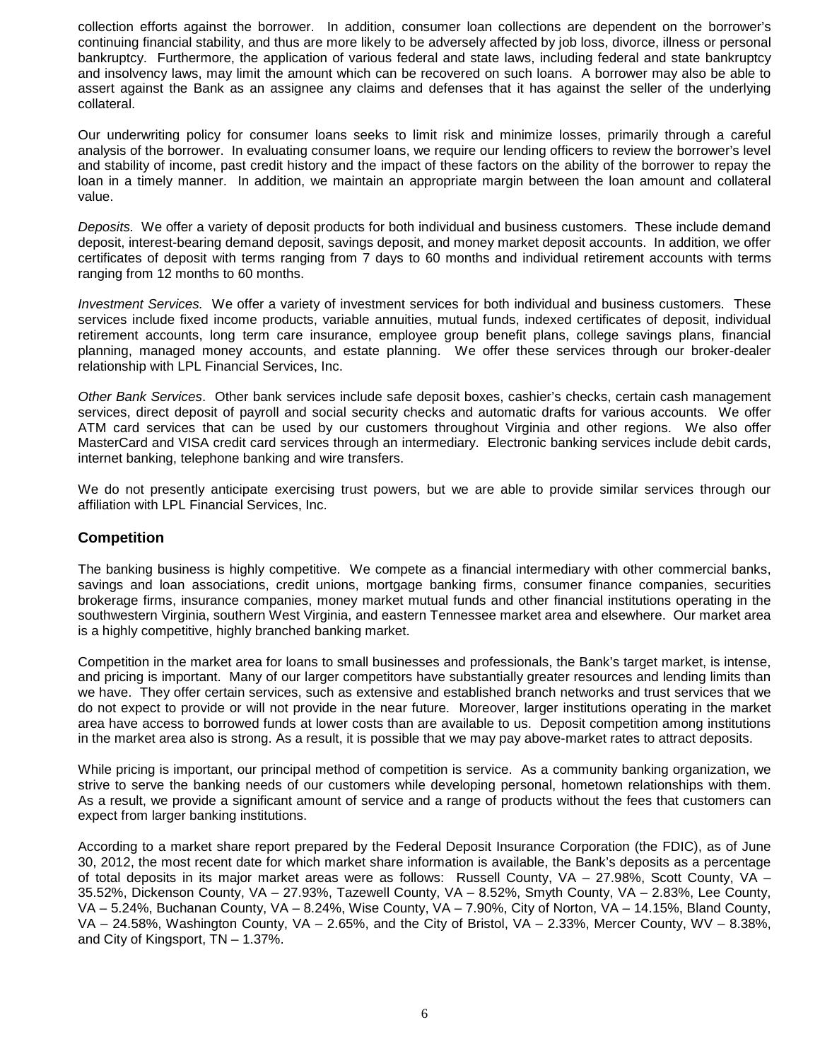collection efforts against the borrower. In addition, consumer loan collections are dependent on the borrower's continuing financial stability, and thus are more likely to be adversely affected by job loss, divorce, illness or personal bankruptcy. Furthermore, the application of various federal and state laws, including federal and state bankruptcy and insolvency laws, may limit the amount which can be recovered on such loans. A borrower may also be able to assert against the Bank as an assignee any claims and defenses that it has against the seller of the underlying collateral.

Our underwriting policy for consumer loans seeks to limit risk and minimize losses, primarily through a careful analysis of the borrower. In evaluating consumer loans, we require our lending officers to review the borrower's level and stability of income, past credit history and the impact of these factors on the ability of the borrower to repay the loan in a timely manner. In addition, we maintain an appropriate margin between the loan amount and collateral value.

*Deposits.* We offer a variety of deposit products for both individual and business customers. These include demand deposit, interest-bearing demand deposit, savings deposit, and money market deposit accounts. In addition, we offer certificates of deposit with terms ranging from 7 days to 60 months and individual retirement accounts with terms ranging from 12 months to 60 months.

*Investment Services.* We offer a variety of investment services for both individual and business customers. These services include fixed income products, variable annuities, mutual funds, indexed certificates of deposit, individual retirement accounts, long term care insurance, employee group benefit plans, college savings plans, financial planning, managed money accounts, and estate planning. We offer these services through our broker-dealer relationship with LPL Financial Services, Inc.

*Other Bank Services*. Other bank services include safe deposit boxes, cashier's checks, certain cash management services, direct deposit of payroll and social security checks and automatic drafts for various accounts. We offer ATM card services that can be used by our customers throughout Virginia and other regions. We also offer MasterCard and VISA credit card services through an intermediary. Electronic banking services include debit cards, internet banking, telephone banking and wire transfers.

We do not presently anticipate exercising trust powers, but we are able to provide similar services through our affiliation with LPL Financial Services, Inc.

## Competition

The banking business is highly competitive. We compete as a financial intermediary with other commercial banks, savings and loan associations, credit unions, mortgage banking firms, consumer finance companies, securities brokerage firms, insurance companies, money market mutual funds and other financial institutions operating in the southwestern Virginia, southern West Virginia, and eastern Tennessee market area and elsewhere. Our market area is a highly competitive, highly branched banking market.

Competition in the market area for loans to small businesses and professionals, the Bank's target market, is intense, and pricing is important. Many of our larger competitors have substantially greater resources and lending limits than we have. They offer certain services, such as extensive and established branch networks and trust services that we do not expect to provide or will not provide in the near future. Moreover, larger institutions operating in the market area have access to borrowed funds at lower costs than are available to us. Deposit competition among institutions in the market area also is strong. As a result, it is possible that we may pay above-market rates to attract deposits.

While pricing is important, our principal method of competition is service. As a community banking organization, we strive to serve the banking needs of our customers while developing personal, hometown relationships with them. As a result, we provide a significant amount of service and a range of products without the fees that customers can expect from larger banking institutions.

According to a market share report prepared by the Federal Deposit Insurance Corporation (the FDIC), as of June 30, 2012, the most recent date for which market share information is available, the Bank's deposits as a percentage of total deposits in its major market areas were as follows: Russell County, VA – 27.98%, Scott County, VA – 35.52%, Dickenson County, VA – 27.93%, Tazewell County, VA – 8.52%, Smyth County, VA – 2.83%, Lee County, VA – 5.24%, Buchanan County, VA – 8.24%, Wise County, VA – 7.90%, City of Norton, VA – 14.15%, Bland County, VA – 24.58%, Washington County, VA – 2.65%, and the City of Bristol, VA – 2.33%, Mercer County, WV – 8.38%, and City of Kingsport, TN – 1.37%.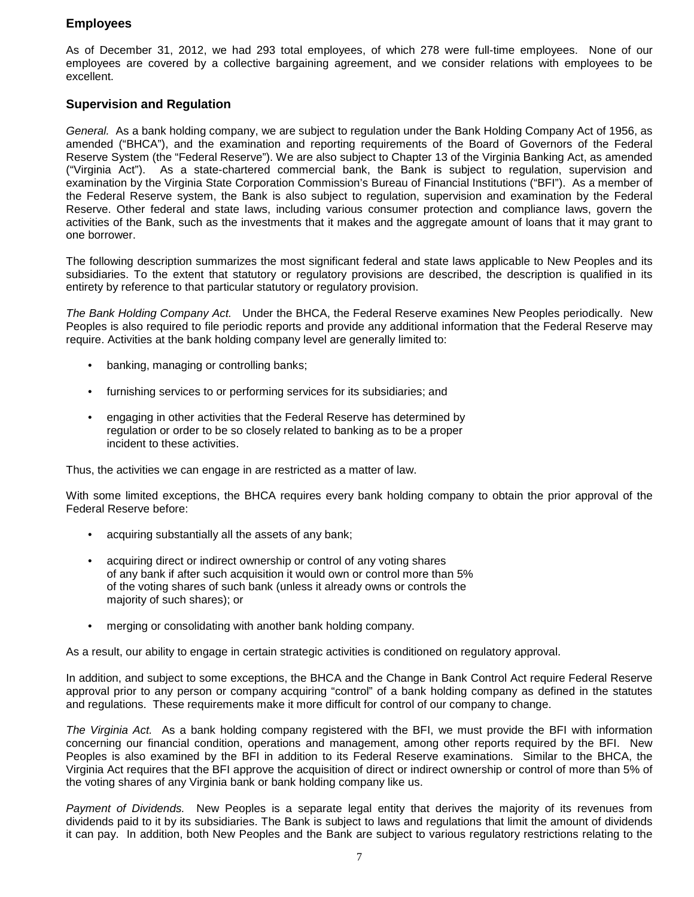## Employees

As of December 31, 2012, we had 293 total employees, of which 278 were full-time employees. None of our employees are covered by a collective bargaining agreement, and we consider relations with employees to be excellent.

## Supervision and Regulation

*General.* As a bank holding company, we are subject to regulation under the Bank Holding Company Act of 1956, as amended ("BHCA"), and the examination and reporting requirements of the Board of Governors of the Federal Reserve System (the "Federal Reserve"). We are also subject to Chapter 13 of the Virginia Banking Act, as amended ("Virginia Act"). As a state-chartered commercial bank, the Bank is subject to regulation, supervision and examination by the Virginia State Corporation Commission's Bureau of Financial Institutions ("BFI"). As a member of the Federal Reserve system, the Bank is also subject to regulation, supervision and examination by the Federal Reserve. Other federal and state laws, including various consumer protection and compliance laws, govern the activities of the Bank, such as the investments that it makes and the aggregate amount of loans that it may grant to one borrower.

The following description summarizes the most significant federal and state laws applicable to New Peoples and its subsidiaries. To the extent that statutory or regulatory provisions are described, the description is qualified in its entirety by reference to that particular statutory or regulatory provision.

*The Bank Holding Company Act.* Under the BHCA, the Federal Reserve examines New Peoples periodically. New Peoples is also required to file periodic reports and provide any additional information that the Federal Reserve may require. Activities at the bank holding company level are generally limited to:

- banking, managing or controlling banks;
- furnishing services to or performing services for its subsidiaries; and
- engaging in other activities that the Federal Reserve has determined by regulation or order to be so closely related to banking as to be a proper incident to these activities.

Thus, the activities we can engage in are restricted as a matter of law.

With some limited exceptions, the BHCA requires every bank holding company to obtain the prior approval of the Federal Reserve before:

- acquiring substantially all the assets of any bank;
- acquiring direct or indirect ownership or control of any voting shares of any bank if after such acquisition it would own or control more than 5% of the voting shares of such bank (unless it already owns or controls the majority of such shares); or
- merging or consolidating with another bank holding company.

As a result, our ability to engage in certain strategic activities is conditioned on regulatory approval.

In addition, and subject to some exceptions, the BHCA and the Change in Bank Control Act require Federal Reserve approval prior to any person or company acquiring "control" of a bank holding company as defined in the statutes and regulations. These requirements make it more difficult for control of our company to change.

*The Virginia Act.* As a bank holding company registered with the BFI, we must provide the BFI with information concerning our financial condition, operations and management, among other reports required by the BFI. New Peoples is also examined by the BFI in addition to its Federal Reserve examinations. Similar to the BHCA, the Virginia Act requires that the BFI approve the acquisition of direct or indirect ownership or control of more than 5% of the voting shares of any Virginia bank or bank holding company like us.

*Payment of Dividends.* New Peoples is a separate legal entity that derives the majority of its revenues from dividends paid to it by its subsidiaries. The Bank is subject to laws and regulations that limit the amount of dividends it can pay. In addition, both New Peoples and the Bank are subject to various regulatory restrictions relating to the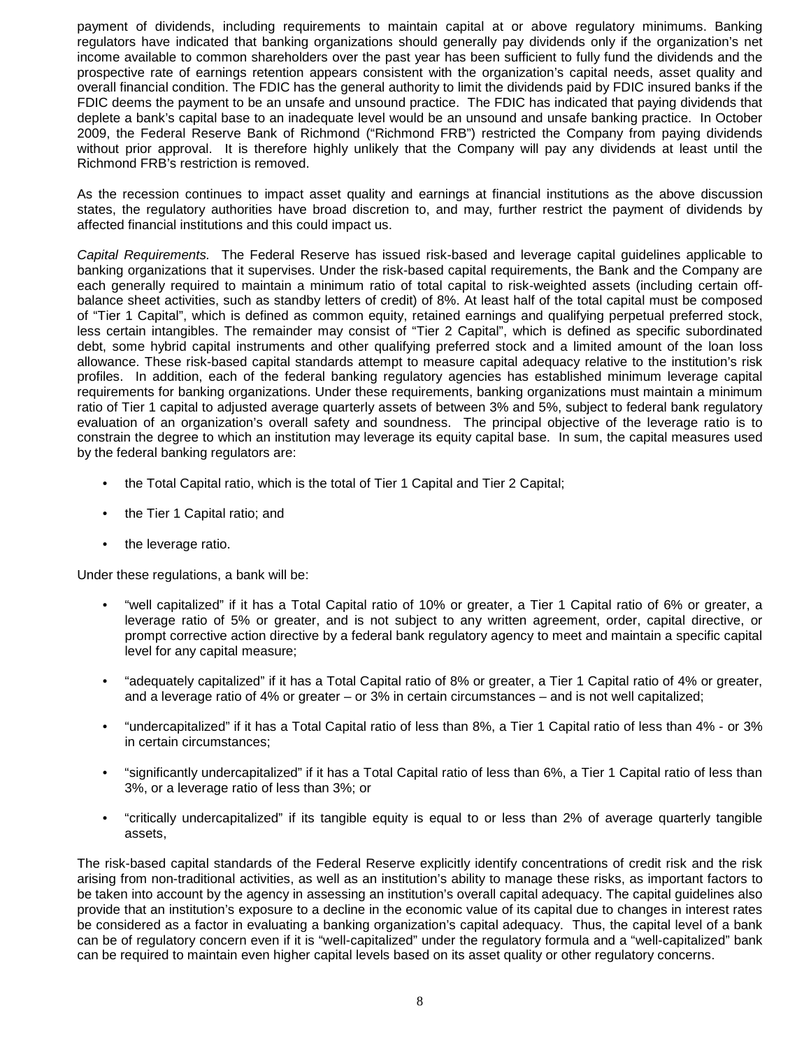payment of dividends, including requirements to maintain capital at or above regulatory minimums. Banking regulators have indicated that banking organizations should generally pay dividends only if the organization's net income available to common shareholders over the past year has been sufficient to fully fund the dividends and the prospective rate of earnings retention appears consistent with the organization's capital needs, asset quality and overall financial condition. The FDIC has the general authority to limit the dividends paid by FDIC insured banks if the FDIC deems the payment to be an unsafe and unsound practice. The FDIC has indicated that paying dividends that deplete a bank's capital base to an inadequate level would be an unsound and unsafe banking practice. In October 2009, the Federal Reserve Bank of Richmond ("Richmond FRB") restricted the Company from paying dividends without prior approval. It is therefore highly unlikely that the Company will pay any dividends at least until the Richmond FRB's restriction is removed.

As the recession continues to impact asset quality and earnings at financial institutions as the above discussion states, the regulatory authorities have broad discretion to, and may, further restrict the payment of dividends by affected financial institutions and this could impact us.

*Capital Requirements.* The Federal Reserve has issued risk-based and leverage capital guidelines applicable to banking organizations that it supervises. Under the risk-based capital requirements, the Bank and the Company are each generally required to maintain a minimum ratio of total capital to risk-weighted assets (including certain off-balance sheet activities, such as standby letters of credit) of 8%. At least half of the total capital must be composed of "Tier 1 Capital", which is defined as common equity, retained earnings and qualifying perpetual preferred stock, less certain intangibles. The remainder may consist of "Tier 2 Capital", which is defined as specific subordinated debt, some hybrid capital instruments and other qualifying preferred stock and a limited amount of the loan loss allowance. These risk-based capital standards attempt to measure capital adequacy relative to the institution's risk profiles. In addition, each of the federal banking regulatory agencies has established minimum leverage capital requirements for banking organizations. Under these requirements, banking organizations must maintain a minimum ratio of Tier 1 capital to adjusted average quarterly assets of between 3% and 5%, subject to federal bank regulatory evaluation of an organization's overall safety and soundness. The principal objective of the leverage ratio is to constrain the degree to which an institution may leverage its equity capital base. In sum, the capital measures used by the federal banking regulators are:

- the Total Capital ratio, which is the total of Tier 1 Capital and Tier 2 Capital;
- the Tier 1 Capital ratio; and
- the leverage ratio.

Under these regulations, a bank will be:

- "well capitalized" if it has a Total Capital ratio of 10% or greater, a Tier 1 Capital ratio of 6% or greater, a leverage ratio of 5% or greater, and is not subject to any written agreement, order, capital directive, or prompt corrective action directive by a federal bank regulatory agency to meet and maintain a specific capital level for any capital measure;
- "adequately capitalized" if it has a Total Capital ratio of 8% or greater, a Tier 1 Capital ratio of 4% or greater, and a leverage ratio of 4% or greater – or 3% in certain circumstances – and is not well capitalized;
- "undercapitalized" if it has a Total Capital ratio of less than 8%, a Tier 1 Capital ratio of less than 4% - or 3% in certain circumstances;
- "significantly undercapitalized" if it has a Total Capital ratio of less than 6%, a Tier 1 Capital ratio of less than 3%, or a leverage ratio of less than 3%; or
- "critically undercapitalized" if its tangible equity is equal to or less than 2% of average quarterly tangible assets,

The risk-based capital standards of the Federal Reserve explicitly identify concentrations of credit risk and the risk arising from non-traditional activities, as well as an institution's ability to manage these risks, as important factors to be taken into account by the agency in assessing an institution's overall capital adequacy. The capital guidelines also provide that an institution's exposure to a decline in the economic value of its capital due to changes in interest rates be considered as a factor in evaluating a banking organization's capital adequacy. Thus, the capital level of a bank can be of regulatory concern even if it is "well-capitalized" under the regulatory formula and a "well-capitalized" bank can be required to maintain even higher capital levels based on its asset quality or other regulatory concerns.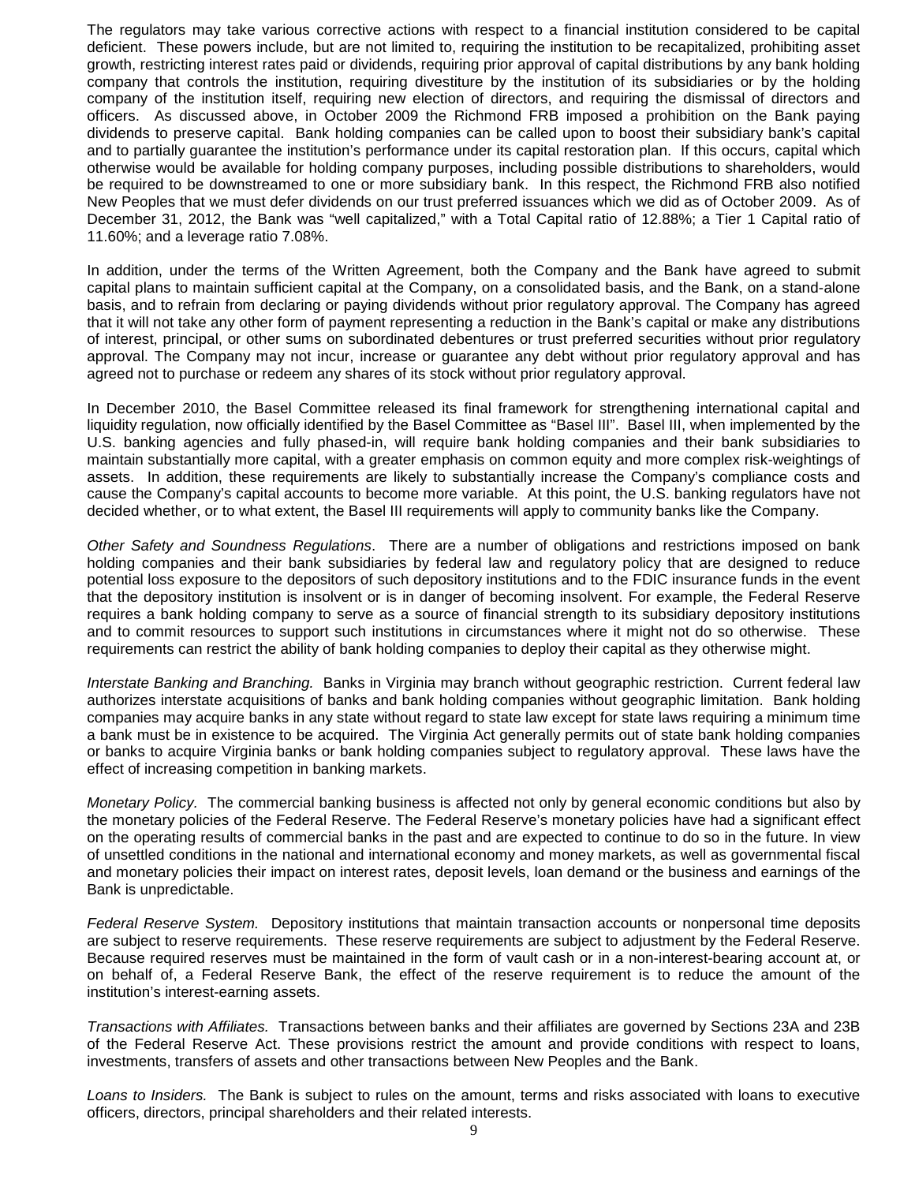The regulators may take various corrective actions with respect to a financial institution considered to be capital deficient. These powers include, but are not limited to, requiring the institution to be recapitalized, prohibiting asset growth, restricting interest rates paid or dividends, requiring prior approval of capital distributions by any bank holding company that controls the institution, requiring divestiture by the institution of its subsidiaries or by the holding company of the institution itself, requiring new election of directors, and requiring the dismissal of directors and officers. As discussed above, in October 2009 the Richmond FRB imposed a prohibition on the Bank paying dividends to preserve capital. Bank holding companies can be called upon to boost their subsidiary bank's capital and to partially guarantee the institution's performance under its capital restoration plan. If this occurs, capital which otherwise would be available for holding company purposes, including possible distributions to shareholders, would be required to be downstreamed to one or more subsidiary bank. In this respect, the Richmond FRB also notified New Peoples that we must defer dividends on our trust preferred issuances which we did as of October 2009. As of December 31, 2012, the Bank was "well capitalized," with a Total Capital ratio of 12.88%; a Tier 1 Capital ratio of 11.60%; and a leverage ratio 7.08%.

In addition, under the terms of the Written Agreement, both the Company and the Bank have agreed to submit capital plans to maintain sufficient capital at the Company, on a consolidated basis, and the Bank, on a stand-alone basis, and to refrain from declaring or paying dividends without prior regulatory approval. The Company has agreed that it will not take any other form of payment representing a reduction in the Bank's capital or make any distributions of interest, principal, or other sums on subordinated debentures or trust preferred securities without prior regulatory approval. The Company may not incur, increase or guarantee any debt without prior regulatory approval and has agreed not to purchase or redeem any shares of its stock without prior regulatory approval.

In December 2010, the Basel Committee released its final framework for strengthening international capital and liquidity regulation, now officially identified by the Basel Committee as "Basel III". Basel III, when implemented by the U.S. banking agencies and fully phased-in, will require bank holding companies and their bank subsidiaries to maintain substantially more capital, with a greater emphasis on common equity and more complex risk-weightings of assets. In addition, these requirements are likely to substantially increase the Company's compliance costs and cause the Company's capital accounts to become more variable. At this point, the U.S. banking regulators have not decided whether, or to what extent, the Basel III requirements will apply to community banks like the Company.

*Other Safety and Soundness Regulations*. There are a number of obligations and restrictions imposed on bank holding companies and their bank subsidiaries by federal law and regulatory policy that are designed to reduce potential loss exposure to the depositors of such depository institutions and to the FDIC insurance funds in the event that the depository institution is insolvent or is in danger of becoming insolvent. For example, the Federal Reserve requires a bank holding company to serve as a source of financial strength to its subsidiary depository institutions and to commit resources to support such institutions in circumstances where it might not do so otherwise. These requirements can restrict the ability of bank holding companies to deploy their capital as they otherwise might.

*Interstate Banking and Branching.* Banks in Virginia may branch without geographic restriction. Current federal law authorizes interstate acquisitions of banks and bank holding companies without geographic limitation. Bank holding companies may acquire banks in any state without regard to state law except for state laws requiring a minimum time a bank must be in existence to be acquired. The Virginia Act generally permits out of state bank holding companies or banks to acquire Virginia banks or bank holding companies subject to regulatory approval. These laws have the effect of increasing competition in banking markets.

*Monetary Policy.* The commercial banking business is affected not only by general economic conditions but also by the monetary policies of the Federal Reserve. The Federal Reserve's monetary policies have had a significant effect on the operating results of commercial banks in the past and are expected to continue to do so in the future. In view of unsettled conditions in the national and international economy and money markets, as well as governmental fiscal and monetary policies their impact on interest rates, deposit levels, loan demand or the business and earnings of the Bank is unpredictable.

*Federal Reserve System.* Depository institutions that maintain transaction accounts or nonpersonal time deposits are subject to reserve requirements. These reserve requirements are subject to adjustment by the Federal Reserve. Because required reserves must be maintained in the form of vault cash or in a non-interest-bearing account at, or on behalf of, a Federal Reserve Bank, the effect of the reserve requirement is to reduce the amount of the institution's interest-earning assets.

*Transactions with Affiliates.* Transactions between banks and their affiliates are governed by Sections 23A and 23B of the Federal Reserve Act. These provisions restrict the amount and provide conditions with respect to loans, investments, transfers of assets and other transactions between New Peoples and the Bank.

*Loans to Insiders.* The Bank is subject to rules on the amount, terms and risks associated with loans to executive officers, directors, principal shareholders and their related interests.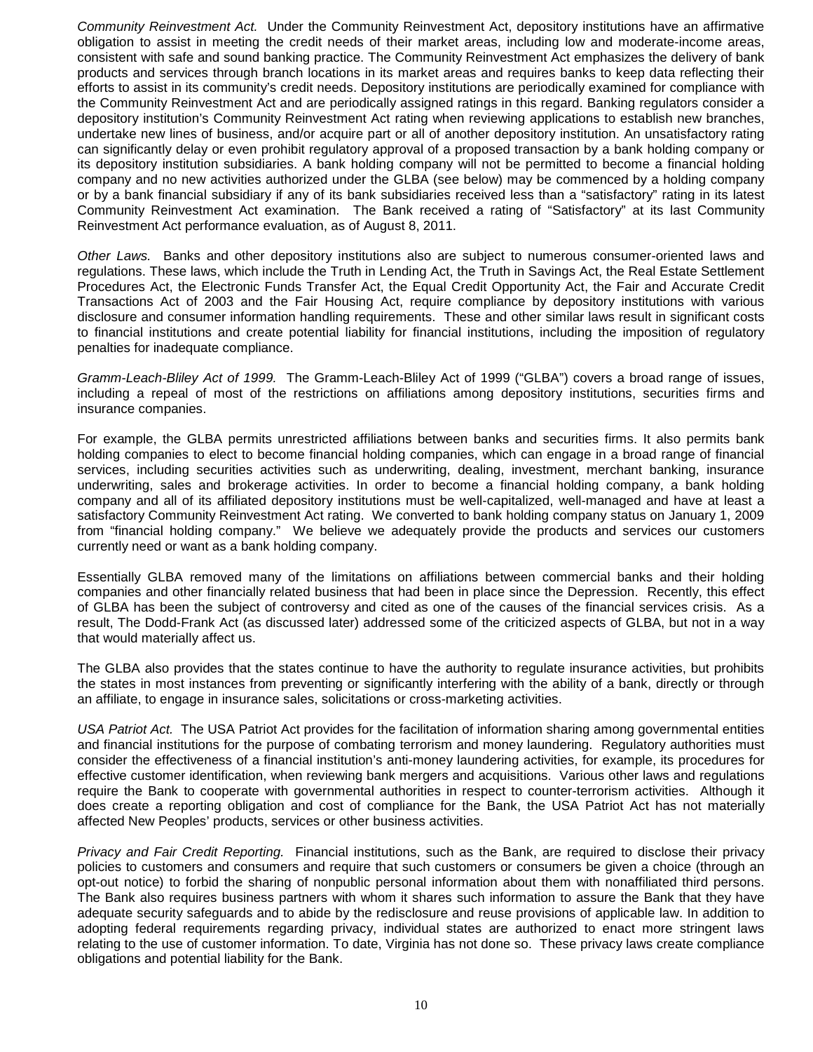*Community Reinvestment Act.* Under the Community Reinvestment Act, depository institutions have an affirmative obligation to assist in meeting the credit needs of their market areas, including low and moderate-income areas, consistent with safe and sound banking practice. The Community Reinvestment Act emphasizes the delivery of bank products and services through branch locations in its market areas and requires banks to keep data reflecting their efforts to assist in its community's credit needs. Depository institutions are periodically examined for compliance with the Community Reinvestment Act and are periodically assigned ratings in this regard. Banking regulators consider a depository institution's Community Reinvestment Act rating when reviewing applications to establish new branches, undertake new lines of business, and/or acquire part or all of another depository institution. An unsatisfactory rating can significantly delay or even prohibit regulatory approval of a proposed transaction by a bank holding company or its depository institution subsidiaries. A bank holding company will not be permitted to become a financial holding company and no new activities authorized under the GLBA (see below) may be commenced by a holding company or by a bank financial subsidiary if any of its bank subsidiaries received less than a "satisfactory" rating in its latest Community Reinvestment Act examination. The Bank received a rating of "Satisfactory" at its last Community Reinvestment Act performance evaluation, as of August 8, 2011.

*Other Laws.* Banks and other depository institutions also are subject to numerous consumer-oriented laws and regulations. These laws, which include the Truth in Lending Act, the Truth in Savings Act, the Real Estate Settlement Procedures Act, the Electronic Funds Transfer Act, the Equal Credit Opportunity Act, the Fair and Accurate Credit Transactions Act of 2003 and the Fair Housing Act, require compliance by depository institutions with various disclosure and consumer information handling requirements. These and other similar laws result in significant costs to financial institutions and create potential liability for financial institutions, including the imposition of regulatory penalties for inadequate compliance.

*Gramm-Leach-Bliley Act of 1999.* The Gramm-Leach-Bliley Act of 1999 ("GLBA") covers a broad range of issues, including a repeal of most of the restrictions on affiliations among depository institutions, securities firms and insurance companies.

For example, the GLBA permits unrestricted affiliations between banks and securities firms. It also permits bank holding companies to elect to become financial holding companies, which can engage in a broad range of financial services, including securities activities such as underwriting, dealing, investment, merchant banking, insurance underwriting, sales and brokerage activities. In order to become a financial holding company, a bank holding company and all of its affiliated depository institutions must be well-capitalized, well-managed and have at least a satisfactory Community Reinvestment Act rating. We converted to bank holding company status on January 1, 2009 from "financial holding company." We believe we adequately provide the products and services our customers currently need or want as a bank holding company.

Essentially GLBA removed many of the limitations on affiliations between commercial banks and their holding companies and other financially related business that had been in place since the Depression. Recently, this effect of GLBA has been the subject of controversy and cited as one of the causes of the financial services crisis. As a result, The Dodd-Frank Act (as discussed later) addressed some of the criticized aspects of GLBA, but not in a way that would materially affect us.

The GLBA also provides that the states continue to have the authority to regulate insurance activities, but prohibits the states in most instances from preventing or significantly interfering with the ability of a bank, directly or through an affiliate, to engage in insurance sales, solicitations or cross-marketing activities.

*USA Patriot Act.* The USA Patriot Act provides for the facilitation of information sharing among governmental entities and financial institutions for the purpose of combating terrorism and money laundering. Regulatory authorities must consider the effectiveness of a financial institution's anti-money laundering activities, for example, its procedures for effective customer identification, when reviewing bank mergers and acquisitions. Various other laws and regulations require the Bank to cooperate with governmental authorities in respect to counter-terrorism activities. Although it does create a reporting obligation and cost of compliance for the Bank, the USA Patriot Act has not materially affected New Peoples' products, services or other business activities.

*Privacy and Fair Credit Reporting.* Financial institutions, such as the Bank, are required to disclose their privacy policies to customers and consumers and require that such customers or consumers be given a choice (through an opt-out notice) to forbid the sharing of nonpublic personal information about them with nonaffiliated third persons. The Bank also requires business partners with whom it shares such information to assure the Bank that they have adequate security safeguards and to abide by the redisclosure and reuse provisions of applicable law. In addition to adopting federal requirements regarding privacy, individual states are authorized to enact more stringent laws relating to the use of customer information. To date, Virginia has not done so. These privacy laws create compliance obligations and potential liability for the Bank.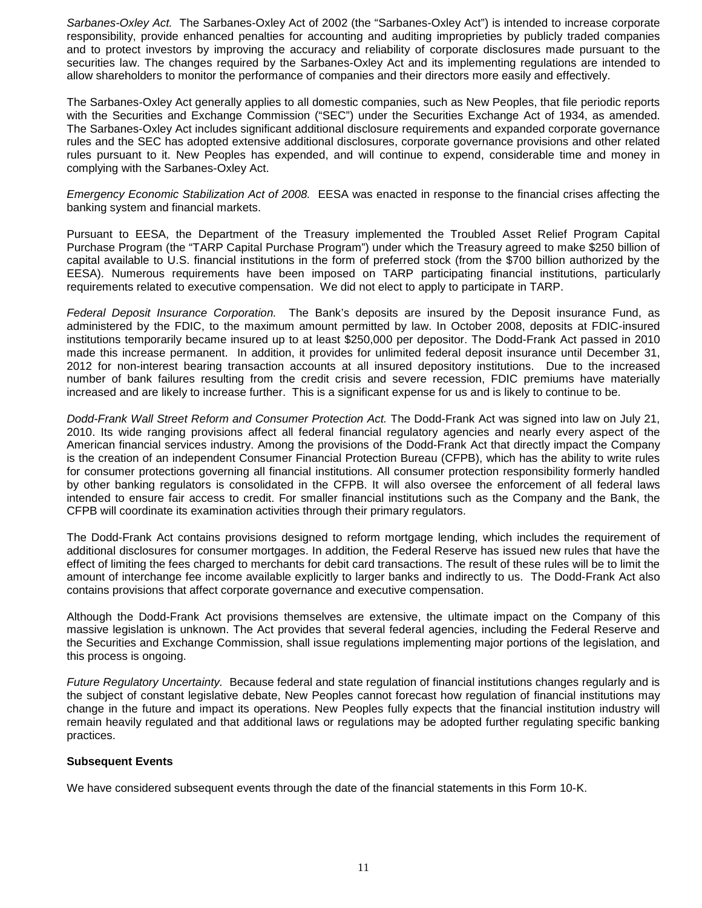*Sarbanes-Oxley Act.* The Sarbanes-Oxley Act of 2002 (the "Sarbanes-Oxley Act") is intended to increase corporate responsibility, provide enhanced penalties for accounting and auditing improprieties by publicly traded companies and to protect investors by improving the accuracy and reliability of corporate disclosures made pursuant to the securities law. The changes required by the Sarbanes-Oxley Act and its implementing regulations are intended to allow shareholders to monitor the performance of companies and their directors more easily and effectively.

The Sarbanes-Oxley Act generally applies to all domestic companies, such as New Peoples, that file periodic reports with the Securities and Exchange Commission ("SEC") under the Securities Exchange Act of 1934, as amended. The Sarbanes-Oxley Act includes significant additional disclosure requirements and expanded corporate governance rules and the SEC has adopted extensive additional disclosures, corporate governance provisions and other related rules pursuant to it. New Peoples has expended, and will continue to expend, considerable time and money in complying with the Sarbanes-Oxley Act.

*Emergency Economic Stabilization Act of 2008.* EESA was enacted in response to the financial crises affecting the banking system and financial markets.

Pursuant to EESA, the Department of the Treasury implemented the Troubled Asset Relief Program Capital Purchase Program (the "TARP Capital Purchase Program") under which the Treasury agreed to make $250 billion of capital available to U.S. financial institutions in the form of preferred stock (from the $700 billion authorized by the EESA). Numerous requirements have been imposed on TARP participating financial institutions, particularly requirements related to executive compensation. We did not elect to apply to participate in TARP.

*Federal Deposit Insurance Corporation.* The Bank's deposits are insured by the Deposit insurance Fund, as administered by the FDIC, to the maximum amount permitted by law. In October 2008, deposits at FDIC-insured institutions temporarily became insured up to at least $250,000 per depositor. The Dodd-Frank Act passed in 2010 made this increase permanent. In addition, it provides for unlimited federal deposit insurance until December 31, 2012 for non-interest bearing transaction accounts at all insured depository institutions. Due to the increased number of bank failures resulting from the credit crisis and severe recession, FDIC premiums have materially increased and are likely to increase further. This is a significant expense for us and is likely to continue to be.

*Dodd-Frank Wall Street Reform and Consumer Protection Act.* The Dodd-Frank Act was signed into law on July 21, 2010. Its wide ranging provisions affect all federal financial regulatory agencies and nearly every aspect of the American financial services industry. Among the provisions of the Dodd-Frank Act that directly impact the Company is the creation of an independent Consumer Financial Protection Bureau (CFPB), which has the ability to write rules for consumer protections governing all financial institutions. All consumer protection responsibility formerly handled by other banking regulators is consolidated in the CFPB. It will also oversee the enforcement of all federal laws intended to ensure fair access to credit. For smaller financial institutions such as the Company and the Bank, the CFPB will coordinate its examination activities through their primary regulators.

The Dodd-Frank Act contains provisions designed to reform mortgage lending, which includes the requirement of additional disclosures for consumer mortgages. In addition, the Federal Reserve has issued new rules that have the effect of limiting the fees charged to merchants for debit card transactions. The result of these rules will be to limit the amount of interchange fee income available explicitly to larger banks and indirectly to us. The Dodd-Frank Act also contains provisions that affect corporate governance and executive compensation.

Although the Dodd-Frank Act provisions themselves are extensive, the ultimate impact on the Company of this massive legislation is unknown. The Act provides that several federal agencies, including the Federal Reserve and the Securities and Exchange Commission, shall issue regulations implementing major portions of the legislation, and this process is ongoing.

*Future Regulatory Uncertainty.* Because federal and state regulation of financial institutions changes regularly and is the subject of constant legislative debate, New Peoples cannot forecast how regulation of financial institutions may change in the future and impact its operations. New Peoples fully expects that the financial institution industry will remain heavily regulated and that additional laws or regulations may be adopted further regulating specific banking practices.

**Subsequent Events**

We have considered subsequent events through the date of the financial statements in this Form 10-K.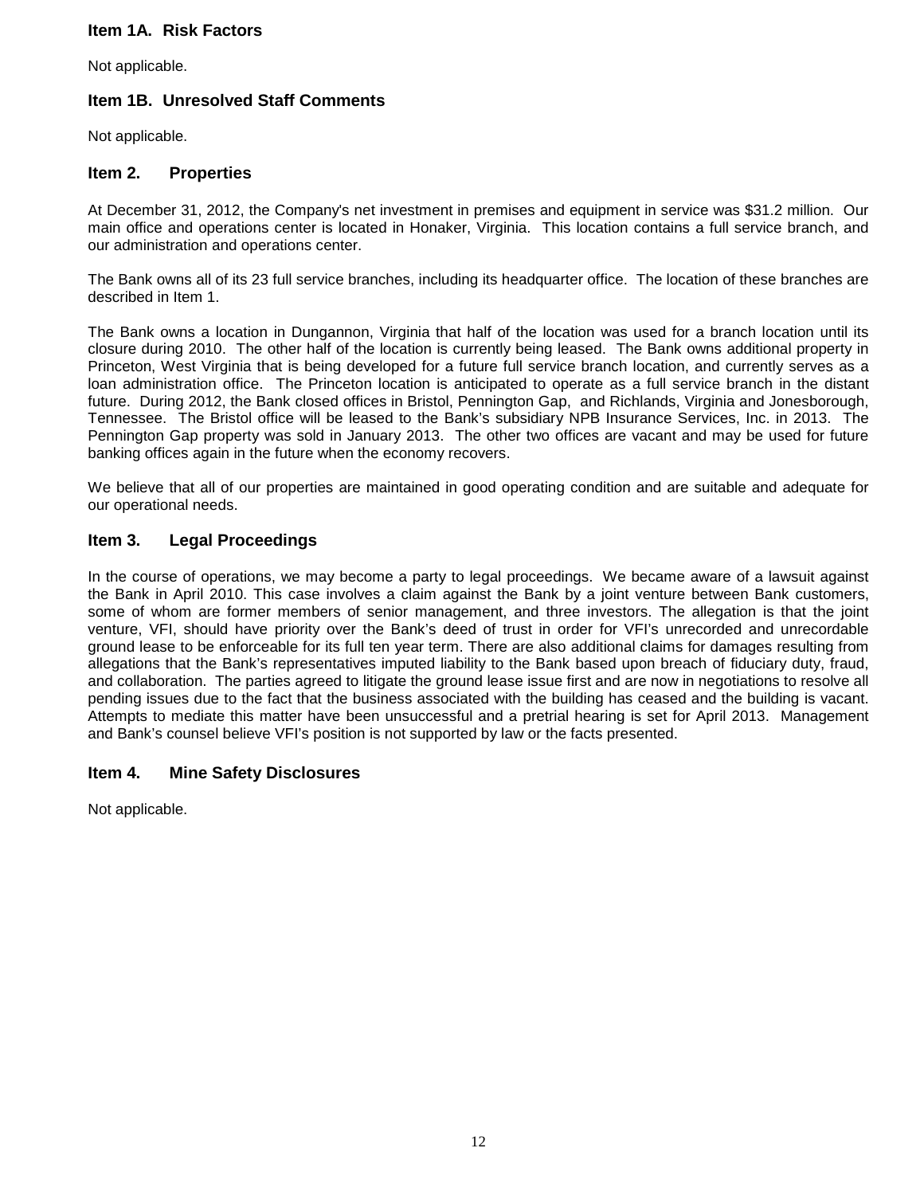## Item 1A. Risk Factors

Not applicable.

## Item 1B. Unresolved Staff Comments

Not applicable.

## Item 2. Properties

At December 31, 2012, the Company's net investment in premises and equipment in service was $31.2 million. Our main office and operations center is located in Honaker, Virginia. This location contains a full service branch, and our administration and operations center.

The Bank owns all of its 23 full service branches, including its headquarter office. The location of these branches are described in Item 1.

The Bank owns a location in Dungannon, Virginia that half of the location was used for a branch location until its closure during 2010. The other half of the location is currently being leased. The Bank owns additional property in Princeton, West Virginia that is being developed for a future full service branch location, and currently serves as a loan administration office. The Princeton location is anticipated to operate as a full service branch in the distant future. During 2012, the Bank closed offices in Bristol, Pennington Gap, and Richlands, Virginia and Jonesborough, Tennessee. The Bristol office will be leased to the Bank's subsidiary NPB Insurance Services, Inc. in 2013. The Pennington Gap property was sold in January 2013. The other two offices are vacant and may be used for future banking offices again in the future when the economy recovers.

We believe that all of our properties are maintained in good operating condition and are suitable and adequate for our operational needs.

## Item 3. Legal Proceedings

In the course of operations, we may become a party to legal proceedings. We became aware of a lawsuit against the Bank in April 2010. This case involves a claim against the Bank by a joint venture between Bank customers, some of whom are former members of senior management, and three investors. The allegation is that the joint venture, VFI, should have priority over the Bank's deed of trust in order for VFI's unrecorded and unrecordable ground lease to be enforceable for its full ten year term. There are also additional claims for damages resulting from allegations that the Bank's representatives imputed liability to the Bank based upon breach of fiduciary duty, fraud, and collaboration. The parties agreed to litigate the ground lease issue first and are now in negotiations to resolve all pending issues due to the fact that the business associated with the building has ceased and the building is vacant. Attempts to mediate this matter have been unsuccessful and a pretrial hearing is set for April 2013. Management and Bank's counsel believe VFI's position is not supported by law or the facts presented.

## Item 4. Mine Safety Disclosures

Not applicable.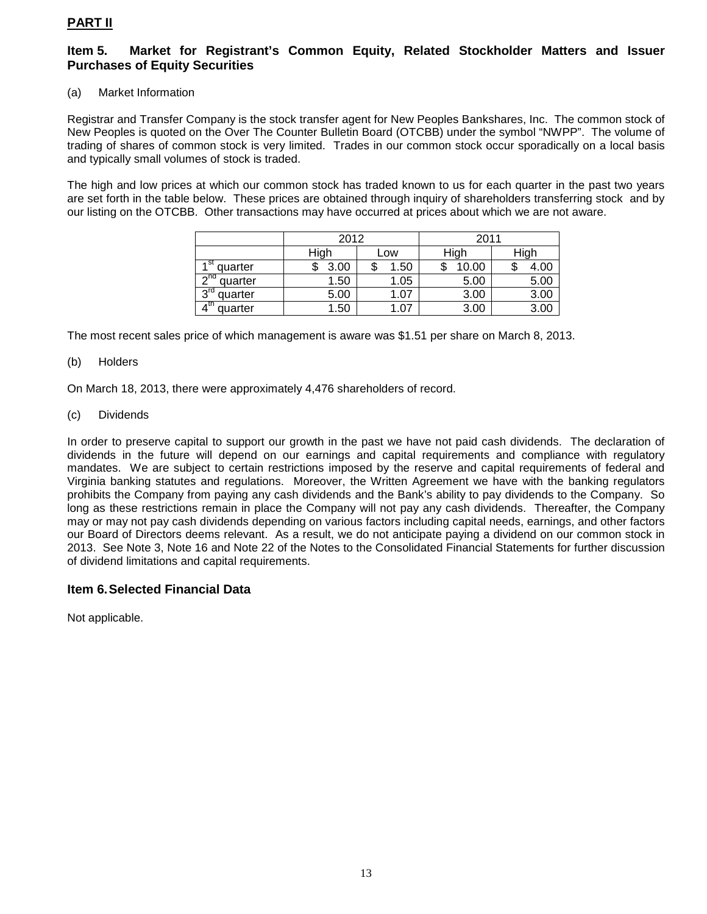## PART II

### Item 5. Market for Registrant's Common Equity, Related Stockholder Matters and Issuer Purchases of Equity Securities

(a) Market Information

Registrar and Transfer Company is the stock transfer agent for New Peoples Bankshares, Inc. The common stock of New Peoples is quoted on the Over The Counter Bulletin Board (OTCBB) under the symbol "NWPP". The volume of trading of shares of common stock is very limited. Trades in our common stock occur sporadically on a local basis and typically small volumes of stock is traded.

The high and low prices at which our common stock has traded known to us for each quarter in the past two years are set forth in the table below. These prices are obtained through inquiry of shareholders transferring stock and by our listing on the OTCBB. Other transactions may have occurred at prices about which we are not aware.

| | 2012 | | 2011 | |
|---|---|---|---|---|
| | High | Low | High | High |
| 1st quarter | $ 3.00 | $ 1.50 | $ 10.00 | $ 4.00 |
| 2nd quarter | 1.50 | 1.05 | 5.00 | 5.00 |
| 3rd quarter | 5.00 | 1.07 | 3.00 | 3.00 |
| 4th quarter | 1.50 | 1.07 | 3.00 | 3.00 |

The most recent sales price of which management is aware was $1.51 per share on March 8, 2013.

(b) Holders

On March 18, 2013, there were approximately 4,476 shareholders of record.

(c) Dividends

In order to preserve capital to support our growth in the past we have not paid cash dividends. The declaration of dividends in the future will depend on our earnings and capital requirements and compliance with regulatory mandates. We are subject to certain restrictions imposed by the reserve and capital requirements of federal and Virginia banking statutes and regulations. Moreover, the Written Agreement we have with the banking regulators prohibits the Company from paying any cash dividends and the Bank's ability to pay dividends to the Company. So long as these restrictions remain in place the Company will not pay any cash dividends. Thereafter, the Company may or may not pay cash dividends depending on various factors including capital needs, earnings, and other factors our Board of Directors deems relevant. As a result, we do not anticipate paying a dividend on our common stock in 2013. See Note 3, Note 16 and Note 22 of the Notes to the Consolidated Financial Statements for further discussion of dividend limitations and capital requirements.

### Item 6. Selected Financial Data

Not applicable.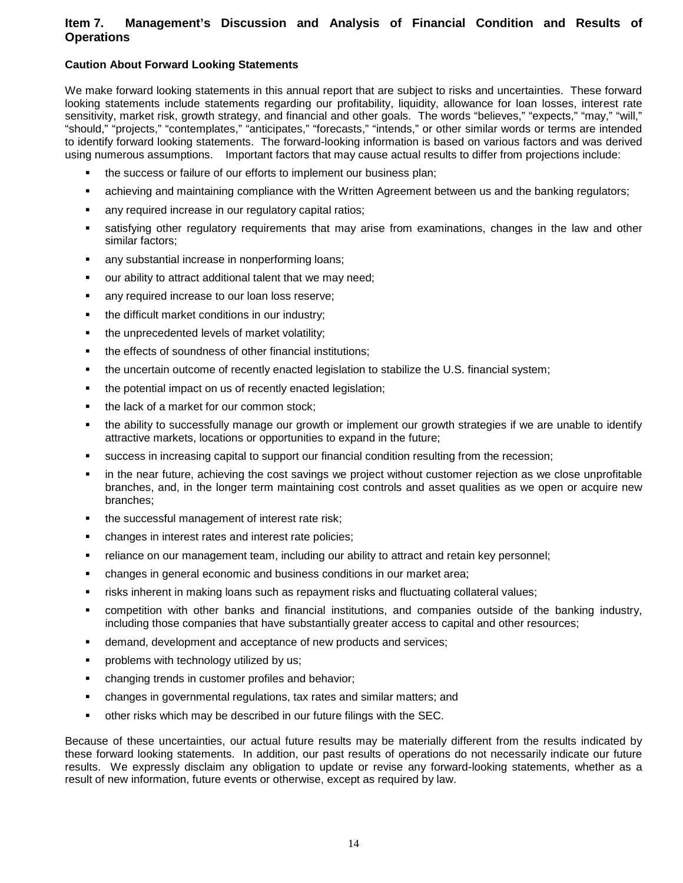## Item 7. Management's Discussion and Analysis of Financial Condition and Results of Operations

### Caution About Forward Looking Statements

We make forward looking statements in this annual report that are subject to risks and uncertainties. These forward looking statements include statements regarding our profitability, liquidity, allowance for loan losses, interest rate sensitivity, market risk, growth strategy, and financial and other goals. The words "believes," "expects," "may," "will," "should," "projects," "contemplates," "anticipates," "forecasts," "intends," or other similar words or terms are intended to identify forward looking statements. The forward-looking information is based on various factors and was derived using numerous assumptions. Important factors that may cause actual results to differ from projections include:

- the success or failure of our efforts to implement our business plan;
- achieving and maintaining compliance with the Written Agreement between us and the banking regulators;
- any required increase in our regulatory capital ratios;
- satisfying other regulatory requirements that may arise from examinations, changes in the law and other similar factors;
- any substantial increase in nonperforming loans;
- our ability to attract additional talent that we may need;
- any required increase to our loan loss reserve;
- the difficult market conditions in our industry;
- the unprecedented levels of market volatility;
- the effects of soundness of other financial institutions;
- the uncertain outcome of recently enacted legislation to stabilize the U.S. financial system;
- the potential impact on us of recently enacted legislation;
- the lack of a market for our common stock;
- the ability to successfully manage our growth or implement our growth strategies if we are unable to identify attractive markets, locations or opportunities to expand in the future;
- success in increasing capital to support our financial condition resulting from the recession;
- in the near future, achieving the cost savings we project without customer rejection as we close unprofitable branches, and, in the longer term maintaining cost controls and asset qualities as we open or acquire new branches;
- the successful management of interest rate risk;
- changes in interest rates and interest rate policies;
- reliance on our management team, including our ability to attract and retain key personnel;
- changes in general economic and business conditions in our market area;
- risks inherent in making loans such as repayment risks and fluctuating collateral values;
- competition with other banks and financial institutions, and companies outside of the banking industry, including those companies that have substantially greater access to capital and other resources;
- demand, development and acceptance of new products and services;
- problems with technology utilized by us;
- changing trends in customer profiles and behavior;
- changes in governmental regulations, tax rates and similar matters; and
- other risks which may be described in our future filings with the SEC.

Because of these uncertainties, our actual future results may be materially different from the results indicated by these forward looking statements. In addition, our past results of operations do not necessarily indicate our future results. We expressly disclaim any obligation to update or revise any forward-looking statements, whether as a result of new information, future events or otherwise, except as required by law.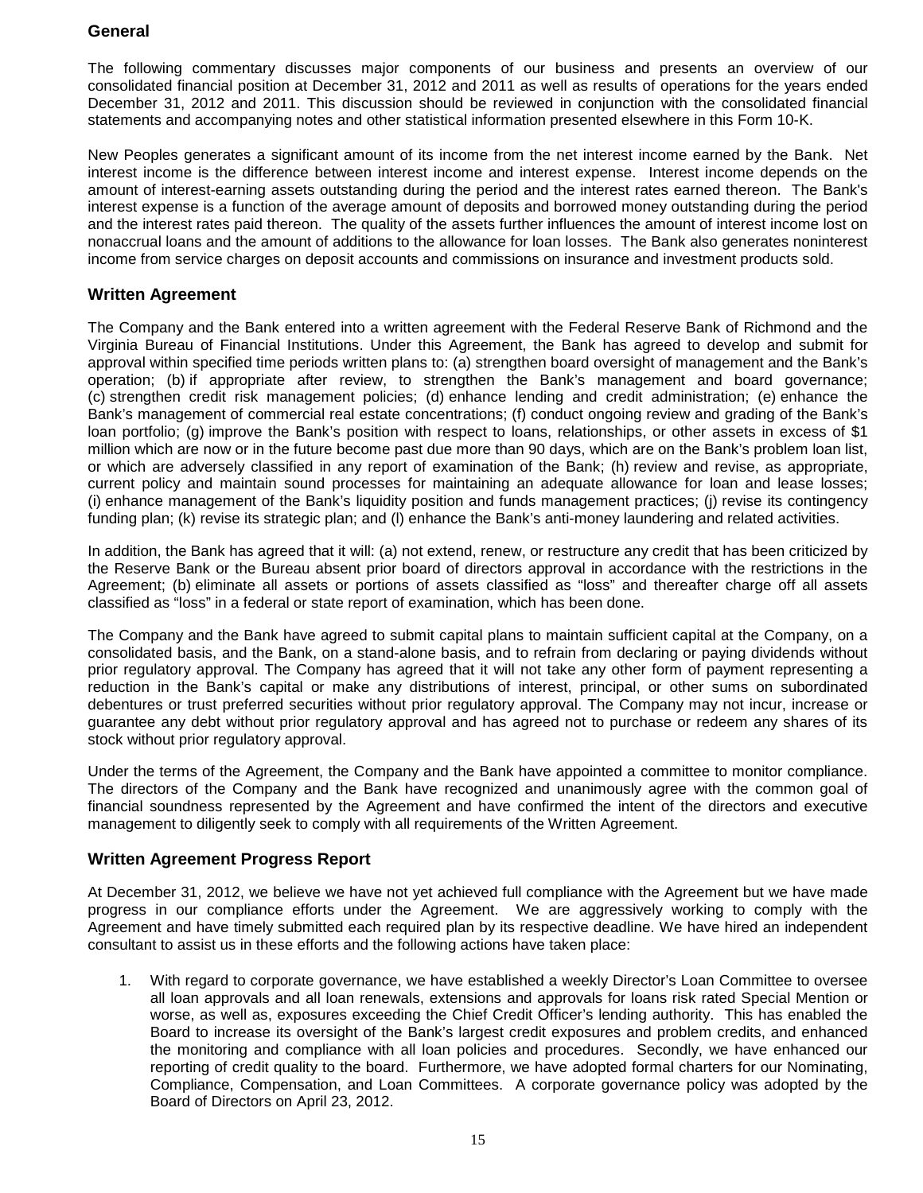## General

The following commentary discusses major components of our business and presents an overview of our consolidated financial position at December 31, 2012 and 2011 as well as results of operations for the years ended December 31, 2012 and 2011. This discussion should be reviewed in conjunction with the consolidated financial statements and accompanying notes and other statistical information presented elsewhere in this Form 10-K.

New Peoples generates a significant amount of its income from the net interest income earned by the Bank. Net interest income is the difference between interest income and interest expense. Interest income depends on the amount of interest-earning assets outstanding during the period and the interest rates earned thereon. The Bank's interest expense is a function of the average amount of deposits and borrowed money outstanding during the period and the interest rates paid thereon. The quality of the assets further influences the amount of interest income lost on nonaccrual loans and the amount of additions to the allowance for loan losses. The Bank also generates noninterest income from service charges on deposit accounts and commissions on insurance and investment products sold.

## Written Agreement

The Company and the Bank entered into a written agreement with the Federal Reserve Bank of Richmond and the Virginia Bureau of Financial Institutions. Under this Agreement, the Bank has agreed to develop and submit for approval within specified time periods written plans to: (a) strengthen board oversight of management and the Bank's operation; (b) if appropriate after review, to strengthen the Bank's management and board governance; (c) strengthen credit risk management policies; (d) enhance lending and credit administration; (e) enhance the Bank's management of commercial real estate concentrations; (f) conduct ongoing review and grading of the Bank's loan portfolio; (g) improve the Bank's position with respect to loans, relationships, or other assets in excess of $1 million which are now or in the future become past due more than 90 days, which are on the Bank's problem loan list, or which are adversely classified in any report of examination of the Bank; (h) review and revise, as appropriate, current policy and maintain sound processes for maintaining an adequate allowance for loan and lease losses; (i) enhance management of the Bank's liquidity position and funds management practices; (j) revise its contingency funding plan; (k) revise its strategic plan; and (l) enhance the Bank's anti-money laundering and related activities.

In addition, the Bank has agreed that it will: (a) not extend, renew, or restructure any credit that has been criticized by the Reserve Bank or the Bureau absent prior board of directors approval in accordance with the restrictions in the Agreement; (b) eliminate all assets or portions of assets classified as "loss" and thereafter charge off all assets classified as "loss" in a federal or state report of examination, which has been done.

The Company and the Bank have agreed to submit capital plans to maintain sufficient capital at the Company, on a consolidated basis, and the Bank, on a stand-alone basis, and to refrain from declaring or paying dividends without prior regulatory approval. The Company has agreed that it will not take any other form of payment representing a reduction in the Bank's capital or make any distributions of interest, principal, or other sums on subordinated debentures or trust preferred securities without prior regulatory approval. The Company may not incur, increase or guarantee any debt without prior regulatory approval and has agreed not to purchase or redeem any shares of its stock without prior regulatory approval.

Under the terms of the Agreement, the Company and the Bank have appointed a committee to monitor compliance. The directors of the Company and the Bank have recognized and unanimously agree with the common goal of financial soundness represented by the Agreement and have confirmed the intent of the directors and executive management to diligently seek to comply with all requirements of the Written Agreement.

## Written Agreement Progress Report

At December 31, 2012, we believe we have not yet achieved full compliance with the Agreement but we have made progress in our compliance efforts under the Agreement. We are aggressively working to comply with the Agreement and have timely submitted each required plan by its respective deadline. We have hired an independent consultant to assist us in these efforts and the following actions have taken place:

1. With regard to corporate governance, we have established a weekly Director's Loan Committee to oversee all loan approvals and all loan renewals, extensions and approvals for loans risk rated Special Mention or worse, as well as, exposures exceeding the Chief Credit Officer's lending authority. This has enabled the Board to increase its oversight of the Bank's largest credit exposures and problem credits, and enhanced the monitoring and compliance with all loan policies and procedures. Secondly, we have enhanced our reporting of credit quality to the board. Furthermore, we have adopted formal charters for our Nominating, Compliance, Compensation, and Loan Committees. A corporate governance policy was adopted by the Board of Directors on April 23, 2012.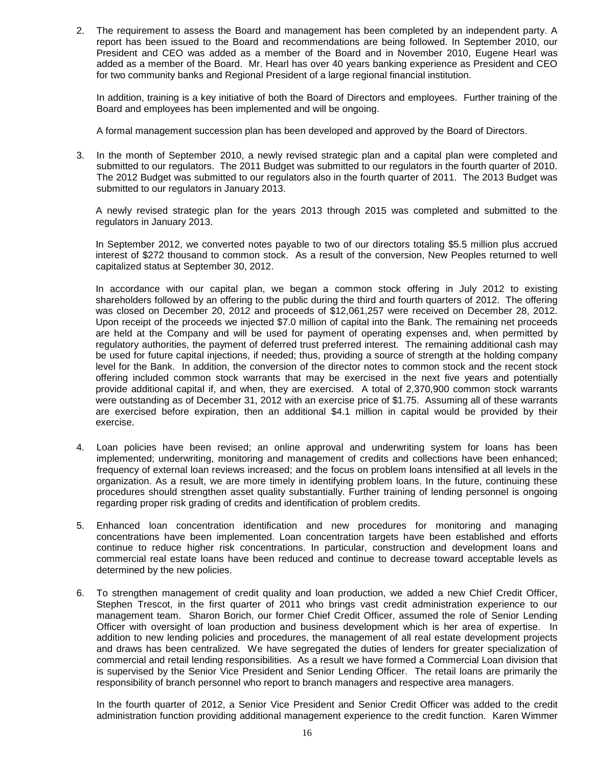2. The requirement to assess the Board and management has been completed by an independent party. A report has been issued to the Board and recommendations are being followed. In September 2010, our President and CEO was added as a member of the Board and in November 2010, Eugene Hearl was added as a member of the Board. Mr. Hearl has over 40 years banking experience as President and CEO for two community banks and Regional President of a large regional financial institution.

   In addition, training is a key initiative of both the Board of Directors and employees. Further training of the Board and employees has been implemented and will be ongoing.

   A formal management succession plan has been developed and approved by the Board of Directors.

3. In the month of September 2010, a newly revised strategic plan and a capital plan were completed and submitted to our regulators. The 2011 Budget was submitted to our regulators in the fourth quarter of 2010. The 2012 Budget was submitted to our regulators also in the fourth quarter of 2011. The 2013 Budget was submitted to our regulators in January 2013.

   A newly revised strategic plan for the years 2013 through 2015 was completed and submitted to the regulators in January 2013.

   In September 2012, we converted notes payable to two of our directors totaling $5.5 million plus accrued interest of $272 thousand to common stock. As a result of the conversion, New Peoples returned to well capitalized status at September 30, 2012.

   In accordance with our capital plan, we began a common stock offering in July 2012 to existing shareholders followed by an offering to the public during the third and fourth quarters of 2012. The offering was closed on December 20, 2012 and proceeds of $12,061,257 were received on December 28, 2012. Upon receipt of the proceeds we injected $7.0 million of capital into the Bank. The remaining net proceeds are held at the Company and will be used for payment of operating expenses and, when permitted by regulatory authorities, the payment of deferred trust preferred interest. The remaining additional cash may be used for future capital injections, if needed; thus, providing a source of strength at the holding company level for the Bank. In addition, the conversion of the director notes to common stock and the recent stock offering included common stock warrants that may be exercised in the next five years and potentially provide additional capital if, and when, they are exercised. A total of 2,370,900 common stock warrants were outstanding as of December 31, 2012 with an exercise price of $1.75. Assuming all of these warrants are exercised before expiration, then an additional $4.1 million in capital would be provided by their exercise.

4. Loan policies have been revised; an online approval and underwriting system for loans has been implemented; underwriting, monitoring and management of credits and collections have been enhanced; frequency of external loan reviews increased; and the focus on problem loans intensified at all levels in the organization. As a result, we are more timely in identifying problem loans. In the future, continuing these procedures should strengthen asset quality substantially. Further training of lending personnel is ongoing regarding proper risk grading of credits and identification of problem credits.

5. Enhanced loan concentration identification and new procedures for monitoring and managing concentrations have been implemented. Loan concentration targets have been established and efforts continue to reduce higher risk concentrations. In particular, construction and development loans and commercial real estate loans have been reduced and continue to decrease toward acceptable levels as determined by the new policies.

6. To strengthen management of credit quality and loan production, we added a new Chief Credit Officer, Stephen Trescot, in the first quarter of 2011 who brings vast credit administration experience to our management team. Sharon Borich, our former Chief Credit Officer, assumed the role of Senior Lending Officer with oversight of loan production and business development which is her area of expertise. In addition to new lending policies and procedures, the management of all real estate development projects and draws has been centralized. We have segregated the duties of lenders for greater specialization of commercial and retail lending responsibilities. As a result we have formed a Commercial Loan division that is supervised by the Senior Vice President and Senior Lending Officer. The retail loans are primarily the responsibility of branch personnel who report to branch managers and respective area managers.

   In the fourth quarter of 2012, a Senior Vice President and Senior Credit Officer was added to the credit administration function providing additional management experience to the credit function. Karen Wimmer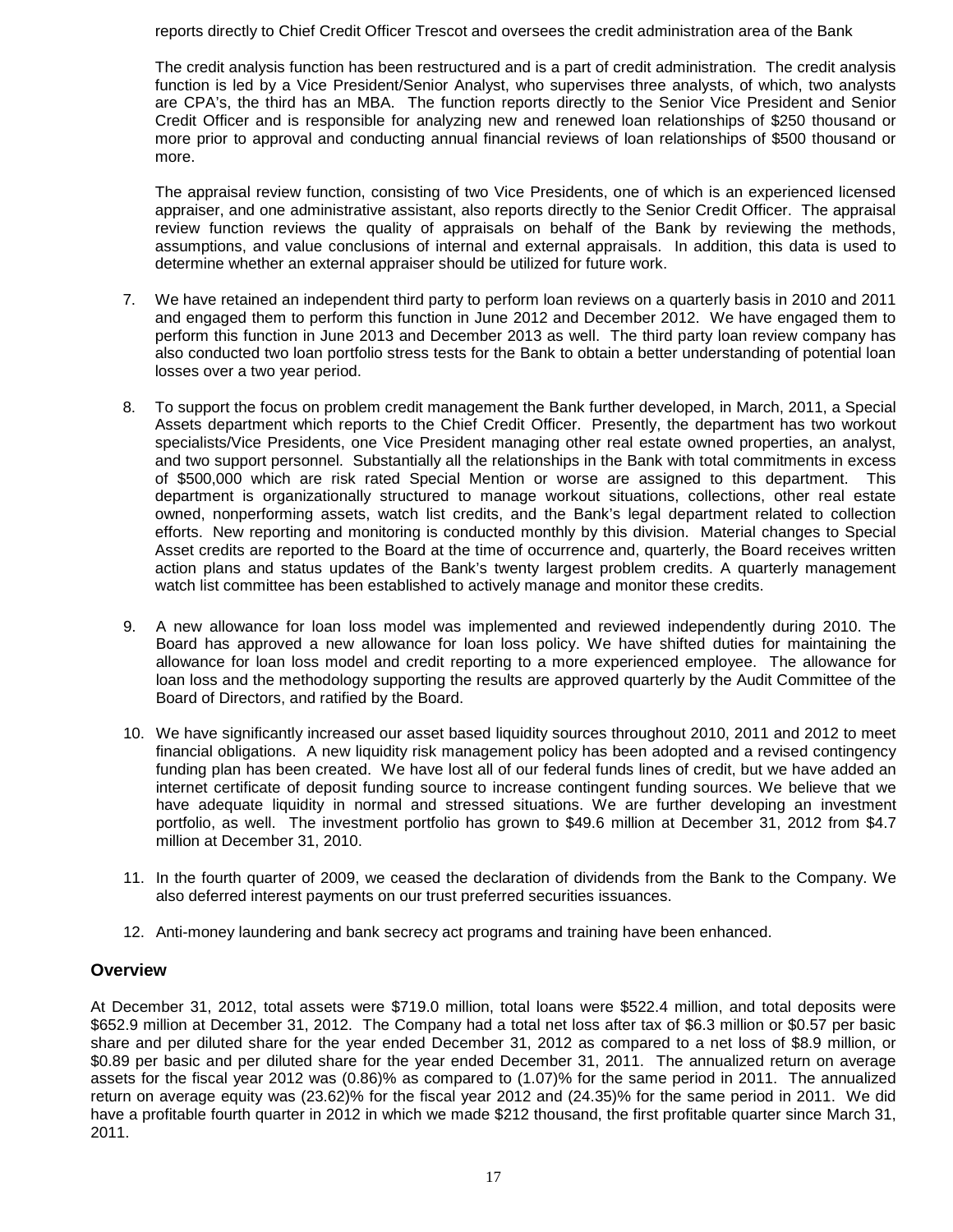reports directly to Chief Credit Officer Trescot and oversees the credit administration area of the Bank

The credit analysis function has been restructured and is a part of credit administration. The credit analysis function is led by a Vice President/Senior Analyst, who supervises three analysts, of which, two analysts are CPA's, the third has an MBA. The function reports directly to the Senior Vice President and Senior Credit Officer and is responsible for analyzing new and renewed loan relationships of $250 thousand or more prior to approval and conducting annual financial reviews of loan relationships of $500 thousand or more.

The appraisal review function, consisting of two Vice Presidents, one of which is an experienced licensed appraiser, and one administrative assistant, also reports directly to the Senior Credit Officer. The appraisal review function reviews the quality of appraisals on behalf of the Bank by reviewing the methods, assumptions, and value conclusions of internal and external appraisals. In addition, this data is used to determine whether an external appraiser should be utilized for future work.

7. We have retained an independent third party to perform loan reviews on a quarterly basis in 2010 and 2011 and engaged them to perform this function in June 2012 and December 2012. We have engaged them to perform this function in June 2013 and December 2013 as well. The third party loan review company has also conducted two loan portfolio stress tests for the Bank to obtain a better understanding of potential loan losses over a two year period.

8. To support the focus on problem credit management the Bank further developed, in March, 2011, a Special Assets department which reports to the Chief Credit Officer. Presently, the department has two workout specialists/Vice Presidents, one Vice President managing other real estate owned properties, an analyst, and two support personnel. Substantially all the relationships in the Bank with total commitments in excess of $500,000 which are risk rated Special Mention or worse are assigned to this department. This department is organizationally structured to manage workout situations, collections, other real estate owned, nonperforming assets, watch list credits, and the Bank's legal department related to collection efforts. New reporting and monitoring is conducted monthly by this division. Material changes to Special Asset credits are reported to the Board at the time of occurrence and, quarterly, the Board receives written action plans and status updates of the Bank's twenty largest problem credits. A quarterly management watch list committee has been established to actively manage and monitor these credits.

9. A new allowance for loan loss model was implemented and reviewed independently during 2010. The Board has approved a new allowance for loan loss policy. We have shifted duties for maintaining the allowance for loan loss model and credit reporting to a more experienced employee. The allowance for loan loss and the methodology supporting the results are approved quarterly by the Audit Committee of the Board of Directors, and ratified by the Board.

10. We have significantly increased our asset based liquidity sources throughout 2010, 2011 and 2012 to meet financial obligations. A new liquidity risk management policy has been adopted and a revised contingency funding plan has been created. We have lost all of our federal funds lines of credit, but we have added an internet certificate of deposit funding source to increase contingent funding sources. We believe that we have adequate liquidity in normal and stressed situations. We are further developing an investment portfolio, as well. The investment portfolio has grown to $49.6 million at December 31, 2012 from $4.7 million at December 31, 2010.

11. In the fourth quarter of 2009, we ceased the declaration of dividends from the Bank to the Company. We also deferred interest payments on our trust preferred securities issuances.

12. Anti-money laundering and bank secrecy act programs and training have been enhanced.

## Overview

At December 31, 2012, total assets were $719.0 million, total loans were $522.4 million, and total deposits were $652.9 million at December 31, 2012. The Company had a total net loss after tax of $6.3 million or $0.57 per basic share and per diluted share for the year ended December 31, 2012 as compared to a net loss of $8.9 million, or $0.89 per basic and per diluted share for the year ended December 31, 2011. The annualized return on average assets for the fiscal year 2012 was (0.86)% as compared to (1.07)% for the same period in 2011. The annualized return on average equity was (23.62)% for the fiscal year 2012 and (24.35)% for the same period in 2011. We did have a profitable fourth quarter in 2012 in which we made $212 thousand, the first profitable quarter since March 31, 2011.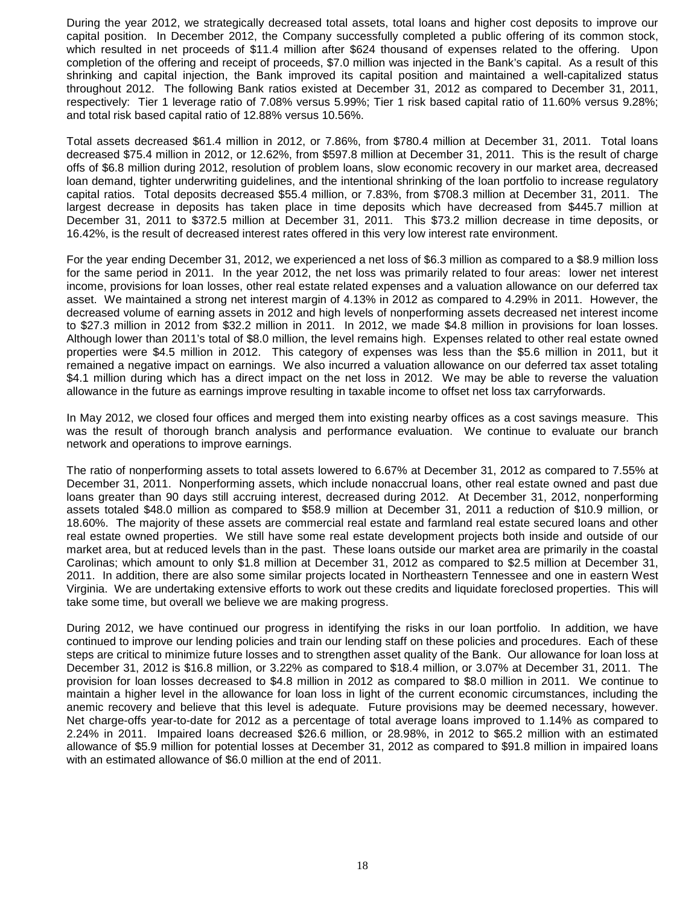During the year 2012, we strategically decreased total assets, total loans and higher cost deposits to improve our capital position. In December 2012, the Company successfully completed a public offering of its common stock, which resulted in net proceeds of $11.4 million after $624 thousand of expenses related to the offering. Upon completion of the offering and receipt of proceeds, $7.0 million was injected in the Bank's capital. As a result of this shrinking and capital injection, the Bank improved its capital position and maintained a well-capitalized status throughout 2012. The following Bank ratios existed at December 31, 2012 as compared to December 31, 2011, respectively: Tier 1 leverage ratio of 7.08% versus 5.99%; Tier 1 risk based capital ratio of 11.60% versus 9.28%; and total risk based capital ratio of 12.88% versus 10.56%.

Total assets decreased $61.4 million in 2012, or 7.86%, from $780.4 million at December 31, 2011. Total loans decreased $75.4 million in 2012, or 12.62%, from $597.8 million at December 31, 2011. This is the result of charge offs of $6.8 million during 2012, resolution of problem loans, slow economic recovery in our market area, decreased loan demand, tighter underwriting guidelines, and the intentional shrinking of the loan portfolio to increase regulatory capital ratios. Total deposits decreased $55.4 million, or 7.83%, from $708.3 million at December 31, 2011. The largest decrease in deposits has taken place in time deposits which have decreased from $445.7 million at December 31, 2011 to $372.5 million at December 31, 2011. This $73.2 million decrease in time deposits, or 16.42%, is the result of decreased interest rates offered in this very low interest rate environment.

For the year ending December 31, 2012, we experienced a net loss of $6.3 million as compared to a $8.9 million loss for the same period in 2011. In the year 2012, the net loss was primarily related to four areas: lower net interest income, provisions for loan losses, other real estate related expenses and a valuation allowance on our deferred tax asset. We maintained a strong net interest margin of 4.13% in 2012 as compared to 4.29% in 2011. However, the decreased volume of earning assets in 2012 and high levels of nonperforming assets decreased net interest income to $27.3 million in 2012 from $32.2 million in 2011. In 2012, we made $4.8 million in provisions for loan losses. Although lower than 2011's total of $8.0 million, the level remains high. Expenses related to other real estate owned properties were $4.5 million in 2012. This category of expenses was less than the $5.6 million in 2011, but it remained a negative impact on earnings. We also incurred a valuation allowance on our deferred tax asset totaling $4.1 million during which has a direct impact on the net loss in 2012. We may be able to reverse the valuation allowance in the future as earnings improve resulting in taxable income to offset net loss tax carryforwards.

In May 2012, we closed four offices and merged them into existing nearby offices as a cost savings measure. This was the result of thorough branch analysis and performance evaluation. We continue to evaluate our branch network and operations to improve earnings.

The ratio of nonperforming assets to total assets lowered to 6.67% at December 31, 2012 as compared to 7.55% at December 31, 2011. Nonperforming assets, which include nonaccrual loans, other real estate owned and past due loans greater than 90 days still accruing interest, decreased during 2012. At December 31, 2012, nonperforming assets totaled $48.0 million as compared to $58.9 million at December 31, 2011 a reduction of $10.9 million, or 18.60%. The majority of these assets are commercial real estate and farmland real estate secured loans and other real estate owned properties. We still have some real estate development projects both inside and outside of our market area, but at reduced levels than in the past. These loans outside our market area are primarily in the coastal Carolinas; which amount to only $1.8 million at December 31, 2012 as compared to $2.5 million at December 31, 2011. In addition, there are also some similar projects located in Northeastern Tennessee and one in eastern West Virginia. We are undertaking extensive efforts to work out these credits and liquidate foreclosed properties. This will take some time, but overall we believe we are making progress.

During 2012, we have continued our progress in identifying the risks in our loan portfolio. In addition, we have continued to improve our lending policies and train our lending staff on these policies and procedures. Each of these steps are critical to minimize future losses and to strengthen asset quality of the Bank. Our allowance for loan loss at December 31, 2012 is $16.8 million, or 3.22% as compared to $18.4 million, or 3.07% at December 31, 2011. The provision for loan losses decreased to $4.8 million in 2012 as compared to $8.0 million in 2011. We continue to maintain a higher level in the allowance for loan loss in light of the current economic circumstances, including the anemic recovery and believe that this level is adequate. Future provisions may be deemed necessary, however. Net charge-offs year-to-date for 2012 as a percentage of total average loans improved to 1.14% as compared to 2.24% in 2011. Impaired loans decreased $26.6 million, or 28.98%, in 2012 to $65.2 million with an estimated allowance of $5.9 million for potential losses at December 31, 2012 as compared to $91.8 million in impaired loans with an estimated allowance of $6.0 million at the end of 2011.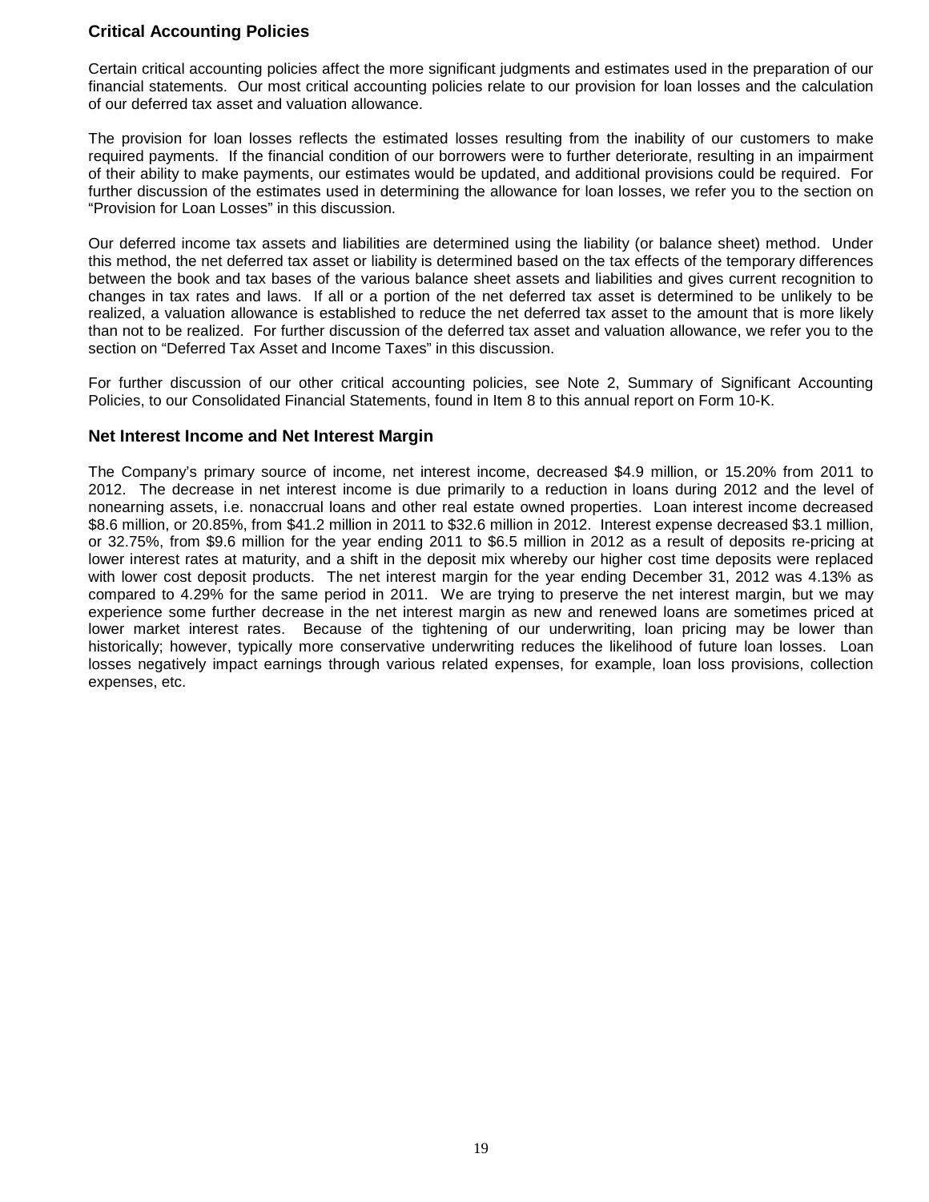## Critical Accounting Policies

Certain critical accounting policies affect the more significant judgments and estimates used in the preparation of our financial statements. Our most critical accounting policies relate to our provision for loan losses and the calculation of our deferred tax asset and valuation allowance.

The provision for loan losses reflects the estimated losses resulting from the inability of our customers to make required payments. If the financial condition of our borrowers were to further deteriorate, resulting in an impairment of their ability to make payments, our estimates would be updated, and additional provisions could be required. For further discussion of the estimates used in determining the allowance for loan losses, we refer you to the section on "Provision for Loan Losses" in this discussion.

Our deferred income tax assets and liabilities are determined using the liability (or balance sheet) method. Under this method, the net deferred tax asset or liability is determined based on the tax effects of the temporary differences between the book and tax bases of the various balance sheet assets and liabilities and gives current recognition to changes in tax rates and laws. If all or a portion of the net deferred tax asset is determined to be unlikely to be realized, a valuation allowance is established to reduce the net deferred tax asset to the amount that is more likely than not to be realized. For further discussion of the deferred tax asset and valuation allowance, we refer you to the section on "Deferred Tax Asset and Income Taxes" in this discussion.

For further discussion of our other critical accounting policies, see Note 2, Summary of Significant Accounting Policies, to our Consolidated Financial Statements, found in Item 8 to this annual report on Form 10-K.

## Net Interest Income and Net Interest Margin

The Company's primary source of income, net interest income, decreased $4.9 million, or 15.20% from 2011 to 2012. The decrease in net interest income is due primarily to a reduction in loans during 2012 and the level of nonearning assets, i.e. nonaccrual loans and other real estate owned properties. Loan interest income decreased $8.6 million, or 20.85%, from $41.2 million in 2011 to $32.6 million in 2012. Interest expense decreased $3.1 million, or 32.75%, from $9.6 million for the year ending 2011 to $6.5 million in 2012 as a result of deposits re-pricing at lower interest rates at maturity, and a shift in the deposit mix whereby our higher cost time deposits were replaced with lower cost deposit products. The net interest margin for the year ending December 31, 2012 was 4.13% as compared to 4.29% for the same period in 2011. We are trying to preserve the net interest margin, but we may experience some further decrease in the net interest margin as new and renewed loans are sometimes priced at lower market interest rates. Because of the tightening of our underwriting, loan pricing may be lower than historically; however, typically more conservative underwriting reduces the likelihood of future loan losses. Loan losses negatively impact earnings through various related expenses, for example, loan loss provisions, collection expenses, etc.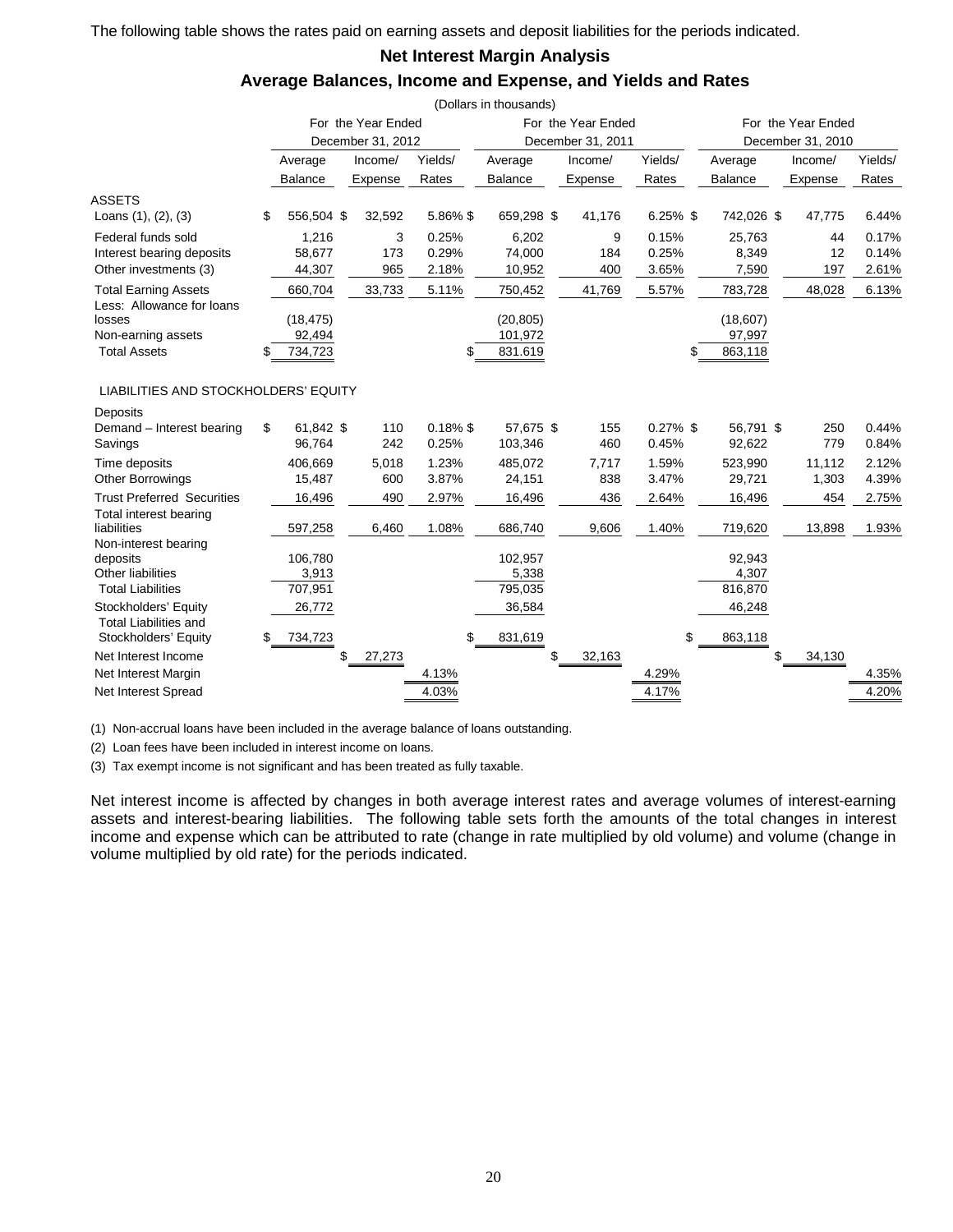The following table shows the rates paid on earning assets and deposit liabilities for the periods indicated.

## Net Interest Margin Analysis

### Average Balances, Income and Expense, and Yields and Rates

(Dollars in thousands)

| | For the Year Ended December 31, 2012 | | | For the Year Ended December 31, 2011 | | | For the Year Ended December 31, 2010 | | |
|---|---|---|---|---|---|---|---|---|---|
| | Average Balance | Income/ Expense | Yields/ Rates | Average Balance | Income/ Expense | Yields/ Rates | Average Balance | Income/ Expense | Yields/ Rates |
| **ASSETS** | | | | | | | | | |
| Loans (1), (2), (3) | $ 556,504 | $ 32,592 | 5.86% | $ 659,298 | $ 41,176 | 6.25% | $ 742,026 | $ 47,775 | 6.44% |
| Federal funds sold | 1,216 | 3 | 0.25% | 6,202 | 9 | 0.15% | 25,763 | 44 | 0.17% |
| Interest bearing deposits | 58,677 | 173 | 0.29% | 74,000 | 184 | 0.25% | 8,349 | 12 | 0.14% |
| Other investments (3) | 44,307 | 965 | 2.18% | 10,952 | 400 | 3.65% | 7,590 | 197 | 2.61% |
| Total Earning Assets | 660,704 | 33,733 | 5.11% | 750,452 | 41,769 | 5.57% | 783,728 | 48,028 | 6.13% |
| Less: Allowance for loans losses | (18,475) | | | (20,805) | | | (18,607) | | |
| Non-earning assets | 92,494 | | | 101,972 | | | 97,997 | | |
| Total Assets | $ 734,723 | | | $ 831,619 | | | $ 863,118 | | |
| **LIABILITIES AND STOCKHOLDERS' EQUITY** | | | | | | | | | |
| Deposits | | | | | | | | | |
| Demand – Interest bearing | $ 61,842 | $ 110 | 0.18% | $ 57,675 | $ 155 | 0.27% | $ 56,791 | $ 250 | 0.44% |
| Savings | 96,764 | 242 | 0.25% | 103,346 | 460 | 0.45% | 92,622 | 779 | 0.84% |
| Time deposits | 406,669 | 5,018 | 1.23% | 485,072 | 7,717 | 1.59% | 523,990 | 11,112 | 2.12% |
| Other Borrowings | 15,487 | 600 | 3.87% | 24,151 | 838 | 3.47% | 29,721 | 1,303 | 4.39% |
| Trust Preferred Securities | 16,496 | 490 | 2.97% | 16,496 | 436 | 2.64% | 16,496 | 454 | 2.75% |
| Total interest bearing liabilities | 597,258 | 6,460 | 1.08% | 686,740 | 9,606 | 1.40% | 719,620 | 13,898 | 1.93% |
| Non-interest bearing deposits | 106,780 | | | 102,957 | | | 92,943 | | |
| Other liabilities | 3,913 | | | 5,338 | | | 4,307 | | |
| Total Liabilities | 707,951 | | | 795,035 | | | 816,870 | | |
| Stockholders' Equity | 26,772 | | | 36,584 | | | 46,248 | | |
| Total Liabilities and Stockholders' Equity | $ 734,723 | | | $ 831,619 | | | $ 863,118 | | |
| Net Interest Income | | $ 27,273 | | | $ 32,163 | | | $ 34,130 | |
| Net Interest Margin | | | 4.13% | | | 4.29% | | | 4.35% |
| Net Interest Spread | | | 4.03% | | | 4.17% | | | 4.20% |

(1) Non-accrual loans have been included in the average balance of loans outstanding.

(2) Loan fees have been included in interest income on loans.

(3) Tax exempt income is not significant and has been treated as fully taxable.

Net interest income is affected by changes in both average interest rates and average volumes of interest-earning assets and interest-bearing liabilities. The following table sets forth the amounts of the total changes in interest income and expense which can be attributed to rate (change in rate multiplied by old volume) and volume (change in volume multiplied by old rate) for the periods indicated.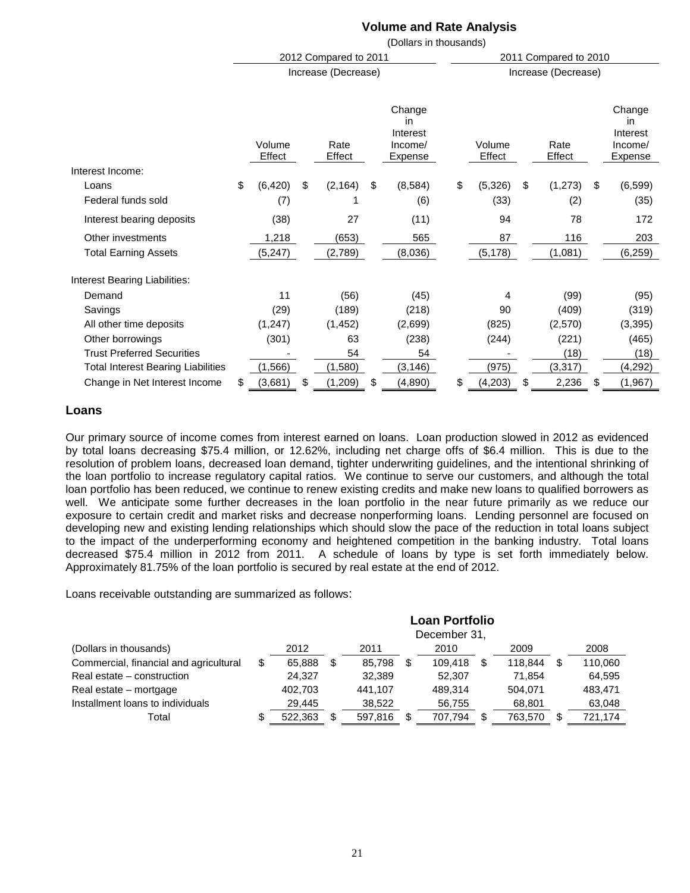## Volume and Rate Analysis

(Dollars in thousands)

| | 2012 Compared to 2011 | | | 2011 Compared to 2010 | | |
|---|---|---|---|---|---|---|
| | Increase (Decrease) | | | Increase (Decrease) | | |
| | Volume Effect | Rate Effect | Change in Interest Income/ Expense | Volume Effect | Rate Effect | Change in Interest Income/ Expense |
| Interest Income: | | | | | | |
| Loans | $ (6,420) | $ (2,164) | $ (8,584) | $ (5,326) | $ (1,273) | $ (6,599) |
| Federal funds sold | (7) | 1 | (6) | (33) | (2) | (35) |
| Interest bearing deposits | (38) | 27 | (11) | 94 | 78 | 172 |
| Other investments | 1,218 | (653) | 565 | 87 | 116 | 203 |
| Total Earning Assets | (5,247) | (2,789) | (8,036) | (5,178) | (1,081) | (6,259) |
| Interest Bearing Liabilities: | | | | | | |
| Demand | 11 | (56) | (45) | 4 | (99) | (95) |
| Savings | (29) | (189) | (218) | 90 | (409) | (319) |
| All other time deposits | (1,247) | (1,452) | (2,699) | (825) | (2,570) | (3,395) |
| Other borrowings | (301) | 63 | (238) | (244) | (221) | (465) |
| Trust Preferred Securities | - | 54 | 54 | - | (18) | (18) |
| Total Interest Bearing Liabilities | (1,566) | (1,580) | (3,146) | (975) | (3,317) | (4,292) |
| Change in Net Interest Income | $ (3,681) | $ (1,209) | $ (4,890) | $ (4,203) | $ 2,236 | $ (1,967) |

## Loans

Our primary source of income comes from interest earned on loans. Loan production slowed in 2012 as evidenced by total loans decreasing $75.4 million, or 12.62%, including net charge offs of $6.4 million. This is due to the resolution of problem loans, decreased loan demand, tighter underwriting guidelines, and the intentional shrinking of the loan portfolio to increase regulatory capital ratios. We continue to serve our customers, and although the total loan portfolio has been reduced, we continue to renew existing credits and make new loans to qualified borrowers as well. We anticipate some further decreases in the loan portfolio in the near future primarily as we reduce our exposure to certain credit and market risks and decrease nonperforming loans. Lending personnel are focused on developing new and existing lending relationships which should slow the pace of the reduction in total loans subject to the impact of the underperforming economy and heightened competition in the banking industry. Total loans decreased $75.4 million in 2012 from 2011. A schedule of loans by type is set forth immediately below. Approximately 81.75% of the loan portfolio is secured by real estate at the end of 2012.

Loans receivable outstanding are summarized as follows:

**Loan Portfolio**

| | December 31, | | | | |
|---|---|---|---|---|---|
| (Dollars in thousands) | 2012 | 2011 | 2010 | 2009 | 2008 |
| Commercial, financial and agricultural | $ 65,888 | $ 85,798 | $ 109,418 | $ 118,844 | $ 110,060 |
| Real estate – construction | 24,327 | 32,389 | 52,307 | 71,854 | 64,595 |
| Real estate – mortgage | 402,703 | 441,107 | 489,314 | 504,071 | 483,471 |
| Installment loans to individuals | 29,445 | 38,522 | 56,755 | 68,801 | 63,048 |
| Total | $ 522,363 | $ 597,816 | $ 707,794 | $ 763,570 | $ 721,174 |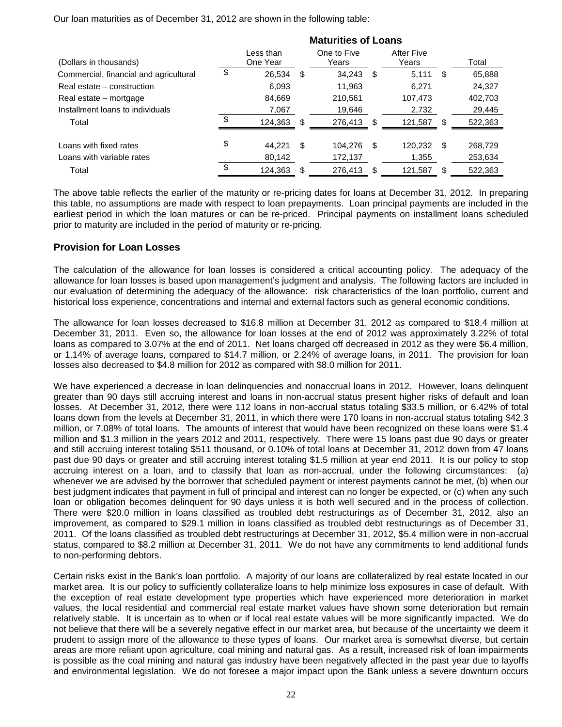Our loan maturities as of December 31, 2012 are shown in the following table:

| | Maturities of Loans | | | |
|---|---|---|---|---|
| (Dollars in thousands) | Less than One Year | One to Five Years | After Five Years | Total |
| Commercial, financial and agricultural | $ 26,534 | $ 34,243 | $ 5,111 | $ 65,888 |
| Real estate – construction | 6,093 | 11,963 | 6,271 | 24,327 |
| Real estate – mortgage | 84,669 | 210,561 | 107,473 | 402,703 |
| Installment loans to individuals | 7,067 | 19,646 | 2,732 | 29,445 |
| Total | $ 124,363 | $ 276,413 | $ 121,587 | $ 522,363 |
| | | | | |
| Loans with fixed rates | $ 44,221 | $ 104,276 | $ 120,232 | $ 268,729 |
| Loans with variable rates | 80,142 | 172,137 | 1,355 | 253,634 |
| Total | $ 124,363 | $ 276,413 | $ 121,587 | $ 522,363 |

The above table reflects the earlier of the maturity or re-pricing dates for loans at December 31, 2012. In preparing this table, no assumptions are made with respect to loan prepayments. Loan principal payments are included in the earliest period in which the loan matures or can be re-priced. Principal payments on installment loans scheduled prior to maturity are included in the period of maturity or re-pricing.

## Provision for Loan Losses

The calculation of the allowance for loan losses is considered a critical accounting policy. The adequacy of the allowance for loan losses is based upon management's judgment and analysis. The following factors are included in our evaluation of determining the adequacy of the allowance: risk characteristics of the loan portfolio, current and historical loss experience, concentrations and internal and external factors such as general economic conditions.

The allowance for loan losses decreased to $16.8 million at December 31, 2012 as compared to $18.4 million at December 31, 2011. Even so, the allowance for loan losses at the end of 2012 was approximately 3.22% of total loans as compared to 3.07% at the end of 2011. Net loans charged off decreased in 2012 as they were $6.4 million, or 1.14% of average loans, compared to $14.7 million, or 2.24% of average loans, in 2011. The provision for loan losses also decreased to $4.8 million for 2012 as compared with $8.0 million for 2011.

We have experienced a decrease in loan delinquencies and nonaccrual loans in 2012. However, loans delinquent greater than 90 days still accruing interest and loans in non-accrual status present higher risks of default and loan losses. At December 31, 2012, there were 112 loans in non-accrual status totaling $33.5 million, or 6.42% of total loans down from the levels at December 31, 2011, in which there were 170 loans in non-accrual status totaling $42.3 million, or 7.08% of total loans. The amounts of interest that would have been recognized on these loans were $1.4 million and $1.3 million in the years 2012 and 2011, respectively. There were 15 loans past due 90 days or greater and still accruing interest totaling $511 thousand, or 0.10% of total loans at December 31, 2012 down from 47 loans past due 90 days or greater and still accruing interest totaling $1.5 million at year end 2011. It is our policy to stop accruing interest on a loan, and to classify that loan as non-accrual, under the following circumstances: (a) whenever we are advised by the borrower that scheduled payment or interest payments cannot be met, (b) when our best judgment indicates that payment in full of principal and interest can no longer be expected, or (c) when any such loan or obligation becomes delinquent for 90 days unless it is both well secured and in the process of collection. There were $20.0 million in loans classified as troubled debt restructurings as of December 31, 2012, also an improvement, as compared to $29.1 million in loans classified as troubled debt restructurings as of December 31, 2011. Of the loans classified as troubled debt restructurings at December 31, 2012, $5.4 million were in non-accrual status, compared to $8.2 million at December 31, 2011. We do not have any commitments to lend additional funds to non-performing debtors.

Certain risks exist in the Bank's loan portfolio. A majority of our loans are collateralized by real estate located in our market area. It is our policy to sufficiently collateralize loans to help minimize loss exposures in case of default. With the exception of real estate development type properties which have experienced more deterioration in market values, the local residential and commercial real estate market values have shown some deterioration but remain relatively stable. It is uncertain as to when or if local real estate values will be more significantly impacted. We do not believe that there will be a severely negative effect in our market area, but because of the uncertainty we deem it prudent to assign more of the allowance to these types of loans. Our market area is somewhat diverse, but certain areas are more reliant upon agriculture, coal mining and natural gas. As a result, increased risk of loan impairments is possible as the coal mining and natural gas industry have been negatively affected in the past year due to layoffs and environmental legislation. We do not foresee a major impact upon the Bank unless a severe downturn occurs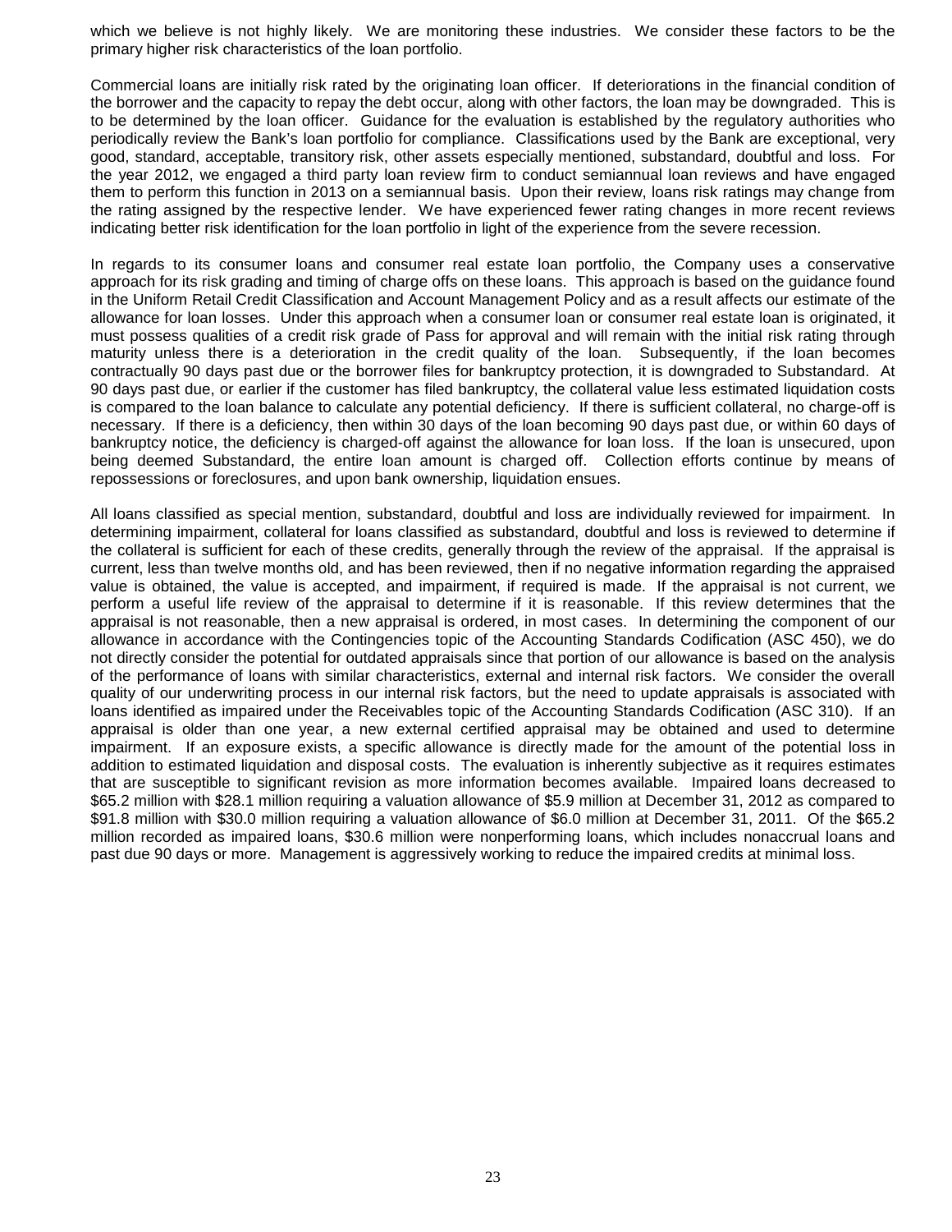which we believe is not highly likely. We are monitoring these industries. We consider these factors to be the primary higher risk characteristics of the loan portfolio.

Commercial loans are initially risk rated by the originating loan officer. If deteriorations in the financial condition of the borrower and the capacity to repay the debt occur, along with other factors, the loan may be downgraded. This is to be determined by the loan officer. Guidance for the evaluation is established by the regulatory authorities who periodically review the Bank's loan portfolio for compliance. Classifications used by the Bank are exceptional, very good, standard, acceptable, transitory risk, other assets especially mentioned, substandard, doubtful and loss. For the year 2012, we engaged a third party loan review firm to conduct semiannual loan reviews and have engaged them to perform this function in 2013 on a semiannual basis. Upon their review, loans risk ratings may change from the rating assigned by the respective lender. We have experienced fewer rating changes in more recent reviews indicating better risk identification for the loan portfolio in light of the experience from the severe recession.

In regards to its consumer loans and consumer real estate loan portfolio, the Company uses a conservative approach for its risk grading and timing of charge offs on these loans. This approach is based on the guidance found in the Uniform Retail Credit Classification and Account Management Policy and as a result affects our estimate of the allowance for loan losses. Under this approach when a consumer loan or consumer real estate loan is originated, it must possess qualities of a credit risk grade of Pass for approval and will remain with the initial risk rating through maturity unless there is a deterioration in the credit quality of the loan. Subsequently, if the loan becomes contractually 90 days past due or the borrower files for bankruptcy protection, it is downgraded to Substandard. At 90 days past due, or earlier if the customer has filed bankruptcy, the collateral value less estimated liquidation costs is compared to the loan balance to calculate any potential deficiency. If there is sufficient collateral, no charge-off is necessary. If there is a deficiency, then within 30 days of the loan becoming 90 days past due, or within 60 days of bankruptcy notice, the deficiency is charged-off against the allowance for loan loss. If the loan is unsecured, upon being deemed Substandard, the entire loan amount is charged off. Collection efforts continue by means of repossessions or foreclosures, and upon bank ownership, liquidation ensues.

All loans classified as special mention, substandard, doubtful and loss are individually reviewed for impairment. In determining impairment, collateral for loans classified as substandard, doubtful and loss is reviewed to determine if the collateral is sufficient for each of these credits, generally through the review of the appraisal. If the appraisal is current, less than twelve months old, and has been reviewed, then if no negative information regarding the appraised value is obtained, the value is accepted, and impairment, if required is made. If the appraisal is not current, we perform a useful life review of the appraisal to determine if it is reasonable. If this review determines that the appraisal is not reasonable, then a new appraisal is ordered, in most cases. In determining the component of our allowance in accordance with the Contingencies topic of the Accounting Standards Codification (ASC 450), we do not directly consider the potential for outdated appraisals since that portion of our allowance is based on the analysis of the performance of loans with similar characteristics, external and internal risk factors. We consider the overall quality of our underwriting process in our internal risk factors, but the need to update appraisals is associated with loans identified as impaired under the Receivables topic of the Accounting Standards Codification (ASC 310). If an appraisal is older than one year, a new external certified appraisal may be obtained and used to determine impairment. If an exposure exists, a specific allowance is directly made for the amount of the potential loss in addition to estimated liquidation and disposal costs. The evaluation is inherently subjective as it requires estimates that are susceptible to significant revision as more information becomes available. Impaired loans decreased to \$65.2 million with \$28.1 million requiring a valuation allowance of \$5.9 million at December 31, 2012 as compared to \$91.8 million with \$30.0 million requiring a valuation allowance of \$6.0 million at December 31, 2011. Of the \$65.2 million recorded as impaired loans, \$30.6 million were nonperforming loans, which includes nonaccrual loans and past due 90 days or more. Management is aggressively working to reduce the impaired credits at minimal loss.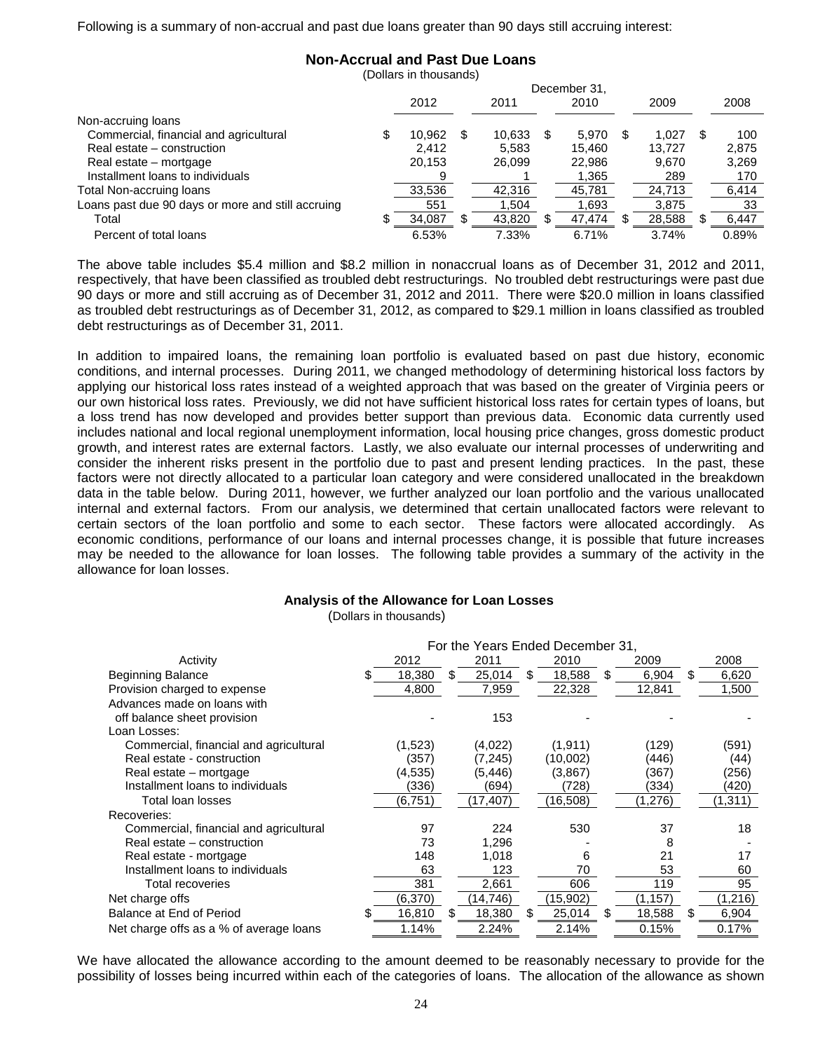Following is a summary of non-accrual and past due loans greater than 90 days still accruing interest:

**Non-Accrual and Past Due Loans**
(Dollars in thousands)

| | December 31, | | | | |
|---|---|---|---|---|---|
| | 2012 | 2011 | 2010 | 2009 | 2008 |
| Non-accruing loans | | | | | |
| Commercial, financial and agricultural | $ 10,962 | $ 10,633 | $ 5,970 | $ 1,027 | $ 100 |
| Real estate – construction | 2,412 | 5,583 | 15,460 | 13,727 | 2,875 |
| Real estate – mortgage | 20,153 | 26,099 | 22,986 | 9,670 | 3,269 |
| Installment loans to individuals | 9 | 1 | 1,365 | 289 | 170 |
| Total Non-accruing loans | 33,536 | 42,316 | 45,781 | 24,713 | 6,414 |
| Loans past due 90 days or more and still accruing | 551 | 1,504 | 1,693 | 3,875 | 33 |
| Total | $ 34,087 | $ 43,820 | $ 47,474 | $ 28,588 | $ 6,447 |
| Percent of total loans | 6.53% | 7.33% | 6.71% | 3.74% | 0.89% |

The above table includes $5.4 million and $8.2 million in nonaccrual loans as of December 31, 2012 and 2011, respectively, that have been classified as troubled debt restructurings. No troubled debt restructurings were past due 90 days or more and still accruing as of December 31, 2012 and 2011. There were $20.0 million in loans classified as troubled debt restructurings as of December 31, 2012, as compared to $29.1 million in loans classified as troubled debt restructurings as of December 31, 2011.

In addition to impaired loans, the remaining loan portfolio is evaluated based on past due history, economic conditions, and internal processes. During 2011, we changed methodology of determining historical loss factors by applying our historical loss rates instead of a weighted approach that was based on the greater of Virginia peers or our own historical loss rates. Previously, we did not have sufficient historical loss rates for certain types of loans, but a loss trend has now developed and provides better support than previous data. Economic data currently used includes national and local regional unemployment information, local housing price changes, gross domestic product growth, and interest rates are external factors. Lastly, we also evaluate our internal processes of underwriting and consider the inherent risks present in the portfolio due to past and present lending practices. In the past, these factors were not directly allocated to a particular loan category and were considered unallocated in the breakdown data in the table below. During 2011, however, we further analyzed our loan portfolio and the various unallocated internal and external factors. From our analysis, we determined that certain unallocated factors were relevant to certain sectors of the loan portfolio and some to each sector. These factors were allocated accordingly. As economic conditions, performance of our loans and internal processes change, it is possible that future increases may be needed to the allowance for loan losses. The following table provides a summary of the activity in the allowance for loan losses.

**Analysis of the Allowance for Loan Losses**
(Dollars in thousands)

| | For the Years Ended December 31, | | | | |
|---|---|---|---|---|---|
| Activity | 2012 | 2011 | 2010 | 2009 | 2008 |
| Beginning Balance | $ 18,380 | $ 25,014 | $ 18,588 | $ 6,904 | $ 6,620 |
| Provision charged to expense | 4,800 | 7,959 | 22,328 | 12,841 | 1,500 |
| Advances made on loans with off balance sheet provision | - | 153 | - | - | - |
| Loan Losses: | | | | | |
| Commercial, financial and agricultural | (1,523) | (4,022) | (1,911) | (129) | (591) |
| Real estate - construction | (357) | (7,245) | (10,002) | (446) | (44) |
| Real estate – mortgage | (4,535) | (5,446) | (3,867) | (367) | (256) |
| Installment loans to individuals | (336) | (694) | (728) | (334) | (420) |
| Total loan losses | (6,751) | (17,407) | (16,508) | (1,276) | (1,311) |
| Recoveries: | | | | | |
| Commercial, financial and agricultural | 97 | 224 | 530 | 37 | 18 |
| Real estate – construction | 73 | 1,296 | - | 8 | - |
| Real estate - mortgage | 148 | 1,018 | 6 | 21 | 17 |
| Installment loans to individuals | 63 | 123 | 70 | 53 | 60 |
| Total recoveries | 381 | 2,661 | 606 | 119 | 95 |
| Net charge offs | (6,370) | (14,746) | (15,902) | (1,157) | (1,216) |
| Balance at End of Period | $ 16,810 | $ 18,380 | $ 25,014 | $ 18,588 | $ 6,904 |
| Net charge offs as a % of average loans | 1.14% | 2.24% | 2.14% | 0.15% | 0.17% |

We have allocated the allowance according to the amount deemed to be reasonably necessary to provide for the possibility of losses being incurred within each of the categories of loans. The allocation of the allowance as shown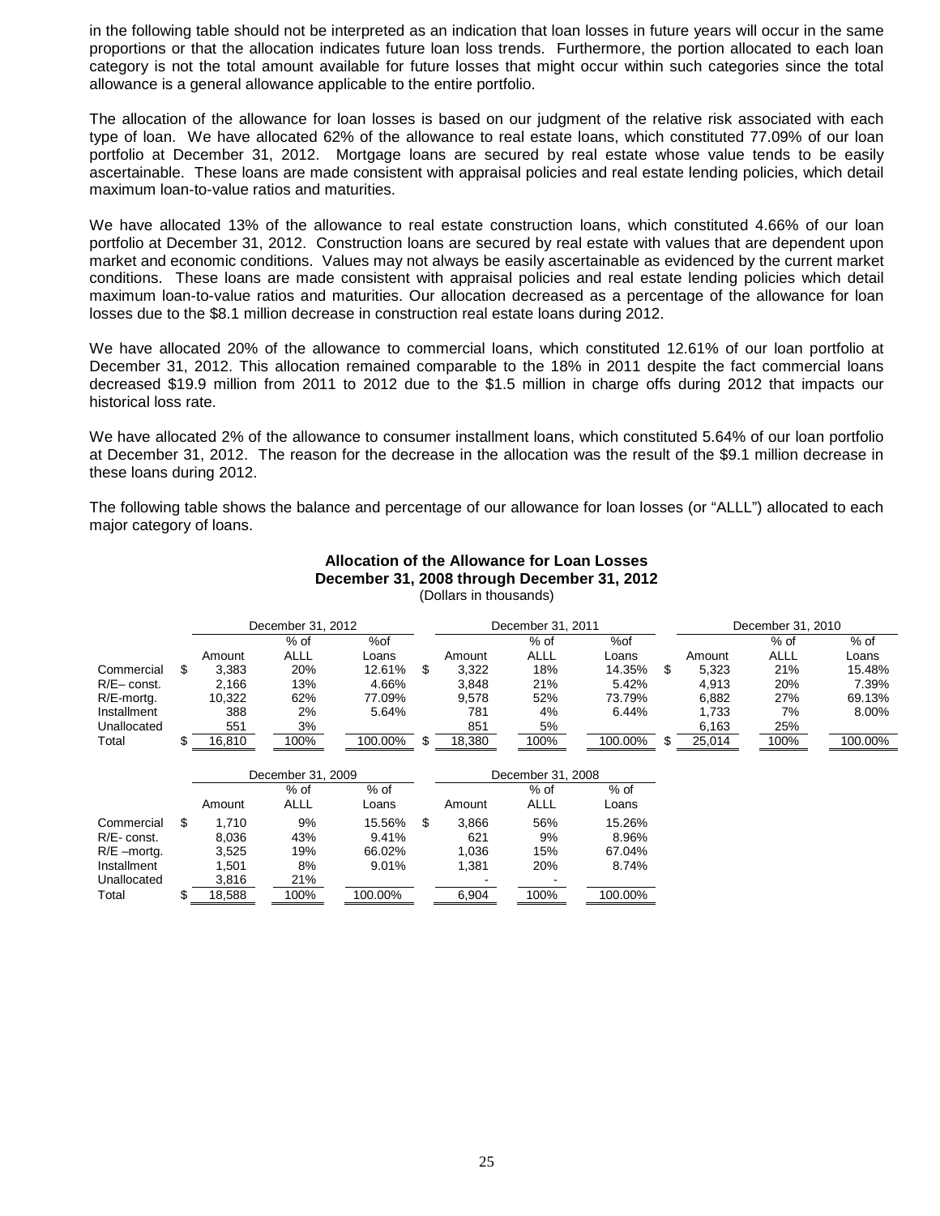in the following table should not be interpreted as an indication that loan losses in future years will occur in the same proportions or that the allocation indicates future loan loss trends. Furthermore, the portion allocated to each loan category is not the total amount available for future losses that might occur within such categories since the total allowance is a general allowance applicable to the entire portfolio.

The allocation of the allowance for loan losses is based on our judgment of the relative risk associated with each type of loan. We have allocated 62% of the allowance to real estate loans, which constituted 77.09% of our loan portfolio at December 31, 2012. Mortgage loans are secured by real estate whose value tends to be easily ascertainable. These loans are made consistent with appraisal policies and real estate lending policies, which detail maximum loan-to-value ratios and maturities.

We have allocated 13% of the allowance to real estate construction loans, which constituted 4.66% of our loan portfolio at December 31, 2012. Construction loans are secured by real estate with values that are dependent upon market and economic conditions. Values may not always be easily ascertainable as evidenced by the current market conditions. These loans are made consistent with appraisal policies and real estate lending policies which detail maximum loan-to-value ratios and maturities. Our allocation decreased as a percentage of the allowance for loan losses due to the $8.1 million decrease in construction real estate loans during 2012.

We have allocated 20% of the allowance to commercial loans, which constituted 12.61% of our loan portfolio at December 31, 2012. This allocation remained comparable to the 18% in 2011 despite the fact commercial loans decreased $19.9 million from 2011 to 2012 due to the $1.5 million in charge offs during 2012 that impacts our historical loss rate.

We have allocated 2% of the allowance to consumer installment loans, which constituted 5.64% of our loan portfolio at December 31, 2012. The reason for the decrease in the allocation was the result of the $9.1 million decrease in these loans during 2012.

The following table shows the balance and percentage of our allowance for loan losses (or "ALLL") allocated to each major category of loans.

**Allocation of the Allowance for Loan Losses**
**December 31, 2008 through December 31, 2012**
(Dollars in thousands)

| | December 31, 2012 | | | December 31, 2011 | | | December 31, 2010 | | |
|---|---|---|---|---|---|---|---|---|---|
| | Amount | % of ALLL | %of Loans | Amount | % of ALLL | %of Loans | Amount | % of ALLL | % of Loans |
| Commercial | $ 3,383 | 20% | 12.61% | $ 3,322 | 18% | 14.35% | $ 5,323 | 21% | 15.48% |
| R/E– const. | 2,166 | 13% | 4.66% | 3,848 | 21% | 5.42% | 4,913 | 20% | 7.39% |
| R/E-mortg. | 10,322 | 62% | 77.09% | 9,578 | 52% | 73.79% | 6,882 | 27% | 69.13% |
| Installment | 388 | 2% | 5.64% | 781 | 4% | 6.44% | 1,733 | 7% | 8.00% |
| Unallocated | 551 | 3% | | 851 | 5% | | 6,163 | 25% | |
| Total | $ 16,810 | 100% | 100.00% | $ 18,380 | 100% | 100.00% | $ 25,014 | 100% | 100.00% |

| | December 31, 2009 | | | December 31, 2008 | | |
|---|---|---|---|---|---|---|
| | Amount | % of ALLL | % of Loans | Amount | % of ALLL | % of Loans |
| Commercial | $ 1,710 | 9% | 15.56% | $ 3,866 | 56% | 15.26% |
| R/E- const. | 8,036 | 43% | 9.41% | 621 | 9% | 8.96% |
| R/E –mortg. | 3,525 | 19% | 66.02% | 1,036 | 15% | 67.04% |
| Installment | 1,501 | 8% | 9.01% | 1,381 | 20% | 8.74% |
| Unallocated | 3,816 | 21% | | - | - | |
| Total | $ 18,588 | 100% | 100.00% | 6,904 | 100% | 100.00% |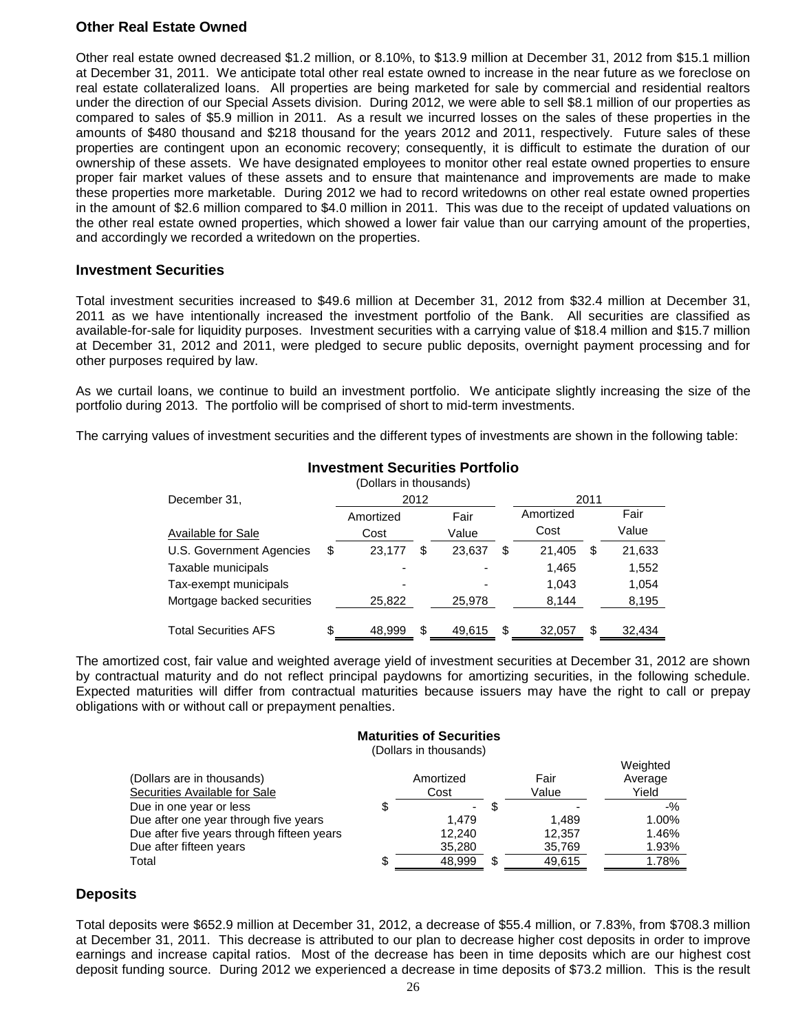## Other Real Estate Owned

Other real estate owned decreased $1.2 million, or 8.10%, to $13.9 million at December 31, 2012 from $15.1 million at December 31, 2011. We anticipate total other real estate owned to increase in the near future as we foreclose on real estate collateralized loans. All properties are being marketed for sale by commercial and residential realtors under the direction of our Special Assets division. During 2012, we were able to sell $8.1 million of our properties as compared to sales of $5.9 million in 2011. As a result we incurred losses on the sales of these properties in the amounts of $480 thousand and $218 thousand for the years 2012 and 2011, respectively. Future sales of these properties are contingent upon an economic recovery; consequently, it is difficult to estimate the duration of our ownership of these assets. We have designated employees to monitor other real estate owned properties to ensure proper fair market values of these assets and to ensure that maintenance and improvements are made to make these properties more marketable. During 2012 we had to record writedowns on other real estate owned properties in the amount of $2.6 million compared to $4.0 million in 2011. This was due to the receipt of updated valuations on the other real estate owned properties, which showed a lower fair value than our carrying amount of the properties, and accordingly we recorded a writedown on the properties.

## Investment Securities

Total investment securities increased to $49.6 million at December 31, 2012 from $32.4 million at December 31, 2011 as we have intentionally increased the investment portfolio of the Bank. All securities are classified as available-for-sale for liquidity purposes. Investment securities with a carrying value of $18.4 million and $15.7 million at December 31, 2012 and 2011, were pledged to secure public deposits, overnight payment processing and for other purposes required by law.

As we curtail loans, we continue to build an investment portfolio. We anticipate slightly increasing the size of the portfolio during 2013. The portfolio will be comprised of short to mid-term investments.

The carrying values of investment securities and the different types of investments are shown in the following table:

**Investment Securities Portfolio**

(Dollars in thousands)

| December 31, | 2012 | | 2011 | |
|---|---|---|---|---|
| Available for Sale | Amortized Cost | Fair Value | Amortized Cost | Fair Value |
| U.S. Government Agencies | $ 23,177 | $ 23,637 | $ 21,405 | $ 21,633 |
| Taxable municipals | - | - | 1,465 | 1,552 |
| Tax-exempt municipals | - | - | 1,043 | 1,054 |
| Mortgage backed securities | 25,822 | 25,978 | 8,144 | 8,195 |
| Total Securities AFS | $ 48,999 | $ 49,615 | $ 32,057 | $ 32,434 |

The amortized cost, fair value and weighted average yield of investment securities at December 31, 2012 are shown by contractual maturity and do not reflect principal paydowns for amortizing securities, in the following schedule. Expected maturities will differ from contractual maturities because issuers may have the right to call or prepay obligations with or without call or prepayment penalties.

**Maturities of Securities**

(Dollars in thousands)

| (Dollars are in thousands) Securities Available for Sale | Amortized Cost | Fair Value | Weighted Average Yield |
|---|---|---|---|
| Due in one year or less | $ - | $ - | -% |
| Due after one year through five years | 1,479 | 1,489 | 1.00% |
| Due after five years through fifteen years | 12,240 | 12,357 | 1.46% |
| Due after fifteen years | 35,280 | 35,769 | 1.93% |
| Total | $ 48,999 | $ 49,615 | 1.78% |

## Deposits

Total deposits were $652.9 million at December 31, 2012, a decrease of $55.4 million, or 7.83%, from $708.3 million at December 31, 2011. This decrease is attributed to our plan to decrease higher cost deposits in order to improve earnings and increase capital ratios. Most of the decrease has been in time deposits which are our highest cost deposit funding source. During 2012 we experienced a decrease in time deposits of $73.2 million. This is the result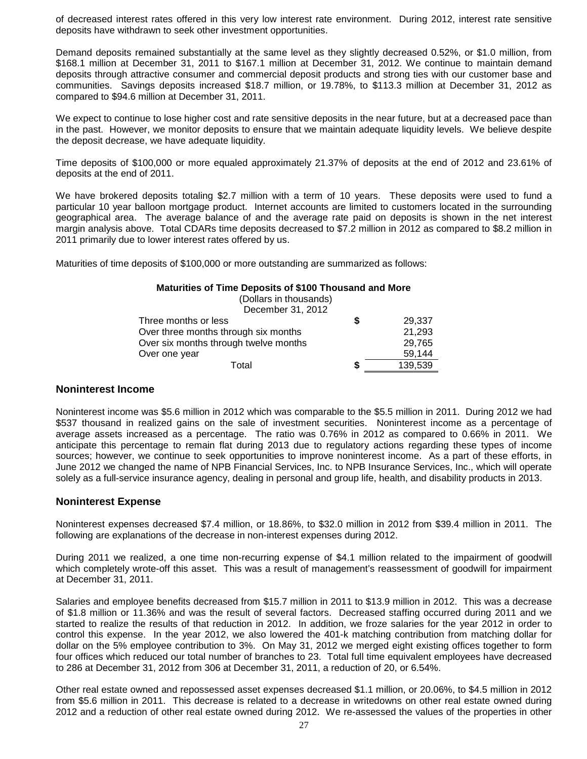of decreased interest rates offered in this very low interest rate environment. During 2012, interest rate sensitive deposits have withdrawn to seek other investment opportunities.

Demand deposits remained substantially at the same level as they slightly decreased 0.52%, or $1.0 million, from $168.1 million at December 31, 2011 to $167.1 million at December 31, 2012. We continue to maintain demand deposits through attractive consumer and commercial deposit products and strong ties with our customer base and communities. Savings deposits increased $18.7 million, or 19.78%, to $113.3 million at December 31, 2012 as compared to $94.6 million at December 31, 2011.

We expect to continue to lose higher cost and rate sensitive deposits in the near future, but at a decreased pace than in the past. However, we monitor deposits to ensure that we maintain adequate liquidity levels. We believe despite the deposit decrease, we have adequate liquidity.

Time deposits of $100,000 or more equaled approximately 21.37% of deposits at the end of 2012 and 23.61% of deposits at the end of 2011.

We have brokered deposits totaling $2.7 million with a term of 10 years. These deposits were used to fund a particular 10 year balloon mortgage product. Internet accounts are limited to customers located in the surrounding geographical area. The average balance of and the average rate paid on deposits is shown in the net interest margin analysis above. Total CDARs time deposits decreased to $7.2 million in 2012 as compared to $8.2 million in 2011 primarily due to lower interest rates offered by us.

Maturities of time deposits of $100,000 or more outstanding are summarized as follows:

**Maturities of Time Deposits of $100 Thousand and More**
(Dollars in thousands)

| December 31, 2012 | | |
|---|---|---|
| Three months or less | $ | 29,337 |
| Over three months through six months | | 21,293 |
| Over six months through twelve months | | 29,765 |
| Over one year | | 59,144 |
| Total | $ | 139,539 |

## Noninterest Income

Noninterest income was $5.6 million in 2012 which was comparable to the $5.5 million in 2011. During 2012 we had $537 thousand in realized gains on the sale of investment securities. Noninterest income as a percentage of average assets increased as a percentage. The ratio was 0.76% in 2012 as compared to 0.66% in 2011. We anticipate this percentage to remain flat during 2013 due to regulatory actions regarding these types of income sources; however, we continue to seek opportunities to improve noninterest income. As a part of these efforts, in June 2012 we changed the name of NPB Financial Services, Inc. to NPB Insurance Services, Inc., which will operate solely as a full-service insurance agency, dealing in personal and group life, health, and disability products in 2013.

## Noninterest Expense

Noninterest expenses decreased $7.4 million, or 18.86%, to $32.0 million in 2012 from $39.4 million in 2011. The following are explanations of the decrease in non-interest expenses during 2012.

During 2011 we realized, a one time non-recurring expense of $4.1 million related to the impairment of goodwill which completely wrote-off this asset. This was a result of management's reassessment of goodwill for impairment at December 31, 2011.

Salaries and employee benefits decreased from $15.7 million in 2011 to $13.9 million in 2012. This was a decrease of $1.8 million or 11.36% and was the result of several factors. Decreased staffing occurred during 2011 and we started to realize the results of that reduction in 2012. In addition, we froze salaries for the year 2012 in order to control this expense. In the year 2012, we also lowered the 401-k matching contribution from matching dollar for dollar on the 5% employee contribution to 3%. On May 31, 2012 we merged eight existing offices together to form four offices which reduced our total number of branches to 23. Total full time equivalent employees have decreased to 286 at December 31, 2012 from 306 at December 31, 2011, a reduction of 20, or 6.54%.

Other real estate owned and repossessed asset expenses decreased $1.1 million, or 20.06%, to $4.5 million in 2012 from $5.6 million in 2011. This decrease is related to a decrease in writedowns on other real estate owned during 2012 and a reduction of other real estate owned during 2012. We re-assessed the values of the properties in other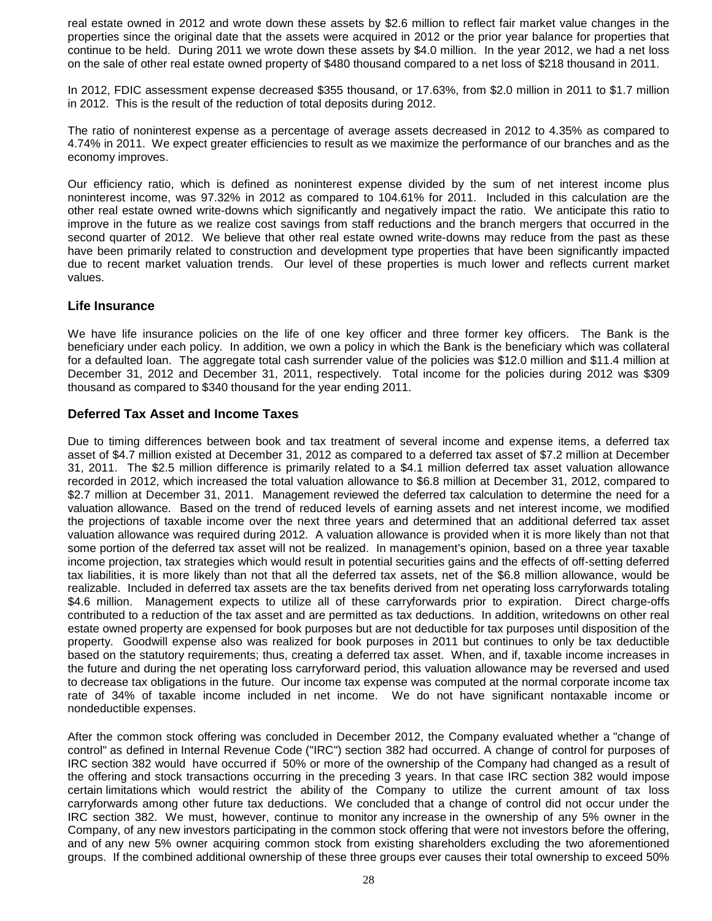real estate owned in 2012 and wrote down these assets by $2.6 million to reflect fair market value changes in the properties since the original date that the assets were acquired in 2012 or the prior year balance for properties that continue to be held. During 2011 we wrote down these assets by $4.0 million. In the year 2012, we had a net loss on the sale of other real estate owned property of $480 thousand compared to a net loss of $218 thousand in 2011.

In 2012, FDIC assessment expense decreased $355 thousand, or 17.63%, from $2.0 million in 2011 to $1.7 million in 2012. This is the result of the reduction of total deposits during 2012.

The ratio of noninterest expense as a percentage of average assets decreased in 2012 to 4.35% as compared to 4.74% in 2011. We expect greater efficiencies to result as we maximize the performance of our branches and as the economy improves.

Our efficiency ratio, which is defined as noninterest expense divided by the sum of net interest income plus noninterest income, was 97.32% in 2012 as compared to 104.61% for 2011. Included in this calculation are the other real estate owned write-downs which significantly and negatively impact the ratio. We anticipate this ratio to improve in the future as we realize cost savings from staff reductions and the branch mergers that occurred in the second quarter of 2012. We believe that other real estate owned write-downs may reduce from the past as these have been primarily related to construction and development type properties that have been significantly impacted due to recent market valuation trends. Our level of these properties is much lower and reflects current market values.

## Life Insurance

We have life insurance policies on the life of one key officer and three former key officers. The Bank is the beneficiary under each policy. In addition, we own a policy in which the Bank is the beneficiary which was collateral for a defaulted loan. The aggregate total cash surrender value of the policies was $12.0 million and $11.4 million at December 31, 2012 and December 31, 2011, respectively. Total income for the policies during 2012 was $309 thousand as compared to $340 thousand for the year ending 2011.

## Deferred Tax Asset and Income Taxes

Due to timing differences between book and tax treatment of several income and expense items, a deferred tax asset of $4.7 million existed at December 31, 2012 as compared to a deferred tax asset of $7.2 million at December 31, 2011. The $2.5 million difference is primarily related to a $4.1 million deferred tax asset valuation allowance recorded in 2012, which increased the total valuation allowance to $6.8 million at December 31, 2012, compared to $2.7 million at December 31, 2011. Management reviewed the deferred tax calculation to determine the need for a valuation allowance. Based on the trend of reduced levels of earning assets and net interest income, we modified the projections of taxable income over the next three years and determined that an additional deferred tax asset valuation allowance was required during 2012. A valuation allowance is provided when it is more likely than not that some portion of the deferred tax asset will not be realized. In management's opinion, based on a three year taxable income projection, tax strategies which would result in potential securities gains and the effects of off-setting deferred tax liabilities, it is more likely than not that all the deferred tax assets, net of the $6.8 million allowance, would be realizable. Included in deferred tax assets are the tax benefits derived from net operating loss carryforwards totaling $4.6 million. Management expects to utilize all of these carryforwards prior to expiration. Direct charge-offs contributed to a reduction of the tax asset and are permitted as tax deductions. In addition, writedowns on other real estate owned property are expensed for book purposes but are not deductible for tax purposes until disposition of the property. Goodwill expense also was realized for book purposes in 2011 but continues to only be tax deductible based on the statutory requirements; thus, creating a deferred tax asset. When, and if, taxable income increases in the future and during the net operating loss carryforward period, this valuation allowance may be reversed and used to decrease tax obligations in the future. Our income tax expense was computed at the normal corporate income tax rate of 34% of taxable income included in net income. We do not have significant nontaxable income or nondeductible expenses.

After the common stock offering was concluded in December 2012, the Company evaluated whether a "change of control" as defined in Internal Revenue Code ("IRC") section 382 had occurred. A change of control for purposes of IRC section 382 would have occurred if 50% or more of the ownership of the Company had changed as a result of the offering and stock transactions occurring in the preceding 3 years. In that case IRC section 382 would impose certain limitations which would restrict the ability of the Company to utilize the current amount of tax loss carryforwards among other future tax deductions. We concluded that a change of control did not occur under the IRC section 382. We must, however, continue to monitor any increase in the ownership of any 5% owner in the Company, of any new investors participating in the common stock offering that were not investors before the offering, and of any new 5% owner acquiring common stock from existing shareholders excluding the two aforementioned groups. If the combined additional ownership of these three groups ever causes their total ownership to exceed 50%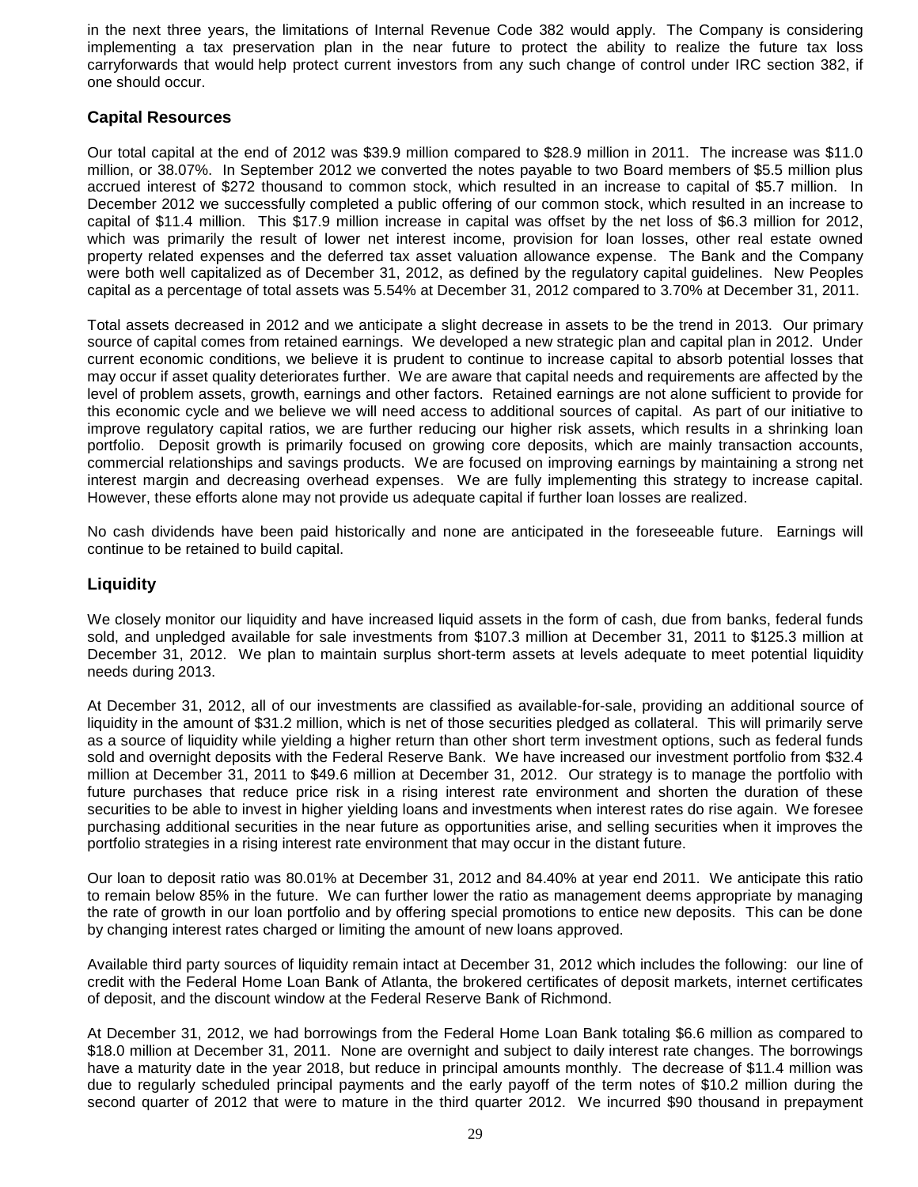in the next three years, the limitations of Internal Revenue Code 382 would apply. The Company is considering implementing a tax preservation plan in the near future to protect the ability to realize the future tax loss carryforwards that would help protect current investors from any such change of control under IRC section 382, if one should occur.

## Capital Resources

Our total capital at the end of 2012 was $39.9 million compared to $28.9 million in 2011. The increase was $11.0 million, or 38.07%. In September 2012 we converted the notes payable to two Board members of $5.5 million plus accrued interest of $272 thousand to common stock, which resulted in an increase to capital of $5.7 million. In December 2012 we successfully completed a public offering of our common stock, which resulted in an increase to capital of $11.4 million. This $17.9 million increase in capital was offset by the net loss of $6.3 million for 2012, which was primarily the result of lower net interest income, provision for loan losses, other real estate owned property related expenses and the deferred tax asset valuation allowance expense. The Bank and the Company were both well capitalized as of December 31, 2012, as defined by the regulatory capital guidelines. New Peoples capital as a percentage of total assets was 5.54% at December 31, 2012 compared to 3.70% at December 31, 2011.

Total assets decreased in 2012 and we anticipate a slight decrease in assets to be the trend in 2013. Our primary source of capital comes from retained earnings. We developed a new strategic plan and capital plan in 2012. Under current economic conditions, we believe it is prudent to continue to increase capital to absorb potential losses that may occur if asset quality deteriorates further. We are aware that capital needs and requirements are affected by the level of problem assets, growth, earnings and other factors. Retained earnings are not alone sufficient to provide for this economic cycle and we believe we will need access to additional sources of capital. As part of our initiative to improve regulatory capital ratios, we are further reducing our higher risk assets, which results in a shrinking loan portfolio. Deposit growth is primarily focused on growing core deposits, which are mainly transaction accounts, commercial relationships and savings products. We are focused on improving earnings by maintaining a strong net interest margin and decreasing overhead expenses. We are fully implementing this strategy to increase capital. However, these efforts alone may not provide us adequate capital if further loan losses are realized.

No cash dividends have been paid historically and none are anticipated in the foreseeable future. Earnings will continue to be retained to build capital.

## Liquidity

We closely monitor our liquidity and have increased liquid assets in the form of cash, due from banks, federal funds sold, and unpledged available for sale investments from $107.3 million at December 31, 2011 to $125.3 million at December 31, 2012. We plan to maintain surplus short-term assets at levels adequate to meet potential liquidity needs during 2013.

At December 31, 2012, all of our investments are classified as available-for-sale, providing an additional source of liquidity in the amount of $31.2 million, which is net of those securities pledged as collateral. This will primarily serve as a source of liquidity while yielding a higher return than other short term investment options, such as federal funds sold and overnight deposits with the Federal Reserve Bank. We have increased our investment portfolio from $32.4 million at December 31, 2011 to $49.6 million at December 31, 2012. Our strategy is to manage the portfolio with future purchases that reduce price risk in a rising interest rate environment and shorten the duration of these securities to be able to invest in higher yielding loans and investments when interest rates do rise again. We foresee purchasing additional securities in the near future as opportunities arise, and selling securities when it improves the portfolio strategies in a rising interest rate environment that may occur in the distant future.

Our loan to deposit ratio was 80.01% at December 31, 2012 and 84.40% at year end 2011. We anticipate this ratio to remain below 85% in the future. We can further lower the ratio as management deems appropriate by managing the rate of growth in our loan portfolio and by offering special promotions to entice new deposits. This can be done by changing interest rates charged or limiting the amount of new loans approved.

Available third party sources of liquidity remain intact at December 31, 2012 which includes the following: our line of credit with the Federal Home Loan Bank of Atlanta, the brokered certificates of deposit markets, internet certificates of deposit, and the discount window at the Federal Reserve Bank of Richmond.

At December 31, 2012, we had borrowings from the Federal Home Loan Bank totaling $6.6 million as compared to $18.0 million at December 31, 2011. None are overnight and subject to daily interest rate changes. The borrowings have a maturity date in the year 2018, but reduce in principal amounts monthly. The decrease of $11.4 million was due to regularly scheduled principal payments and the early payoff of the term notes of $10.2 million during the second quarter of 2012 that were to mature in the third quarter 2012. We incurred $90 thousand in prepayment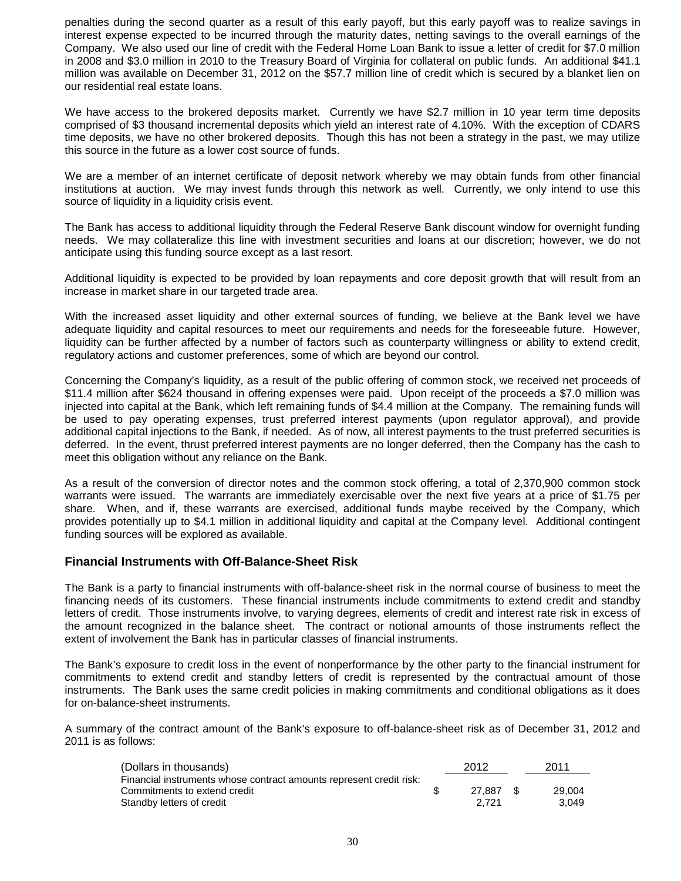penalties during the second quarter as a result of this early payoff, but this early payoff was to realize savings in interest expense expected to be incurred through the maturity dates, netting savings to the overall earnings of the Company. We also used our line of credit with the Federal Home Loan Bank to issue a letter of credit for $7.0 million in 2008 and $3.0 million in 2010 to the Treasury Board of Virginia for collateral on public funds. An additional $41.1 million was available on December 31, 2012 on the $57.7 million line of credit which is secured by a blanket lien on our residential real estate loans.

We have access to the brokered deposits market. Currently we have $2.7 million in 10 year term time deposits comprised of $3 thousand incremental deposits which yield an interest rate of 4.10%. With the exception of CDARS time deposits, we have no other brokered deposits. Though this has not been a strategy in the past, we may utilize this source in the future as a lower cost source of funds.

We are a member of an internet certificate of deposit network whereby we may obtain funds from other financial institutions at auction. We may invest funds through this network as well. Currently, we only intend to use this source of liquidity in a liquidity crisis event.

The Bank has access to additional liquidity through the Federal Reserve Bank discount window for overnight funding needs. We may collateralize this line with investment securities and loans at our discretion; however, we do not anticipate using this funding source except as a last resort.

Additional liquidity is expected to be provided by loan repayments and core deposit growth that will result from an increase in market share in our targeted trade area.

With the increased asset liquidity and other external sources of funding, we believe at the Bank level we have adequate liquidity and capital resources to meet our requirements and needs for the foreseeable future. However, liquidity can be further affected by a number of factors such as counterparty willingness or ability to extend credit, regulatory actions and customer preferences, some of which are beyond our control.

Concerning the Company's liquidity, as a result of the public offering of common stock, we received net proceeds of $11.4 million after $624 thousand in offering expenses were paid. Upon receipt of the proceeds a $7.0 million was injected into capital at the Bank, which left remaining funds of $4.4 million at the Company. The remaining funds will be used to pay operating expenses, trust preferred interest payments (upon regulator approval), and provide additional capital injections to the Bank, if needed. As of now, all interest payments to the trust preferred securities is deferred. In the event, thrust preferred interest payments are no longer deferred, then the Company has the cash to meet this obligation without any reliance on the Bank.

As a result of the conversion of director notes and the common stock offering, a total of 2,370,900 common stock warrants were issued. The warrants are immediately exercisable over the next five years at a price of $1.75 per share. When, and if, these warrants are exercised, additional funds maybe received by the Company, which provides potentially up to $4.1 million in additional liquidity and capital at the Company level. Additional contingent funding sources will be explored as available.

### Financial Instruments with Off-Balance-Sheet Risk

The Bank is a party to financial instruments with off-balance-sheet risk in the normal course of business to meet the financing needs of its customers. These financial instruments include commitments to extend credit and standby letters of credit. Those instruments involve, to varying degrees, elements of credit and interest rate risk in excess of the amount recognized in the balance sheet. The contract or notional amounts of those instruments reflect the extent of involvement the Bank has in particular classes of financial instruments.

The Bank's exposure to credit loss in the event of nonperformance by the other party to the financial instrument for commitments to extend credit and standby letters of credit is represented by the contractual amount of those instruments. The Bank uses the same credit policies in making commitments and conditional obligations as it does for on-balance-sheet instruments.

A summary of the contract amount of the Bank's exposure to off-balance-sheet risk as of December 31, 2012 and 2011 is as follows:

| (Dollars in thousands) | 2012 | 2011 |
|---|---|---|
| Financial instruments whose contract amounts represent credit risk: | | |
| Commitments to extend credit | $ 27,887 | $ 29,004 |
| Standby letters of credit | 2,721 | 3,049 |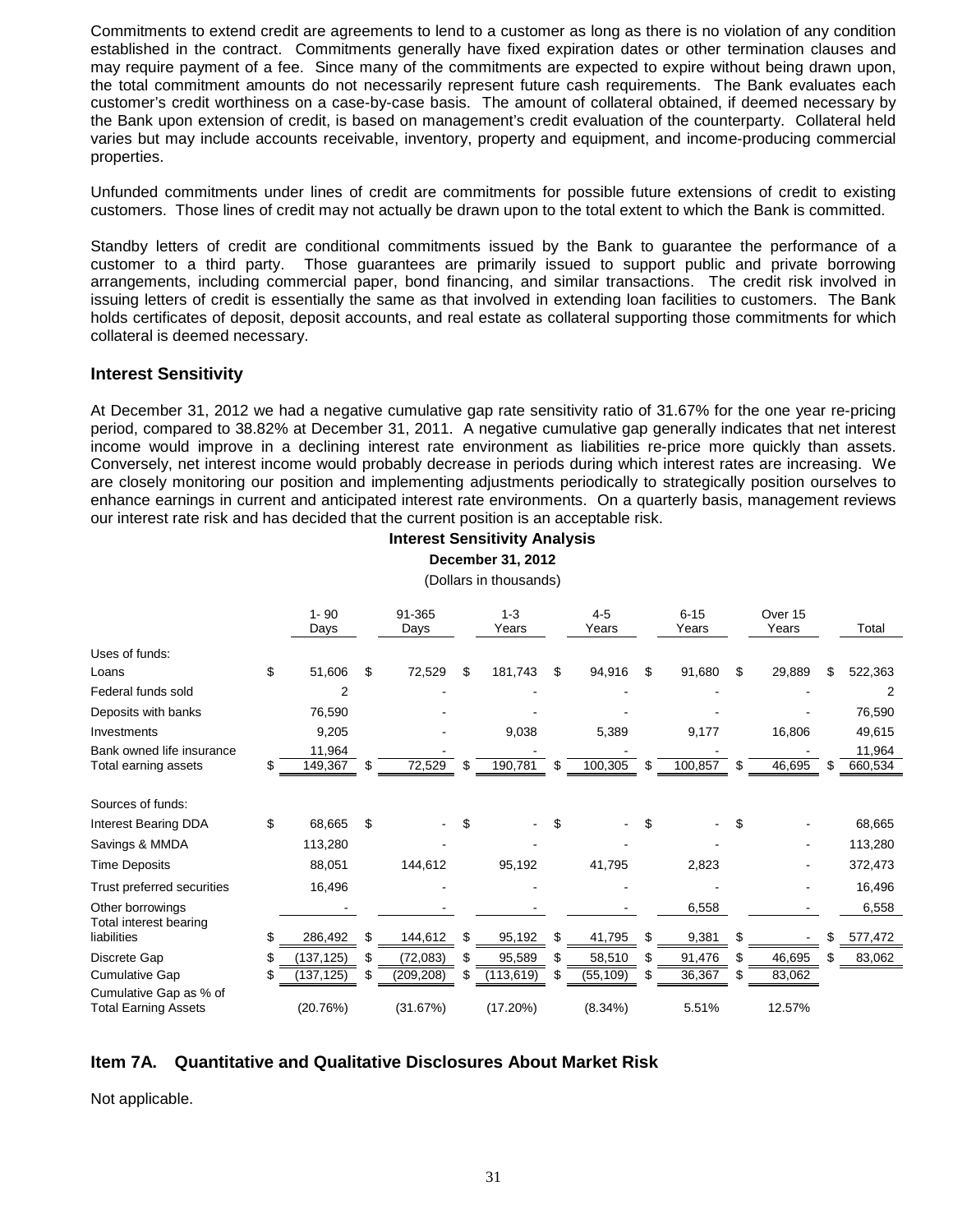Commitments to extend credit are agreements to lend to a customer as long as there is no violation of any condition established in the contract. Commitments generally have fixed expiration dates or other termination clauses and may require payment of a fee. Since many of the commitments are expected to expire without being drawn upon, the total commitment amounts do not necessarily represent future cash requirements. The Bank evaluates each customer's credit worthiness on a case-by-case basis. The amount of collateral obtained, if deemed necessary by the Bank upon extension of credit, is based on management's credit evaluation of the counterparty. Collateral held varies but may include accounts receivable, inventory, property and equipment, and income-producing commercial properties.

Unfunded commitments under lines of credit are commitments for possible future extensions of credit to existing customers. Those lines of credit may not actually be drawn upon to the total extent to which the Bank is committed.

Standby letters of credit are conditional commitments issued by the Bank to guarantee the performance of a customer to a third party. Those guarantees are primarily issued to support public and private borrowing arrangements, including commercial paper, bond financing, and similar transactions. The credit risk involved in issuing letters of credit is essentially the same as that involved in extending loan facilities to customers. The Bank holds certificates of deposit, deposit accounts, and real estate as collateral supporting those commitments for which collateral is deemed necessary.

### Interest Sensitivity

At December 31, 2012 we had a negative cumulative gap rate sensitivity ratio of 31.67% for the one year re-pricing period, compared to 38.82% at December 31, 2011. A negative cumulative gap generally indicates that net interest income would improve in a declining interest rate environment as liabilities re-price more quickly than assets. Conversely, net interest income would probably decrease in periods during which interest rates are increasing. We are closely monitoring our position and implementing adjustments periodically to strategically position ourselves to enhance earnings in current and anticipated interest rate environments. On a quarterly basis, management reviews our interest rate risk and has decided that the current position is an acceptable risk.

**Interest Sensitivity Analysis**

**December 31, 2012**

(Dollars in thousands)

| | 1- 90 Days | 91-365 Days | 1-3 Years | 4-5 Years | 6-15 Years | Over 15 Years | Total |
|---|---|---|---|---|---|---|---|
| Uses of funds: | | | | | | | |
| Loans | $ 51,606 | $ 72,529 | $ 181,743 | $ 94,916 | $ 91,680 | $ 29,889 | $ 522,363 |
| Federal funds sold | 2 | - | - | - | - | - | 2 |
| Deposits with banks | 76,590 | - | - | - | - | - | 76,590 |
| Investments | 9,205 | - | 9,038 | 5,389 | 9,177 | 16,806 | 49,615 |
| Bank owned life insurance | 11,964 | - | - | - | - | - | 11,964 |
| Total earning assets | $ 149,367 | $ 72,529 | $ 190,781 | $ 100,305 | $ 100,857 | $ 46,695 | $ 660,534 |
| Sources of funds: | | | | | | | |
| Interest Bearing DDA | $ 68,665 | $ - | $ - | $ - | $ - | $ - | 68,665 |
| Savings & MMDA | 113,280 | - | - | - | - | - | 113,280 |
| Time Deposits | 88,051 | 144,612 | 95,192 | 41,795 | 2,823 | - | 372,473 |
| Trust preferred securities | 16,496 | - | - | - | - | - | 16,496 |
| Other borrowings | - | - | - | - | 6,558 | - | 6,558 |
| Total interest bearing liabilities | $ 286,492 | $ 144,612 | $ 95,192 | $ 41,795 | $ 9,381 | $ - | $ 577,472 |
| Discrete Gap | $ (137,125) | $ (72,083) | $ 95,589 | $ 58,510 | $ 91,476 | $ 46,695 | $ 83,062 |
| Cumulative Gap | $ (137,125) | $ (209,208) | $ (113,619) | $ (55,109) | $ 36,367 | $ 83,062 | |
| Cumulative Gap as % of Total Earning Assets | (20.76%) | (31.67%) | (17.20%) | (8.34%) | 5.51% | 12.57% | |

## Item 7A. Quantitative and Qualitative Disclosures About Market Risk

Not applicable.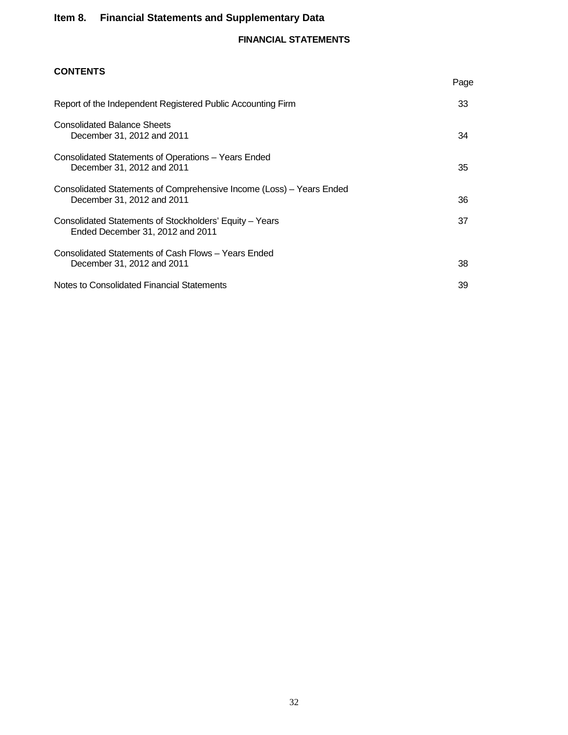# Item 8. Financial Statements and Supplementary Data

## FINANCIAL STATEMENTS

### CONTENTS

| | Page |
|---|---|
| Report of the Independent Registered Public Accounting Firm | 33 |
| Consolidated Balance Sheets December 31, 2012 and 2011 | 34 |
| Consolidated Statements of Operations – Years Ended December 31, 2012 and 2011 | 35 |
| Consolidated Statements of Comprehensive Income (Loss) – Years Ended December 31, 2012 and 2011 | 36 |
| Consolidated Statements of Stockholders' Equity – Years Ended December 31, 2012 and 2011 | 37 |
| Consolidated Statements of Cash Flows – Years Ended December 31, 2012 and 2011 | 38 |
| Notes to Consolidated Financial Statements | 39 |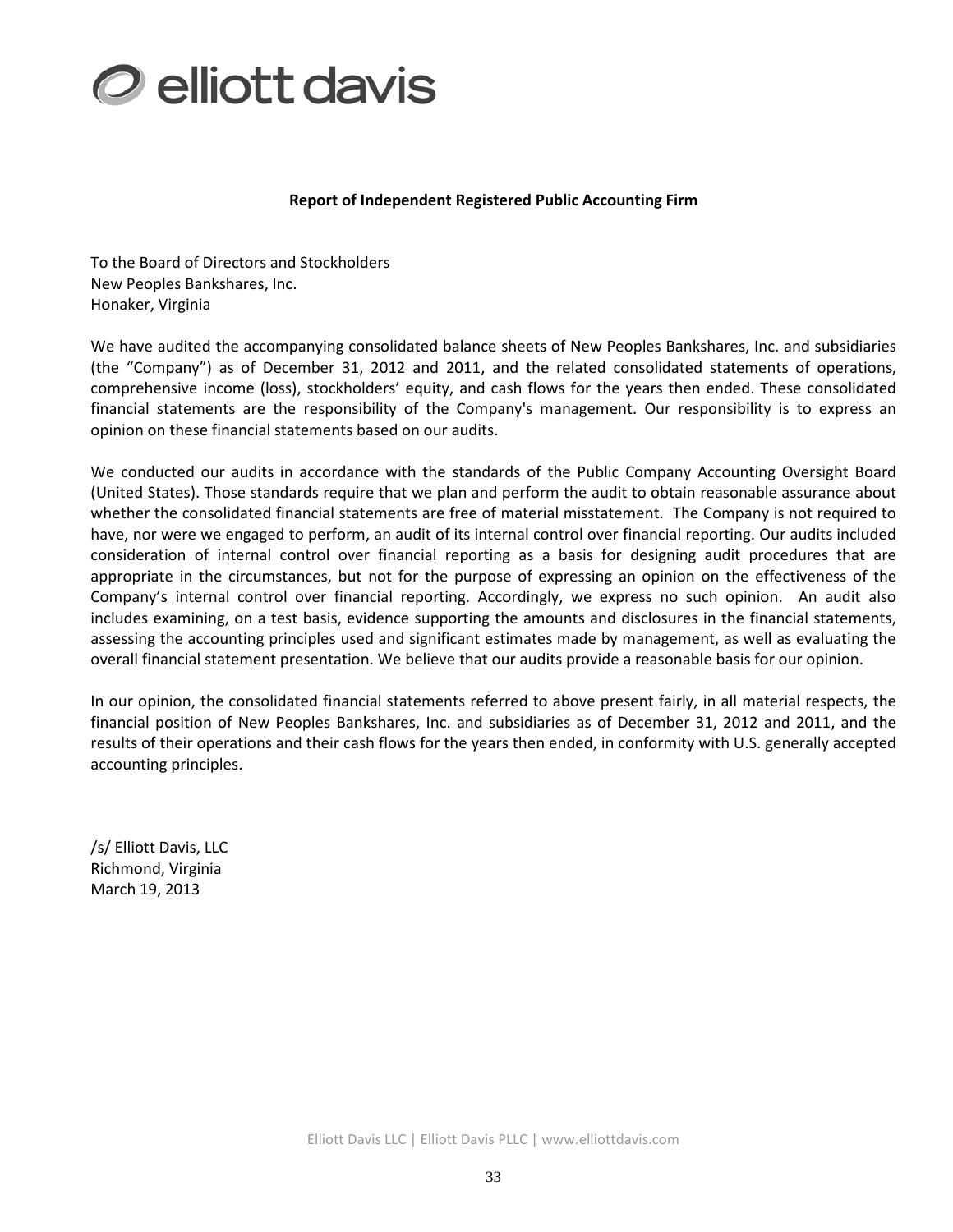elliott davis

**Report of Independent Registered Public Accounting Firm**

To the Board of Directors and Stockholders
New Peoples Bankshares, Inc.
Honaker, Virginia

We have audited the accompanying consolidated balance sheets of New Peoples Bankshares, Inc. and subsidiaries (the "Company") as of December 31, 2012 and 2011, and the related consolidated statements of operations, comprehensive income (loss), stockholders' equity, and cash flows for the years then ended. These consolidated financial statements are the responsibility of the Company's management. Our responsibility is to express an opinion on these financial statements based on our audits.

We conducted our audits in accordance with the standards of the Public Company Accounting Oversight Board (United States). Those standards require that we plan and perform the audit to obtain reasonable assurance about whether the consolidated financial statements are free of material misstatement. The Company is not required to have, nor were we engaged to perform, an audit of its internal control over financial reporting. Our audits included consideration of internal control over financial reporting as a basis for designing audit procedures that are appropriate in the circumstances, but not for the purpose of expressing an opinion on the effectiveness of the Company's internal control over financial reporting. Accordingly, we express no such opinion. An audit also includes examining, on a test basis, evidence supporting the amounts and disclosures in the financial statements, assessing the accounting principles used and significant estimates made by management, as well as evaluating the overall financial statement presentation. We believe that our audits provide a reasonable basis for our opinion.

In our opinion, the consolidated financial statements referred to above present fairly, in all material respects, the financial position of New Peoples Bankshares, Inc. and subsidiaries as of December 31, 2012 and 2011, and the results of their operations and their cash flows for the years then ended, in conformity with U.S. generally accepted accounting principles.

/s/ Elliott Davis, LLC
Richmond, Virginia
March 19, 2013

Elliott Davis LLC | Elliott Davis PLLC | www.elliottdavis.com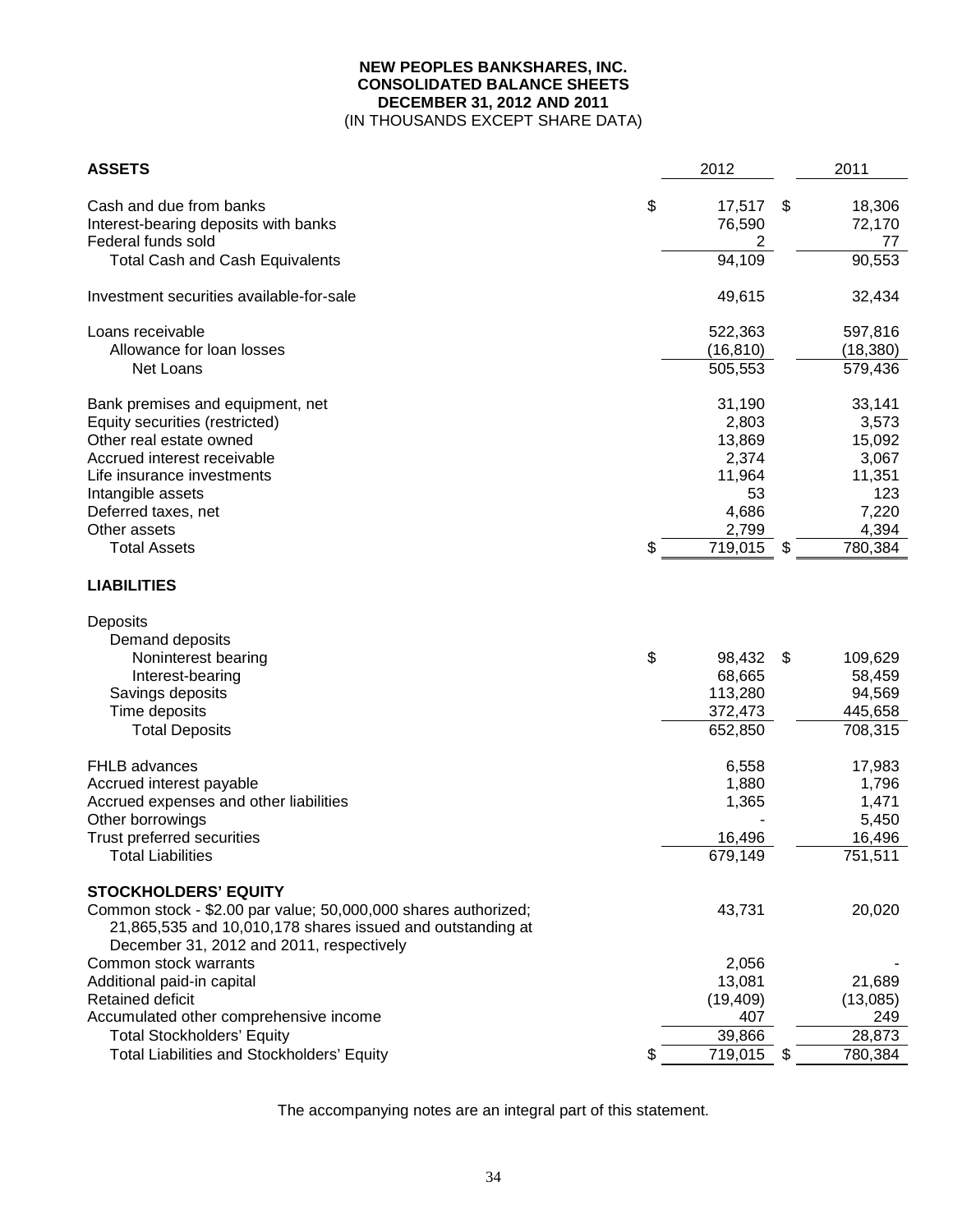# NEW PEOPLES BANKSHARES, INC.
## CONSOLIDATED BALANCE SHEETS
## DECEMBER 31, 2012 AND 2011
(IN THOUSANDS EXCEPT SHARE DATA)

| **ASSETS** | 2012 | 2011 |
|---|---|---|
| Cash and due from banks | $ 17,517 | $ 18,306 |
| Interest-bearing deposits with banks | 76,590 | 72,170 |
| Federal funds sold | 2 | 77 |
| Total Cash and Cash Equivalents | 94,109 | 90,553 |
| Investment securities available-for-sale | 49,615 | 32,434 |
| Loans receivable | 522,363 | 597,816 |
| Allowance for loan losses | (16,810) | (18,380) |
| Net Loans | 505,553 | 579,436 |
| Bank premises and equipment, net | 31,190 | 33,141 |
| Equity securities (restricted) | 2,803 | 3,573 |
| Other real estate owned | 13,869 | 15,092 |
| Accrued interest receivable | 2,374 | 3,067 |
| Life insurance investments | 11,964 | 11,351 |
| Intangible assets | 53 | 123 |
| Deferred taxes, net | 4,686 | 7,220 |
| Other assets | 2,799 | 4,394 |
| Total Assets | $ 719,015 | $ 780,384 |
| **LIABILITIES** | | |
| Deposits | | |
| Demand deposits | | |
| Noninterest bearing | $ 98,432 | $ 109,629 |
| Interest-bearing | 68,665 | 58,459 |
| Savings deposits | 113,280 | 94,569 |
| Time deposits | 372,473 | 445,658 |
| Total Deposits | 652,850 | 708,315 |
| FHLB advances | 6,558 | 17,983 |
| Accrued interest payable | 1,880 | 1,796 |
| Accrued expenses and other liabilities | 1,365 | 1,471 |
| Other borrowings | - | 5,450 |
| Trust preferred securities | 16,496 | 16,496 |
| Total Liabilities | 679,149 | 751,511 |
| **STOCKHOLDERS' EQUITY** | | |
| Common stock - $2.00 par value; 50,000,000 shares authorized; 21,865,535 and 10,010,178 shares issued and outstanding at December 31, 2012 and 2011, respectively | 43,731 | 20,020 |
| Common stock warrants | 2,056 | - |
| Additional paid-in capital | 13,081 | 21,689 |
| Retained deficit | (19,409) | (13,085) |
| Accumulated other comprehensive income | 407 | 249 |
| Total Stockholders' Equity | 39,866 | 28,873 |
| Total Liabilities and Stockholders' Equity | $ 719,015 | $ 780,384 |

The accompanying notes are an integral part of this statement.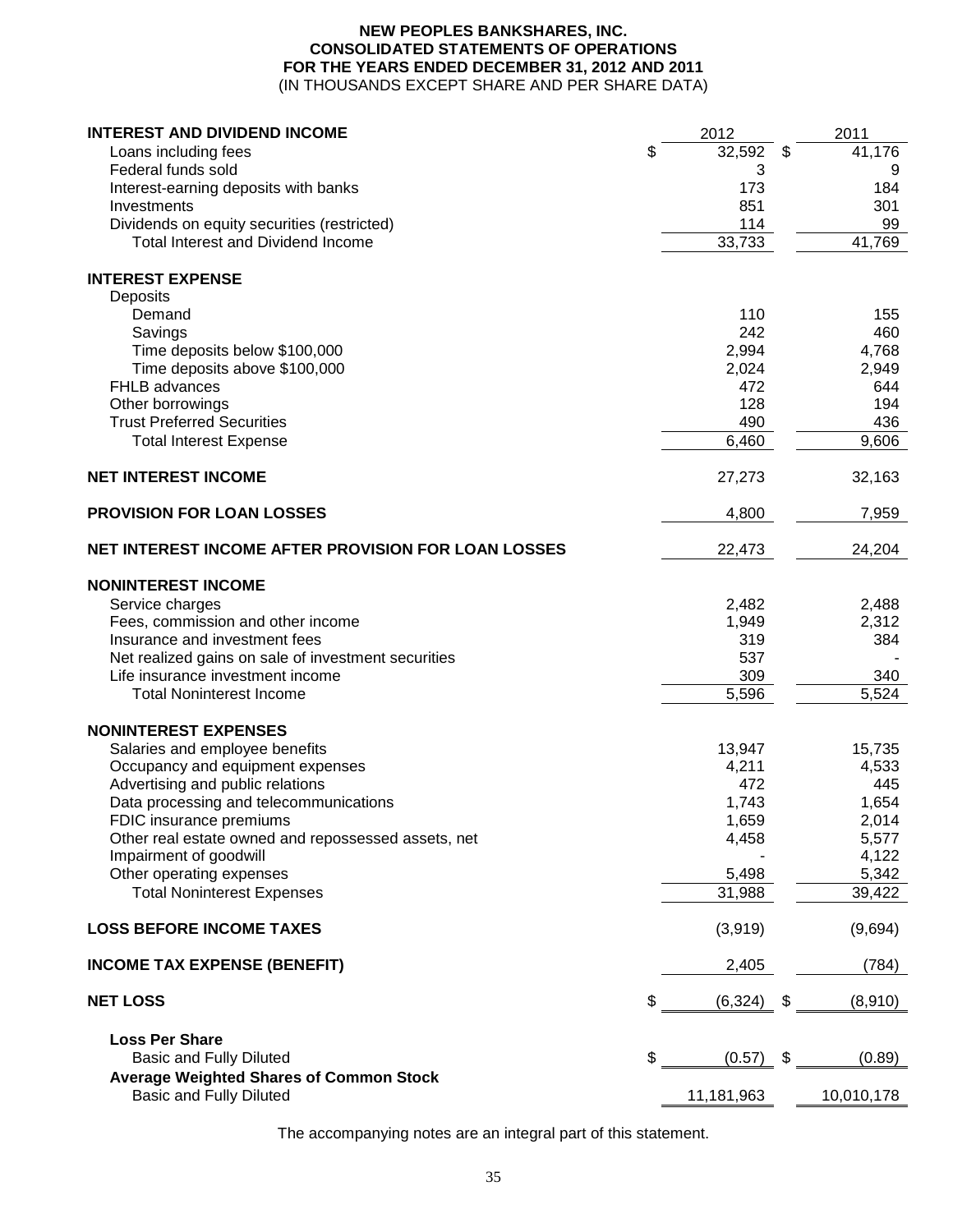**NEW PEOPLES BANKSHARES, INC.**
**CONSOLIDATED STATEMENTS OF OPERATIONS**
**FOR THE YEARS ENDED DECEMBER 31, 2012 AND 2011**
(IN THOUSANDS EXCEPT SHARE AND PER SHARE DATA)

| | 2012 | 2011 |
|---|---|---|
| **INTEREST AND DIVIDEND INCOME** | | |
| Loans including fees | $ 32,592 | $ 41,176 |
| Federal funds sold | 3 | 9 |
| Interest-earning deposits with banks | 173 | 184 |
| Investments | 851 | 301 |
| Dividends on equity securities (restricted) | 114 | 99 |
| Total Interest and Dividend Income | 33,733 | 41,769 |
| **INTEREST EXPENSE** | | |
| Deposits | | |
| Demand | 110 | 155 |
| Savings | 242 | 460 |
| Time deposits below $100,000 | 2,994 | 4,768 |
| Time deposits above $100,000 | 2,024 | 2,949 |
| FHLB advances | 472 | 644 |
| Other borrowings | 128 | 194 |
| Trust Preferred Securities | 490 | 436 |
| Total Interest Expense | 6,460 | 9,606 |
| **NET INTEREST INCOME** | 27,273 | 32,163 |
| **PROVISION FOR LOAN LOSSES** | 4,800 | 7,959 |
| **NET INTEREST INCOME AFTER PROVISION FOR LOAN LOSSES** | 22,473 | 24,204 |
| **NONINTEREST INCOME** | | |
| Service charges | 2,482 | 2,488 |
| Fees, commission and other income | 1,949 | 2,312 |
| Insurance and investment fees | 319 | 384 |
| Net realized gains on sale of investment securities | 537 | - |
| Life insurance investment income | 309 | 340 |
| Total Noninterest Income | 5,596 | 5,524 |
| **NONINTEREST EXPENSES** | | |
| Salaries and employee benefits | 13,947 | 15,735 |
| Occupancy and equipment expenses | 4,211 | 4,533 |
| Advertising and public relations | 472 | 445 |
| Data processing and telecommunications | 1,743 | 1,654 |
| FDIC insurance premiums | 1,659 | 2,014 |
| Other real estate owned and repossessed assets, net | 4,458 | 5,577 |
| Impairment of goodwill | - | 4,122 |
| Other operating expenses | 5,498 | 5,342 |
| Total Noninterest Expenses | 31,988 | 39,422 |
| **LOSS BEFORE INCOME TAXES** | (3,919) | (9,694) |
| **INCOME TAX EXPENSE (BENEFIT)** | 2,405 | (784) |
| **NET LOSS** | $ (6,324) | $ (8,910) |
| **Loss Per Share** | | |
| Basic and Fully Diluted | $ (0.57) | $ (0.89) |
| **Average Weighted Shares of Common Stock** | | |
| Basic and Fully Diluted | 11,181,963 | 10,010,178 |

The accompanying notes are an integral part of this statement.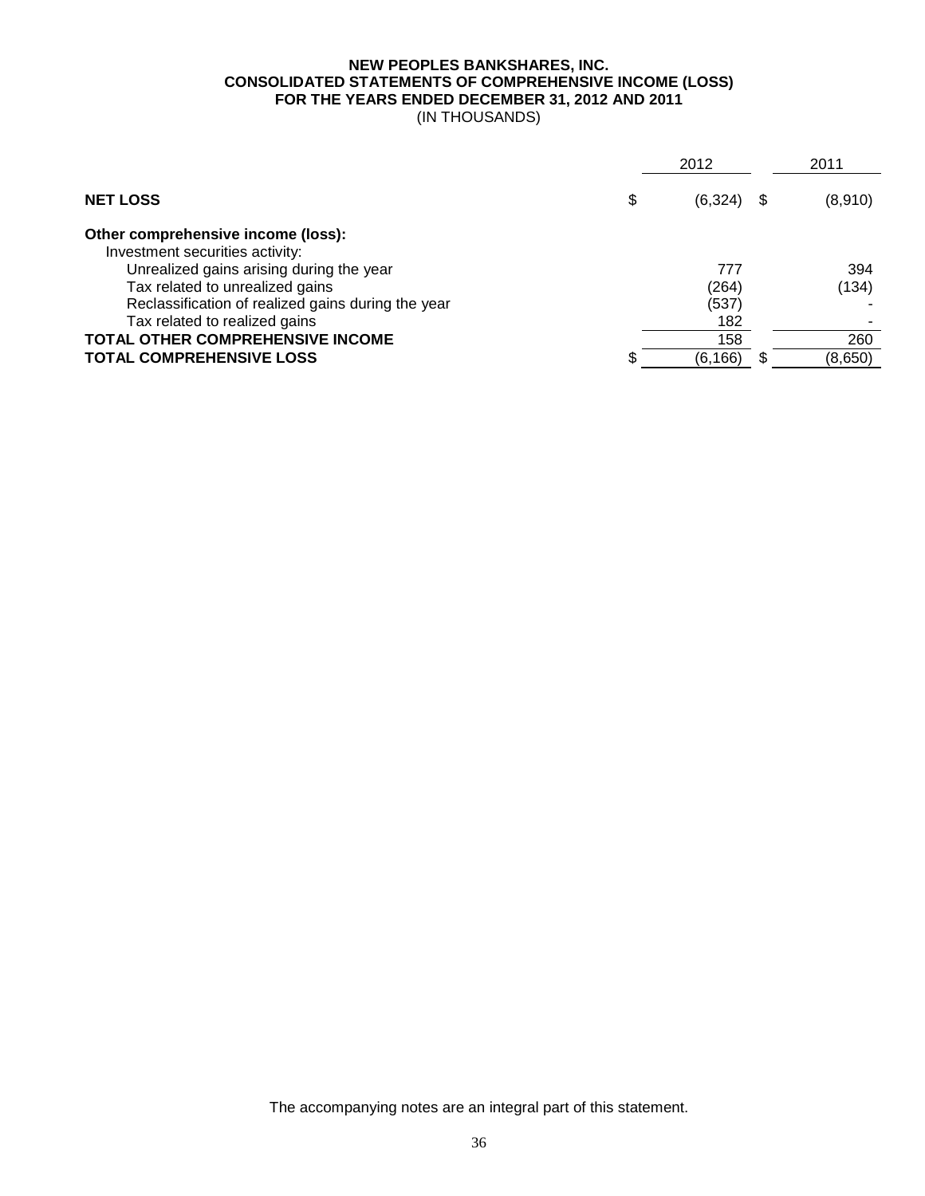# NEW PEOPLES BANKSHARES, INC.
## CONSOLIDATED STATEMENTS OF COMPREHENSIVE INCOME (LOSS)
## FOR THE YEARS ENDED DECEMBER 31, 2012 AND 2011
(IN THOUSANDS)

| | 2012 | 2011 |
|---|---|---|
| **NET LOSS** | $ (6,324) | $ (8,910) |
| **Other comprehensive income (loss):** | | |
| Investment securities activity: | | |
| Unrealized gains arising during the year | 777 | 394 |
| Tax related to unrealized gains | (264) | (134) |
| Reclassification of realized gains during the year | (537) | - |
| Tax related to realized gains | 182 | - |
| **TOTAL OTHER COMPREHENSIVE INCOME** | 158 | 260 |
| **TOTAL COMPREHENSIVE LOSS** | $ (6,166) | $ (8,650) |

The accompanying notes are an integral part of this statement.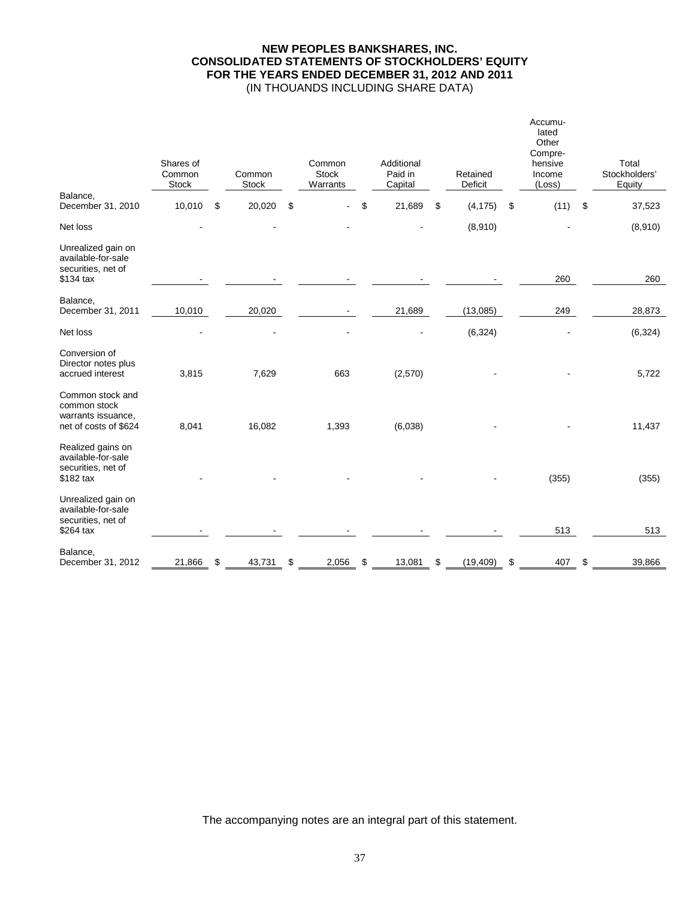**NEW PEOPLES BANKSHARES, INC.**
**CONSOLIDATED STATEMENTS OF STOCKHOLDERS' EQUITY**
**FOR THE YEARS ENDED DECEMBER 31, 2012 AND 2011**
(IN THOUANDS INCLUDING SHARE DATA)

| | Shares of Common Stock | Common Stock | Common Stock Warrants | Additional Paid in Capital | Retained Deficit | Accumulated Other Comprehensive Income (Loss) | Total Stockholders' Equity |
|---|---|---|---|---|---|---|---|
| Balance, December 31, 2010 | 10,010 | $ 20,020 | $ - | $ 21,689 | $ (4,175) | $ (11) | $ 37,523 |
| Net loss | - | - | - | - | (8,910) | - | (8,910) |
| Unrealized gain on available-for-sale securities, net of $134 tax | - | - | - | - | - | 260 | 260 |
| Balance, December 31, 2011 | 10,010 | 20,020 | - | 21,689 | (13,085) | 249 | 28,873 |
| Net loss | - | - | - | - | (6,324) | - | (6,324) |
| Conversion of Director notes plus accrued interest | 3,815 | 7,629 | 663 | (2,570) | - | - | 5,722 |
| Common stock and common stock warrants issuance, net of costs of $624 | 8,041 | 16,082 | 1,393 | (6,038) | - | - | 11,437 |
| Realized gains on available-for-sale securities, net of $182 tax | - | - | - | - | - | (355) | (355) |
| Unrealized gain on available-for-sale securities, net of $264 tax | - | - | - | - | - | 513 | 513 |
| Balance, December 31, 2012 | 21,866 | $ 43,731 | $ 2,056 | $ 13,081 | $ (19,409) | $ 407 | $ 39,866 |

The accompanying notes are an integral part of this statement.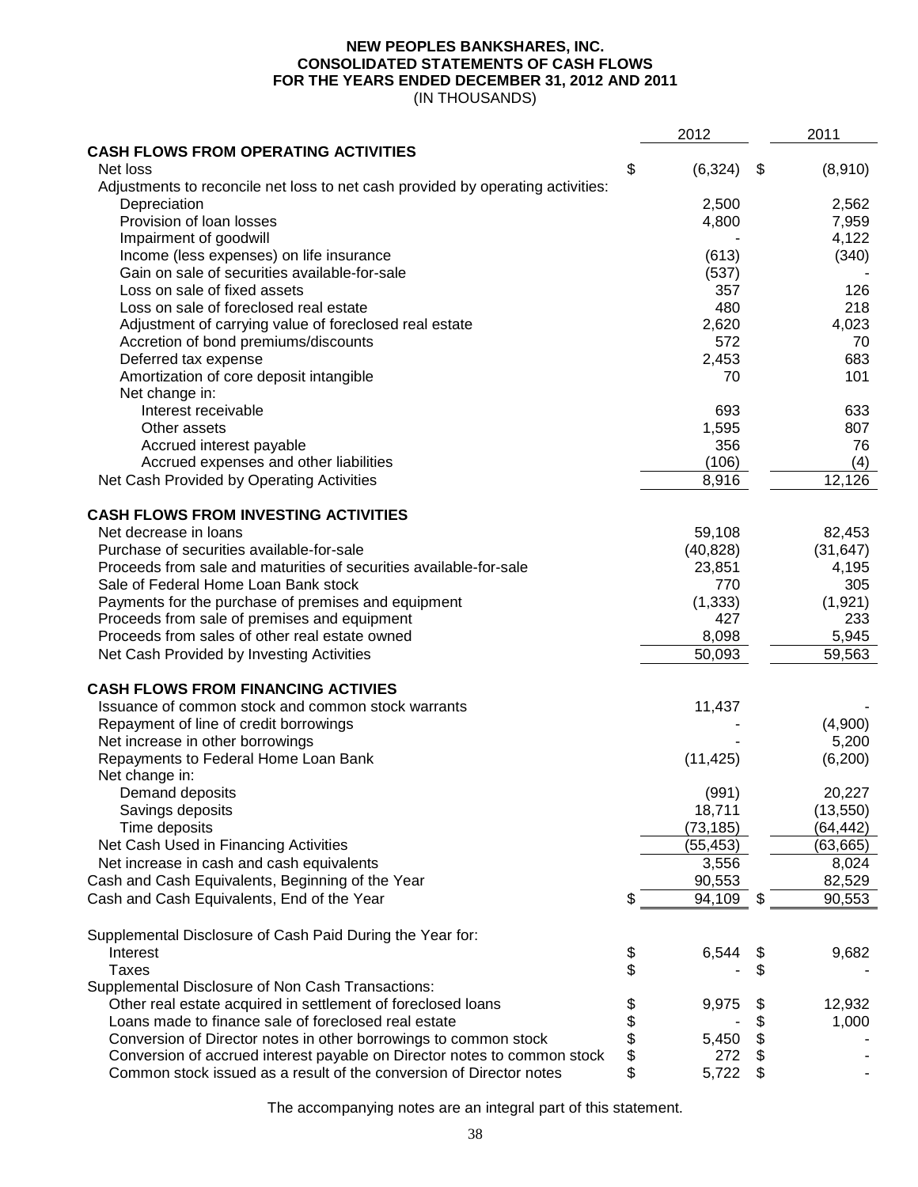**NEW PEOPLES BANKSHARES, INC.**
**CONSOLIDATED STATEMENTS OF CASH FLOWS**
**FOR THE YEARS ENDED DECEMBER 31, 2012 AND 2011**
(IN THOUSANDS)

| | 2012 | 2011 |
|---|---|---|
| **CASH FLOWS FROM OPERATING ACTIVITIES** | | |
| Net loss | $ (6,324) | $ (8,910) |
| Adjustments to reconcile net loss to net cash provided by operating activities: | | |
| Depreciation | 2,500 | 2,562 |
| Provision of loan losses | 4,800 | 7,959 |
| Impairment of goodwill | - | 4,122 |
| Income (less expenses) on life insurance | (613) | (340) |
| Gain on sale of securities available-for-sale | (537) | - |
| Loss on sale of fixed assets | 357 | 126 |
| Loss on sale of foreclosed real estate | 480 | 218 |
| Adjustment of carrying value of foreclosed real estate | 2,620 | 4,023 |
| Accretion of bond premiums/discounts | 572 | 70 |
| Deferred tax expense | 2,453 | 683 |
| Amortization of core deposit intangible | 70 | 101 |
| Net change in: | | |
| Interest receivable | 693 | 633 |
| Other assets | 1,595 | 807 |
| Accrued interest payable | 356 | 76 |
| Accrued expenses and other liabilities | (106) | (4) |
| Net Cash Provided by Operating Activities | 8,916 | 12,126 |
| **CASH FLOWS FROM INVESTING ACTIVITIES** | | |
| Net decrease in loans | 59,108 | 82,453 |
| Purchase of securities available-for-sale | (40,828) | (31,647) |
| Proceeds from sale and maturities of securities available-for-sale | 23,851 | 4,195 |
| Sale of Federal Home Loan Bank stock | 770 | 305 |
| Payments for the purchase of premises and equipment | (1,333) | (1,921) |
| Proceeds from sale of premises and equipment | 427 | 233 |
| Proceeds from sales of other real estate owned | 8,098 | 5,945 |
| Net Cash Provided by Investing Activities | 50,093 | 59,563 |
| **CASH FLOWS FROM FINANCING ACTIVIES** | | |
| Issuance of common stock and common stock warrants | 11,437 | - |
| Repayment of line of credit borrowings | - | (4,900) |
| Net increase in other borrowings | - | 5,200 |
| Repayments to Federal Home Loan Bank | (11,425) | (6,200) |
| Net change in: | | |
| Demand deposits | (991) | 20,227 |
| Savings deposits | 18,711 | (13,550) |
| Time deposits | (73,185) | (64,442) |
| Net Cash Used in Financing Activities | (55,453) | (63,665) |
| Net increase in cash and cash equivalents | 3,556 | 8,024 |
| Cash and Cash Equivalents, Beginning of the Year | 90,553 | 82,529 |
| Cash and Cash Equivalents, End of the Year | $ 94,109 | $ 90,553 |
| Supplemental Disclosure of Cash Paid During the Year for: | | |
| Interest | $ 6,544 | $ 9,682 |
| Taxes | $ - | $ - |
| Supplemental Disclosure of Non Cash Transactions: | | |
| Other real estate acquired in settlement of foreclosed loans | $ 9,975 | $ 12,932 |
| Loans made to finance sale of foreclosed real estate | $ - | $ 1,000 |
| Conversion of Director notes in other borrowings to common stock | $ 5,450 | $ - |
| Conversion of accrued interest payable on Director notes to common stock | $ 272 | $ - |
| Common stock issued as a result of the conversion of Director notes | $ 5,722 | $ - |

The accompanying notes are an integral part of this statement.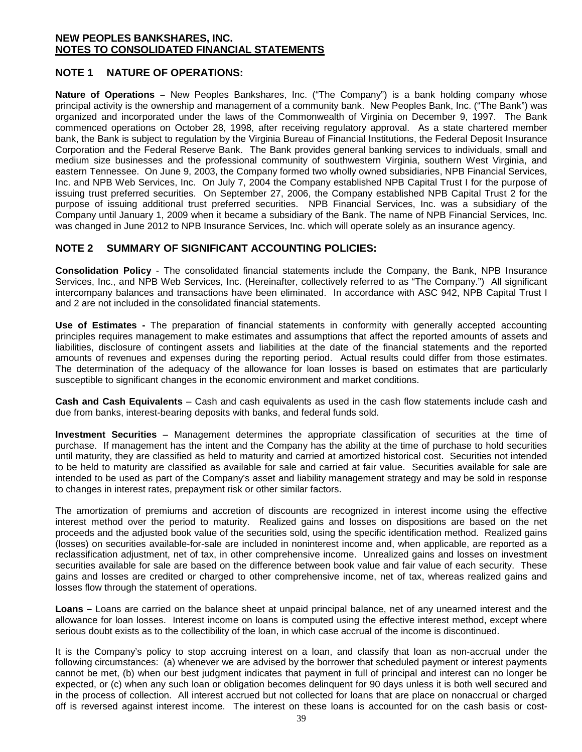**NEW PEOPLES BANKSHARES, INC.**
**NOTES TO CONSOLIDATED FINANCIAL STATEMENTS**

## NOTE 1 NATURE OF OPERATIONS:

**Nature of Operations –** New Peoples Bankshares, Inc. ("The Company") is a bank holding company whose principal activity is the ownership and management of a community bank. New Peoples Bank, Inc. ("The Bank") was organized and incorporated under the laws of the Commonwealth of Virginia on December 9, 1997. The Bank commenced operations on October 28, 1998, after receiving regulatory approval. As a state chartered member bank, the Bank is subject to regulation by the Virginia Bureau of Financial Institutions, the Federal Deposit Insurance Corporation and the Federal Reserve Bank. The Bank provides general banking services to individuals, small and medium size businesses and the professional community of southwestern Virginia, southern West Virginia, and eastern Tennessee. On June 9, 2003, the Company formed two wholly owned subsidiaries, NPB Financial Services, Inc. and NPB Web Services, Inc. On July 7, 2004 the Company established NPB Capital Trust I for the purpose of issuing trust preferred securities. On September 27, 2006, the Company established NPB Capital Trust 2 for the purpose of issuing additional trust preferred securities. NPB Financial Services, Inc. was a subsidiary of the Company until January 1, 2009 when it became a subsidiary of the Bank. The name of NPB Financial Services, Inc. was changed in June 2012 to NPB Insurance Services, Inc. which will operate solely as an insurance agency.

## NOTE 2 SUMMARY OF SIGNIFICANT ACCOUNTING POLICIES:

**Consolidation Policy** - The consolidated financial statements include the Company, the Bank, NPB Insurance Services, Inc., and NPB Web Services, Inc. (Hereinafter, collectively referred to as "The Company.") All significant intercompany balances and transactions have been eliminated. In accordance with ASC 942, NPB Capital Trust I and 2 are not included in the consolidated financial statements.

**Use of Estimates -** The preparation of financial statements in conformity with generally accepted accounting principles requires management to make estimates and assumptions that affect the reported amounts of assets and liabilities, disclosure of contingent assets and liabilities at the date of the financial statements and the reported amounts of revenues and expenses during the reporting period. Actual results could differ from those estimates. The determination of the adequacy of the allowance for loan losses is based on estimates that are particularly susceptible to significant changes in the economic environment and market conditions.

**Cash and Cash Equivalents** – Cash and cash equivalents as used in the cash flow statements include cash and due from banks, interest-bearing deposits with banks, and federal funds sold.

**Investment Securities** – Management determines the appropriate classification of securities at the time of purchase. If management has the intent and the Company has the ability at the time of purchase to hold securities until maturity, they are classified as held to maturity and carried at amortized historical cost. Securities not intended to be held to maturity are classified as available for sale and carried at fair value. Securities available for sale are intended to be used as part of the Company's asset and liability management strategy and may be sold in response to changes in interest rates, prepayment risk or other similar factors.

The amortization of premiums and accretion of discounts are recognized in interest income using the effective interest method over the period to maturity. Realized gains and losses on dispositions are based on the net proceeds and the adjusted book value of the securities sold, using the specific identification method. Realized gains (losses) on securities available-for-sale are included in noninterest income and, when applicable, are reported as a reclassification adjustment, net of tax, in other comprehensive income. Unrealized gains and losses on investment securities available for sale are based on the difference between book value and fair value of each security. These gains and losses are credited or charged to other comprehensive income, net of tax, whereas realized gains and losses flow through the statement of operations.

**Loans –** Loans are carried on the balance sheet at unpaid principal balance, net of any unearned interest and the allowance for loan losses. Interest income on loans is computed using the effective interest method, except where serious doubt exists as to the collectibility of the loan, in which case accrual of the income is discontinued.

It is the Company's policy to stop accruing interest on a loan, and classify that loan as non-accrual under the following circumstances: (a) whenever we are advised by the borrower that scheduled payment or interest payments cannot be met, (b) when our best judgment indicates that payment in full of principal and interest can no longer be expected, or (c) when any such loan or obligation becomes delinquent for 90 days unless it is both well secured and in the process of collection. All interest accrued but not collected for loans that are place on nonaccrual or charged off is reversed against interest income. The interest on these loans is accounted for on the cash basis or cost-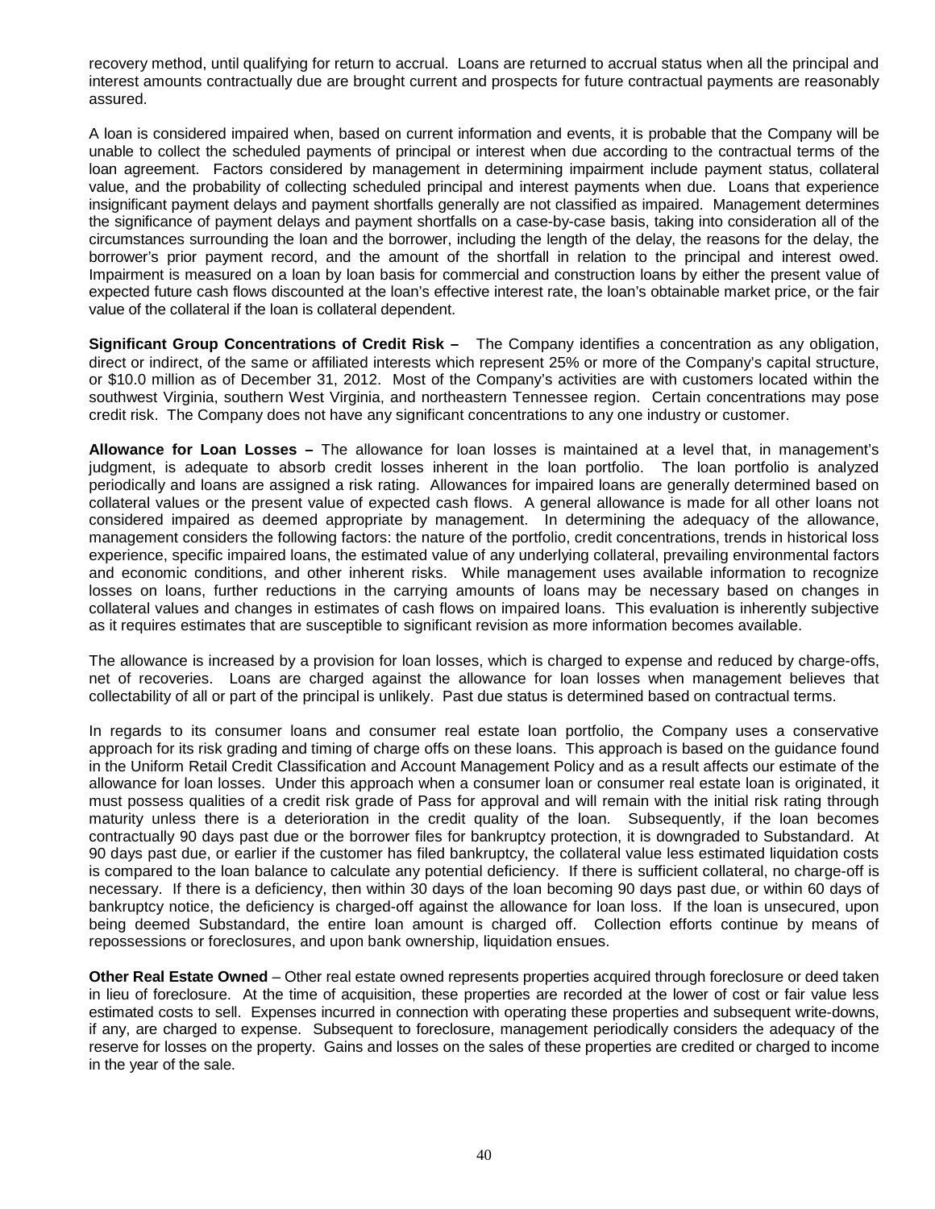recovery method, until qualifying for return to accrual. Loans are returned to accrual status when all the principal and interest amounts contractually due are brought current and prospects for future contractual payments are reasonably assured.

A loan is considered impaired when, based on current information and events, it is probable that the Company will be unable to collect the scheduled payments of principal or interest when due according to the contractual terms of the loan agreement. Factors considered by management in determining impairment include payment status, collateral value, and the probability of collecting scheduled principal and interest payments when due. Loans that experience insignificant payment delays and payment shortfalls generally are not classified as impaired. Management determines the significance of payment delays and payment shortfalls on a case-by-case basis, taking into consideration all of the circumstances surrounding the loan and the borrower, including the length of the delay, the reasons for the delay, the borrower's prior payment record, and the amount of the shortfall in relation to the principal and interest owed. Impairment is measured on a loan by loan basis for commercial and construction loans by either the present value of expected future cash flows discounted at the loan's effective interest rate, the loan's obtainable market price, or the fair value of the collateral if the loan is collateral dependent.

**Significant Group Concentrations of Credit Risk –** The Company identifies a concentration as any obligation, direct or indirect, of the same or affiliated interests which represent 25% or more of the Company's capital structure, or $10.0 million as of December 31, 2012. Most of the Company's activities are with customers located within the southwest Virginia, southern West Virginia, and northeastern Tennessee region. Certain concentrations may pose credit risk. The Company does not have any significant concentrations to any one industry or customer.

**Allowance for Loan Losses –** The allowance for loan losses is maintained at a level that, in management's judgment, is adequate to absorb credit losses inherent in the loan portfolio. The loan portfolio is analyzed periodically and loans are assigned a risk rating. Allowances for impaired loans are generally determined based on collateral values or the present value of expected cash flows. A general allowance is made for all other loans not considered impaired as deemed appropriate by management. In determining the adequacy of the allowance, management considers the following factors: the nature of the portfolio, credit concentrations, trends in historical loss experience, specific impaired loans, the estimated value of any underlying collateral, prevailing environmental factors and economic conditions, and other inherent risks. While management uses available information to recognize losses on loans, further reductions in the carrying amounts of loans may be necessary based on changes in collateral values and changes in estimates of cash flows on impaired loans. This evaluation is inherently subjective as it requires estimates that are susceptible to significant revision as more information becomes available.

The allowance is increased by a provision for loan losses, which is charged to expense and reduced by charge-offs, net of recoveries. Loans are charged against the allowance for loan losses when management believes that collectability of all or part of the principal is unlikely. Past due status is determined based on contractual terms.

In regards to its consumer loans and consumer real estate loan portfolio, the Company uses a conservative approach for its risk grading and timing of charge offs on these loans. This approach is based on the guidance found in the Uniform Retail Credit Classification and Account Management Policy and as a result affects our estimate of the allowance for loan losses. Under this approach when a consumer loan or consumer real estate loan is originated, it must possess qualities of a credit risk grade of Pass for approval and will remain with the initial risk rating through maturity unless there is a deterioration in the credit quality of the loan. Subsequently, if the loan becomes contractually 90 days past due or the borrower files for bankruptcy protection, it is downgraded to Substandard. At 90 days past due, or earlier if the customer has filed bankruptcy, the collateral value less estimated liquidation costs is compared to the loan balance to calculate any potential deficiency. If there is sufficient collateral, no charge-off is necessary. If there is a deficiency, then within 30 days of the loan becoming 90 days past due, or within 60 days of bankruptcy notice, the deficiency is charged-off against the allowance for loan loss. If the loan is unsecured, upon being deemed Substandard, the entire loan amount is charged off. Collection efforts continue by means of repossessions or foreclosures, and upon bank ownership, liquidation ensues.

**Other Real Estate Owned** – Other real estate owned represents properties acquired through foreclosure or deed taken in lieu of foreclosure. At the time of acquisition, these properties are recorded at the lower of cost or fair value less estimated costs to sell. Expenses incurred in connection with operating these properties and subsequent write-downs, if any, are charged to expense. Subsequent to foreclosure, management periodically considers the adequacy of the reserve for losses on the property. Gains and losses on the sales of these properties are credited or charged to income in the year of the sale.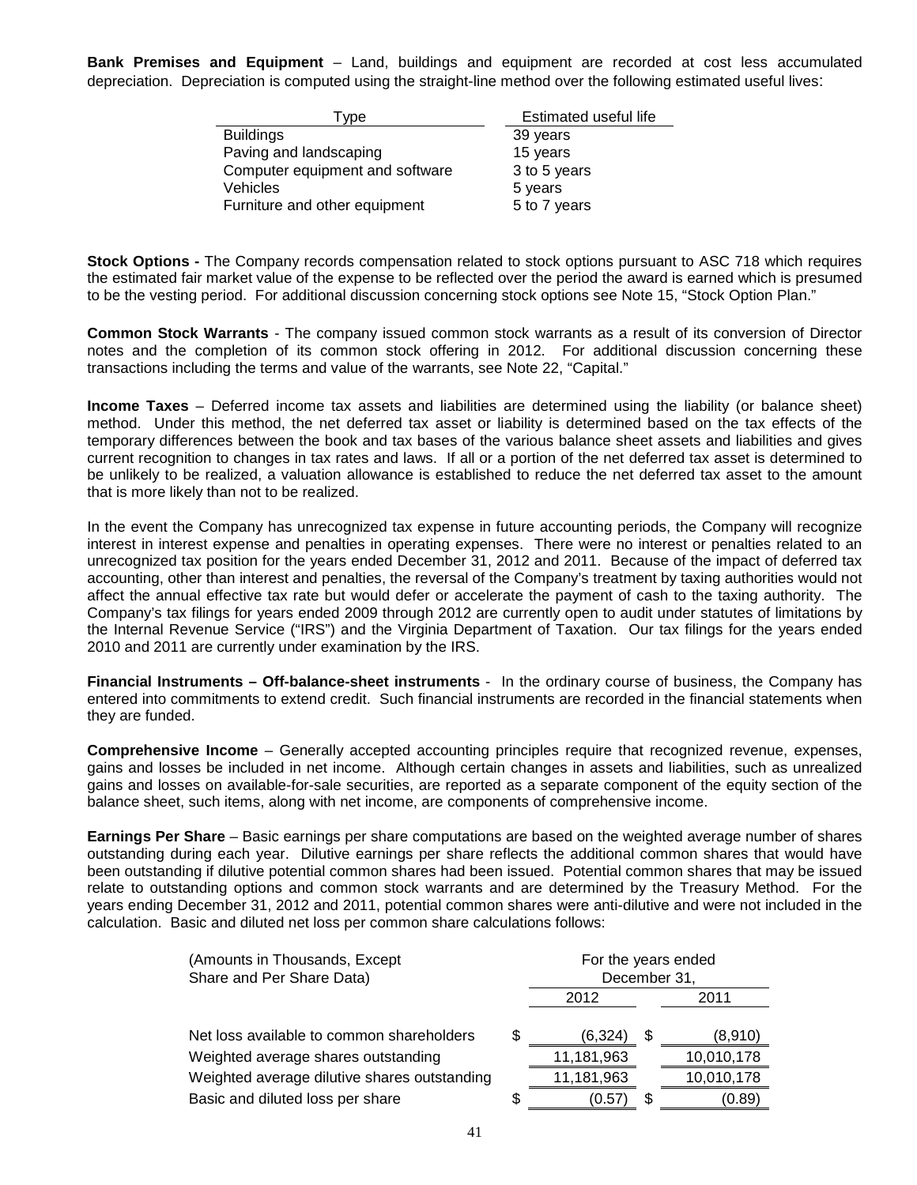**Bank Premises and Equipment** – Land, buildings and equipment are recorded at cost less accumulated depreciation. Depreciation is computed using the straight-line method over the following estimated useful lives:

| Type | Estimated useful life |
| --- | --- |
| Buildings | 39 years |
| Paving and landscaping | 15 years |
| Computer equipment and software | 3 to 5 years |
| Vehicles | 5 years |
| Furniture and other equipment | 5 to 7 years |

**Stock Options -** The Company records compensation related to stock options pursuant to ASC 718 which requires the estimated fair market value of the expense to be reflected over the period the award is earned which is presumed to be the vesting period. For additional discussion concerning stock options see Note 15, "Stock Option Plan."

**Common Stock Warrants** - The company issued common stock warrants as a result of its conversion of Director notes and the completion of its common stock offering in 2012. For additional discussion concerning these transactions including the terms and value of the warrants, see Note 22, "Capital."

**Income Taxes** – Deferred income tax assets and liabilities are determined using the liability (or balance sheet) method. Under this method, the net deferred tax asset or liability is determined based on the tax effects of the temporary differences between the book and tax bases of the various balance sheet assets and liabilities and gives current recognition to changes in tax rates and laws. If all or a portion of the net deferred tax asset is determined to be unlikely to be realized, a valuation allowance is established to reduce the net deferred tax asset to the amount that is more likely than not to be realized.

In the event the Company has unrecognized tax expense in future accounting periods, the Company will recognize interest in interest expense and penalties in operating expenses. There were no interest or penalties related to an unrecognized tax position for the years ended December 31, 2012 and 2011. Because of the impact of deferred tax accounting, other than interest and penalties, the reversal of the Company's treatment by taxing authorities would not affect the annual effective tax rate but would defer or accelerate the payment of cash to the taxing authority. The Company's tax filings for years ended 2009 through 2012 are currently open to audit under statutes of limitations by the Internal Revenue Service ("IRS") and the Virginia Department of Taxation. Our tax filings for the years ended 2010 and 2011 are currently under examination by the IRS.

**Financial Instruments – Off-balance-sheet instruments** - In the ordinary course of business, the Company has entered into commitments to extend credit. Such financial instruments are recorded in the financial statements when they are funded.

**Comprehensive Income** – Generally accepted accounting principles require that recognized revenue, expenses, gains and losses be included in net income. Although certain changes in assets and liabilities, such as unrealized gains and losses on available-for-sale securities, are reported as a separate component of the equity section of the balance sheet, such items, along with net income, are components of comprehensive income.

**Earnings Per Share** – Basic earnings per share computations are based on the weighted average number of shares outstanding during each year. Dilutive earnings per share reflects the additional common shares that would have been outstanding if dilutive potential common shares had been issued. Potential common shares that may be issued relate to outstanding options and common stock warrants and are determined by the Treasury Method. For the years ending December 31, 2012 and 2011, potential common shares were anti-dilutive and were not included in the calculation. Basic and diluted net loss per common share calculations follows:

| (Amounts in Thousands, Except Share and Per Share Data) | For the years ended December 31, | |
| --- | --- | --- |
| | 2012 | 2011 |
| Net loss available to common shareholders | $ (6,324) | $ (8,910) |
| Weighted average shares outstanding | 11,181,963 | 10,010,178 |
| Weighted average dilutive shares outstanding | 11,181,963 | 10,010,178 |
| Basic and diluted loss per share | $ (0.57) | $ (0.89) |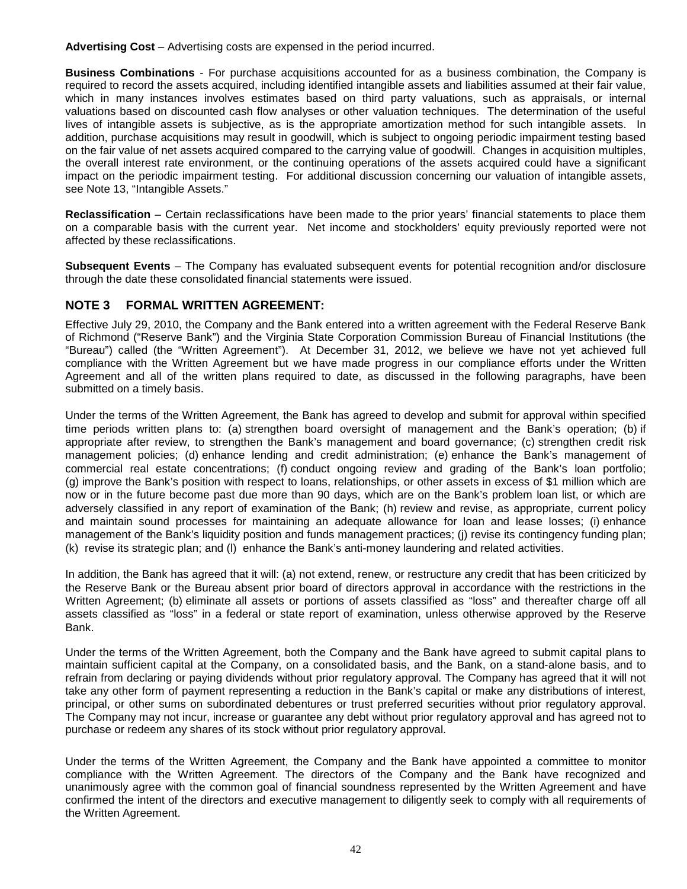**Advertising Cost** – Advertising costs are expensed in the period incurred.

**Business Combinations** - For purchase acquisitions accounted for as a business combination, the Company is required to record the assets acquired, including identified intangible assets and liabilities assumed at their fair value, which in many instances involves estimates based on third party valuations, such as appraisals, or internal valuations based on discounted cash flow analyses or other valuation techniques. The determination of the useful lives of intangible assets is subjective, as is the appropriate amortization method for such intangible assets. In addition, purchase acquisitions may result in goodwill, which is subject to ongoing periodic impairment testing based on the fair value of net assets acquired compared to the carrying value of goodwill. Changes in acquisition multiples, the overall interest rate environment, or the continuing operations of the assets acquired could have a significant impact on the periodic impairment testing. For additional discussion concerning our valuation of intangible assets, see Note 13, "Intangible Assets."

**Reclassification** – Certain reclassifications have been made to the prior years' financial statements to place them on a comparable basis with the current year. Net income and stockholders' equity previously reported were not affected by these reclassifications.

**Subsequent Events** – The Company has evaluated subsequent events for potential recognition and/or disclosure through the date these consolidated financial statements were issued.

## NOTE 3 FORMAL WRITTEN AGREEMENT:

Effective July 29, 2010, the Company and the Bank entered into a written agreement with the Federal Reserve Bank of Richmond ("Reserve Bank") and the Virginia State Corporation Commission Bureau of Financial Institutions (the "Bureau") called (the "Written Agreement"). At December 31, 2012, we believe we have not yet achieved full compliance with the Written Agreement but we have made progress in our compliance efforts under the Written Agreement and all of the written plans required to date, as discussed in the following paragraphs, have been submitted on a timely basis.

Under the terms of the Written Agreement, the Bank has agreed to develop and submit for approval within specified time periods written plans to: (a) strengthen board oversight of management and the Bank's operation; (b) if appropriate after review, to strengthen the Bank's management and board governance; (c) strengthen credit risk management policies; (d) enhance lending and credit administration; (e) enhance the Bank's management of commercial real estate concentrations; (f) conduct ongoing review and grading of the Bank's loan portfolio; (g) improve the Bank's position with respect to loans, relationships, or other assets in excess of $1 million which are now or in the future become past due more than 90 days, which are on the Bank's problem loan list, or which are adversely classified in any report of examination of the Bank; (h) review and revise, as appropriate, current policy and maintain sound processes for maintaining an adequate allowance for loan and lease losses; (i) enhance management of the Bank's liquidity position and funds management practices; (j) revise its contingency funding plan; (k) revise its strategic plan; and (l) enhance the Bank's anti-money laundering and related activities.

In addition, the Bank has agreed that it will: (a) not extend, renew, or restructure any credit that has been criticized by the Reserve Bank or the Bureau absent prior board of directors approval in accordance with the restrictions in the Written Agreement; (b) eliminate all assets or portions of assets classified as "loss" and thereafter charge off all assets classified as "loss" in a federal or state report of examination, unless otherwise approved by the Reserve Bank.

Under the terms of the Written Agreement, both the Company and the Bank have agreed to submit capital plans to maintain sufficient capital at the Company, on a consolidated basis, and the Bank, on a stand-alone basis, and to refrain from declaring or paying dividends without prior regulatory approval. The Company has agreed that it will not take any other form of payment representing a reduction in the Bank's capital or make any distributions of interest, principal, or other sums on subordinated debentures or trust preferred securities without prior regulatory approval. The Company may not incur, increase or guarantee any debt without prior regulatory approval and has agreed not to purchase or redeem any shares of its stock without prior regulatory approval.

Under the terms of the Written Agreement, the Company and the Bank have appointed a committee to monitor compliance with the Written Agreement. The directors of the Company and the Bank have recognized and unanimously agree with the common goal of financial soundness represented by the Written Agreement and have confirmed the intent of the directors and executive management to diligently seek to comply with all requirements of the Written Agreement.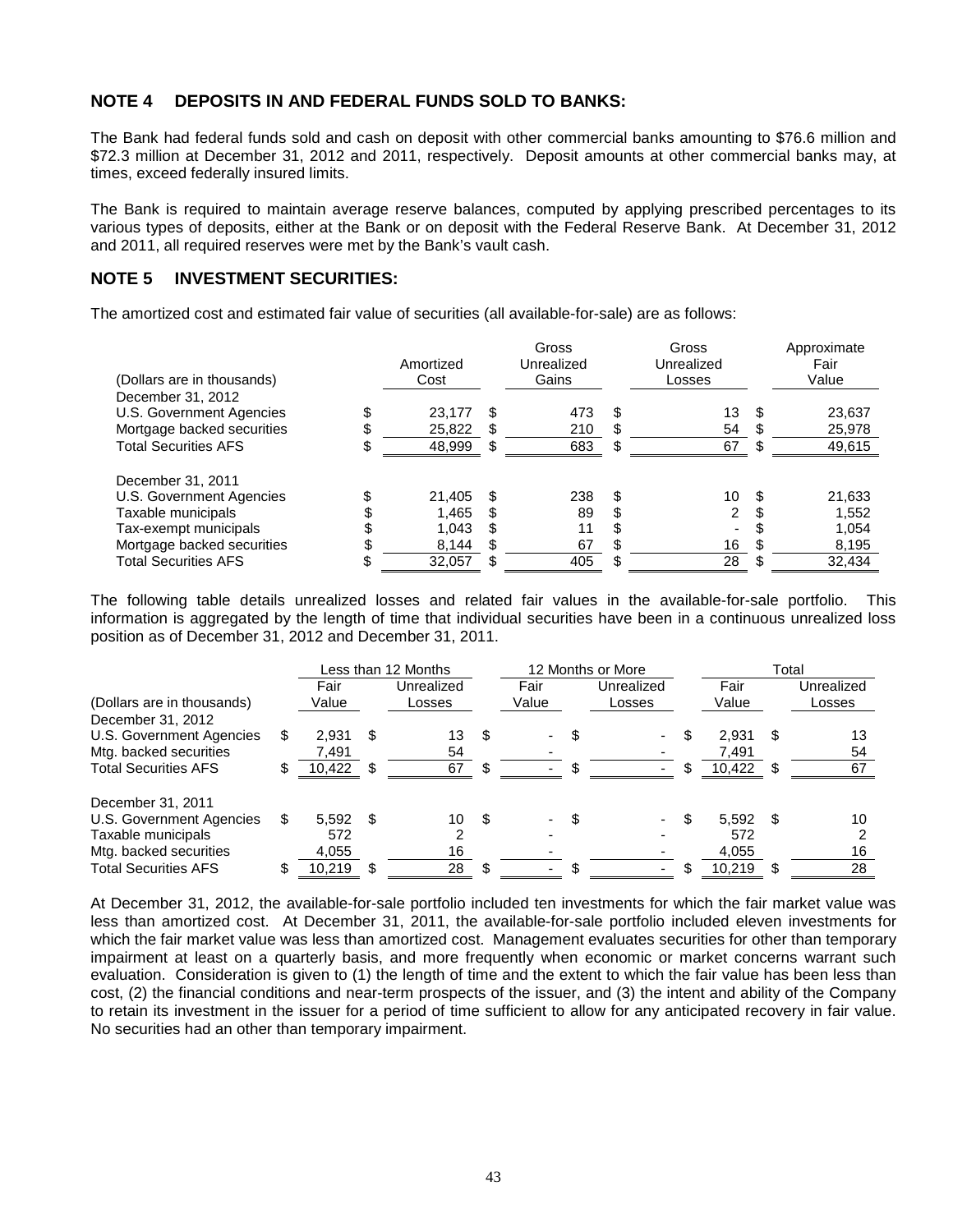## NOTE 4 DEPOSITS IN AND FEDERAL FUNDS SOLD TO BANKS:

The Bank had federal funds sold and cash on deposit with other commercial banks amounting to \$76.6 million and \$72.3 million at December 31, 2012 and 2011, respectively. Deposit amounts at other commercial banks may, at times, exceed federally insured limits.

The Bank is required to maintain average reserve balances, computed by applying prescribed percentages to its various types of deposits, either at the Bank or on deposit with the Federal Reserve Bank. At December 31, 2012 and 2011, all required reserves were met by the Bank's vault cash.

## NOTE 5 INVESTMENT SECURITIES:

The amortized cost and estimated fair value of securities (all available-for-sale) are as follows:

| (Dollars are in thousands) | Amortized Cost | Gross Unrealized Gains | Gross Unrealized Losses | Approximate Fair Value |
|---|---|---|---|---|
| December 31, 2012 | | | | |
| U.S. Government Agencies | $ 23,177 | $ 473 | $ 13 | $ 23,637 |
| Mortgage backed securities | $ 25,822 | $ 210 | $ 54 | $ 25,978 |
| Total Securities AFS | $ 48,999 | $ 683 | $ 67 | $ 49,615 |
| | | | | |
| December 31, 2011 | | | | |
| U.S. Government Agencies | $ 21,405 | $ 238 | $ 10 | $ 21,633 |
| Taxable municipals | $ 1,465 | $ 89 | $ 2 | $ 1,552 |
| Tax-exempt municipals | $ 1,043 | $ 11 | $ - | $ 1,054 |
| Mortgage backed securities | $ 8,144 | $ 67 | $ 16 | $ 8,195 |
| Total Securities AFS | $ 32,057 | $ 405 | $ 28 | $ 32,434 |

The following table details unrealized losses and related fair values in the available-for-sale portfolio. This information is aggregated by the length of time that individual securities have been in a continuous unrealized loss position as of December 31, 2012 and December 31, 2011.

| | Less than 12 Months | | 12 Months or More | | Total | |
|---|---|---|---|---|---|---|
| (Dollars are in thousands) | Fair Value | Unrealized Losses | Fair Value | Unrealized Losses | Fair Value | Unrealized Losses |
| December 31, 2012 | | | | | | |
| U.S. Government Agencies | $ 2,931 | $ 13 | $ - | $ - | $ 2,931 | $ 13 |
| Mtg. backed securities | 7,491 | 54 | - | - | 7,491 | 54 |
| Total Securities AFS | $ 10,422 | $ 67 | $ - | $ - | $ 10,422 | $ 67 |
| | | | | | | |
| December 31, 2011 | | | | | | |
| U.S. Government Agencies | $ 5,592 | $ 10 | $ - | $ - | $ 5,592 | $ 10 |
| Taxable municipals | 572 | 2 | - | - | 572 | 2 |
| Mtg. backed securities | 4,055 | 16 | - | - | 4,055 | 16 |
| Total Securities AFS | $ 10,219 | $ 28 | $ - | $ - | $ 10,219 | $ 28 |

At December 31, 2012, the available-for-sale portfolio included ten investments for which the fair market value was less than amortized cost. At December 31, 2011, the available-for-sale portfolio included eleven investments for which the fair market value was less than amortized cost. Management evaluates securities for other than temporary impairment at least on a quarterly basis, and more frequently when economic or market concerns warrant such evaluation. Consideration is given to (1) the length of time and the extent to which the fair value has been less than cost, (2) the financial conditions and near-term prospects of the issuer, and (3) the intent and ability of the Company to retain its investment in the issuer for a period of time sufficient to allow for any anticipated recovery in fair value. No securities had an other than temporary impairment.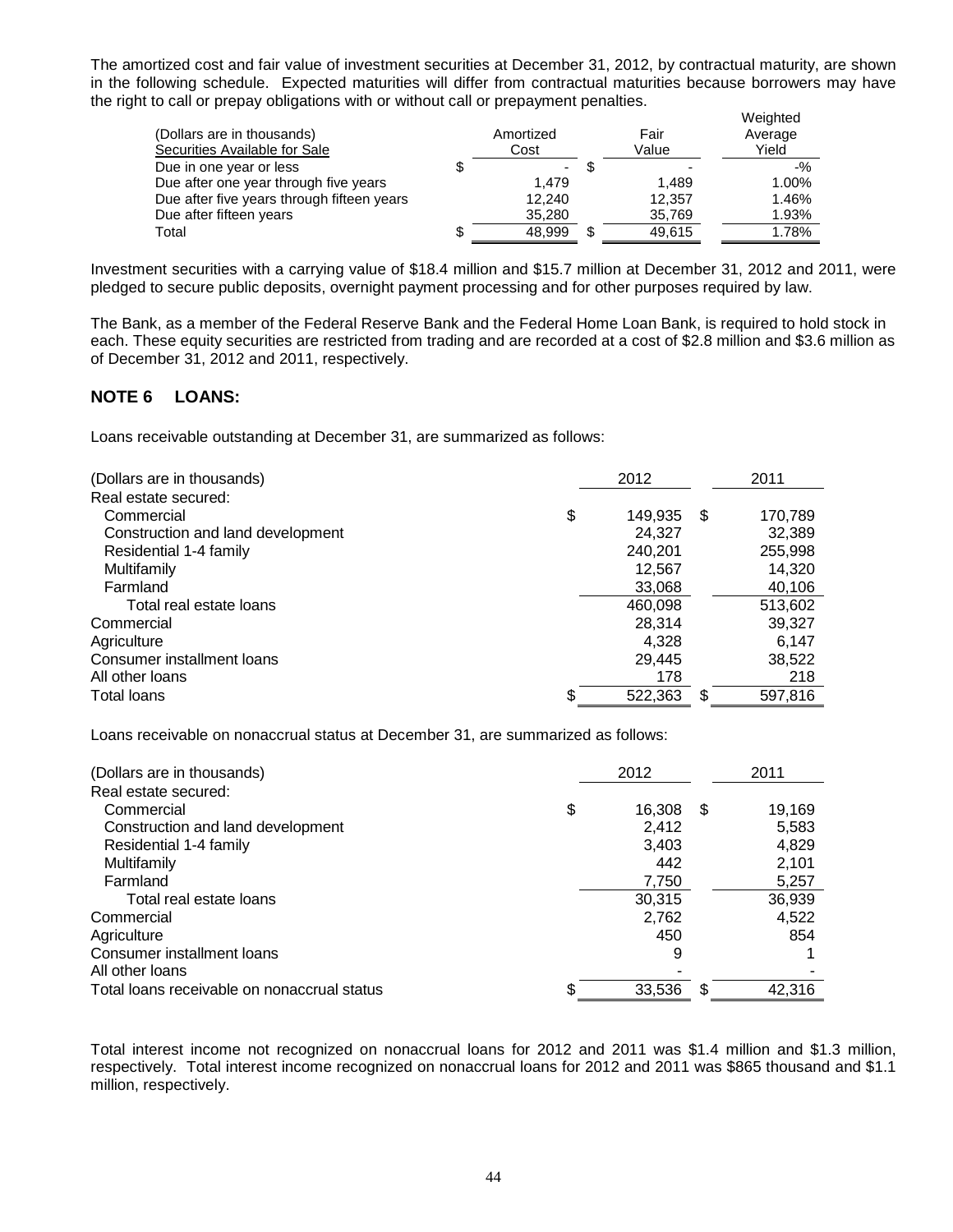The amortized cost and fair value of investment securities at December 31, 2012, by contractual maturity, are shown in the following schedule. Expected maturities will differ from contractual maturities because borrowers may have the right to call or prepay obligations with or without call or prepayment penalties.

| (Dollars are in thousands) Securities Available for Sale | Amortized Cost | Fair Value | Weighted Average Yield |
|---|---|---|---|
| Due in one year or less | $ - | $ - | -% |
| Due after one year through five years | 1,479 | 1,489 | 1.00% |
| Due after five years through fifteen years | 12,240 | 12,357 | 1.46% |
| Due after fifteen years | 35,280 | 35,769 | 1.93% |
| Total | $ 48,999 | $ 49,615 | 1.78% |

Investment securities with a carrying value of $18.4 million and $15.7 million at December 31, 2012 and 2011, were pledged to secure public deposits, overnight payment processing and for other purposes required by law.

The Bank, as a member of the Federal Reserve Bank and the Federal Home Loan Bank, is required to hold stock in each. These equity securities are restricted from trading and are recorded at a cost of $2.8 million and $3.6 million as of December 31, 2012 and 2011, respectively.

## NOTE 6 LOANS:

Loans receivable outstanding at December 31, are summarized as follows:

| (Dollars are in thousands) | 2012 | 2011 |
|---|---|---|
| Real estate secured: | | |
| Commercial | $ 149,935 | $ 170,789 |
| Construction and land development | 24,327 | 32,389 |
| Residential 1-4 family | 240,201 | 255,998 |
| Multifamily | 12,567 | 14,320 |
| Farmland | 33,068 | 40,106 |
| Total real estate loans | 460,098 | 513,602 |
| Commercial | 28,314 | 39,327 |
| Agriculture | 4,328 | 6,147 |
| Consumer installment loans | 29,445 | 38,522 |
| All other loans | 178 | 218 |
| Total loans | $ 522,363 | $ 597,816 |

Loans receivable on nonaccrual status at December 31, are summarized as follows:

| (Dollars are in thousands) | 2012 | 2011 |
|---|---|---|
| Real estate secured: | | |
| Commercial | $ 16,308 | $ 19,169 |
| Construction and land development | 2,412 | 5,583 |
| Residential 1-4 family | 3,403 | 4,829 |
| Multifamily | 442 | 2,101 |
| Farmland | 7,750 | 5,257 |
| Total real estate loans | 30,315 | 36,939 |
| Commercial | 2,762 | 4,522 |
| Agriculture | 450 | 854 |
| Consumer installment loans | 9 | 1 |
| All other loans | - | - |
| Total loans receivable on nonaccrual status | $ 33,536 | $ 42,316 |

Total interest income not recognized on nonaccrual loans for 2012 and 2011 was $1.4 million and $1.3 million, respectively. Total interest income recognized on nonaccrual loans for 2012 and 2011 was $865 thousand and $1.1 million, respectively.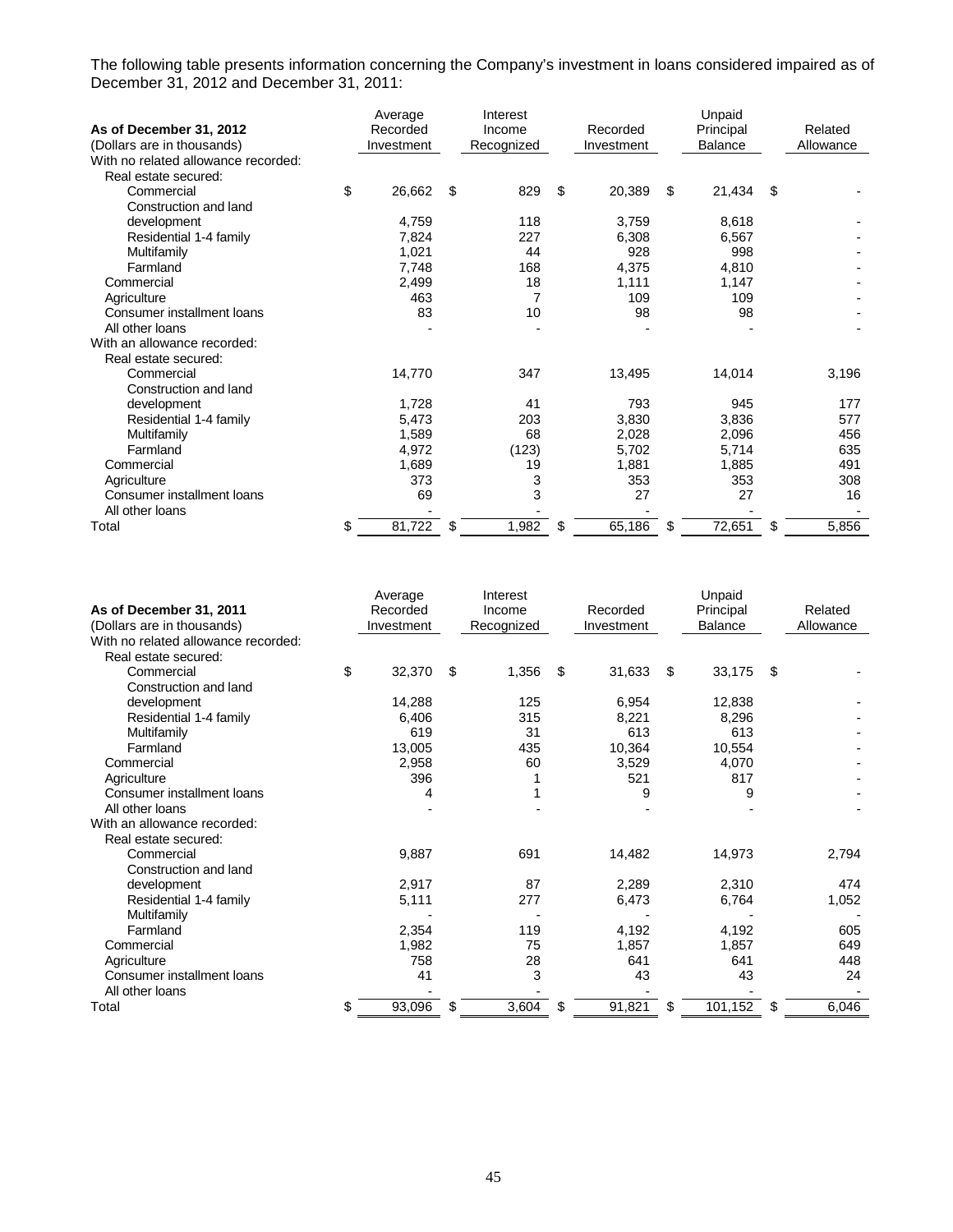The following table presents information concerning the Company's investment in loans considered impaired as of December 31, 2012 and December 31, 2011:

| **As of December 31, 2012**<br>(Dollars are in thousands) | Average Recorded Investment | Interest Income Recognized | Recorded Investment | Unpaid Principal Balance | Related Allowance |
|---|---|---|---|---|---|
| With no related allowance recorded: | | | | | |
| Real estate secured: | | | | | |
| Commercial | $ 26,662 | $ 829 | $ 20,389 | $ 21,434 | $ - |
| Construction and land development | 4,759 | 118 | 3,759 | 8,618 | - |
| Residential 1-4 family | 7,824 | 227 | 6,308 | 6,567 | - |
| Multifamily | 1,021 | 44 | 928 | 998 | - |
| Farmland | 7,748 | 168 | 4,375 | 4,810 | - |
| Commercial | 2,499 | 18 | 1,111 | 1,147 | - |
| Agriculture | 463 | 7 | 109 | 109 | - |
| Consumer installment loans | 83 | 10 | 98 | 98 | - |
| All other loans | - | - | - | - | - |
| With an allowance recorded: | | | | | |
| Real estate secured: | | | | | |
| Commercial | 14,770 | 347 | 13,495 | 14,014 | 3,196 |
| Construction and land development | 1,728 | 41 | 793 | 945 | 177 |
| Residential 1-4 family | 5,473 | 203 | 3,830 | 3,836 | 577 |
| Multifamily | 1,589 | 68 | 2,028 | 2,096 | 456 |
| Farmland | 4,972 | (123) | 5,702 | 5,714 | 635 |
| Commercial | 1,689 | 19 | 1,881 | 1,885 | 491 |
| Agriculture | 373 | 3 | 353 | 353 | 308 |
| Consumer installment loans | 69 | 3 | 27 | 27 | 16 |
| All other loans | - | - | - | - | - |
| Total | $ 81,722 | $ 1,982 | $ 65,186 | $ 72,651 | $ 5,856 |

| **As of December 31, 2011**<br>(Dollars are in thousands) | Average Recorded Investment | Interest Income Recognized | Recorded Investment | Unpaid Principal Balance | Related Allowance |
|---|---|---|---|---|---|
| With no related allowance recorded: | | | | | |
| Real estate secured: | | | | | |
| Commercial | $ 32,370 | $ 1,356 | $ 31,633 | $ 33,175 | $ - |
| Construction and land development | 14,288 | 125 | 6,954 | 12,838 | - |
| Residential 1-4 family | 6,406 | 315 | 8,221 | 8,296 | - |
| Multifamily | 619 | 31 | 613 | 613 | - |
| Farmland | 13,005 | 435 | 10,364 | 10,554 | - |
| Commercial | 2,958 | 60 | 3,529 | 4,070 | - |
| Agriculture | 396 | 1 | 521 | 817 | - |
| Consumer installment loans | 4 | 1 | 9 | 9 | - |
| All other loans | - | - | - | - | - |
| With an allowance recorded: | | | | | |
| Real estate secured: | | | | | |
| Commercial | 9,887 | 691 | 14,482 | 14,973 | 2,794 |
| Construction and land development | 2,917 | 87 | 2,289 | 2,310 | 474 |
| Residential 1-4 family | 5,111 | 277 | 6,473 | 6,764 | 1,052 |
| Multifamily | - | - | - | - | - |
| Farmland | 2,354 | 119 | 4,192 | 4,192 | 605 |
| Commercial | 1,982 | 75 | 1,857 | 1,857 | 649 |
| Agriculture | 758 | 28 | 641 | 641 | 448 |
| Consumer installment loans | 41 | 3 | 43 | 43 | 24 |
| All other loans | - | - | - | - | - |
| Total | $ 93,096 | $ 3,604 | $ 91,821 | $ 101,152 | $ 6,046 |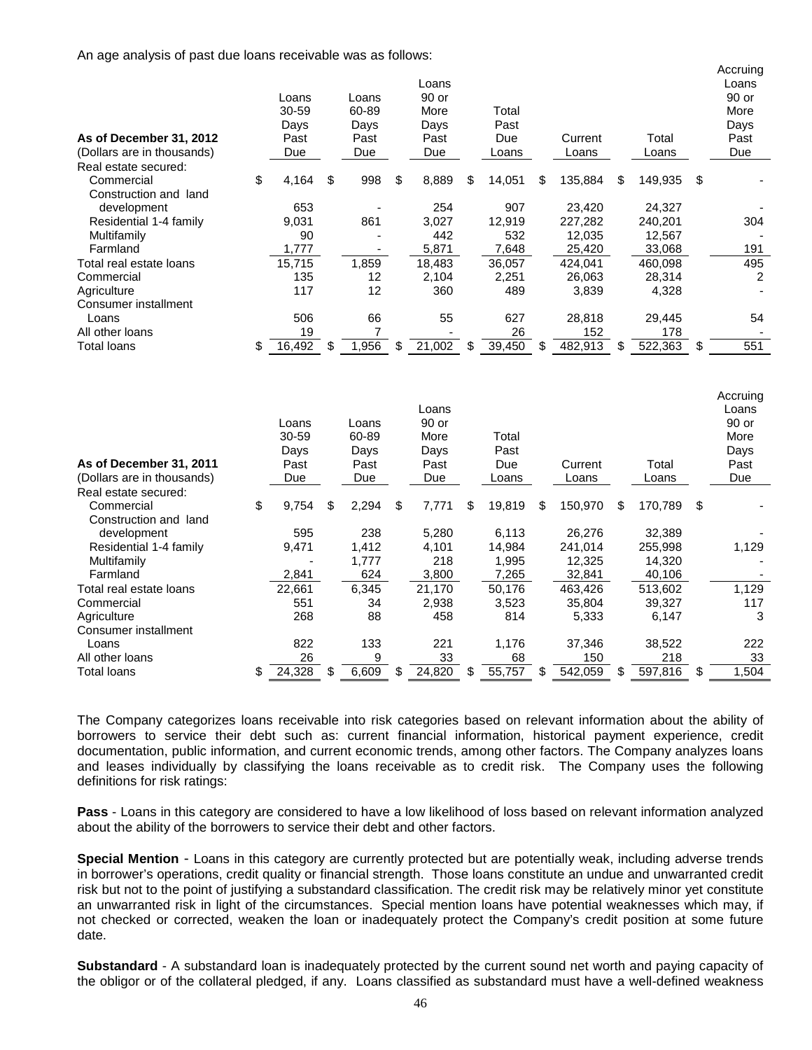An age analysis of past due loans receivable was as follows:

| As of December 31, 2012<br>(Dollars are in thousands) | Loans 30-59 Days Past Due | Loans 60-89 Days Past Due | Loans 90 or More Days Past Due | Total Past Due Loans | Current Loans | Total Loans | Accruing Loans 90 or More Days Past Due |
|---|---|---|---|---|---|---|---|
| Real estate secured: | | | | | | | |
| Commercial | $ 4,164 | $ 998 | $ 8,889 | $ 14,051 | $ 135,884 | $ 149,935 | $ - |
| Construction and land development | 653 | - | 254 | 907 | 23,420 | 24,327 | - |
| Residential 1-4 family | 9,031 | 861 | 3,027 | 12,919 | 227,282 | 240,201 | 304 |
| Multifamily | 90 | - | 442 | 532 | 12,035 | 12,567 | - |
| Farmland | 1,777 | - | 5,871 | 7,648 | 25,420 | 33,068 | 191 |
| Total real estate loans | 15,715 | 1,859 | 18,483 | 36,057 | 424,041 | 460,098 | 495 |
| Commercial | 135 | 12 | 2,104 | 2,251 | 26,063 | 28,314 | 2 |
| Agriculture | 117 | 12 | 360 | 489 | 3,839 | 4,328 | - |
| Consumer installment Loans | 506 | 66 | 55 | 627 | 28,818 | 29,445 | 54 |
| All other loans | 19 | 7 | - | 26 | 152 | 178 | - |
| Total loans | $ 16,492 | $ 1,956 | $ 21,002 | $ 39,450 | $ 482,913 | $ 522,363 | $ 551 |

| As of December 31, 2011<br>(Dollars are in thousands) | Loans 30-59 Days Past Due | Loans 60-89 Days Past Due | Loans 90 or More Days Past Due | Total Past Due Loans | Current Loans | Total Loans | Accruing Loans 90 or More Days Past Due |
|---|---|---|---|---|---|---|---|
| Real estate secured: | | | | | | | |
| Commercial | $ 9,754 | $ 2,294 | $ 7,771 | $ 19,819 | $ 150,970 | $ 170,789 | $ - |
| Construction and land development | 595 | 238 | 5,280 | 6,113 | 26,276 | 32,389 | - |
| Residential 1-4 family | 9,471 | 1,412 | 4,101 | 14,984 | 241,014 | 255,998 | 1,129 |
| Multifamily | - | 1,777 | 218 | 1,995 | 12,325 | 14,320 | - |
| Farmland | 2,841 | 624 | 3,800 | 7,265 | 32,841 | 40,106 | - |
| Total real estate loans | 22,661 | 6,345 | 21,170 | 50,176 | 463,426 | 513,602 | 1,129 |
| Commercial | 551 | 34 | 2,938 | 3,523 | 35,804 | 39,327 | 117 |
| Agriculture | 268 | 88 | 458 | 814 | 5,333 | 6,147 | 3 |
| Consumer installment Loans | 822 | 133 | 221 | 1,176 | 37,346 | 38,522 | 222 |
| All other loans | 26 | 9 | 33 | 68 | 150 | 218 | 33 |
| Total loans | $ 24,328 | $ 6,609 | $ 24,820 | $ 55,757 | $ 542,059 | $ 597,816 | $ 1,504 |

The Company categorizes loans receivable into risk categories based on relevant information about the ability of borrowers to service their debt such as: current financial information, historical payment experience, credit documentation, public information, and current economic trends, among other factors. The Company analyzes loans and leases individually by classifying the loans receivable as to credit risk. The Company uses the following definitions for risk ratings:

**Pass** - Loans in this category are considered to have a low likelihood of loss based on relevant information analyzed about the ability of the borrowers to service their debt and other factors.

**Special Mention** - Loans in this category are currently protected but are potentially weak, including adverse trends in borrower's operations, credit quality or financial strength. Those loans constitute an undue and unwarranted credit risk but not to the point of justifying a substandard classification. The credit risk may be relatively minor yet constitute an unwarranted risk in light of the circumstances. Special mention loans have potential weaknesses which may, if not checked or corrected, weaken the loan or inadequately protect the Company's credit position at some future date.

**Substandard** - A substandard loan is inadequately protected by the current sound net worth and paying capacity of the obligor or of the collateral pledged, if any. Loans classified as substandard must have a well-defined weakness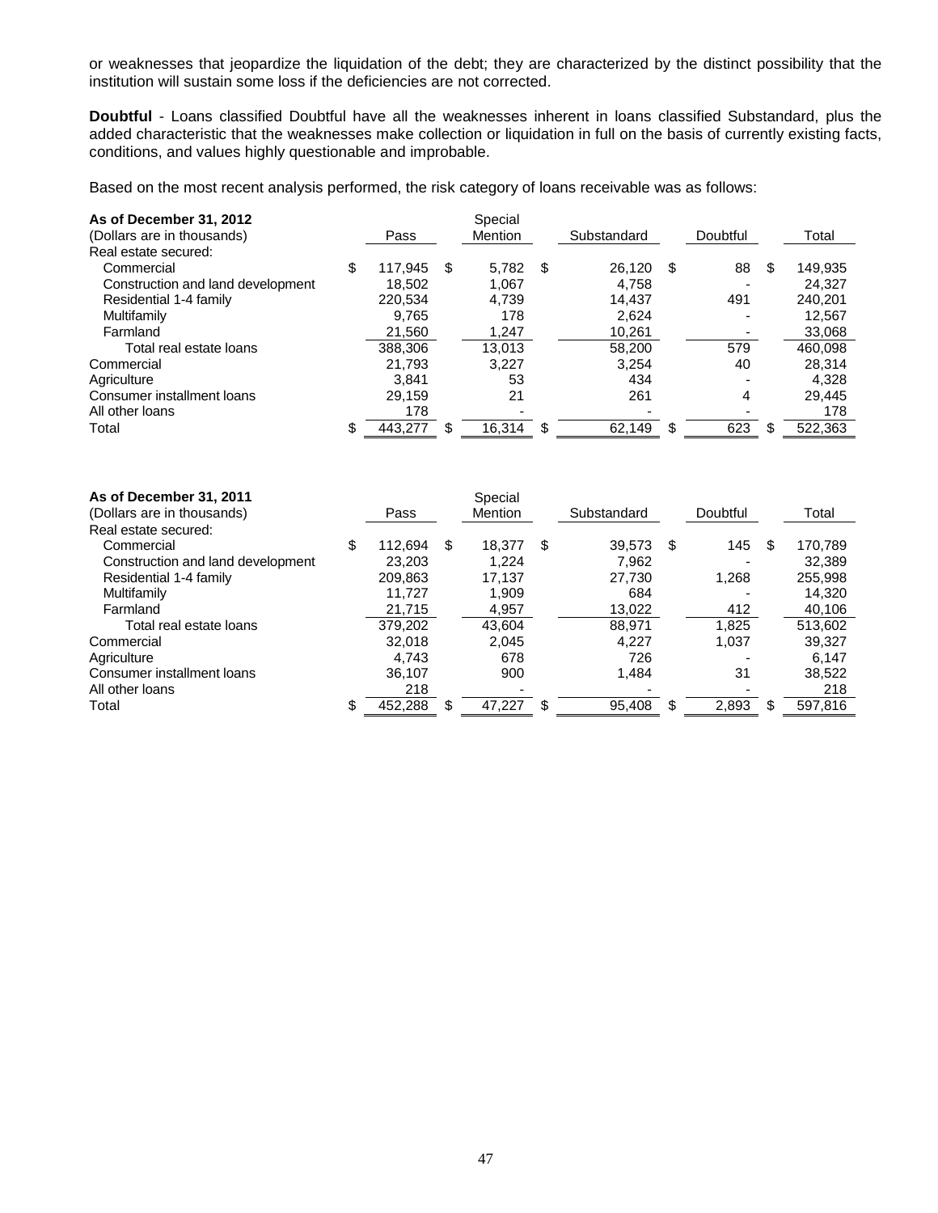or weaknesses that jeopardize the liquidation of the debt; they are characterized by the distinct possibility that the institution will sustain some loss if the deficiencies are not corrected.

**Doubtful** - Loans classified Doubtful have all the weaknesses inherent in loans classified Substandard, plus the added characteristic that the weaknesses make collection or liquidation in full on the basis of currently existing facts, conditions, and values highly questionable and improbable.

Based on the most recent analysis performed, the risk category of loans receivable was as follows:

| **As of December 31, 2012** (Dollars are in thousands) | Pass | Special Mention | Substandard | Doubtful | Total |
|---|---|---|---|---|---|
| Real estate secured: | | | | | |
| Commercial | $ 117,945 | $ 5,782 | $ 26,120 | $ 88 | $ 149,935 |
| Construction and land development | 18,502 | 1,067 | 4,758 | - | 24,327 |
| Residential 1-4 family | 220,534 | 4,739 | 14,437 | 491 | 240,201 |
| Multifamily | 9,765 | 178 | 2,624 | - | 12,567 |
| Farmland | 21,560 | 1,247 | 10,261 | - | 33,068 |
| Total real estate loans | 388,306 | 13,013 | 58,200 | 579 | 460,098 |
| Commercial | 21,793 | 3,227 | 3,254 | 40 | 28,314 |
| Agriculture | 3,841 | 53 | 434 | - | 4,328 |
| Consumer installment loans | 29,159 | 21 | 261 | 4 | 29,445 |
| All other loans | 178 | - | - | - | 178 |
| Total | $ 443,277 | $ 16,314 | $ 62,149 | $ 623 | $ 522,363 |

| **As of December 31, 2011** (Dollars are in thousands) | Pass | Special Mention | Substandard | Doubtful | Total |
|---|---|---|---|---|---|
| Real estate secured: | | | | | |
| Commercial | $ 112,694 | $ 18,377 | $ 39,573 | $ 145 | $ 170,789 |
| Construction and land development | 23,203 | 1,224 | 7,962 | - | 32,389 |
| Residential 1-4 family | 209,863 | 17,137 | 27,730 | 1,268 | 255,998 |
| Multifamily | 11,727 | 1,909 | 684 | - | 14,320 |
| Farmland | 21,715 | 4,957 | 13,022 | 412 | 40,106 |
| Total real estate loans | 379,202 | 43,604 | 88,971 | 1,825 | 513,602 |
| Commercial | 32,018 | 2,045 | 4,227 | 1,037 | 39,327 |
| Agriculture | 4,743 | 678 | 726 | - | 6,147 |
| Consumer installment loans | 36,107 | 900 | 1,484 | 31 | 38,522 |
| All other loans | 218 | - | - | - | 218 |
| Total | $ 452,288 | $ 47,227 | $ 95,408 | $ 2,893 | $ 597,816 |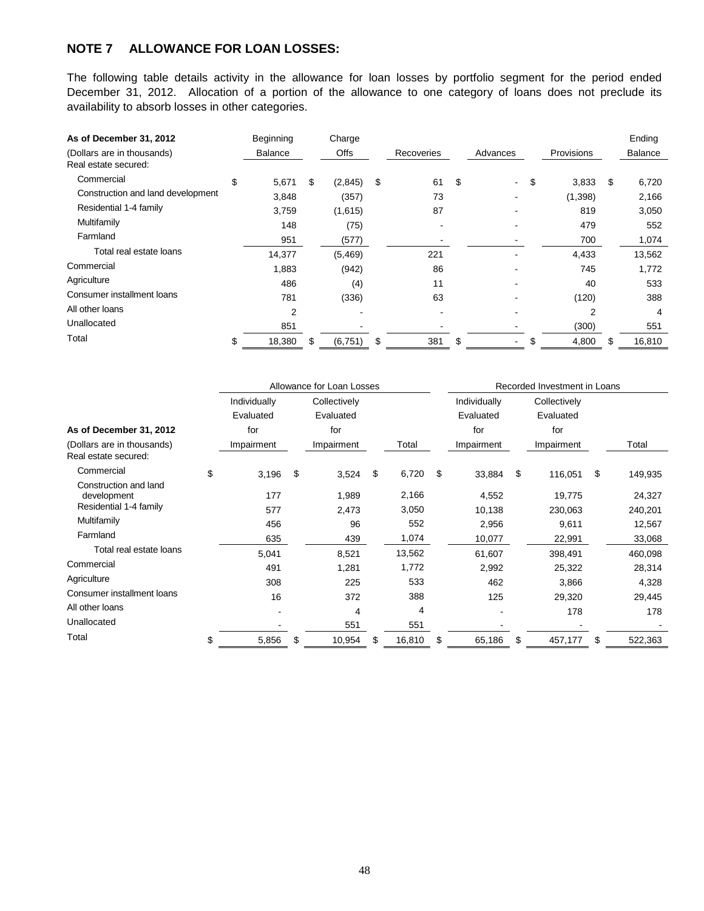## NOTE 7 ALLOWANCE FOR LOAN LOSSES:

The following table details activity in the allowance for loan losses by portfolio segment for the period ended December 31, 2012. Allocation of a portion of the allowance to one category of loans does not preclude its availability to absorb losses in other categories.

| As of December 31, 2012<br>(Dollars are in thousands) | Beginning Balance | Charge Offs | Recoveries | Advances | Provisions | Ending Balance |
|---|---|---|---|---|---|---|
| Real estate secured: | | | | | | |
| Commercial | $ 5,671 | $ (2,845) | $ 61 | $ - | $ 3,833 | $ 6,720 |
| Construction and land development | 3,848 | (357) | 73 | - | (1,398) | 2,166 |
| Residential 1-4 family | 3,759 | (1,615) | 87 | - | 819 | 3,050 |
| Multifamily | 148 | (75) | - | - | 479 | 552 |
| Farmland | 951 | (577) | - | - | 700 | 1,074 |
| Total real estate loans | 14,377 | (5,469) | 221 | - | 4,433 | 13,562 |
| Commercial | 1,883 | (942) | 86 | - | 745 | 1,772 |
| Agriculture | 486 | (4) | 11 | - | 40 | 533 |
| Consumer installment loans | 781 | (336) | 63 | - | (120) | 388 |
| All other loans | 2 | - | - | - | 2 | 4 |
| Unallocated | 851 | - | - | - | (300) | 551 |
| Total | $ 18,380 | $ (6,751) | $ 381 | $ - | $ 4,800 | $ 16,810 |

| | Allowance for Loan Losses | | | Recorded Investment in Loans | | |
|---|---|---|---|---|---|---|
| As of December 31, 2012<br>(Dollars are in thousands) | Individually Evaluated for Impairment | Collectively Evaluated for Impairment | Total | Individually Evaluated for Impairment | Collectively Evaluated for Impairment | Total |
| Real estate secured: | | | | | | |
| Commercial | $ 3,196 | $ 3,524 | $ 6,720 | $ 33,884 | $ 116,051 | $ 149,935 |
| Construction and land development | 177 | 1,989 | 2,166 | 4,552 | 19,775 | 24,327 |
| Residential 1-4 family | 577 | 2,473 | 3,050 | 10,138 | 230,063 | 240,201 |
| Multifamily | 456 | 96 | 552 | 2,956 | 9,611 | 12,567 |
| Farmland | 635 | 439 | 1,074 | 10,077 | 22,991 | 33,068 |
| Total real estate loans | 5,041 | 8,521 | 13,562 | 61,607 | 398,491 | 460,098 |
| Commercial | 491 | 1,281 | 1,772 | 2,992 | 25,322 | 28,314 |
| Agriculture | 308 | 225 | 533 | 462 | 3,866 | 4,328 |
| Consumer installment loans | 16 | 372 | 388 | 125 | 29,320 | 29,445 |
| All other loans | - | 4 | 4 | - | 178 | 178 |
| Unallocated | - | 551 | 551 | - | - | - |
| Total | $ 5,856 | $ 10,954 | $ 16,810 | $ 65,186 | $ 457,177 | $ 522,363 |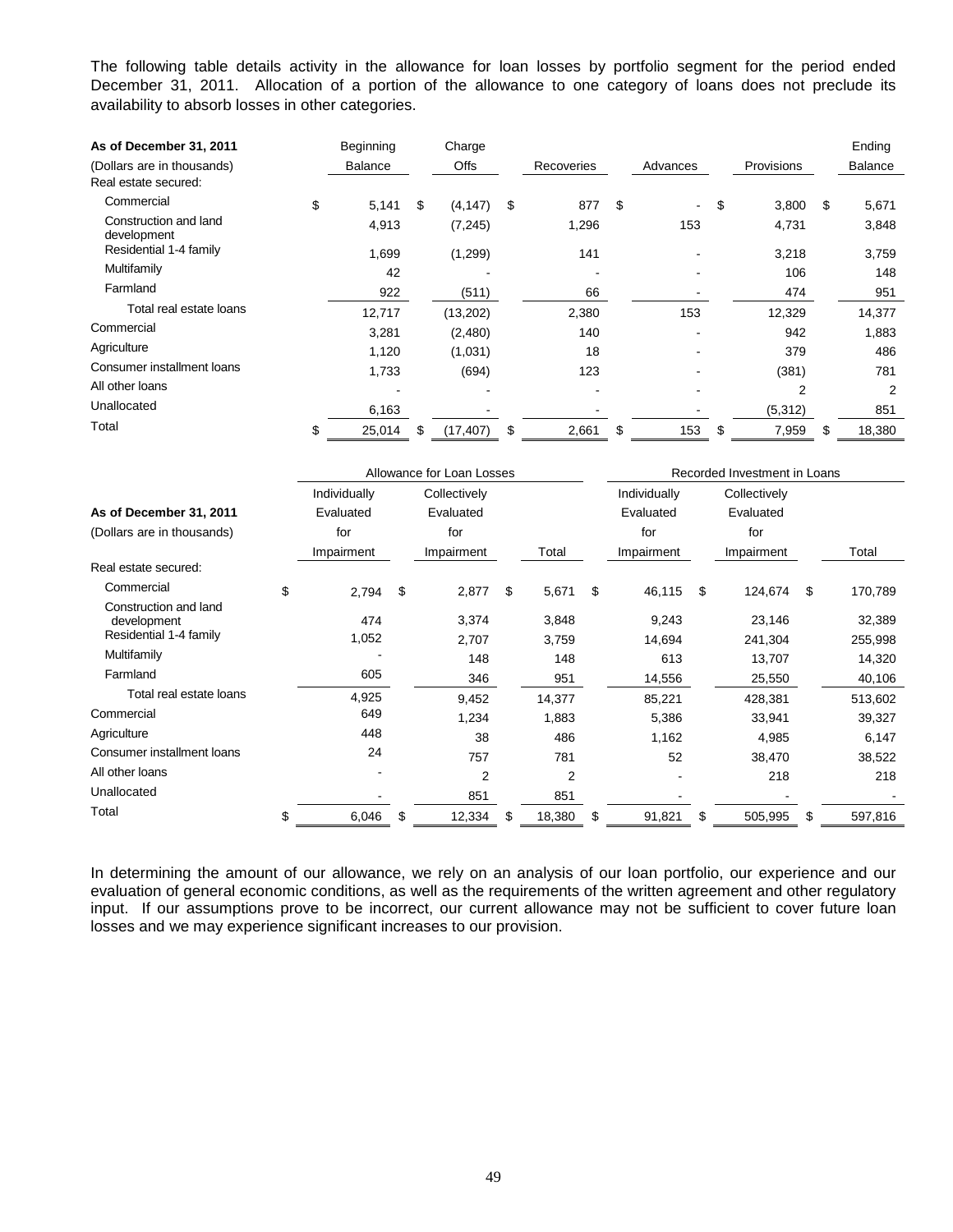The following table details activity in the allowance for loan losses by portfolio segment for the period ended December 31, 2011. Allocation of a portion of the allowance to one category of loans does not preclude its availability to absorb losses in other categories.

| As of December 31, 2011 (Dollars are in thousands) | Beginning Balance | Charge Offs | Recoveries | Advances | Provisions | Ending Balance |
|---|---|---|---|---|---|---|
| Real estate secured: | | | | | | |
| Commercial | $ 5,141 | $ (4,147) | $ 877 | $ - | $ 3,800 | $ 5,671 |
| Construction and land development | 4,913 | (7,245) | 1,296 | 153 | 4,731 | 3,848 |
| Residential 1-4 family | 1,699 | (1,299) | 141 | - | 3,218 | 3,759 |
| Multifamily | 42 | - | - | - | 106 | 148 |
| Farmland | 922 | (511) | 66 | - | 474 | 951 |
| Total real estate loans | 12,717 | (13,202) | 2,380 | 153 | 12,329 | 14,377 |
| Commercial | 3,281 | (2,480) | 140 | - | 942 | 1,883 |
| Agriculture | 1,120 | (1,031) | 18 | - | 379 | 486 |
| Consumer installment loans | 1,733 | (694) | 123 | - | (381) | 781 |
| All other loans | - | - | - | - | 2 | 2 |
| Unallocated | 6,163 | - | - | - | (5,312) | 851 |
| Total | $ 25,014 | $ (17,407) | $ 2,661 | $ 153 | $ 7,959 | $ 18,380 |

| | Allowance for Loan Losses | | | Recorded Investment in Loans | | |
|---|---|---|---|---|---|---|
| As of December 31, 2011 (Dollars are in thousands) | Individually Evaluated for Impairment | Collectively Evaluated for Impairment | Total | Individually Evaluated for Impairment | Collectively Evaluated for Impairment | Total |
| Real estate secured: | | | | | | |
| Commercial | $ 2,794 | $ 2,877 | $ 5,671 | $ 46,115 | $ 124,674 | $ 170,789 |
| Construction and land development | 474 | 3,374 | 3,848 | 9,243 | 23,146 | 32,389 |
| Residential 1-4 family | 1,052 | 2,707 | 3,759 | 14,694 | 241,304 | 255,998 |
| Multifamily | - | 148 | 148 | 613 | 13,707 | 14,320 |
| Farmland | 605 | 346 | 951 | 14,556 | 25,550 | 40,106 |
| Total real estate loans | 4,925 | 9,452 | 14,377 | 85,221 | 428,381 | 513,602 |
| Commercial | 649 | 1,234 | 1,883 | 5,386 | 33,941 | 39,327 |
| Agriculture | 448 | 38 | 486 | 1,162 | 4,985 | 6,147 |
| Consumer installment loans | 24 | 757 | 781 | 52 | 38,470 | 38,522 |
| All other loans | - | 2 | 2 | - | 218 | 218 |
| Unallocated | - | 851 | 851 | - | - | - |
| Total | $ 6,046 | $ 12,334 | $ 18,380 | $ 91,821 | $ 505,995 | $ 597,816 |

In determining the amount of our allowance, we rely on an analysis of our loan portfolio, our experience and our evaluation of general economic conditions, as well as the requirements of the written agreement and other regulatory input. If our assumptions prove to be incorrect, our current allowance may not be sufficient to cover future loan losses and we may experience significant increases to our provision.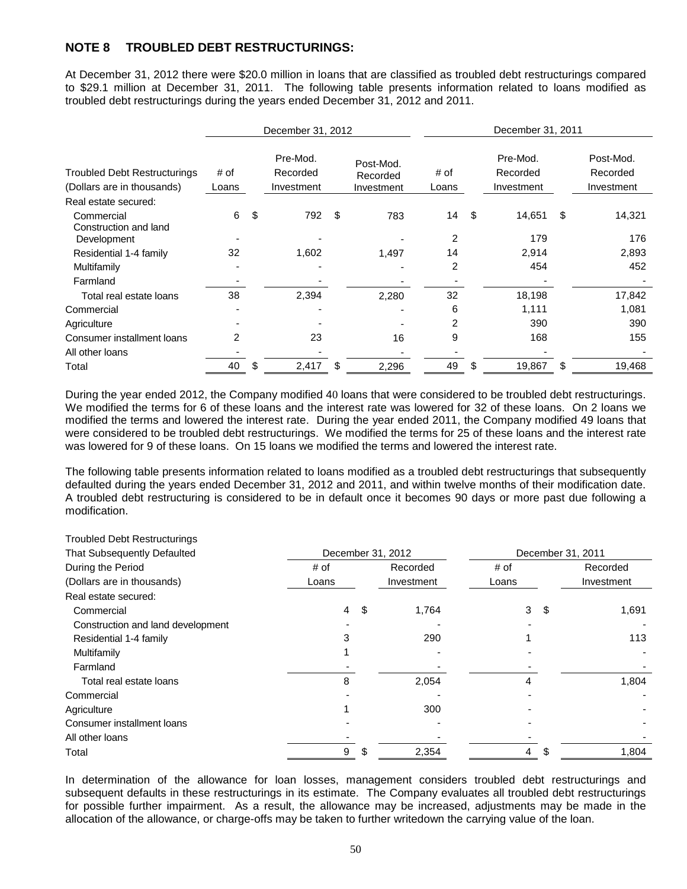## NOTE 8 TROUBLED DEBT RESTRUCTURINGS:

At December 31, 2012 there were $20.0 million in loans that are classified as troubled debt restructurings compared to $29.1 million at December 31, 2011. The following table presents information related to loans modified as troubled debt restructurings during the years ended December 31, 2012 and 2011.

| Troubled Debt Restructurings (Dollars are in thousands) | December 31, 2012 # of Loans | | | December 31, 2011 # of Loans | | |
|---|---|---|---|---|---|---|
| | # of Loans | Pre-Mod. Recorded Investment | Post-Mod. Recorded Investment | # of Loans | Pre-Mod. Recorded Investment | Post-Mod. Recorded Investment |
| Real estate secured: | | | | | | |
| Commercial | 6 | $ 792 | $ 783 | 14 | $ 14,651 | $ 14,321 |
| Construction and land Development | - | - | - | 2 | 179 | 176 |
| Residential 1-4 family | 32 | 1,602 | 1,497 | 14 | 2,914 | 2,893 |
| Multifamily | - | - | - | 2 | 454 | 452 |
| Farmland | - | - | - | - | - | - |
| Total real estate loans | 38 | 2,394 | 2,280 | 32 | 18,198 | 17,842 |
| Commercial | - | - | - | 6 | 1,111 | 1,081 |
| Agriculture | - | - | - | 2 | 390 | 390 |
| Consumer installment loans | 2 | 23 | 16 | 9 | 168 | 155 |
| All other loans | - | - | - | - | - | - |
| Total | 40 | $ 2,417 | $ 2,296 | 49 | $ 19,867 | $ 19,468 |

During the year ended 2012, the Company modified 40 loans that were considered to be troubled debt restructurings. We modified the terms for 6 of these loans and the interest rate was lowered for 32 of these loans. On 2 loans we modified the terms and lowered the interest rate. During the year ended 2011, the Company modified 49 loans that were considered to be troubled debt restructurings. We modified the terms for 25 of these loans and the interest rate was lowered for 9 of these loans. On 15 loans we modified the terms and lowered the interest rate.

The following table presents information related to loans modified as a troubled debt restructurings that subsequently defaulted during the years ended December 31, 2012 and 2011, and within twelve months of their modification date. A troubled debt restructuring is considered to be in default once it becomes 90 days or more past due following a modification.

| Troubled Debt Restructurings That Subsequently Defaulted During the Period (Dollars are in thousands) | December 31, 2012 | | December 31, 2011 | |
|---|---|---|---|---|
| | # of Loans | Recorded Investment | # of Loans | Recorded Investment |
| Real estate secured: | | | | |
| Commercial | 4 | $ 1,764 | 3 | $ 1,691 |
| Construction and land development | - | - | - | - |
| Residential 1-4 family | 3 | 290 | 1 | 113 |
| Multifamily | 1 | - | - | - |
| Farmland | - | - | - | - |
| Total real estate loans | 8 | 2,054 | 4 | 1,804 |
| Commercial | - | - | - | - |
| Agriculture | 1 | 300 | - | - |
| Consumer installment loans | - | - | - | - |
| All other loans | - | - | - | - |
| Total | 9 | $ 2,354 | 4 | $ 1,804 |

In determination of the allowance for loan losses, management considers troubled debt restructurings and subsequent defaults in these restructurings in its estimate. The Company evaluates all troubled debt restructurings for possible further impairment. As a result, the allowance may be increased, adjustments may be made in the allocation of the allowance, or charge-offs may be taken to further writedown the carrying value of the loan.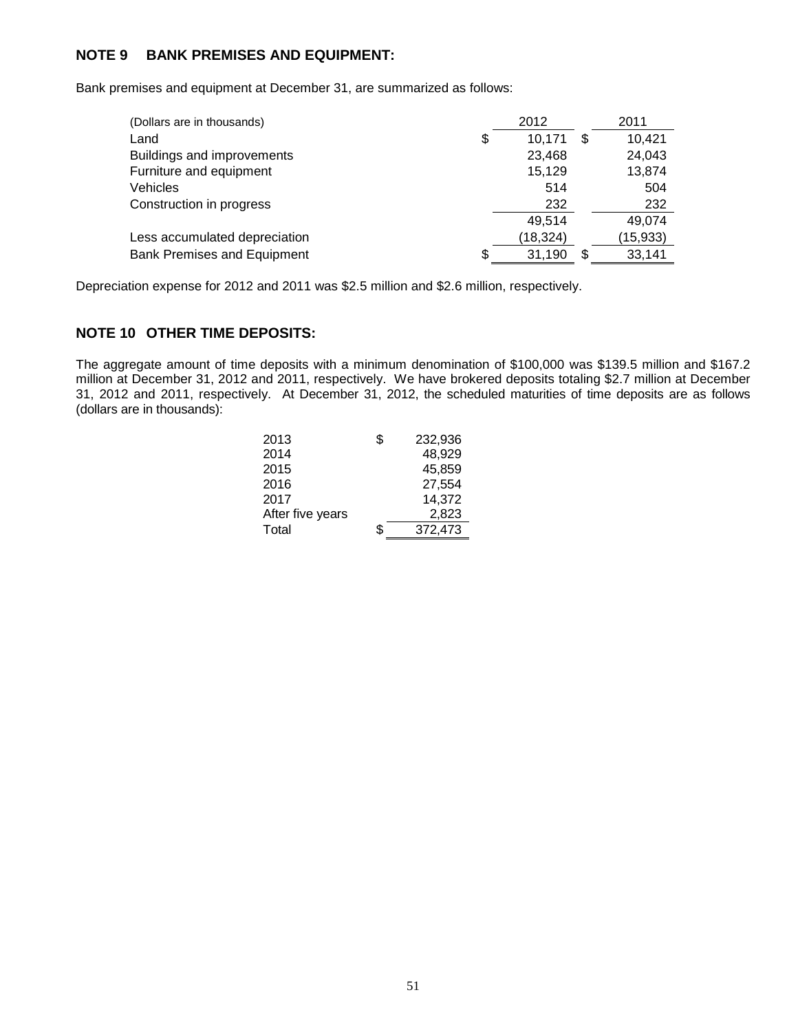## NOTE 9 BANK PREMISES AND EQUIPMENT:

Bank premises and equipment at December 31, are summarized as follows:

| (Dollars are in thousands) | 2012 | 2011 |
|---|---|---|
| Land | $ 10,171 | $ 10,421 |
| Buildings and improvements | 23,468 | 24,043 |
| Furniture and equipment | 15,129 | 13,874 |
| Vehicles | 514 | 504 |
| Construction in progress | 232 | 232 |
| | 49,514 | 49,074 |
| Less accumulated depreciation | (18,324) | (15,933) |
| Bank Premises and Equipment | $ 31,190 | $ 33,141 |

Depreciation expense for 2012 and 2011 was $2.5 million and $2.6 million, respectively.

## NOTE 10 OTHER TIME DEPOSITS:

The aggregate amount of time deposits with a minimum denomination of $100,000 was $139.5 million and $167.2 million at December 31, 2012 and 2011, respectively. We have brokered deposits totaling $2.7 million at December 31, 2012 and 2011, respectively. At December 31, 2012, the scheduled maturities of time deposits are as follows (dollars are in thousands):

| | |
|---|---|
| 2013 | $ 232,936 |
| 2014 | 48,929 |
| 2015 | 45,859 |
| 2016 | 27,554 |
| 2017 | 14,372 |
| After five years | 2,823 |
| Total | $ 372,473 |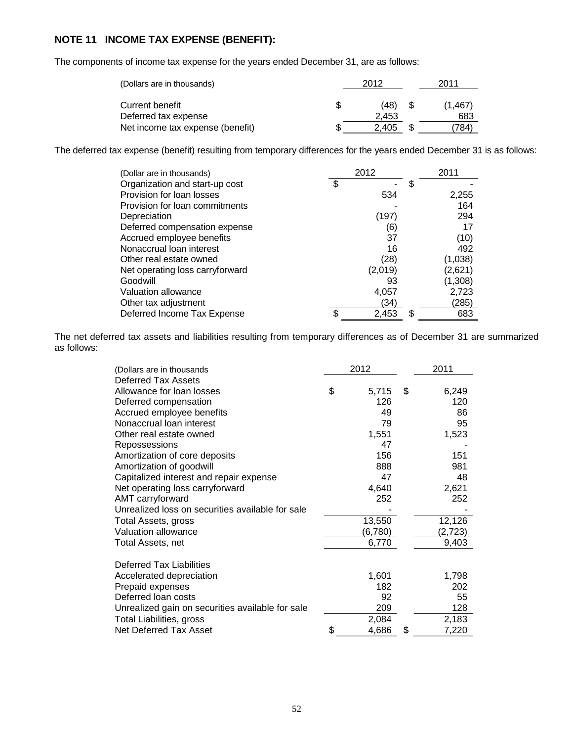## NOTE 11 INCOME TAX EXPENSE (BENEFIT):

The components of income tax expense for the years ended December 31, are as follows:

| (Dollars are in thousands) | 2012 | 2011 |
|---|---|---|
| Current benefit | $ (48) | $ (1,467) |
| Deferred tax expense | 2,453 | 683 |
| Net income tax expense (benefit) | $ 2,405 | $ (784) |

The deferred tax expense (benefit) resulting from temporary differences for the years ended December 31 is as follows:

| (Dollar are in thousands) | 2012 | 2011 |
|---|---|---|
| Organization and start-up cost | $ - | $ - |
| Provision for loan losses | 534 | 2,255 |
| Provision for loan commitments | - | 164 |
| Depreciation | (197) | 294 |
| Deferred compensation expense | (6) | 17 |
| Accrued employee benefits | 37 | (10) |
| Nonaccrual loan interest | 16 | 492 |
| Other real estate owned | (28) | (1,038) |
| Net operating loss carryforward | (2,019) | (2,621) |
| Goodwill | 93 | (1,308) |
| Valuation allowance | 4,057 | 2,723 |
| Other tax adjustment | (34) | (285) |
| Deferred Income Tax Expense | $ 2,453 | $ 683 |

The net deferred tax assets and liabilities resulting from temporary differences as of December 31 are summarized as follows:

| (Dollars are in thousands | 2012 | 2011 |
|---|---|---|
| Deferred Tax Assets | | |
| Allowance for loan losses | $ 5,715 | $ 6,249 |
| Deferred compensation | 126 | 120 |
| Accrued employee benefits | 49 | 86 |
| Nonaccrual loan interest | 79 | 95 |
| Other real estate owned | 1,551 | 1,523 |
| Repossessions | 47 | - |
| Amortization of core deposits | 156 | 151 |
| Amortization of goodwill | 888 | 981 |
| Capitalized interest and repair expense | 47 | 48 |
| Net operating loss carryforward | 4,640 | 2,621 |
| AMT carryforward | 252 | 252 |
| Unrealized loss on securities available for sale | - | - |
| Total Assets, gross | 13,550 | 12,126 |
| Valuation allowance | (6,780) | (2,723) |
| Total Assets, net | 6,770 | 9,403 |
| | | |
| Deferred Tax Liabilities | | |
| Accelerated depreciation | 1,601 | 1,798 |
| Prepaid expenses | 182 | 202 |
| Deferred loan costs | 92 | 55 |
| Unrealized gain on securities available for sale | 209 | 128 |
| Total Liabilities, gross | 2,084 | 2,183 |
| Net Deferred Tax Asset | $ 4,686 | $ 7,220 |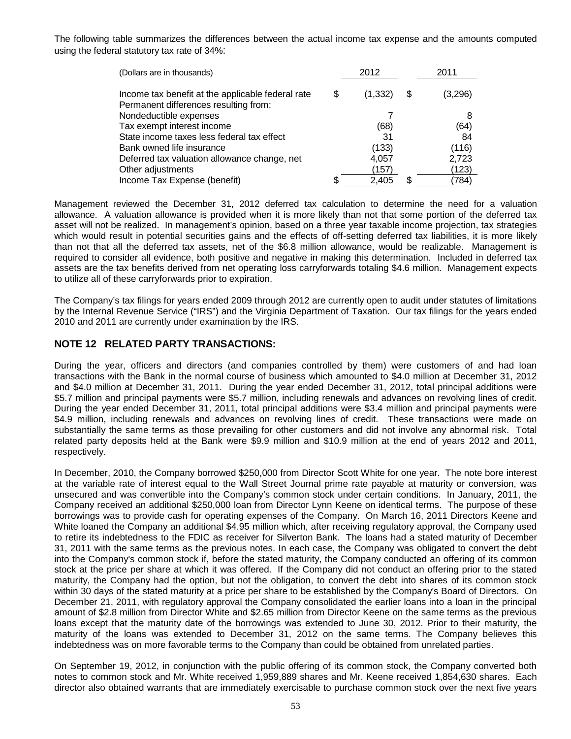The following table summarizes the differences between the actual income tax expense and the amounts computed using the federal statutory tax rate of 34%:

| (Dollars are in thousands) | 2012 | 2011 |
|---|---|---|
| Income tax benefit at the applicable federal rate | $ (1,332) | $ (3,296) |
| Permanent differences resulting from: | | |
| Nondeductible expenses | 7 | 8 |
| Tax exempt interest income | (68) | (64) |
| State income taxes less federal tax effect | 31 | 84 |
| Bank owned life insurance | (133) | (116) |
| Deferred tax valuation allowance change, net | 4,057 | 2,723 |
| Other adjustments | (157) | (123) |
| Income Tax Expense (benefit) | $ 2,405 | $ (784) |

Management reviewed the December 31, 2012 deferred tax calculation to determine the need for a valuation allowance. A valuation allowance is provided when it is more likely than not that some portion of the deferred tax asset will not be realized. In management's opinion, based on a three year taxable income projection, tax strategies which would result in potential securities gains and the effects of off-setting deferred tax liabilities, it is more likely than not that all the deferred tax assets, net of the $6.8 million allowance, would be realizable. Management is required to consider all evidence, both positive and negative in making this determination. Included in deferred tax assets are the tax benefits derived from net operating loss carryforwards totaling $4.6 million. Management expects to utilize all of these carryforwards prior to expiration.

The Company's tax filings for years ended 2009 through 2012 are currently open to audit under statutes of limitations by the Internal Revenue Service ("IRS") and the Virginia Department of Taxation. Our tax filings for the years ended 2010 and 2011 are currently under examination by the IRS.

## NOTE 12 RELATED PARTY TRANSACTIONS:

During the year, officers and directors (and companies controlled by them) were customers of and had loan transactions with the Bank in the normal course of business which amounted to $4.0 million at December 31, 2012 and $4.0 million at December 31, 2011. During the year ended December 31, 2012, total principal additions were $5.7 million and principal payments were $5.7 million, including renewals and advances on revolving lines of credit. During the year ended December 31, 2011, total principal additions were $3.4 million and principal payments were $4.9 million, including renewals and advances on revolving lines of credit. These transactions were made on substantially the same terms as those prevailing for other customers and did not involve any abnormal risk. Total related party deposits held at the Bank were $9.9 million and $10.9 million at the end of years 2012 and 2011, respectively.

In December, 2010, the Company borrowed $250,000 from Director Scott White for one year. The note bore interest at the variable rate of interest equal to the Wall Street Journal prime rate payable at maturity or conversion, was unsecured and was convertible into the Company's common stock under certain conditions. In January, 2011, the Company received an additional $250,000 loan from Director Lynn Keene on identical terms. The purpose of these borrowings was to provide cash for operating expenses of the Company. On March 16, 2011 Directors Keene and White loaned the Company an additional $4.95 million which, after receiving regulatory approval, the Company used to retire its indebtedness to the FDIC as receiver for Silverton Bank. The loans had a stated maturity of December 31, 2011 with the same terms as the previous notes. In each case, the Company was obligated to convert the debt into the Company's common stock if, before the stated maturity, the Company conducted an offering of its common stock at the price per share at which it was offered. If the Company did not conduct an offering prior to the stated maturity, the Company had the option, but not the obligation, to convert the debt into shares of its common stock within 30 days of the stated maturity at a price per share to be established by the Company's Board of Directors. On December 21, 2011, with regulatory approval the Company consolidated the earlier loans into a loan in the principal amount of $2.8 million from Director White and $2.65 million from Director Keene on the same terms as the previous loans except that the maturity date of the borrowings was extended to June 30, 2012. Prior to their maturity, the maturity of the loans was extended to December 31, 2012 on the same terms. The Company believes this indebtedness was on more favorable terms to the Company than could be obtained from unrelated parties.

On September 19, 2012, in conjunction with the public offering of its common stock, the Company converted both notes to common stock and Mr. White received 1,959,889 shares and Mr. Keene received 1,854,630 shares. Each director also obtained warrants that are immediately exercisable to purchase common stock over the next five years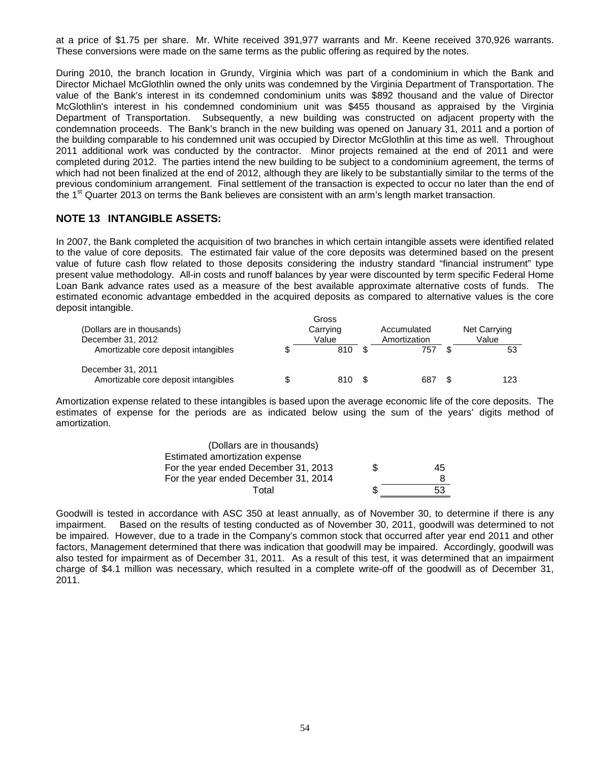at a price of $1.75 per share. Mr. White received 391,977 warrants and Mr. Keene received 370,926 warrants. These conversions were made on the same terms as the public offering as required by the notes.

During 2010, the branch location in Grundy, Virginia which was part of a condominium in which the Bank and Director Michael McGlothlin owned the only units was condemned by the Virginia Department of Transportation. The value of the Bank's interest in its condemned condominium units was $892 thousand and the value of Director McGlothlin's interest in his condemned condominium unit was $455 thousand as appraised by the Virginia Department of Transportation. Subsequently, a new building was constructed on adjacent property with the condemnation proceeds. The Bank's branch in the new building was opened on January 31, 2011 and a portion of the building comparable to his condemned unit was occupied by Director McGlothlin at this time as well. Throughout 2011 additional work was conducted by the contractor. Minor projects remained at the end of 2011 and were completed during 2012. The parties intend the new building to be subject to a condominium agreement, the terms of which had not been finalized at the end of 2012, although they are likely to be substantially similar to the terms of the previous condominium arrangement. Final settlement of the transaction is expected to occur no later than the end of the 1st Quarter 2013 on terms the Bank believes are consistent with an arm's length market transaction.

## NOTE 13 INTANGIBLE ASSETS:

In 2007, the Bank completed the acquisition of two branches in which certain intangible assets were identified related to the value of core deposits. The estimated fair value of the core deposits was determined based on the present value of future cash flow related to those deposits considering the industry standard "financial instrument" type present value methodology. All-in costs and runoff balances by year were discounted by term specific Federal Home Loan Bank advance rates used as a measure of the best available approximate alternative costs of funds. The estimated economic advantage embedded in the acquired deposits as compared to alternative values is the core deposit intangible.

| (Dollars are in thousands) | Gross Carrying Value | Accumulated Amortization | Net Carrying Value |
|---|---|---|---|
| December 31, 2012 | | | |
| Amortizable core deposit intangibles | $ 810 | $ 757 | $ 53 |
| December 31, 2011 | | | |
| Amortizable core deposit intangibles | $ 810 | $ 687 | $ 123 |

Amortization expense related to these intangibles is based upon the average economic life of the core deposits. The estimates of expense for the periods are as indicated below using the sum of the years' digits method of amortization.

| (Dollars are in thousands) | |
|---|---|
| Estimated amortization expense | |
| For the year ended December 31, 2013 | $ 45 |
| For the year ended December 31, 2014 | 8 |
| Total | $ 53 |

Goodwill is tested in accordance with ASC 350 at least annually, as of November 30, to determine if there is any impairment. Based on the results of testing conducted as of November 30, 2011, goodwill was determined to not be impaired. However, due to a trade in the Company's common stock that occurred after year end 2011 and other factors, Management determined that there was indication that goodwill may be impaired. Accordingly, goodwill was also tested for impairment as of December 31, 2011. As a result of this test, it was determined that an impairment charge of $4.1 million was necessary, which resulted in a complete write-off of the goodwill as of December 31, 2011.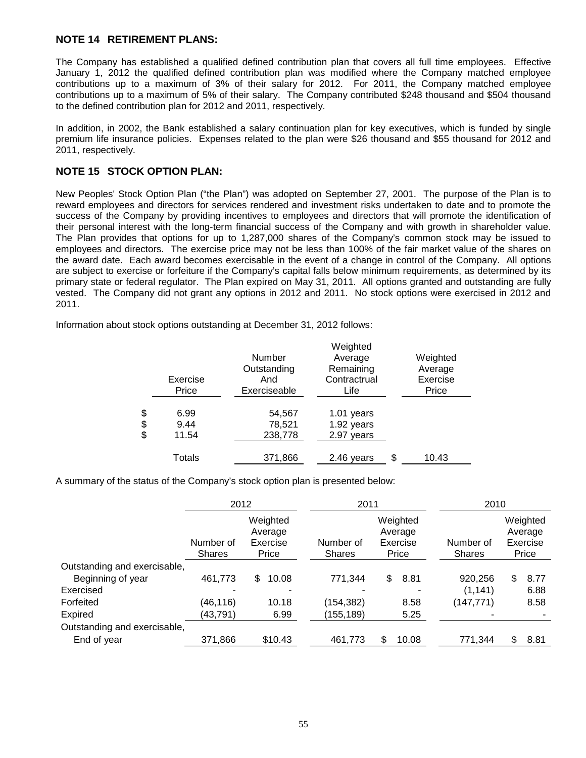## NOTE 14 RETIREMENT PLANS:

The Company has established a qualified defined contribution plan that covers all full time employees. Effective January 1, 2012 the qualified defined contribution plan was modified where the Company matched employee contributions up to a maximum of 3% of their salary for 2012. For 2011, the Company matched employee contributions up to a maximum of 5% of their salary. The Company contributed $248 thousand and $504 thousand to the defined contribution plan for 2012 and 2011, respectively.

In addition, in 2002, the Bank established a salary continuation plan for key executives, which is funded by single premium life insurance policies. Expenses related to the plan were $26 thousand and $55 thousand for 2012 and 2011, respectively.

## NOTE 15 STOCK OPTION PLAN:

New Peoples' Stock Option Plan ("the Plan") was adopted on September 27, 2001. The purpose of the Plan is to reward employees and directors for services rendered and investment risks undertaken to date and to promote the success of the Company by providing incentives to employees and directors that will promote the identification of their personal interest with the long-term financial success of the Company and with growth in shareholder value. The Plan provides that options for up to 1,287,000 shares of the Company's common stock may be issued to employees and directors. The exercise price may not be less than 100% of the fair market value of the shares on the award date. Each award becomes exercisable in the event of a change in control of the Company. All options are subject to exercise or forfeiture if the Company's capital falls below minimum requirements, as determined by its primary state or federal regulator. The Plan expired on May 31, 2011. All options granted and outstanding are fully vested. The Company did not grant any options in 2012 and 2011. No stock options were exercised in 2012 and 2011.

Information about stock options outstanding at December 31, 2012 follows:

| Exercise Price | Number Outstanding And Exerciseable | Weighted Average Remaining Contractrual Life | Weighted Average Exercise Price |
|---|---|---|---|
| $ 6.99 | 54,567 | 1.01 years | |
| $ 9.44 | 78,521 | 1.92 years | |
| $ 11.54 | 238,778 | 2.97 years | |
| Totals | 371,866 | 2.46 years | $ 10.43 |

A summary of the status of the Company's stock option plan is presented below:

| | 2012 | | 2011 | | 2010 | |
|---|---|---|---|---|---|---|
| | Number of Shares | Weighted Average Exercise Price | Number of Shares | Weighted Average Exercise Price | Number of Shares | Weighted Average Exercise Price |
| Outstanding and exercisable, Beginning of year | 461,773 | $ 10.08 | 771,344 | $ 8.81 | 920,256 | $ 8.77 |
| Exercised | - | - | - | - | (1,141) | 6.88 |
| Forfeited | (46,116) | 10.18 | (154,382) | 8.58 | (147,771) | 8.58 |
| Expired | (43,791) | 6.99 | (155,189) | 5.25 | - | - |
| Outstanding and exercisable, End of year | 371,866 | $10.43 | 461,773 | $ 10.08 | 771,344 | $ 8.81 |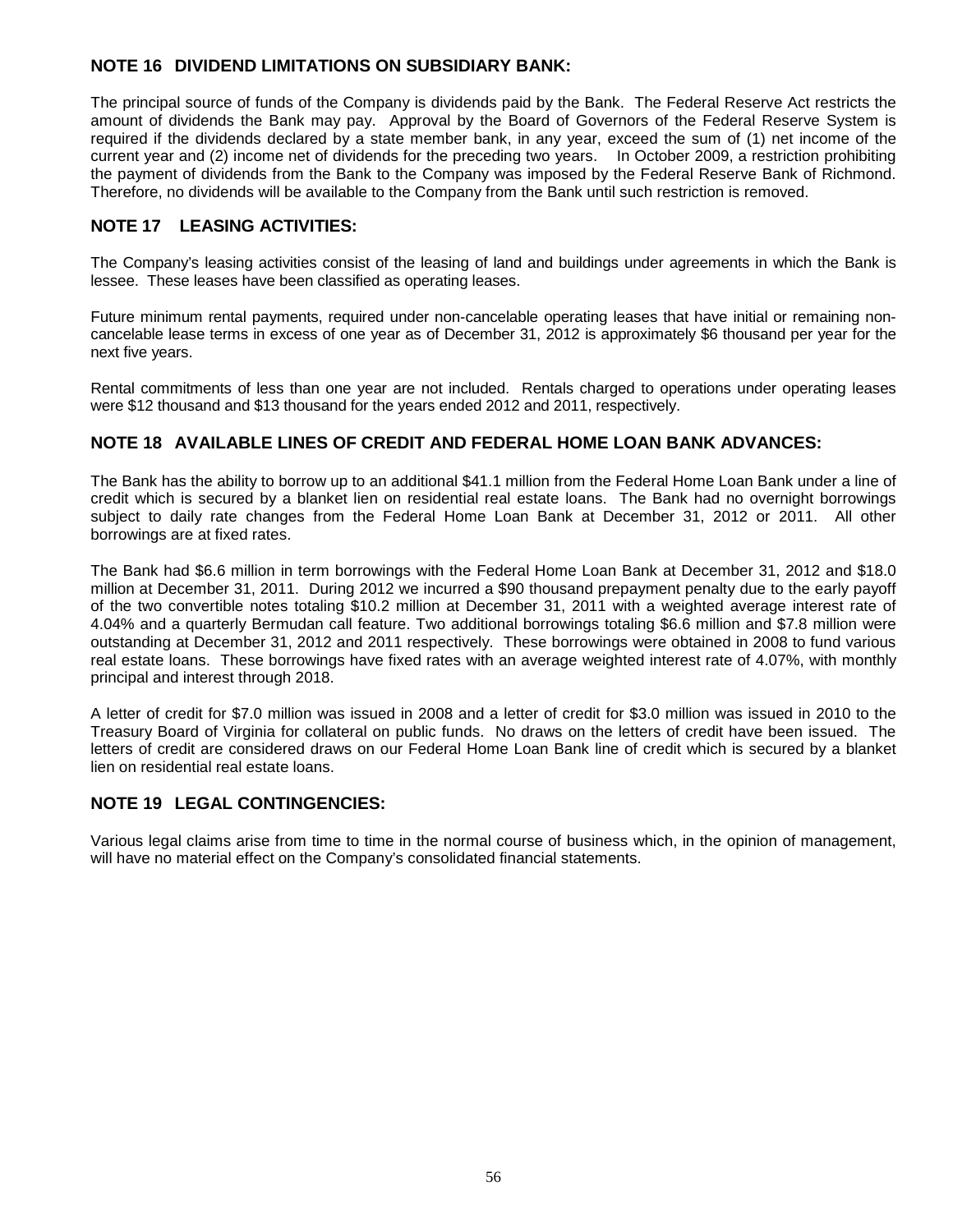## NOTE 16 DIVIDEND LIMITATIONS ON SUBSIDIARY BANK:

The principal source of funds of the Company is dividends paid by the Bank. The Federal Reserve Act restricts the amount of dividends the Bank may pay. Approval by the Board of Governors of the Federal Reserve System is required if the dividends declared by a state member bank, in any year, exceed the sum of (1) net income of the current year and (2) income net of dividends for the preceding two years. In October 2009, a restriction prohibiting the payment of dividends from the Bank to the Company was imposed by the Federal Reserve Bank of Richmond. Therefore, no dividends will be available to the Company from the Bank until such restriction is removed.

## NOTE 17 LEASING ACTIVITIES:

The Company's leasing activities consist of the leasing of land and buildings under agreements in which the Bank is lessee. These leases have been classified as operating leases.

Future minimum rental payments, required under non-cancelable operating leases that have initial or remaining non-cancelable lease terms in excess of one year as of December 31, 2012 is approximately $6 thousand per year for the next five years.

Rental commitments of less than one year are not included. Rentals charged to operations under operating leases were $12 thousand and $13 thousand for the years ended 2012 and 2011, respectively.

## NOTE 18 AVAILABLE LINES OF CREDIT AND FEDERAL HOME LOAN BANK ADVANCES:

The Bank has the ability to borrow up to an additional $41.1 million from the Federal Home Loan Bank under a line of credit which is secured by a blanket lien on residential real estate loans. The Bank had no overnight borrowings subject to daily rate changes from the Federal Home Loan Bank at December 31, 2012 or 2011. All other borrowings are at fixed rates.

The Bank had $6.6 million in term borrowings with the Federal Home Loan Bank at December 31, 2012 and $18.0 million at December 31, 2011. During 2012 we incurred a $90 thousand prepayment penalty due to the early payoff of the two convertible notes totaling $10.2 million at December 31, 2011 with a weighted average interest rate of 4.04% and a quarterly Bermudan call feature. Two additional borrowings totaling $6.6 million and $7.8 million were outstanding at December 31, 2012 and 2011 respectively. These borrowings were obtained in 2008 to fund various real estate loans. These borrowings have fixed rates with an average weighted interest rate of 4.07%, with monthly principal and interest through 2018.

A letter of credit for $7.0 million was issued in 2008 and a letter of credit for $3.0 million was issued in 2010 to the Treasury Board of Virginia for collateral on public funds. No draws on the letters of credit have been issued. The letters of credit are considered draws on our Federal Home Loan Bank line of credit which is secured by a blanket lien on residential real estate loans.

## NOTE 19 LEGAL CONTINGENCIES:

Various legal claims arise from time to time in the normal course of business which, in the opinion of management, will have no material effect on the Company's consolidated financial statements.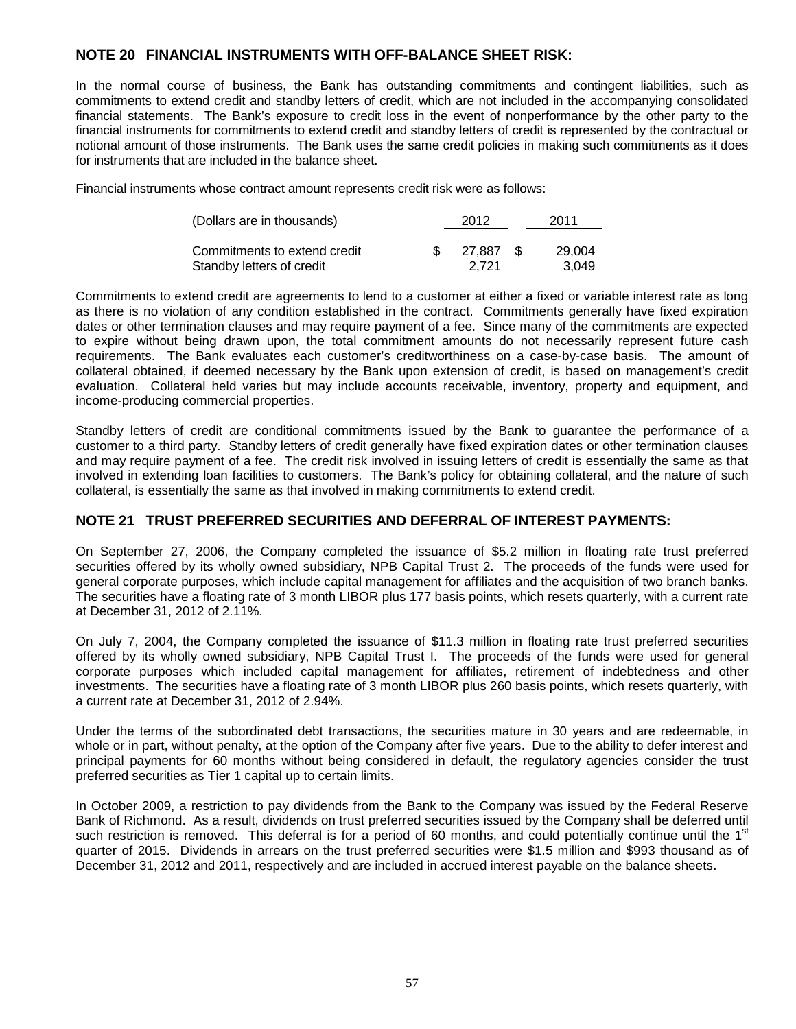## NOTE 20 FINANCIAL INSTRUMENTS WITH OFF-BALANCE SHEET RISK:

In the normal course of business, the Bank has outstanding commitments and contingent liabilities, such as commitments to extend credit and standby letters of credit, which are not included in the accompanying consolidated financial statements. The Bank's exposure to credit loss in the event of nonperformance by the other party to the financial instruments for commitments to extend credit and standby letters of credit is represented by the contractual or notional amount of those instruments. The Bank uses the same credit policies in making such commitments as it does for instruments that are included in the balance sheet.

Financial instruments whose contract amount represents credit risk were as follows:

| (Dollars are in thousands) | 2012 | 2011 |
|---|---|---|
| Commitments to extend credit | $ 27,887 | $ 29,004 |
| Standby letters of credit | 2,721 | 3,049 |

Commitments to extend credit are agreements to lend to a customer at either a fixed or variable interest rate as long as there is no violation of any condition established in the contract. Commitments generally have fixed expiration dates or other termination clauses and may require payment of a fee. Since many of the commitments are expected to expire without being drawn upon, the total commitment amounts do not necessarily represent future cash requirements. The Bank evaluates each customer's creditworthiness on a case-by-case basis. The amount of collateral obtained, if deemed necessary by the Bank upon extension of credit, is based on management's credit evaluation. Collateral held varies but may include accounts receivable, inventory, property and equipment, and income-producing commercial properties.

Standby letters of credit are conditional commitments issued by the Bank to guarantee the performance of a customer to a third party. Standby letters of credit generally have fixed expiration dates or other termination clauses and may require payment of a fee. The credit risk involved in issuing letters of credit is essentially the same as that involved in extending loan facilities to customers. The Bank's policy for obtaining collateral, and the nature of such collateral, is essentially the same as that involved in making commitments to extend credit.

## NOTE 21 TRUST PREFERRED SECURITIES AND DEFERRAL OF INTEREST PAYMENTS:

On September 27, 2006, the Company completed the issuance of $5.2 million in floating rate trust preferred securities offered by its wholly owned subsidiary, NPB Capital Trust 2. The proceeds of the funds were used for general corporate purposes, which include capital management for affiliates and the acquisition of two branch banks. The securities have a floating rate of 3 month LIBOR plus 177 basis points, which resets quarterly, with a current rate at December 31, 2012 of 2.11%.

On July 7, 2004, the Company completed the issuance of $11.3 million in floating rate trust preferred securities offered by its wholly owned subsidiary, NPB Capital Trust I. The proceeds of the funds were used for general corporate purposes which included capital management for affiliates, retirement of indebtedness and other investments. The securities have a floating rate of 3 month LIBOR plus 260 basis points, which resets quarterly, with a current rate at December 31, 2012 of 2.94%.

Under the terms of the subordinated debt transactions, the securities mature in 30 years and are redeemable, in whole or in part, without penalty, at the option of the Company after five years. Due to the ability to defer interest and principal payments for 60 months without being considered in default, the regulatory agencies consider the trust preferred securities as Tier 1 capital up to certain limits.

In October 2009, a restriction to pay dividends from the Bank to the Company was issued by the Federal Reserve Bank of Richmond. As a result, dividends on trust preferred securities issued by the Company shall be deferred until such restriction is removed. This deferral is for a period of 60 months, and could potentially continue until the 1st quarter of 2015. Dividends in arrears on the trust preferred securities were $1.5 million and $993 thousand as of December 31, 2012 and 2011, respectively and are included in accrued interest payable on the balance sheets.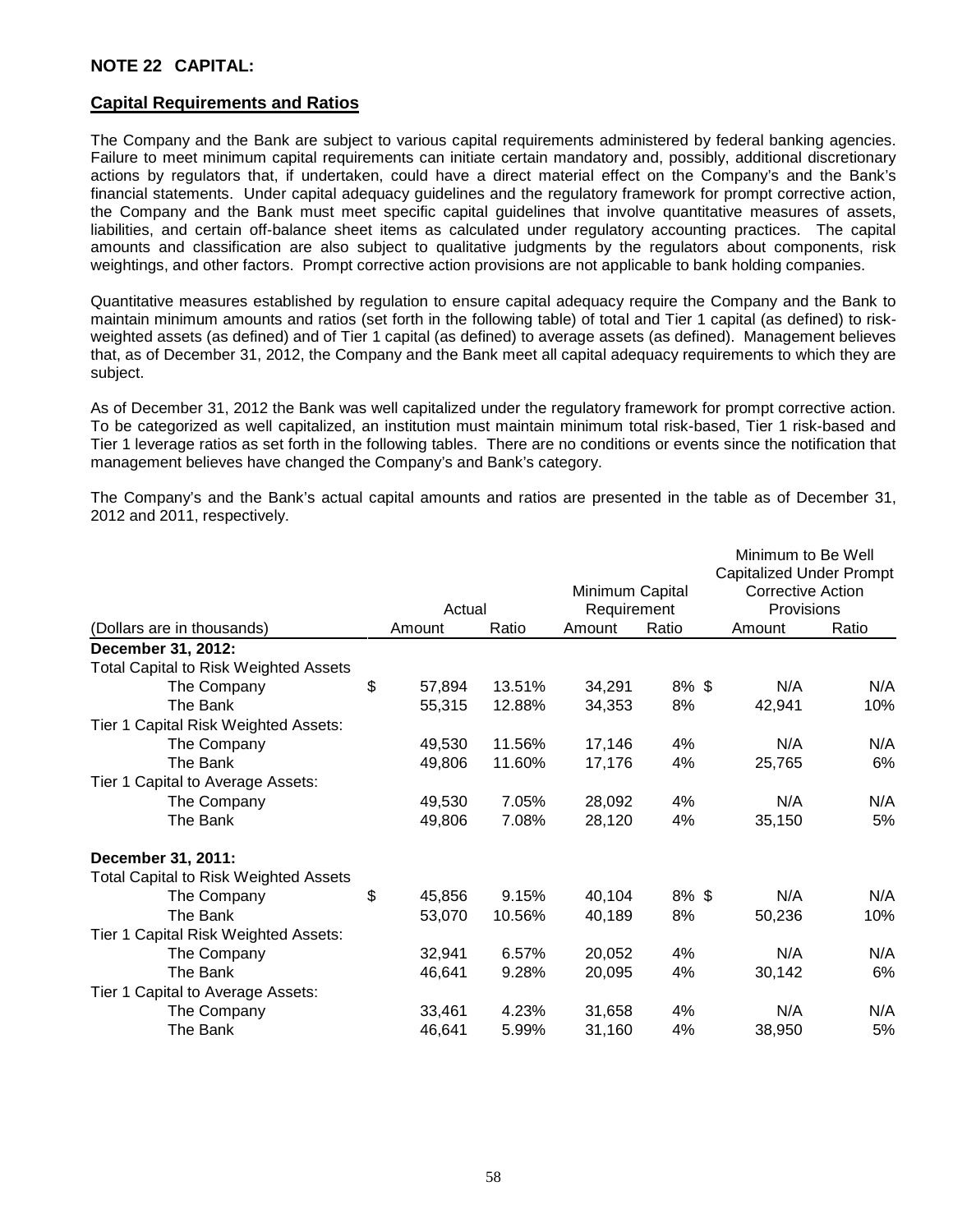## NOTE 22 CAPITAL:

### Capital Requirements and Ratios

The Company and the Bank are subject to various capital requirements administered by federal banking agencies. Failure to meet minimum capital requirements can initiate certain mandatory and, possibly, additional discretionary actions by regulators that, if undertaken, could have a direct material effect on the Company's and the Bank's financial statements. Under capital adequacy guidelines and the regulatory framework for prompt corrective action, the Company and the Bank must meet specific capital guidelines that involve quantitative measures of assets, liabilities, and certain off-balance sheet items as calculated under regulatory accounting practices. The capital amounts and classification are also subject to qualitative judgments by the regulators about components, risk weightings, and other factors. Prompt corrective action provisions are not applicable to bank holding companies.

Quantitative measures established by regulation to ensure capital adequacy require the Company and the Bank to maintain minimum amounts and ratios (set forth in the following table) of total and Tier 1 capital (as defined) to risk-weighted assets (as defined) and of Tier 1 capital (as defined) to average assets (as defined). Management believes that, as of December 31, 2012, the Company and the Bank meet all capital adequacy requirements to which they are subject.

As of December 31, 2012 the Bank was well capitalized under the regulatory framework for prompt corrective action. To be categorized as well capitalized, an institution must maintain minimum total risk-based, Tier 1 risk-based and Tier 1 leverage ratios as set forth in the following tables. There are no conditions or events since the notification that management believes have changed the Company's and Bank's category.

The Company's and the Bank's actual capital amounts and ratios are presented in the table as of December 31, 2012 and 2011, respectively.

| | Actual | | Minimum Capital Requirement | | Minimum to Be Well Capitalized Under Prompt Corrective Action Provisions | |
|---|---|---|---|---|---|---|
| (Dollars are in thousands) | Amount | Ratio | Amount | Ratio | Amount | Ratio |
| **December 31, 2012:** | | | | | | |
| Total Capital to Risk Weighted Assets | | | | | | |
| The Company | $ 57,894 | 13.51% | 34,291 | 8% | $ N/A | N/A |
| The Bank | 55,315 | 12.88% | 34,353 | 8% | 42,941 | 10% |
| Tier 1 Capital Risk Weighted Assets: | | | | | | |
| The Company | 49,530 | 11.56% | 17,146 | 4% | N/A | N/A |
| The Bank | 49,806 | 11.60% | 17,176 | 4% | 25,765 | 6% |
| Tier 1 Capital to Average Assets: | | | | | | |
| The Company | 49,530 | 7.05% | 28,092 | 4% | N/A | N/A |
| The Bank | 49,806 | 7.08% | 28,120 | 4% | 35,150 | 5% |
| **December 31, 2011:** | | | | | | |
| Total Capital to Risk Weighted Assets | | | | | | |
| The Company | $ 45,856 | 9.15% | 40,104 | 8% | $ N/A | N/A |
| The Bank | 53,070 | 10.56% | 40,189 | 8% | 50,236 | 10% |
| Tier 1 Capital Risk Weighted Assets: | | | | | | |
| The Company | 32,941 | 6.57% | 20,052 | 4% | N/A | N/A |
| The Bank | 46,641 | 9.28% | 20,095 | 4% | 30,142 | 6% |
| Tier 1 Capital to Average Assets: | | | | | | |
| The Company | 33,461 | 4.23% | 31,658 | 4% | N/A | N/A |
| The Bank | 46,641 | 5.99% | 31,160 | 4% | 38,950 | 5% |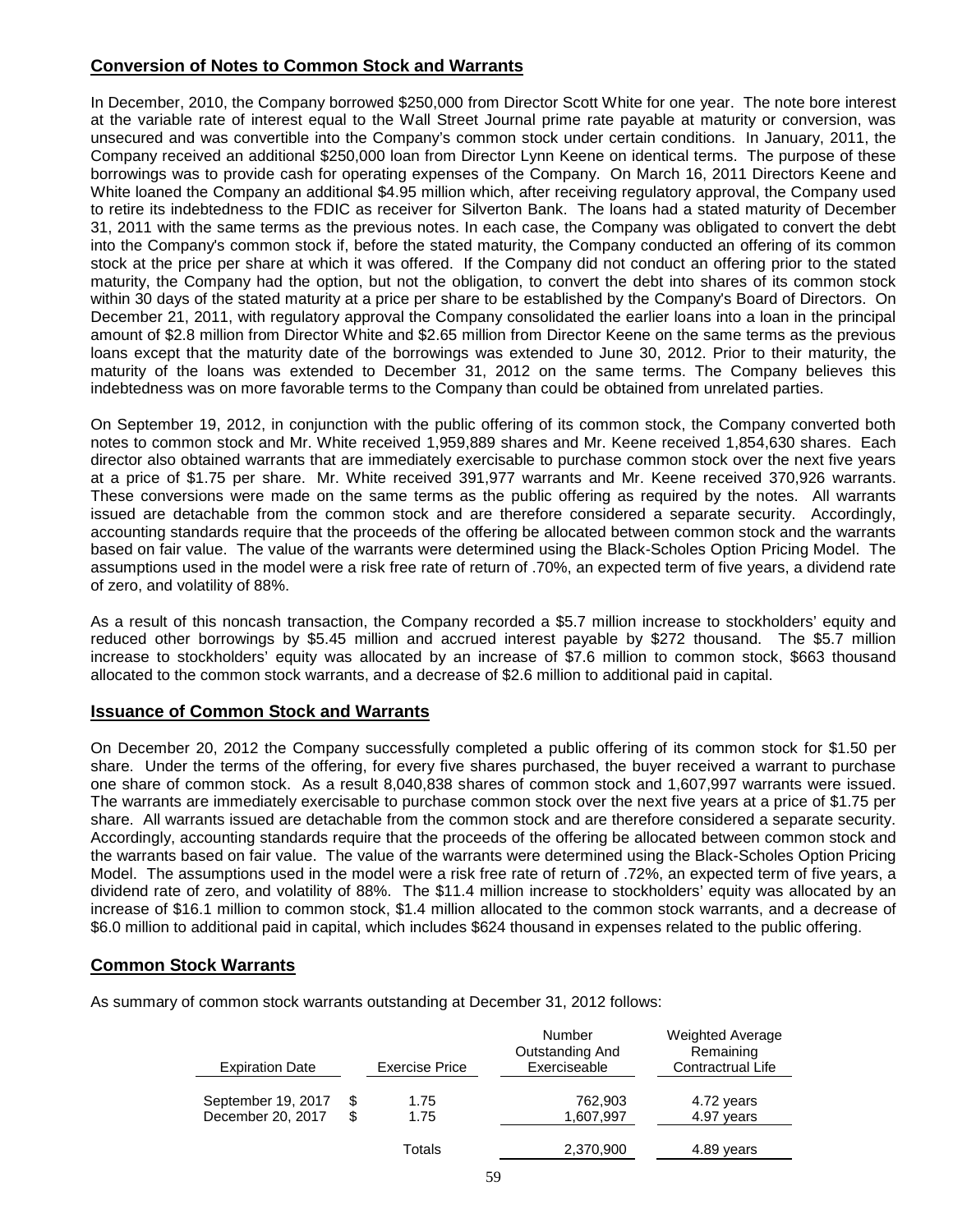## Conversion of Notes to Common Stock and Warrants

In December, 2010, the Company borrowed $250,000 from Director Scott White for one year. The note bore interest at the variable rate of interest equal to the Wall Street Journal prime rate payable at maturity or conversion, was unsecured and was convertible into the Company's common stock under certain conditions. In January, 2011, the Company received an additional $250,000 loan from Director Lynn Keene on identical terms. The purpose of these borrowings was to provide cash for operating expenses of the Company. On March 16, 2011 Directors Keene and White loaned the Company an additional $4.95 million which, after receiving regulatory approval, the Company used to retire its indebtedness to the FDIC as receiver for Silverton Bank. The loans had a stated maturity of December 31, 2011 with the same terms as the previous notes. In each case, the Company was obligated to convert the debt into the Company's common stock if, before the stated maturity, the Company conducted an offering of its common stock at the price per share at which it was offered. If the Company did not conduct an offering prior to the stated maturity, the Company had the option, but not the obligation, to convert the debt into shares of its common stock within 30 days of the stated maturity at a price per share to be established by the Company's Board of Directors. On December 21, 2011, with regulatory approval the Company consolidated the earlier loans into a loan in the principal amount of $2.8 million from Director White and $2.65 million from Director Keene on the same terms as the previous loans except that the maturity date of the borrowings was extended to June 30, 2012. Prior to their maturity, the maturity of the loans was extended to December 31, 2012 on the same terms. The Company believes this indebtedness was on more favorable terms to the Company than could be obtained from unrelated parties.

On September 19, 2012, in conjunction with the public offering of its common stock, the Company converted both notes to common stock and Mr. White received 1,959,889 shares and Mr. Keene received 1,854,630 shares. Each director also obtained warrants that are immediately exercisable to purchase common stock over the next five years at a price of $1.75 per share. Mr. White received 391,977 warrants and Mr. Keene received 370,926 warrants. These conversions were made on the same terms as the public offering as required by the notes. All warrants issued are detachable from the common stock and are therefore considered a separate security. Accordingly, accounting standards require that the proceeds of the offering be allocated between common stock and the warrants based on fair value. The value of the warrants were determined using the Black-Scholes Option Pricing Model. The assumptions used in the model were a risk free rate of return of .70%, an expected term of five years, a dividend rate of zero, and volatility of 88%.

As a result of this noncash transaction, the Company recorded a $5.7 million increase to stockholders' equity and reduced other borrowings by $5.45 million and accrued interest payable by $272 thousand. The $5.7 million increase to stockholders' equity was allocated by an increase of $7.6 million to common stock, $663 thousand allocated to the common stock warrants, and a decrease of $2.6 million to additional paid in capital.

## Issuance of Common Stock and Warrants

On December 20, 2012 the Company successfully completed a public offering of its common stock for $1.50 per share. Under the terms of the offering, for every five shares purchased, the buyer received a warrant to purchase one share of common stock. As a result 8,040,838 shares of common stock and 1,607,997 warrants were issued. The warrants are immediately exercisable to purchase common stock over the next five years at a price of $1.75 per share. All warrants issued are detachable from the common stock and are therefore considered a separate security. Accordingly, accounting standards require that the proceeds of the offering be allocated between common stock and the warrants based on fair value. The value of the warrants were determined using the Black-Scholes Option Pricing Model. The assumptions used in the model were a risk free rate of return of .72%, an expected term of five years, a dividend rate of zero, and volatility of 88%. The $11.4 million increase to stockholders' equity was allocated by an increase of $16.1 million to common stock, $1.4 million allocated to the common stock warrants, and a decrease of $6.0 million to additional paid in capital, which includes $624 thousand in expenses related to the public offering.

## Common Stock Warrants

As summary of common stock warrants outstanding at December 31, 2012 follows:

| Expiration Date | Exercise Price | Number Outstanding And Exerciseable | Weighted Average Remaining Contractrual Life |
|---|---|---|---|
| September 19, 2017 | $ 1.75 | 762,903 | 4.72 years |
| December 20, 2017 | $ 1.75 | 1,607,997 | 4.97 years |
| | Totals | 2,370,900 | 4.89 years |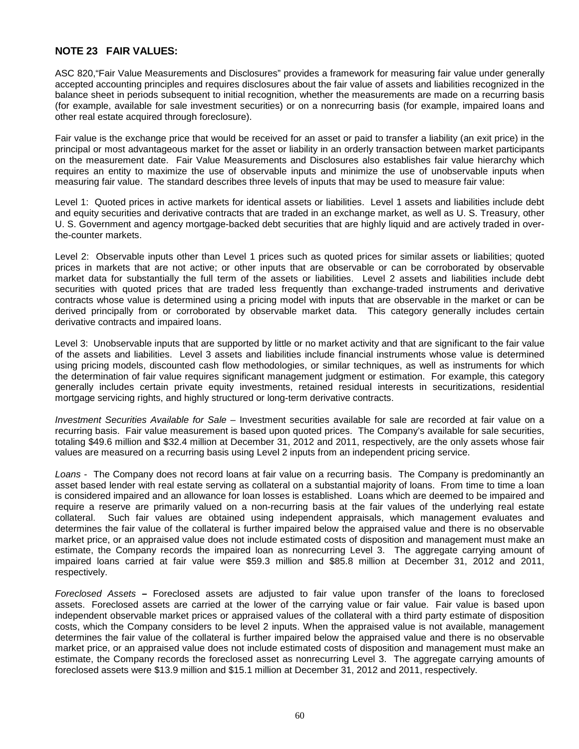## NOTE 23 FAIR VALUES:

ASC 820,"Fair Value Measurements and Disclosures" provides a framework for measuring fair value under generally accepted accounting principles and requires disclosures about the fair value of assets and liabilities recognized in the balance sheet in periods subsequent to initial recognition, whether the measurements are made on a recurring basis (for example, available for sale investment securities) or on a nonrecurring basis (for example, impaired loans and other real estate acquired through foreclosure).

Fair value is the exchange price that would be received for an asset or paid to transfer a liability (an exit price) in the principal or most advantageous market for the asset or liability in an orderly transaction between market participants on the measurement date. Fair Value Measurements and Disclosures also establishes fair value hierarchy which requires an entity to maximize the use of observable inputs and minimize the use of unobservable inputs when measuring fair value. The standard describes three levels of inputs that may be used to measure fair value:

Level 1: Quoted prices in active markets for identical assets or liabilities. Level 1 assets and liabilities include debt and equity securities and derivative contracts that are traded in an exchange market, as well as U. S. Treasury, other U. S. Government and agency mortgage-backed debt securities that are highly liquid and are actively traded in over-the-counter markets.

Level 2: Observable inputs other than Level 1 prices such as quoted prices for similar assets or liabilities; quoted prices in markets that are not active; or other inputs that are observable or can be corroborated by observable market data for substantially the full term of the assets or liabilities. Level 2 assets and liabilities include debt securities with quoted prices that are traded less frequently than exchange-traded instruments and derivative contracts whose value is determined using a pricing model with inputs that are observable in the market or can be derived principally from or corroborated by observable market data. This category generally includes certain derivative contracts and impaired loans.

Level 3: Unobservable inputs that are supported by little or no market activity and that are significant to the fair value of the assets and liabilities. Level 3 assets and liabilities include financial instruments whose value is determined using pricing models, discounted cash flow methodologies, or similar techniques, as well as instruments for which the determination of fair value requires significant management judgment or estimation. For example, this category generally includes certain private equity investments, retained residual interests in securitizations, residential mortgage servicing rights, and highly structured or long-term derivative contracts.

*Investment Securities Available for Sale* – Investment securities available for sale are recorded at fair value on a recurring basis. Fair value measurement is based upon quoted prices. The Company's available for sale securities, totaling $49.6 million and $32.4 million at December 31, 2012 and 2011, respectively, are the only assets whose fair values are measured on a recurring basis using Level 2 inputs from an independent pricing service.

*Loans* - The Company does not record loans at fair value on a recurring basis. The Company is predominantly an asset based lender with real estate serving as collateral on a substantial majority of loans. From time to time a loan is considered impaired and an allowance for loan losses is established. Loans which are deemed to be impaired and require a reserve are primarily valued on a non-recurring basis at the fair values of the underlying real estate collateral. Such fair values are obtained using independent appraisals, which management evaluates and determines the fair value of the collateral is further impaired below the appraised value and there is no observable market price, or an appraised value does not include estimated costs of disposition and management must make an estimate, the Company records the impaired loan as nonrecurring Level 3. The aggregate carrying amount of impaired loans carried at fair value were $59.3 million and $85.8 million at December 31, 2012 and 2011, respectively.

*Foreclosed Assets* **–** Foreclosed assets are adjusted to fair value upon transfer of the loans to foreclosed assets. Foreclosed assets are carried at the lower of the carrying value or fair value. Fair value is based upon independent observable market prices or appraised values of the collateral with a third party estimate of disposition costs, which the Company considers to be level 2 inputs. When the appraised value is not available, management determines the fair value of the collateral is further impaired below the appraised value and there is no observable market price, or an appraised value does not include estimated costs of disposition and management must make an estimate, the Company records the foreclosed asset as nonrecurring Level 3. The aggregate carrying amounts of foreclosed assets were $13.9 million and $15.1 million at December 31, 2012 and 2011, respectively.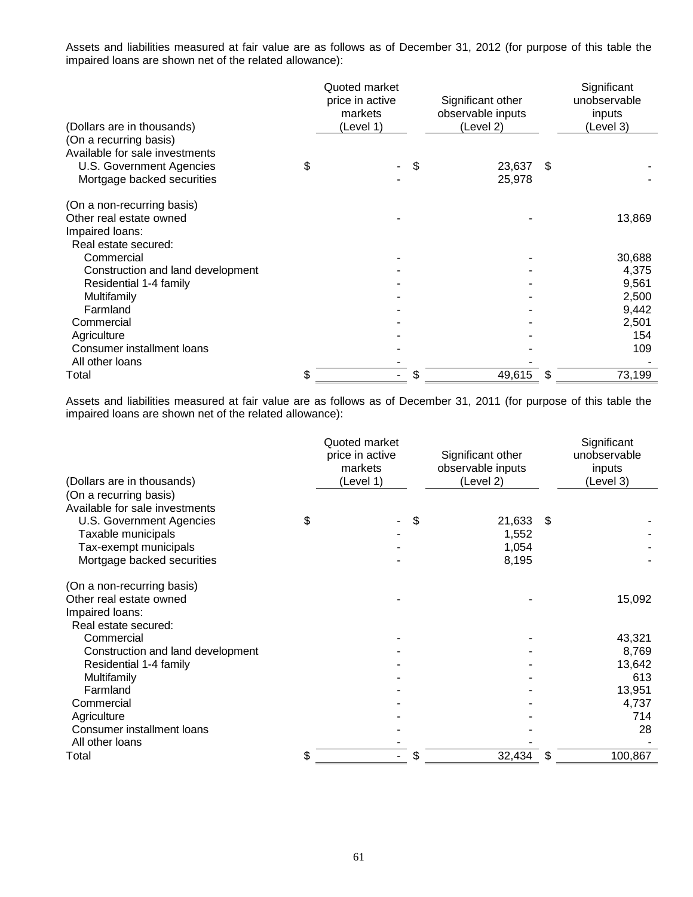Assets and liabilities measured at fair value are as follows as of December 31, 2012 (for purpose of this table the impaired loans are shown net of the related allowance):

| (Dollars are in thousands) | Quoted market price in active markets (Level 1) | Significant other observable inputs (Level 2) | Significant unobservable inputs (Level 3) |
|---|---|---|---|
| (On a recurring basis) | | | |
| Available for sale investments | | | |
| U.S. Government Agencies | $ - | $ 23,637 | $ - |
| Mortgage backed securities | - | 25,978 | - |
| (On a non-recurring basis) | | | |
| Other real estate owned | - | - | 13,869 |
| Impaired loans: | | | |
| Real estate secured: | | | |
| Commercial | - | - | 30,688 |
| Construction and land development | - | - | 4,375 |
| Residential 1-4 family | - | - | 9,561 |
| Multifamily | - | - | 2,500 |
| Farmland | - | - | 9,442 |
| Commercial | - | - | 2,501 |
| Agriculture | - | - | 154 |
| Consumer installment loans | - | - | 109 |
| All other loans | - | - | - |
| Total | $ - | $ 49,615 | $ 73,199 |

Assets and liabilities measured at fair value are as follows as of December 31, 2011 (for purpose of this table the impaired loans are shown net of the related allowance):

| (Dollars are in thousands) | Quoted market price in active markets (Level 1) | Significant other observable inputs (Level 2) | Significant unobservable inputs (Level 3) |
|---|---|---|---|
| (On a recurring basis) | | | |
| Available for sale investments | | | |
| U.S. Government Agencies | $ - | $ 21,633 | $ - |
| Taxable municipals | - | 1,552 | - |
| Tax-exempt municipals | - | 1,054 | - |
| Mortgage backed securities | - | 8,195 | - |
| (On a non-recurring basis) | | | |
| Other real estate owned | - | - | 15,092 |
| Impaired loans: | | | |
| Real estate secured: | | | |
| Commercial | - | - | 43,321 |
| Construction and land development | - | - | 8,769 |
| Residential 1-4 family | - | - | 13,642 |
| Multifamily | - | - | 613 |
| Farmland | - | - | 13,951 |
| Commercial | - | - | 4,737 |
| Agriculture | - | - | 714 |
| Consumer installment loans | - | - | 28 |
| All other loans | - | - | - |
| Total | $ - | $ 32,434 | $ 100,867 |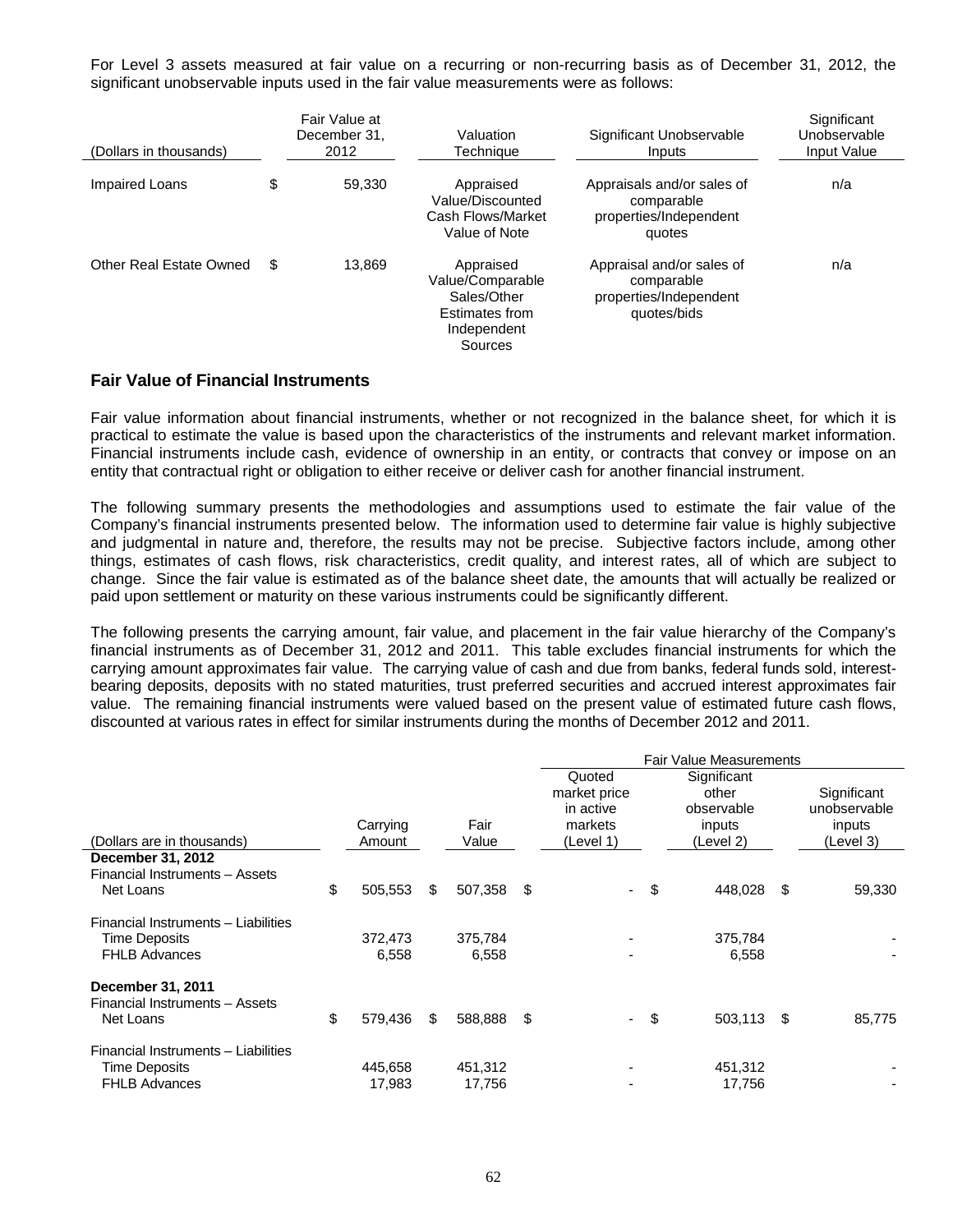For Level 3 assets measured at fair value on a recurring or non-recurring basis as of December 31, 2012, the significant unobservable inputs used in the fair value measurements were as follows:

| (Dollars in thousands) | Fair Value at December 31, 2012 | Valuation Technique | Significant Unobservable Inputs | Significant Unobservable Input Value |
|---|---|---|---|---|
| Impaired Loans | $ 59,330 | Appraised Value/Discounted Cash Flows/Market Value of Note | Appraisals and/or sales of comparable properties/Independent quotes | n/a |
| Other Real Estate Owned | $ 13,869 | Appraised Value/Comparable Sales/Other Estimates from Independent Sources | Appraisal and/or sales of comparable properties/Independent quotes/bids | n/a |

## Fair Value of Financial Instruments

Fair value information about financial instruments, whether or not recognized in the balance sheet, for which it is practical to estimate the value is based upon the characteristics of the instruments and relevant market information. Financial instruments include cash, evidence of ownership in an entity, or contracts that convey or impose on an entity that contractual right or obligation to either receive or deliver cash for another financial instrument.

The following summary presents the methodologies and assumptions used to estimate the fair value of the Company's financial instruments presented below. The information used to determine fair value is highly subjective and judgmental in nature and, therefore, the results may not be precise. Subjective factors include, among other things, estimates of cash flows, risk characteristics, credit quality, and interest rates, all of which are subject to change. Since the fair value is estimated as of the balance sheet date, the amounts that will actually be realized or paid upon settlement or maturity on these various instruments could be significantly different.

The following presents the carrying amount, fair value, and placement in the fair value hierarchy of the Company's financial instruments as of December 31, 2012 and 2011. This table excludes financial instruments for which the carrying amount approximates fair value. The carrying value of cash and due from banks, federal funds sold, interest-bearing deposits, deposits with no stated maturities, trust preferred securities and accrued interest approximates fair value. The remaining financial instruments were valued based on the present value of estimated future cash flows, discounted at various rates in effect for similar instruments during the months of December 2012 and 2011.

| | | | Fair Value Measurements | | |
|---|---|---|---|---|---|
| (Dollars are in thousands) | Carrying Amount | Fair Value | Quoted market price in active markets (Level 1) | Significant other observable inputs (Level 2) | Significant unobservable inputs (Level 3) |
| **December 31, 2012** | | | | | |
| Financial Instruments – Assets | | | | | |
| Net Loans | $ 505,553 | $ 507,358 | $ - | $ 448,028 | $ 59,330 |
| Financial Instruments – Liabilities | | | | | |
| Time Deposits | 372,473 | 375,784 | - | 375,784 | - |
| FHLB Advances | 6,558 | 6,558 | - | 6,558 | - |
| **December 31, 2011** | | | | | |
| Financial Instruments – Assets | | | | | |
| Net Loans | $ 579,436 | $ 588,888 | $ - | $ 503,113 | $ 85,775 |
| Financial Instruments – Liabilities | | | | | |
| Time Deposits | 445,658 | 451,312 | - | 451,312 | - |
| FHLB Advances | 17,983 | 17,756 | - | 17,756 | - |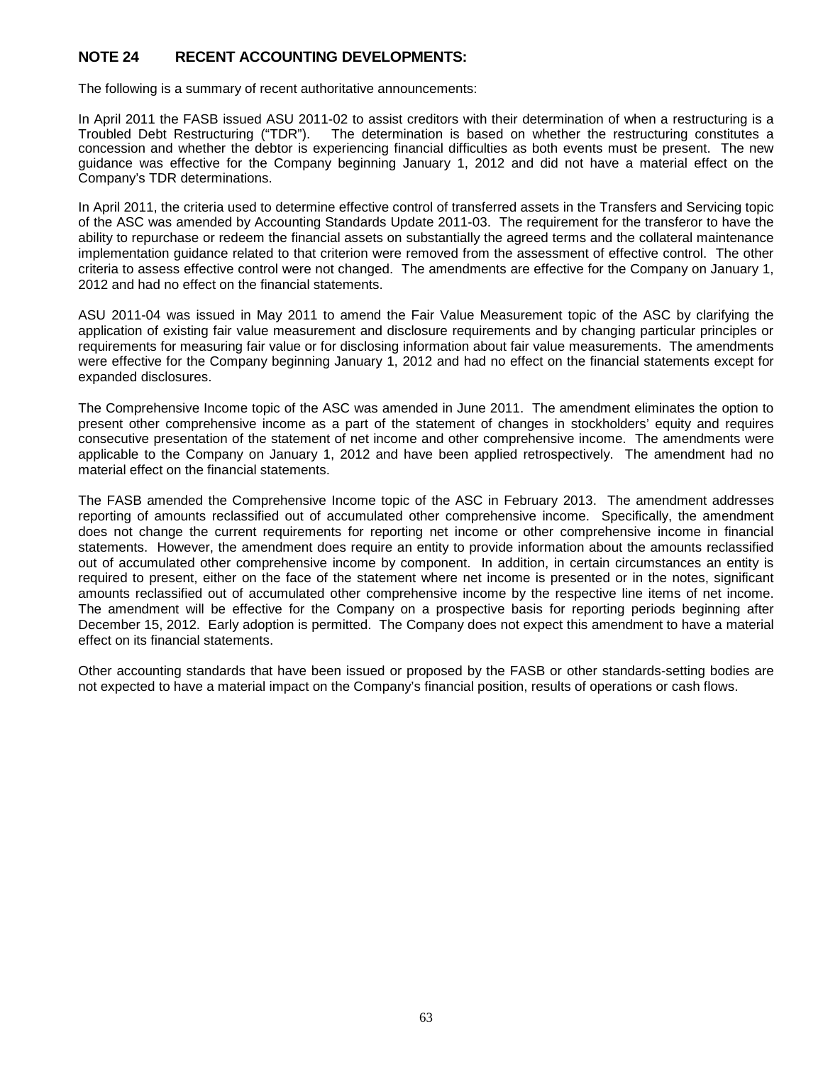## NOTE 24 RECENT ACCOUNTING DEVELOPMENTS:

The following is a summary of recent authoritative announcements:

In April 2011 the FASB issued ASU 2011-02 to assist creditors with their determination of when a restructuring is a Troubled Debt Restructuring ("TDR"). The determination is based on whether the restructuring constitutes a concession and whether the debtor is experiencing financial difficulties as both events must be present. The new guidance was effective for the Company beginning January 1, 2012 and did not have a material effect on the Company's TDR determinations.

In April 2011, the criteria used to determine effective control of transferred assets in the Transfers and Servicing topic of the ASC was amended by Accounting Standards Update 2011-03. The requirement for the transferor to have the ability to repurchase or redeem the financial assets on substantially the agreed terms and the collateral maintenance implementation guidance related to that criterion were removed from the assessment of effective control. The other criteria to assess effective control were not changed. The amendments are effective for the Company on January 1, 2012 and had no effect on the financial statements.

ASU 2011-04 was issued in May 2011 to amend the Fair Value Measurement topic of the ASC by clarifying the application of existing fair value measurement and disclosure requirements and by changing particular principles or requirements for measuring fair value or for disclosing information about fair value measurements. The amendments were effective for the Company beginning January 1, 2012 and had no effect on the financial statements except for expanded disclosures.

The Comprehensive Income topic of the ASC was amended in June 2011. The amendment eliminates the option to present other comprehensive income as a part of the statement of changes in stockholders' equity and requires consecutive presentation of the statement of net income and other comprehensive income. The amendments were applicable to the Company on January 1, 2012 and have been applied retrospectively. The amendment had no material effect on the financial statements.

The FASB amended the Comprehensive Income topic of the ASC in February 2013. The amendment addresses reporting of amounts reclassified out of accumulated other comprehensive income. Specifically, the amendment does not change the current requirements for reporting net income or other comprehensive income in financial statements. However, the amendment does require an entity to provide information about the amounts reclassified out of accumulated other comprehensive income by component. In addition, in certain circumstances an entity is required to present, either on the face of the statement where net income is presented or in the notes, significant amounts reclassified out of accumulated other comprehensive income by the respective line items of net income. The amendment will be effective for the Company on a prospective basis for reporting periods beginning after December 15, 2012. Early adoption is permitted. The Company does not expect this amendment to have a material effect on its financial statements.

Other accounting standards that have been issued or proposed by the FASB or other standards-setting bodies are not expected to have a material impact on the Company's financial position, results of operations or cash flows.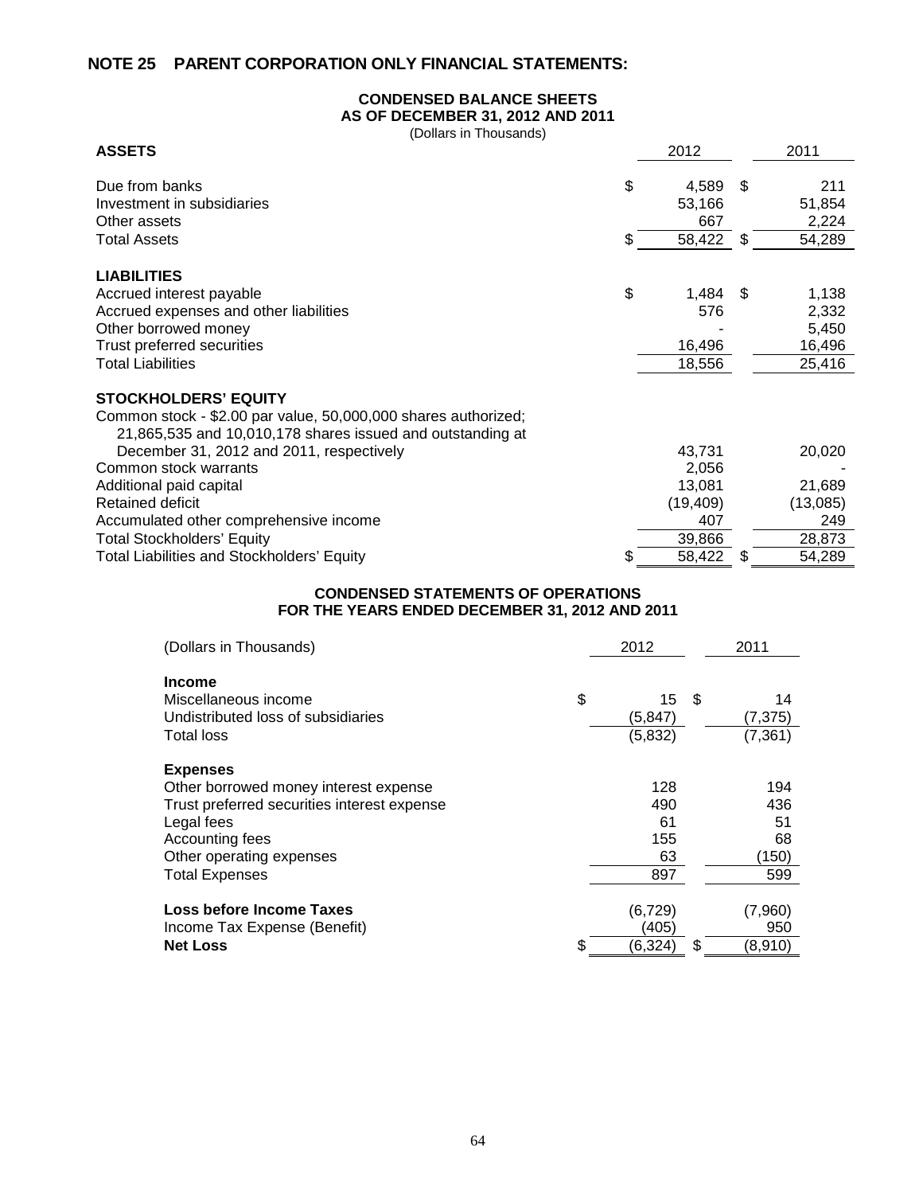## NOTE 25 PARENT CORPORATION ONLY FINANCIAL STATEMENTS:

### CONDENSED BALANCE SHEETS AS OF DECEMBER 31, 2012 AND 2011

(Dollars in Thousands)

| ASSETS | 2012 | 2011 |
|---|---|---|
| Due from banks | $ 4,589 | $ 211 |
| Investment in subsidiaries | 53,166 | 51,854 |
| Other assets | 667 | 2,224 |
| Total Assets | $ 58,422 | $ 54,289 |
| **LIABILITIES** | | |
| Accrued interest payable | $ 1,484 | $ 1,138 |
| Accrued expenses and other liabilities | 576 | 2,332 |
| Other borrowed money | - | 5,450 |
| Trust preferred securities | 16,496 | 16,496 |
| Total Liabilities | 18,556 | 25,416 |
| **STOCKHOLDERS' EQUITY** | | |
| Common stock - $2.00 par value, 50,000,000 shares authorized; 21,865,535 and 10,010,178 shares issued and outstanding at December 31, 2012 and 2011, respectively | 43,731 | 20,020 |
| Common stock warrants | 2,056 | - |
| Additional paid capital | 13,081 | 21,689 |
| Retained deficit | (19,409) | (13,085) |
| Accumulated other comprehensive income | 407 | 249 |
| Total Stockholders' Equity | 39,866 | 28,873 |
| Total Liabilities and Stockholders' Equity | $ 58,422 | $ 54,289 |

### CONDENSED STATEMENTS OF OPERATIONS FOR THE YEARS ENDED DECEMBER 31, 2012 AND 2011

| (Dollars in Thousands) | 2012 | 2011 |
|---|---|---|
| **Income** | | |
| Miscellaneous income | $ 15 | $ 14 |
| Undistributed loss of subsidiaries | (5,847) | (7,375) |
| Total loss | (5,832) | (7,361) |
| **Expenses** | | |
| Other borrowed money interest expense | 128 | 194 |
| Trust preferred securities interest expense | 490 | 436 |
| Legal fees | 61 | 51 |
| Accounting fees | 155 | 68 |
| Other operating expenses | 63 | (150) |
| Total Expenses | 897 | 599 |
| **Loss before Income Taxes** | (6,729) | (7,960) |
| Income Tax Expense (Benefit) | (405) | 950 |
| **Net Loss** | $ (6,324) | $ (8,910) |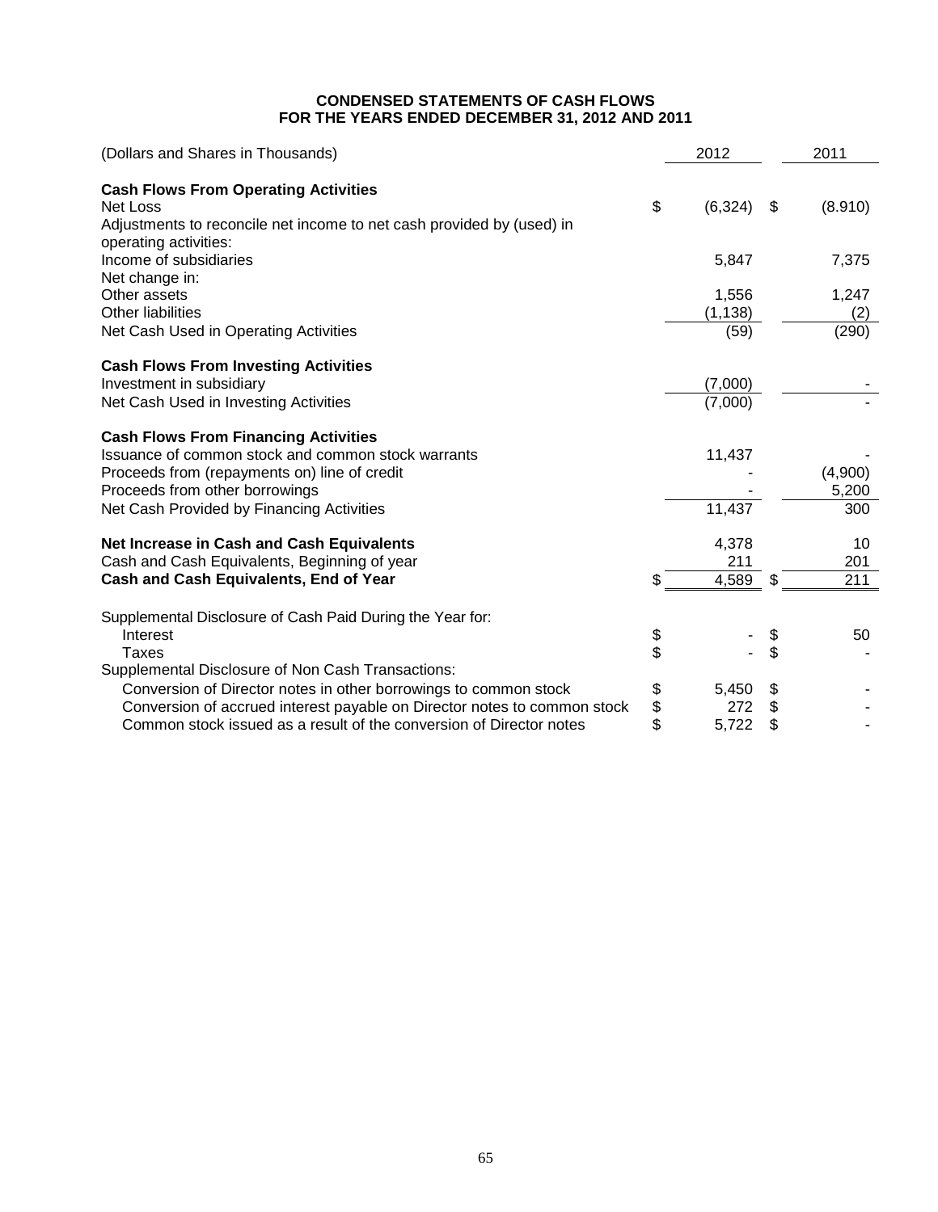**CONDENSED STATEMENTS OF CASH FLOWS**
**FOR THE YEARS ENDED DECEMBER 31, 2012 AND 2011**

| (Dollars and Shares in Thousands) | 2012 | 2011 |
|---|---|---|
| **Cash Flows From Operating Activities** | | |
| Net Loss | $ (6,324) | $ (8.910) |
| Adjustments to reconcile net income to net cash provided by (used) in operating activities: | | |
| Income of subsidiaries | 5,847 | 7,375 |
| Net change in: | | |
| Other assets | 1,556 | 1,247 |
| Other liabilities | (1,138) | (2) |
| Net Cash Used in Operating Activities | (59) | (290) |
| **Cash Flows From Investing Activities** | | |
| Investment in subsidiary | (7,000) | - |
| Net Cash Used in Investing Activities | (7,000) | - |
| **Cash Flows From Financing Activities** | | |
| Issuance of common stock and common stock warrants | 11,437 | - |
| Proceeds from (repayments on) line of credit | - | (4,900) |
| Proceeds from other borrowings | - | 5,200 |
| Net Cash Provided by Financing Activities | 11,437 | 300 |
| **Net Increase in Cash and Cash Equivalents** | 4,378 | 10 |
| Cash and Cash Equivalents, Beginning of year | 211 | 201 |
| **Cash and Cash Equivalents, End of Year** | $ 4,589 | $ 211 |
| Supplemental Disclosure of Cash Paid During the Year for: | | |
| Interest | $ - | $ 50 |
| Taxes | $ - | $ - |
| Supplemental Disclosure of Non Cash Transactions: | | |
| Conversion of Director notes in other borrowings to common stock | $ 5,450 | $ - |
| Conversion of accrued interest payable on Director notes to common stock | $ 272 | $ - |
| Common stock issued as a result of the conversion of Director notes | $ 5,722 | $ - |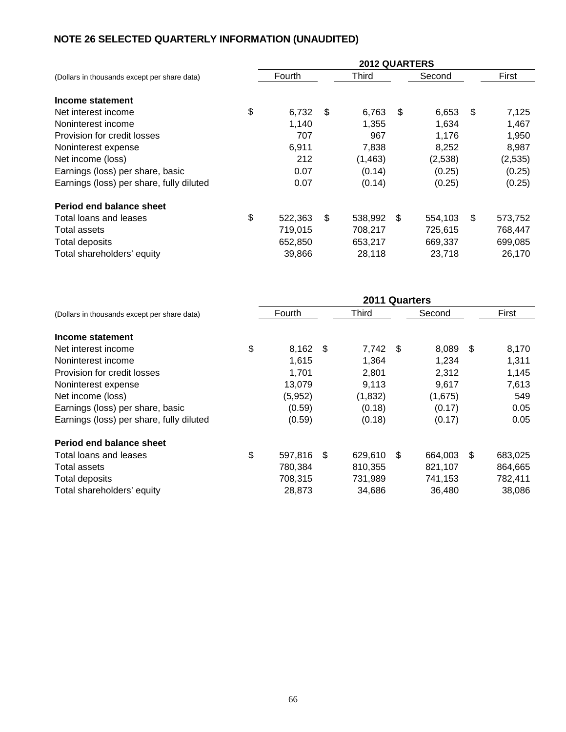## NOTE 26 SELECTED QUARTERLY INFORMATION (UNAUDITED)

| (Dollars in thousands except per share data) | 2012 QUARTERS | | | |
|---|---|---|---|---|
| | Fourth | Third | Second | First |
| **Income statement** | | | | |
| Net interest income | $ 6,732 | $ 6,763 | $ 6,653 | $ 7,125 |
| Noninterest income | 1,140 | 1,355 | 1,634 | 1,467 |
| Provision for credit losses | 707 | 967 | 1,176 | 1,950 |
| Noninterest expense | 6,911 | 7,838 | 8,252 | 8,987 |
| Net income (loss) | 212 | (1,463) | (2,538) | (2,535) |
| Earnings (loss) per share, basic | 0.07 | (0.14) | (0.25) | (0.25) |
| Earnings (loss) per share, fully diluted | 0.07 | (0.14) | (0.25) | (0.25) |
| **Period end balance sheet** | | | | |
| Total loans and leases | $ 522,363 | $ 538,992 | $ 554,103 | $ 573,752 |
| Total assets | 719,015 | 708,217 | 725,615 | 768,447 |
| Total deposits | 652,850 | 653,217 | 669,337 | 699,085 |
| Total shareholders' equity | 39,866 | 28,118 | 23,718 | 26,170 |

| (Dollars in thousands except per share data) | 2011 Quarters | | | |
|---|---|---|---|---|
| | Fourth | Third | Second | First |
| **Income statement** | | | | |
| Net interest income | $ 8,162 | $ 7,742 | $ 8,089 | $ 8,170 |
| Noninterest income | 1,615 | 1,364 | 1,234 | 1,311 |
| Provision for credit losses | 1,701 | 2,801 | 2,312 | 1,145 |
| Noninterest expense | 13,079 | 9,113 | 9,617 | 7,613 |
| Net income (loss) | (5,952) | (1,832) | (1,675) | 549 |
| Earnings (loss) per share, basic | (0.59) | (0.18) | (0.17) | 0.05 |
| Earnings (loss) per share, fully diluted | (0.59) | (0.18) | (0.17) | 0.05 |
| **Period end balance sheet** | | | | |
| Total loans and leases | $ 597,816 | $ 629,610 | $ 664,003 | $ 683,025 |
| Total assets | 780,384 | 810,355 | 821,107 | 864,665 |
| Total deposits | 708,315 | 731,989 | 741,153 | 782,411 |
| Total shareholders' equity | 28,873 | 34,686 | 36,480 | 38,086 |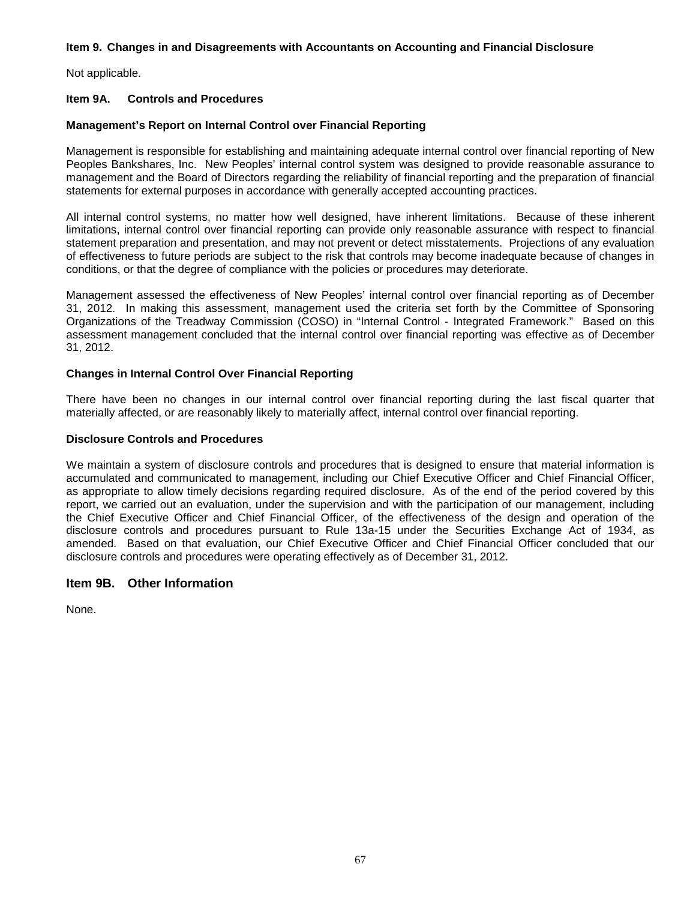### Item 9. Changes in and Disagreements with Accountants on Accounting and Financial Disclosure

Not applicable.

### Item 9A. Controls and Procedures

#### Management's Report on Internal Control over Financial Reporting

Management is responsible for establishing and maintaining adequate internal control over financial reporting of New Peoples Bankshares, Inc. New Peoples' internal control system was designed to provide reasonable assurance to management and the Board of Directors regarding the reliability of financial reporting and the preparation of financial statements for external purposes in accordance with generally accepted accounting practices.

All internal control systems, no matter how well designed, have inherent limitations. Because of these inherent limitations, internal control over financial reporting can provide only reasonable assurance with respect to financial statement preparation and presentation, and may not prevent or detect misstatements. Projections of any evaluation of effectiveness to future periods are subject to the risk that controls may become inadequate because of changes in conditions, or that the degree of compliance with the policies or procedures may deteriorate.

Management assessed the effectiveness of New Peoples' internal control over financial reporting as of December 31, 2012. In making this assessment, management used the criteria set forth by the Committee of Sponsoring Organizations of the Treadway Commission (COSO) in "Internal Control - Integrated Framework." Based on this assessment management concluded that the internal control over financial reporting was effective as of December 31, 2012.

#### Changes in Internal Control Over Financial Reporting

There have been no changes in our internal control over financial reporting during the last fiscal quarter that materially affected, or are reasonably likely to materially affect, internal control over financial reporting.

#### Disclosure Controls and Procedures

We maintain a system of disclosure controls and procedures that is designed to ensure that material information is accumulated and communicated to management, including our Chief Executive Officer and Chief Financial Officer, as appropriate to allow timely decisions regarding required disclosure. As of the end of the period covered by this report, we carried out an evaluation, under the supervision and with the participation of our management, including the Chief Executive Officer and Chief Financial Officer, of the effectiveness of the design and operation of the disclosure controls and procedures pursuant to Rule 13a-15 under the Securities Exchange Act of 1934, as amended. Based on that evaluation, our Chief Executive Officer and Chief Financial Officer concluded that our disclosure controls and procedures were operating effectively as of December 31, 2012.

## Item 9B. Other Information

None.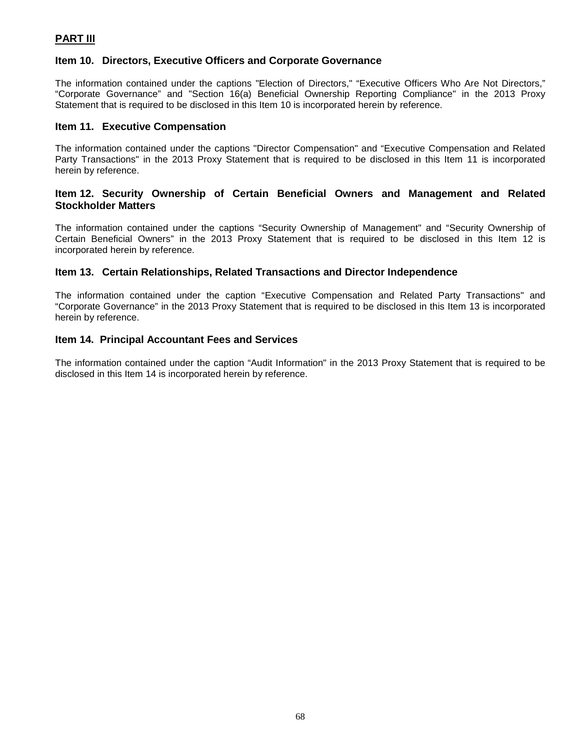## PART III

### Item 10. Directors, Executive Officers and Corporate Governance

The information contained under the captions "Election of Directors," "Executive Officers Who Are Not Directors," "Corporate Governance" and "Section 16(a) Beneficial Ownership Reporting Compliance" in the 2013 Proxy Statement that is required to be disclosed in this Item 10 is incorporated herein by reference.

### Item 11. Executive Compensation

The information contained under the captions "Director Compensation" and "Executive Compensation and Related Party Transactions" in the 2013 Proxy Statement that is required to be disclosed in this Item 11 is incorporated herein by reference.

### Item 12. Security Ownership of Certain Beneficial Owners and Management and Related Stockholder Matters

The information contained under the captions "Security Ownership of Management" and "Security Ownership of Certain Beneficial Owners" in the 2013 Proxy Statement that is required to be disclosed in this Item 12 is incorporated herein by reference.

### Item 13. Certain Relationships, Related Transactions and Director Independence

The information contained under the caption "Executive Compensation and Related Party Transactions" and "Corporate Governance" in the 2013 Proxy Statement that is required to be disclosed in this Item 13 is incorporated herein by reference.

### Item 14. Principal Accountant Fees and Services

The information contained under the caption "Audit Information" in the 2013 Proxy Statement that is required to be disclosed in this Item 14 is incorporated herein by reference.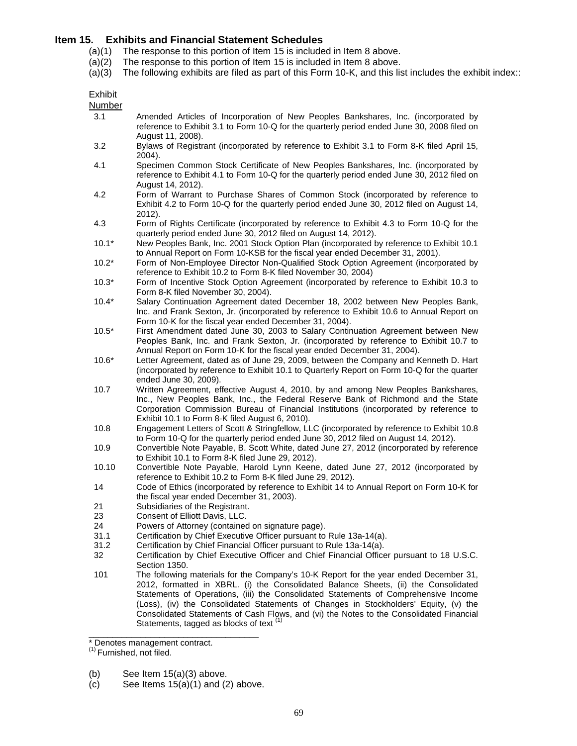## Item 15. Exhibits and Financial Statement Schedules

(a)(1) The response to this portion of Item 15 is included in Item 8 above.

(a)(2) The response to this portion of Item 15 is included in Item 8 above.

(a)(3) The following exhibits are filed as part of this Form 10-K, and this list includes the exhibit index::

| Exhibit Number | |
|---|---|
| 3.1 | Amended Articles of Incorporation of New Peoples Bankshares, Inc. (incorporated by reference to Exhibit 3.1 to Form 10-Q for the quarterly period ended June 30, 2008 filed on August 11, 2008). |
| 3.2 | Bylaws of Registrant (incorporated by reference to Exhibit 3.1 to Form 8-K filed April 15, 2004). |
| 4.1 | Specimen Common Stock Certificate of New Peoples Bankshares, Inc. (incorporated by reference to Exhibit 4.1 to Form 10-Q for the quarterly period ended June 30, 2012 filed on August 14, 2012). |
| 4.2 | Form of Warrant to Purchase Shares of Common Stock (incorporated by reference to Exhibit 4.2 to Form 10-Q for the quarterly period ended June 30, 2012 filed on August 14, 2012). |
| 4.3 | Form of Rights Certificate (incorporated by reference to Exhibit 4.3 to Form 10-Q for the quarterly period ended June 30, 2012 filed on August 14, 2012). |
| 10.1* | New Peoples Bank, Inc. 2001 Stock Option Plan (incorporated by reference to Exhibit 10.1 to Annual Report on Form 10-KSB for the fiscal year ended December 31, 2001). |
| 10.2* | Form of Non-Employee Director Non-Qualified Stock Option Agreement (incorporated by reference to Exhibit 10.2 to Form 8-K filed November 30, 2004) |
| 10.3* | Form of Incentive Stock Option Agreement (incorporated by reference to Exhibit 10.3 to Form 8-K filed November 30, 2004). |
| 10.4* | Salary Continuation Agreement dated December 18, 2002 between New Peoples Bank, Inc. and Frank Sexton, Jr. (incorporated by reference to Exhibit 10.6 to Annual Report on Form 10-K for the fiscal year ended December 31, 2004). |
| 10.5* | First Amendment dated June 30, 2003 to Salary Continuation Agreement between New Peoples Bank, Inc. and Frank Sexton, Jr. (incorporated by reference to Exhibit 10.7 to Annual Report on Form 10-K for the fiscal year ended December 31, 2004). |
| 10.6* | Letter Agreement, dated as of June 29, 2009, between the Company and Kenneth D. Hart (incorporated by reference to Exhibit 10.1 to Quarterly Report on Form 10-Q for the quarter ended June 30, 2009). |
| 10.7 | Written Agreement, effective August 4, 2010, by and among New Peoples Bankshares, Inc., New Peoples Bank, Inc., the Federal Reserve Bank of Richmond and the State Corporation Commission Bureau of Financial Institutions (incorporated by reference to Exhibit 10.1 to Form 8-K filed August 6, 2010). |
| 10.8 | Engagement Letters of Scott & Stringfellow, LLC (incorporated by reference to Exhibit 10.8 to Form 10-Q for the quarterly period ended June 30, 2012 filed on August 14, 2012). |
| 10.9 | Convertible Note Payable, B. Scott White, dated June 27, 2012 (incorporated by reference to Exhibit 10.1 to Form 8-K filed June 29, 2012). |
| 10.10 | Convertible Note Payable, Harold Lynn Keene, dated June 27, 2012 (incorporated by reference to Exhibit 10.2 to Form 8-K filed June 29, 2012). |
| 14 | Code of Ethics (incorporated by reference to Exhibit 14 to Annual Report on Form 10-K for the fiscal year ended December 31, 2003). |
| 21 | Subsidiaries of the Registrant. |
| 23 | Consent of Elliott Davis, LLC. |
| 24 | Powers of Attorney (contained on signature page). |
| 31.1 | Certification by Chief Executive Officer pursuant to Rule 13a-14(a). |
| 31.2 | Certification by Chief Financial Officer pursuant to Rule 13a-14(a). |
| 32 | Certification by Chief Executive Officer and Chief Financial Officer pursuant to 18 U.S.C. Section 1350. |
| 101 | The following materials for the Company's 10-K Report for the year ended December 31, 2012, formatted in XBRL. (i) the Consolidated Balance Sheets, (ii) the Consolidated Statements of Operations, (iii) the Consolidated Statements of Comprehensive Income (Loss), (iv) the Consolidated Statements of Changes in Stockholders' Equity, (v) the Consolidated Statements of Cash Flows, and (vi) the Notes to the Consolidated Financial Statements, tagged as blocks of text [(1)] |

\_\_\_\_\_\_\_\_\_\_\_\_\_\_\_\_\_\_\_\_\_\_\_\_\_\_\_\_\_\_\_\_\_\_\_

* Denotes management contract.

(1) Furnished, not filed.

(b) See Item 15(a)(3) above.

(c) See Items 15(a)(1) and (2) above.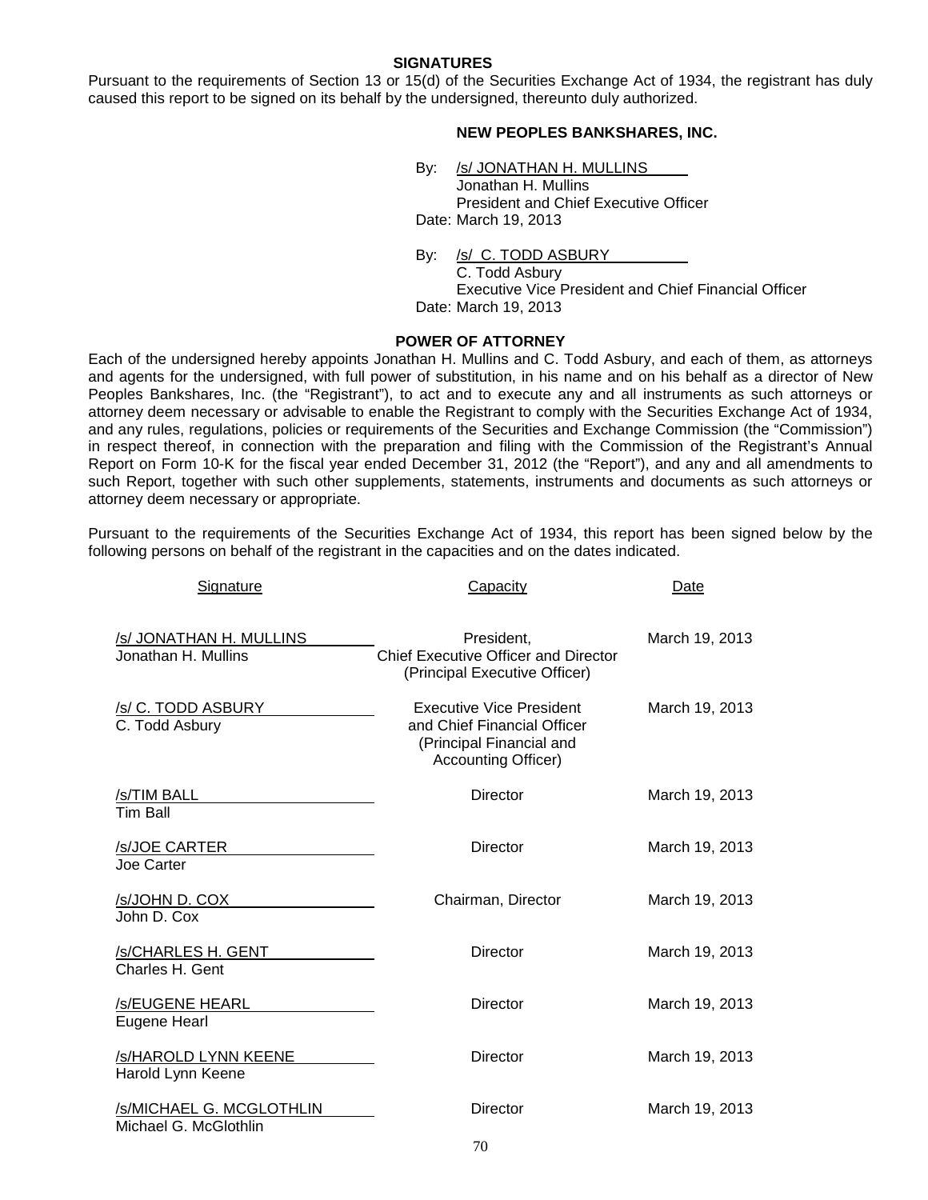## SIGNATURES

Pursuant to the requirements of Section 13 or 15(d) of the Securities Exchange Act of 1934, the registrant has duly caused this report to be signed on its behalf by the undersigned, thereunto duly authorized.

**NEW PEOPLES BANKSHARES, INC.**

By: /s/ JONATHAN H. MULLINS
Jonathan H. Mullins
President and Chief Executive Officer
Date: March 19, 2013

By: /s/ C. TODD ASBURY
C. Todd Asbury
Executive Vice President and Chief Financial Officer
Date: March 19, 2013

## POWER OF ATTORNEY

Each of the undersigned hereby appoints Jonathan H. Mullins and C. Todd Asbury, and each of them, as attorneys and agents for the undersigned, with full power of substitution, in his name and on his behalf as a director of New Peoples Bankshares, Inc. (the "Registrant"), to act and to execute any and all instruments as such attorneys or attorney deem necessary or advisable to enable the Registrant to comply with the Securities Exchange Act of 1934, and any rules, regulations, policies or requirements of the Securities and Exchange Commission (the "Commission") in respect thereof, in connection with the preparation and filing with the Commission of the Registrant's Annual Report on Form 10-K for the fiscal year ended December 31, 2012 (the "Report"), and any and all amendments to such Report, together with such other supplements, statements, instruments and documents as such attorneys or attorney deem necessary or appropriate.

Pursuant to the requirements of the Securities Exchange Act of 1934, this report has been signed below by the following persons on behalf of the registrant in the capacities and on the dates indicated.

| Signature | Capacity | Date |
|---|---|---|
| /s/ JONATHAN H. MULLINS<br>Jonathan H. Mullins | President,<br>Chief Executive Officer and Director<br>(Principal Executive Officer) | March 19, 2013 |
| /s/ C. TODD ASBURY<br>C. Todd Asbury | Executive Vice President<br>and Chief Financial Officer<br>(Principal Financial and<br>Accounting Officer) | March 19, 2013 |
| /s/TIM BALL<br>Tim Ball | Director | March 19, 2013 |
| /s/JOE CARTER<br>Joe Carter | Director | March 19, 2013 |
| /s/JOHN D. COX<br>John D. Cox | Chairman, Director | March 19, 2013 |
| /s/CHARLES H. GENT<br>Charles H. Gent | Director | March 19, 2013 |
| /s/EUGENE HEARL<br>Eugene Hearl | Director | March 19, 2013 |
| /s/HAROLD LYNN KEENE<br>Harold Lynn Keene | Director | March 19, 2013 |
| /s/MICHAEL G. MCGLOTHLIN<br>Michael G. McGlothlin | Director | March 19, 2013 |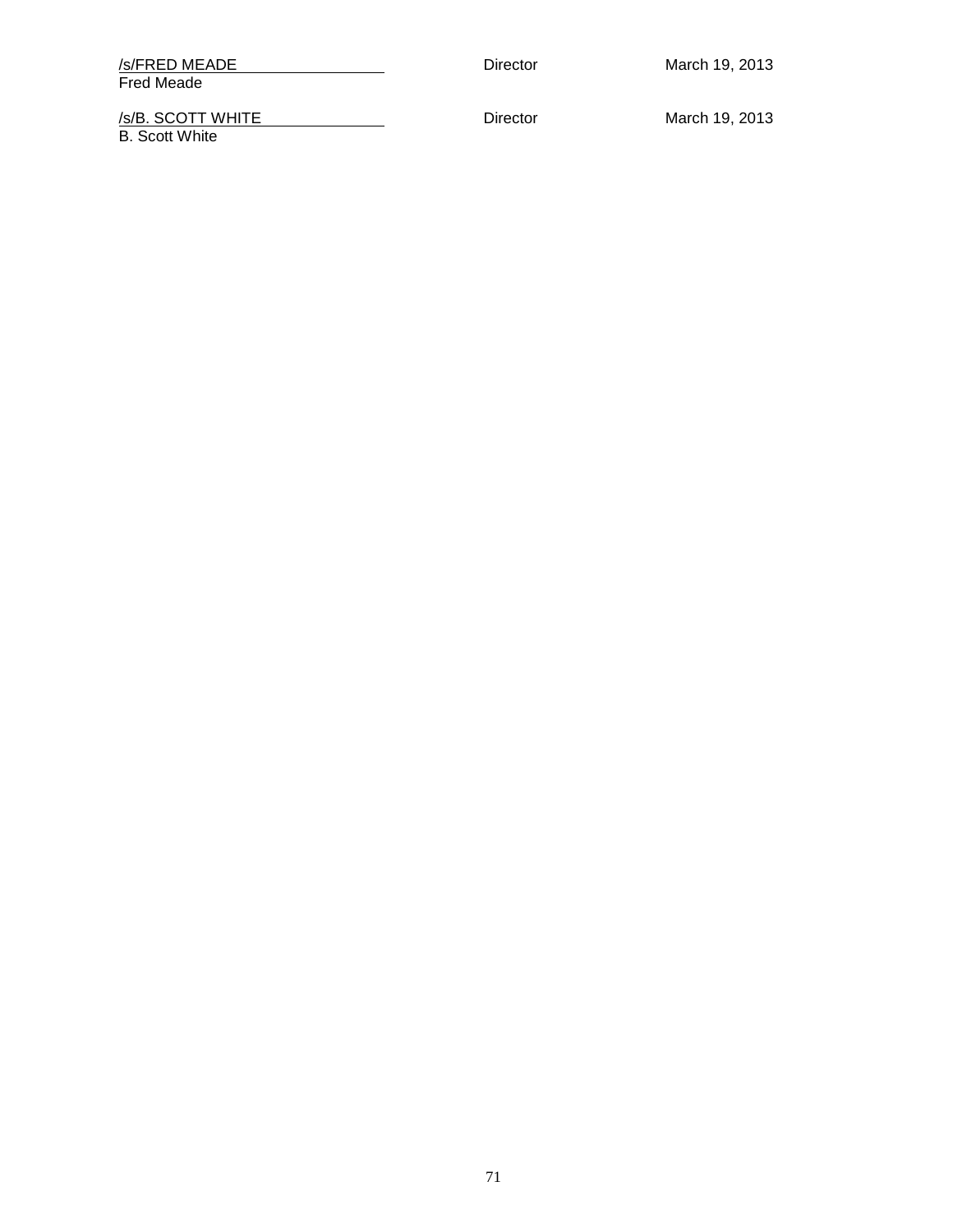| | | |
|---|---|---|
| /s/FRED MEADE<br>Fred Meade | Director | March 19, 2013 |
| /s/B. SCOTT WHITE<br>B. Scott White | Director | March 19, 2013 |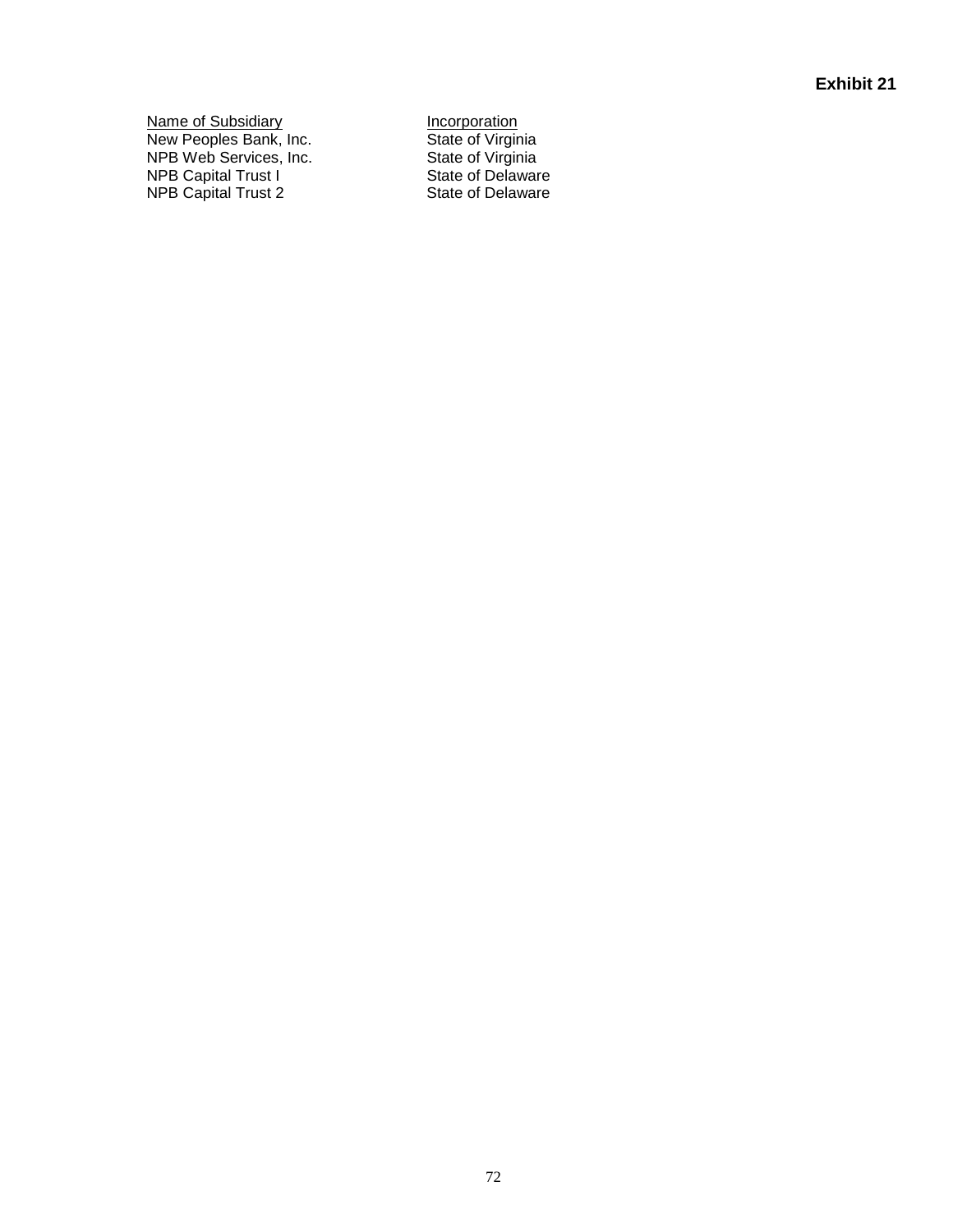**Exhibit 21**

| Name of Subsidiary | Incorporation |
| --- | --- |
| New Peoples Bank, Inc. | State of Virginia |
| NPB Web Services, Inc. | State of Virginia |
| NPB Capital Trust I | State of Delaware |
| NPB Capital Trust 2 | State of Delaware |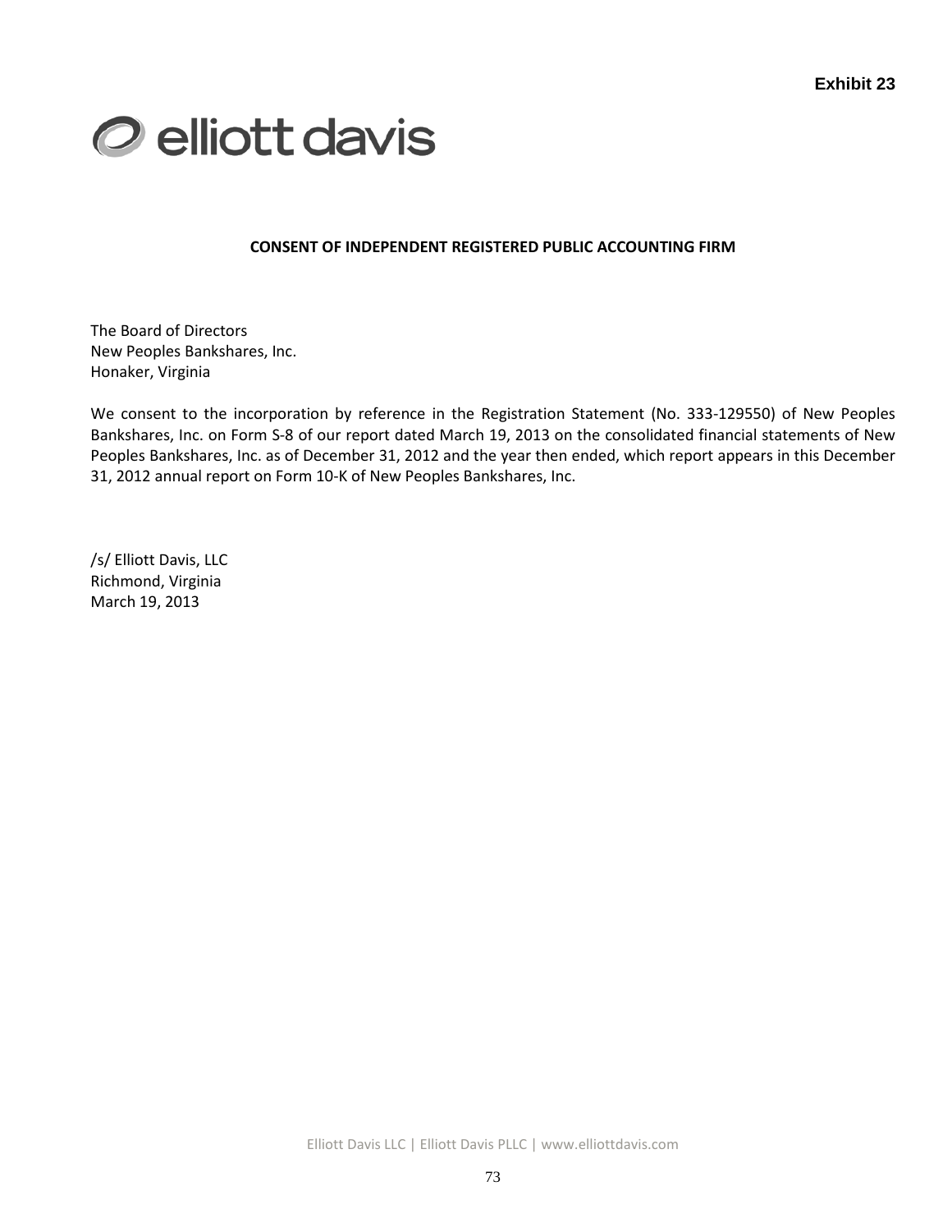**Exhibit 23**

elliott davis

**CONSENT OF INDEPENDENT REGISTERED PUBLIC ACCOUNTING FIRM**

The Board of Directors
New Peoples Bankshares, Inc.
Honaker, Virginia

We consent to the incorporation by reference in the Registration Statement (No. 333-129550) of New Peoples Bankshares, Inc. on Form S-8 of our report dated March 19, 2013 on the consolidated financial statements of New Peoples Bankshares, Inc. as of December 31, 2012 and the year then ended, which report appears in this December 31, 2012 annual report on Form 10-K of New Peoples Bankshares, Inc.

/s/ Elliott Davis, LLC
Richmond, Virginia
March 19, 2013

Elliott Davis LLC | Elliott Davis PLLC | www.elliottdavis.com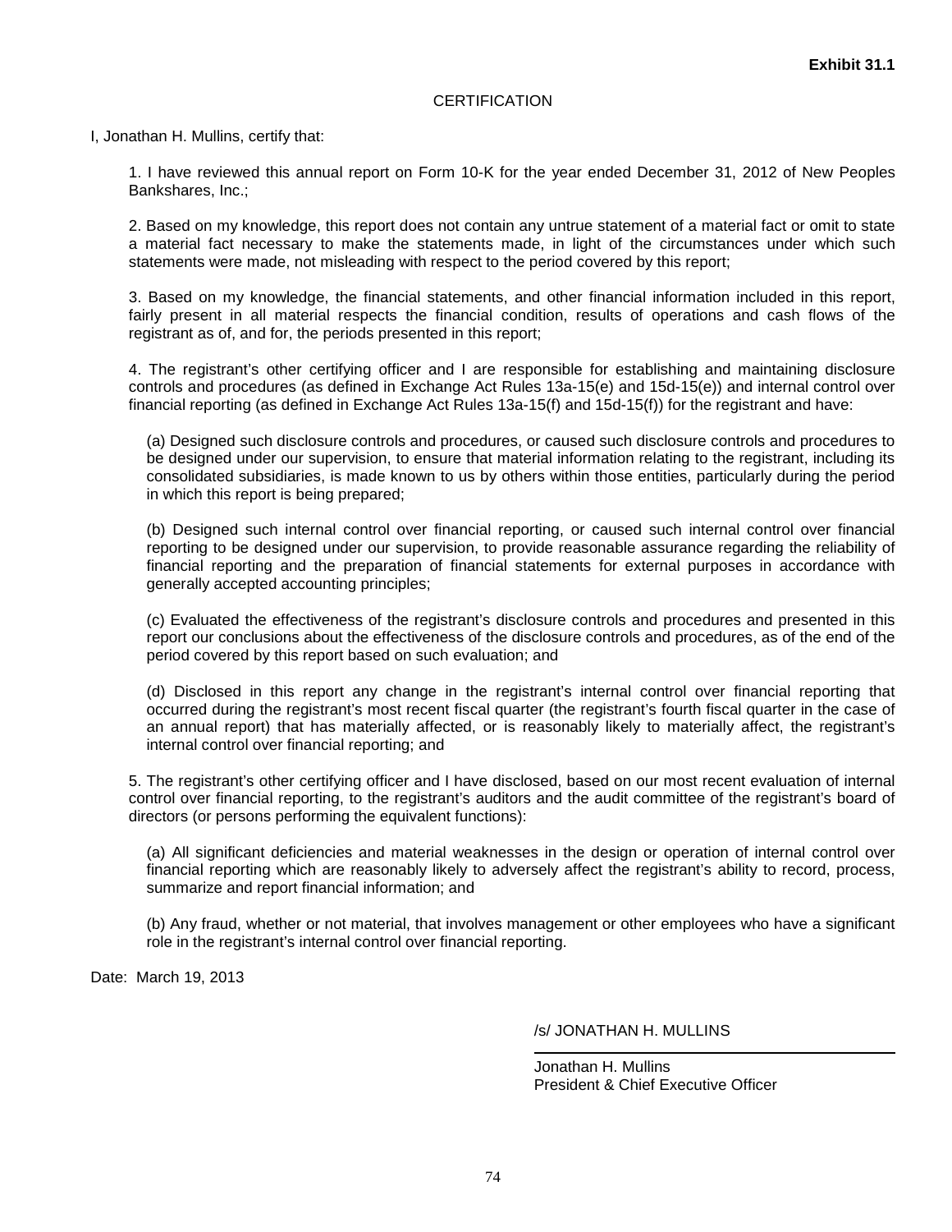**Exhibit 31.1**

CERTIFICATION

I, Jonathan H. Mullins, certify that:

1. I have reviewed this annual report on Form 10-K for the year ended December 31, 2012 of New Peoples Bankshares, Inc.;

2. Based on my knowledge, this report does not contain any untrue statement of a material fact or omit to state a material fact necessary to make the statements made, in light of the circumstances under which such statements were made, not misleading with respect to the period covered by this report;

3. Based on my knowledge, the financial statements, and other financial information included in this report, fairly present in all material respects the financial condition, results of operations and cash flows of the registrant as of, and for, the periods presented in this report;

4. The registrant's other certifying officer and I are responsible for establishing and maintaining disclosure controls and procedures (as defined in Exchange Act Rules 13a-15(e) and 15d-15(e)) and internal control over financial reporting (as defined in Exchange Act Rules 13a-15(f) and 15d-15(f)) for the registrant and have:

(a) Designed such disclosure controls and procedures, or caused such disclosure controls and procedures to be designed under our supervision, to ensure that material information relating to the registrant, including its consolidated subsidiaries, is made known to us by others within those entities, particularly during the period in which this report is being prepared;

(b) Designed such internal control over financial reporting, or caused such internal control over financial reporting to be designed under our supervision, to provide reasonable assurance regarding the reliability of financial reporting and the preparation of financial statements for external purposes in accordance with generally accepted accounting principles;

(c) Evaluated the effectiveness of the registrant's disclosure controls and procedures and presented in this report our conclusions about the effectiveness of the disclosure controls and procedures, as of the end of the period covered by this report based on such evaluation; and

(d) Disclosed in this report any change in the registrant's internal control over financial reporting that occurred during the registrant's most recent fiscal quarter (the registrant's fourth fiscal quarter in the case of an annual report) that has materially affected, or is reasonably likely to materially affect, the registrant's internal control over financial reporting; and

5. The registrant's other certifying officer and I have disclosed, based on our most recent evaluation of internal control over financial reporting, to the registrant's auditors and the audit committee of the registrant's board of directors (or persons performing the equivalent functions):

(a) All significant deficiencies and material weaknesses in the design or operation of internal control over financial reporting which are reasonably likely to adversely affect the registrant's ability to record, process, summarize and report financial information; and

(b) Any fraud, whether or not material, that involves management or other employees who have a significant role in the registrant's internal control over financial reporting.

Date: March 19, 2013

/s/ JONATHAN H. MULLINS

Jonathan H. Mullins
President & Chief Executive Officer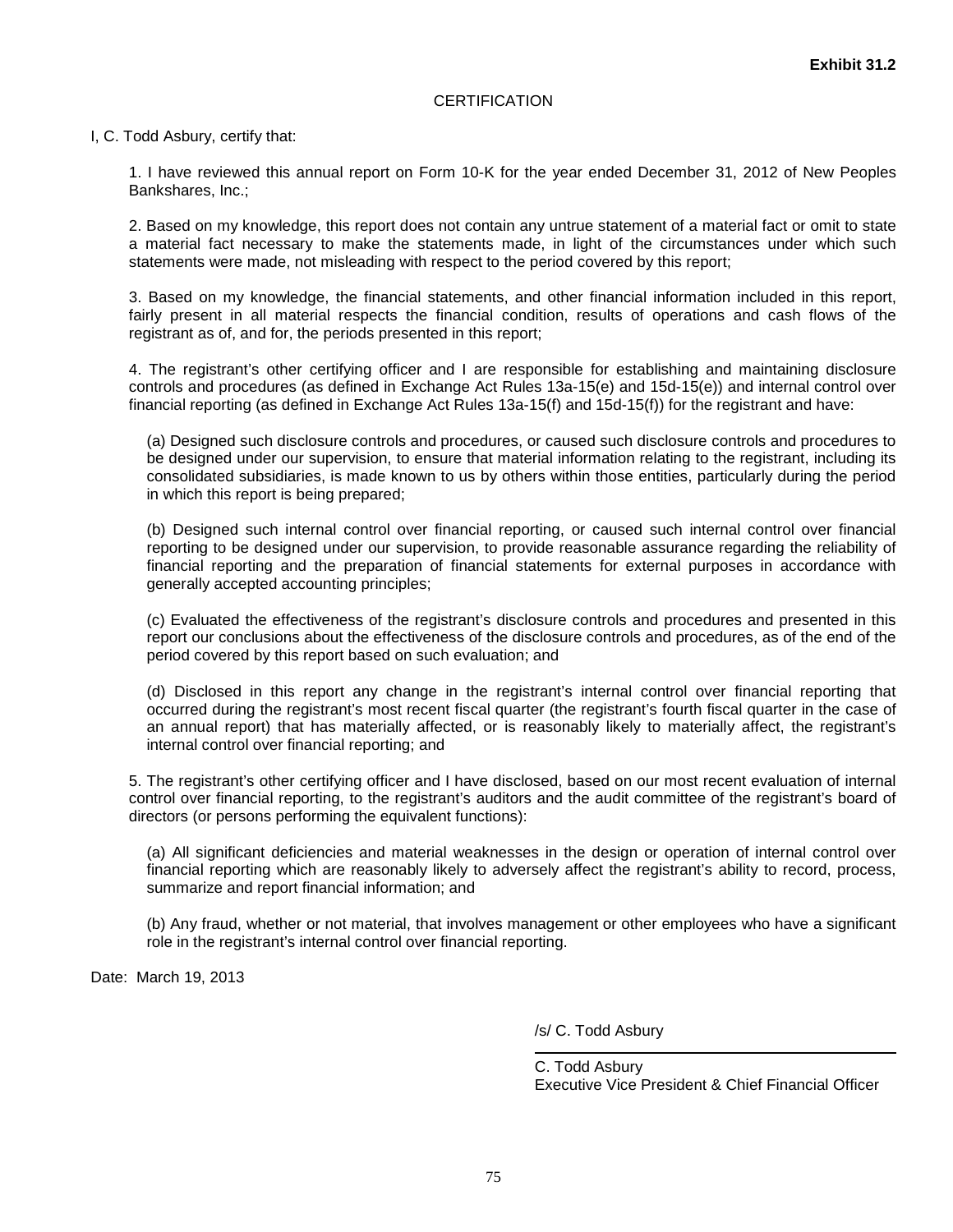**Exhibit 31.2**

CERTIFICATION

I, C. Todd Asbury, certify that:

1. I have reviewed this annual report on Form 10-K for the year ended December 31, 2012 of New Peoples Bankshares, Inc.;

2. Based on my knowledge, this report does not contain any untrue statement of a material fact or omit to state a material fact necessary to make the statements made, in light of the circumstances under which such statements were made, not misleading with respect to the period covered by this report;

3. Based on my knowledge, the financial statements, and other financial information included in this report, fairly present in all material respects the financial condition, results of operations and cash flows of the registrant as of, and for, the periods presented in this report;

4. The registrant's other certifying officer and I are responsible for establishing and maintaining disclosure controls and procedures (as defined in Exchange Act Rules 13a-15(e) and 15d-15(e)) and internal control over financial reporting (as defined in Exchange Act Rules 13a-15(f) and 15d-15(f)) for the registrant and have:

(a) Designed such disclosure controls and procedures, or caused such disclosure controls and procedures to be designed under our supervision, to ensure that material information relating to the registrant, including its consolidated subsidiaries, is made known to us by others within those entities, particularly during the period in which this report is being prepared;

(b) Designed such internal control over financial reporting, or caused such internal control over financial reporting to be designed under our supervision, to provide reasonable assurance regarding the reliability of financial reporting and the preparation of financial statements for external purposes in accordance with generally accepted accounting principles;

(c) Evaluated the effectiveness of the registrant's disclosure controls and procedures and presented in this report our conclusions about the effectiveness of the disclosure controls and procedures, as of the end of the period covered by this report based on such evaluation; and

(d) Disclosed in this report any change in the registrant's internal control over financial reporting that occurred during the registrant's most recent fiscal quarter (the registrant's fourth fiscal quarter in the case of an annual report) that has materially affected, or is reasonably likely to materially affect, the registrant's internal control over financial reporting; and

5. The registrant's other certifying officer and I have disclosed, based on our most recent evaluation of internal control over financial reporting, to the registrant's auditors and the audit committee of the registrant's board of directors (or persons performing the equivalent functions):

(a) All significant deficiencies and material weaknesses in the design or operation of internal control over financial reporting which are reasonably likely to adversely affect the registrant's ability to record, process, summarize and report financial information; and

(b) Any fraud, whether or not material, that involves management or other employees who have a significant role in the registrant's internal control over financial reporting.

Date: March 19, 2013

/s/ C. Todd Asbury

C. Todd Asbury
Executive Vice President & Chief Financial Officer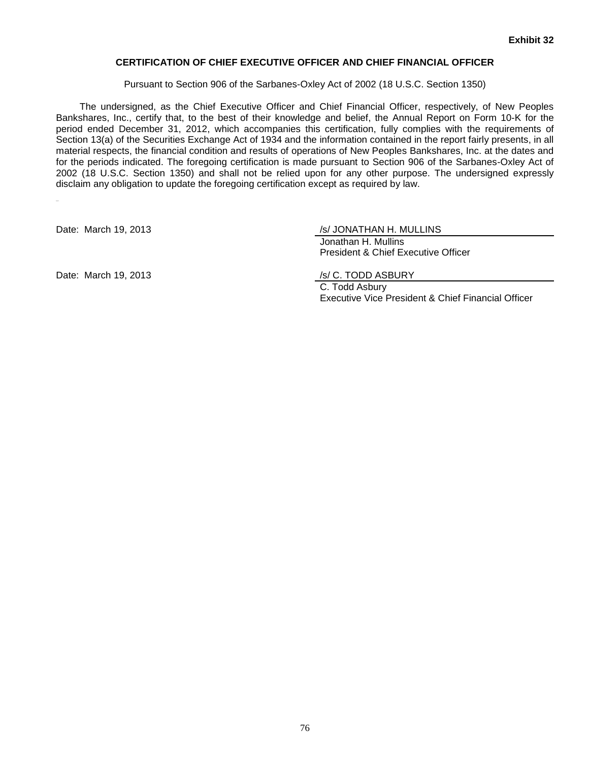**Exhibit 32**

**CERTIFICATION OF CHIEF EXECUTIVE OFFICER AND CHIEF FINANCIAL OFFICER**

Pursuant to Section 906 of the Sarbanes-Oxley Act of 2002 (18 U.S.C. Section 1350)

The undersigned, as the Chief Executive Officer and Chief Financial Officer, respectively, of New Peoples Bankshares, Inc., certify that, to the best of their knowledge and belief, the Annual Report on Form 10-K for the period ended December 31, 2012, which accompanies this certification, fully complies with the requirements of Section 13(a) of the Securities Exchange Act of 1934 and the information contained in the report fairly presents, in all material respects, the financial condition and results of operations of New Peoples Bankshares, Inc. at the dates and for the periods indicated. The foregoing certification is made pursuant to Section 906 of the Sarbanes-Oxley Act of 2002 (18 U.S.C. Section 1350) and shall not be relied upon for any other purpose. The undersigned expressly disclaim any obligation to update the foregoing certification except as required by law.

Date: March 19, 2013

/s/ JONATHAN H. MULLINS
Jonathan H. Mullins
President & Chief Executive Officer

Date: March 19, 2013

/s/ C. TODD ASBURY
C. Todd Asbury
Executive Vice President & Chief Financial Officer